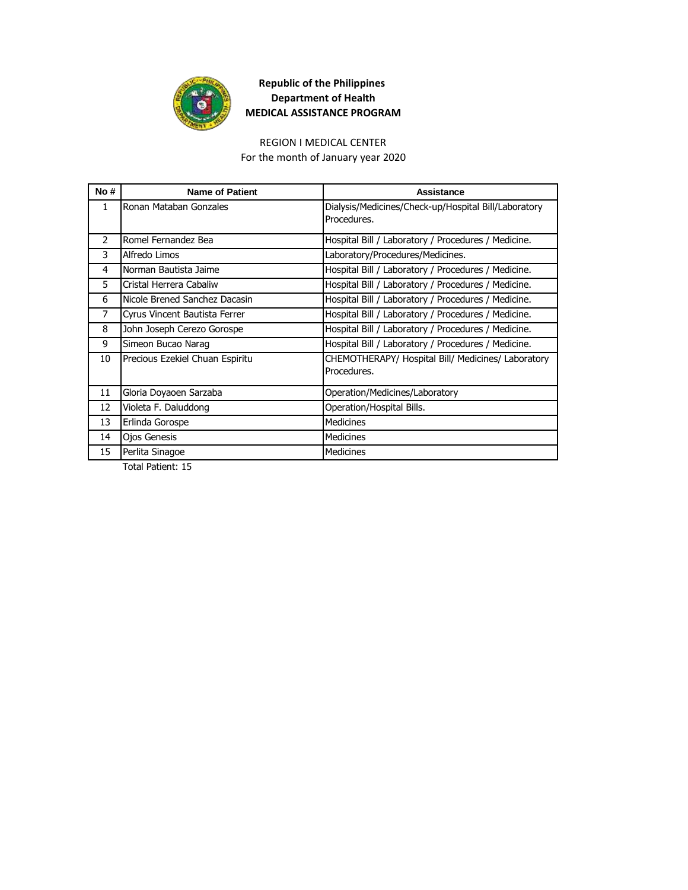**Republic of the Philippines**
**Department of Health**
**MEDICAL ASSISTANCE PROGRAM**

REGION I MEDICAL CENTER
For the month of January year 2020

| No # | Name of Patient | Assistance |
|---|---|---|
| 1 | Ronan Mataban Gonzales | Dialysis/Medicines/Check-up/Hospital Bill/Laboratory Procedures. |
| 2 | Romel Fernandez Bea | Hospital Bill / Laboratory / Procedures / Medicine. |
| 3 | Alfredo Limos | Laboratory/Procedures/Medicines. |
| 4 | Norman Bautista Jaime | Hospital Bill / Laboratory / Procedures / Medicine. |
| 5 | Cristal Herrera Cabaliw | Hospital Bill / Laboratory / Procedures / Medicine. |
| 6 | Nicole Brened Sanchez Dacasin | Hospital Bill / Laboratory / Procedures / Medicine. |
| 7 | Cyrus Vincent Bautista Ferrer | Hospital Bill / Laboratory / Procedures / Medicine. |
| 8 | John Joseph Cerezo Gorospe | Hospital Bill / Laboratory / Procedures / Medicine. |
| 9 | Simeon Bucao Narag | Hospital Bill / Laboratory / Procedures / Medicine. |
| 10 | Precious Ezekiel Chuan Espiritu | CHEMOTHERAPY/ Hospital Bill/ Medicines/ Laboratory Procedures. |
| 11 | Gloria Doyaoen Sarzaba | Operation/Medicines/Laboratory |
| 12 | Violeta F. Daluddong | Operation/Hospital Bills. |
| 13 | Erlinda Gorospe | Medicines |
| 14 | Ojos Genesis | Medicines |
| 15 | Perlita Sinagoe | Medicines |

Total Patient: 15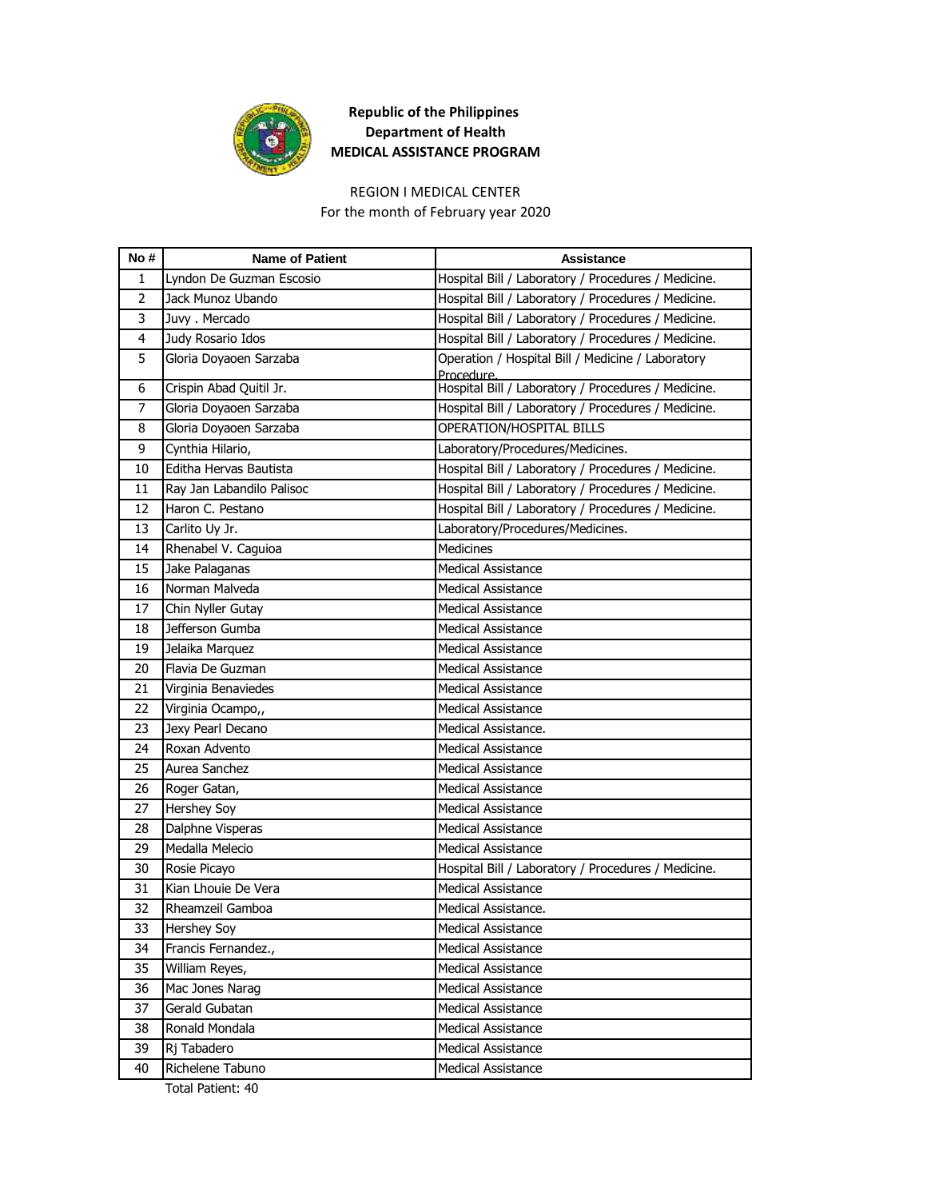**Republic of the Philippines**
**Department of Health**
**MEDICAL ASSISTANCE PROGRAM**

REGION I MEDICAL CENTER
For the month of February year 2020

| No # | Name of Patient | Assistance |
|---|---|---|
| 1 | Lyndon De Guzman Escosio | Hospital Bill / Laboratory / Procedures / Medicine. |
| 2 | Jack Munoz Ubando | Hospital Bill / Laboratory / Procedures / Medicine. |
| 3 | Juvy . Mercado | Hospital Bill / Laboratory / Procedures / Medicine. |
| 4 | Judy Rosario Idos | Hospital Bill / Laboratory / Procedures / Medicine. |
| 5 | Gloria Doyaoen Sarzaba | Operation / Hospital Bill / Medicine / Laboratory Procedure. |
| 6 | Crispin Abad Quitil Jr. | Hospital Bill / Laboratory / Procedures / Medicine. |
| 7 | Gloria Doyaoen Sarzaba | Hospital Bill / Laboratory / Procedures / Medicine. |
| 8 | Gloria Doyaoen Sarzaba | OPERATION/HOSPITAL BILLS |
| 9 | Cynthia Hilario, | Laboratory/Procedures/Medicines. |
| 10 | Editha Hervas Bautista | Hospital Bill / Laboratory / Procedures / Medicine. |
| 11 | Ray Jan Labandilo Palisoc | Hospital Bill / Laboratory / Procedures / Medicine. |
| 12 | Haron C. Pestano | Hospital Bill / Laboratory / Procedures / Medicine. |
| 13 | Carlito Uy Jr. | Laboratory/Procedures/Medicines. |
| 14 | Rhenabel V. Caguioa | Medicines |
| 15 | Jake Palaganas | Medical Assistance |
| 16 | Norman Malveda | Medical Assistance |
| 17 | Chin Nyller Gutay | Medical Assistance |
| 18 | Jefferson Gumba | Medical Assistance |
| 19 | Jelaika Marquez | Medical Assistance |
| 20 | Flavia De Guzman | Medical Assistance |
| 21 | Virginia Benaviedes | Medical Assistance |
| 22 | Virginia Ocampo,, | Medical Assistance |
| 23 | Jexy Pearl Decano | Medical Assistance. |
| 24 | Roxan Advento | Medical Assistance |
| 25 | Aurea Sanchez | Medical Assistance |
| 26 | Roger Gatan, | Medical Assistance |
| 27 | Hershey Soy | Medical Assistance |
| 28 | Dalphne Visperas | Medical Assistance |
| 29 | Medalla Melecio | Medical Assistance |
| 30 | Rosie Picayo | Hospital Bill / Laboratory / Procedures / Medicine. |
| 31 | Kian Lhouie De Vera | Medical Assistance |
| 32 | Rheamzeil Gamboa | Medical Assistance. |
| 33 | Hershey Soy | Medical Assistance |
| 34 | Francis Fernandez., | Medical Assistance |
| 35 | William Reyes, | Medical Assistance |
| 36 | Mac Jones Narag | Medical Assistance |
| 37 | Gerald Gubatan | Medical Assistance |
| 38 | Ronald Mondala | Medical Assistance |
| 39 | Rj Tabadero | Medical Assistance |
| 40 | Richelene Tabuno | Medical Assistance |

Total Patient: 40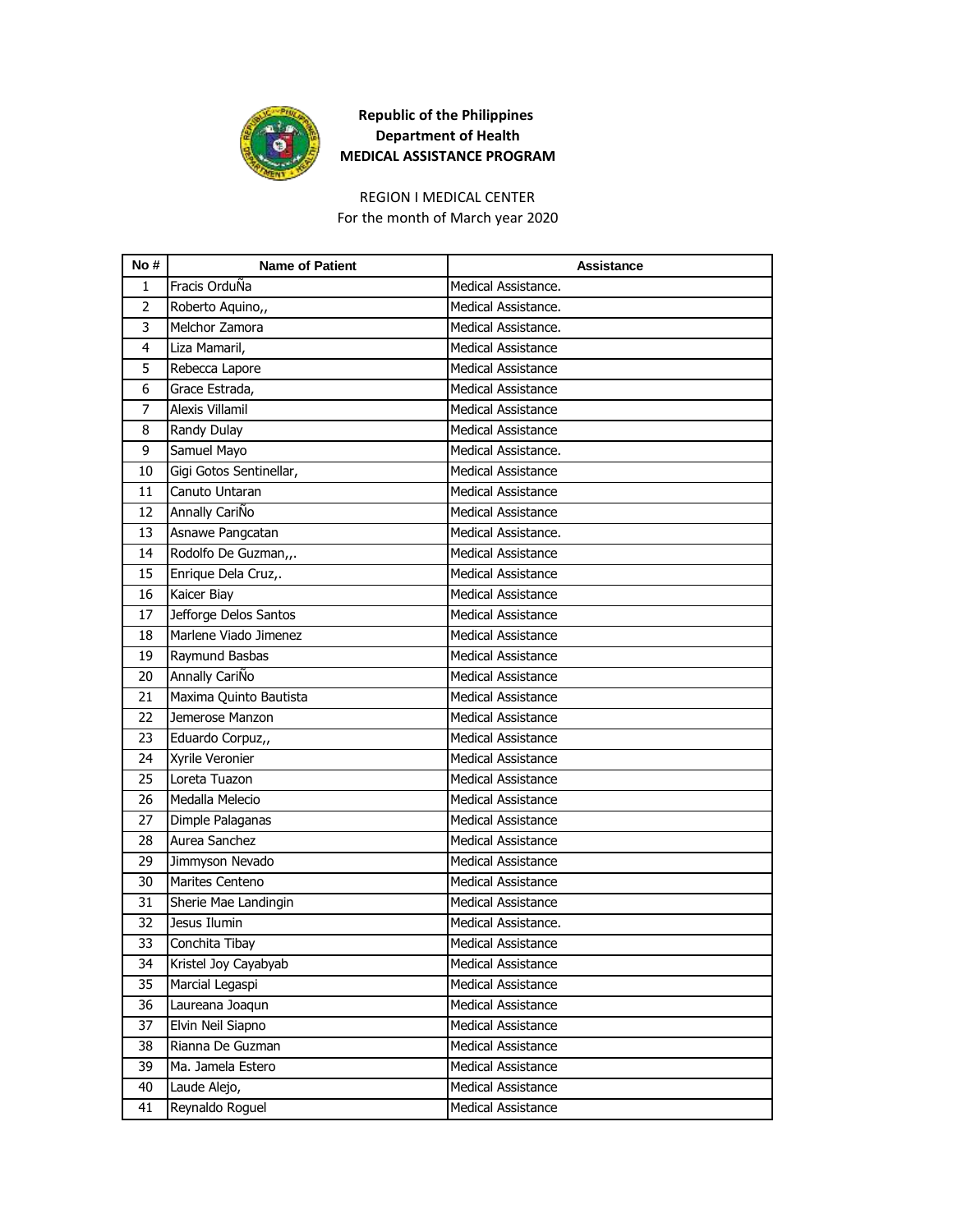**Republic of the Philippines**
**Department of Health**
**MEDICAL ASSISTANCE PROGRAM**

REGION I MEDICAL CENTER
For the month of March year 2020

| No # | Name of Patient | Assistance |
|---|---|---|
| 1 | Fracis OrduÑa | Medical Assistance. |
| 2 | Roberto Aquino,, | Medical Assistance. |
| 3 | Melchor Zamora | Medical Assistance. |
| 4 | Liza Mamaril, | Medical Assistance |
| 5 | Rebecca Lapore | Medical Assistance |
| 6 | Grace Estrada, | Medical Assistance |
| 7 | Alexis Villamil | Medical Assistance |
| 8 | Randy Dulay | Medical Assistance |
| 9 | Samuel Mayo | Medical Assistance. |
| 10 | Gigi Gotos Sentinellar, | Medical Assistance |
| 11 | Canuto Untaran | Medical Assistance |
| 12 | Annally CariÑo | Medical Assistance |
| 13 | Asnawe Pangcatan | Medical Assistance. |
| 14 | Rodolfo De Guzman,,. | Medical Assistance |
| 15 | Enrique Dela Cruz,. | Medical Assistance |
| 16 | Kaicer Biay | Medical Assistance |
| 17 | Jefforge Delos Santos | Medical Assistance |
| 18 | Marlene Viado Jimenez | Medical Assistance |
| 19 | Raymund Basbas | Medical Assistance |
| 20 | Annally CariÑo | Medical Assistance |
| 21 | Maxima Quinto Bautista | Medical Assistance |
| 22 | Jemerose Manzon | Medical Assistance |
| 23 | Eduardo Corpuz,, | Medical Assistance |
| 24 | Xyrile Veronier | Medical Assistance |
| 25 | Loreta Tuazon | Medical Assistance |
| 26 | Medalla Melecio | Medical Assistance |
| 27 | Dimple Palaganas | Medical Assistance |
| 28 | Aurea Sanchez | Medical Assistance |
| 29 | Jimmyson Nevado | Medical Assistance |
| 30 | Marites Centeno | Medical Assistance |
| 31 | Sherie Mae Landingin | Medical Assistance |
| 32 | Jesus Ilumin | Medical Assistance. |
| 33 | Conchita Tibay | Medical Assistance |
| 34 | Kristel Joy Cayabyab | Medical Assistance |
| 35 | Marcial Legaspi | Medical Assistance |
| 36 | Laureana Joaqun | Medical Assistance |
| 37 | Elvin Neil Siapno | Medical Assistance |
| 38 | Rianna De Guzman | Medical Assistance |
| 39 | Ma. Jamela Estero | Medical Assistance |
| 40 | Laude Alejo, | Medical Assistance |
| 41 | Reynaldo Roguel | Medical Assistance |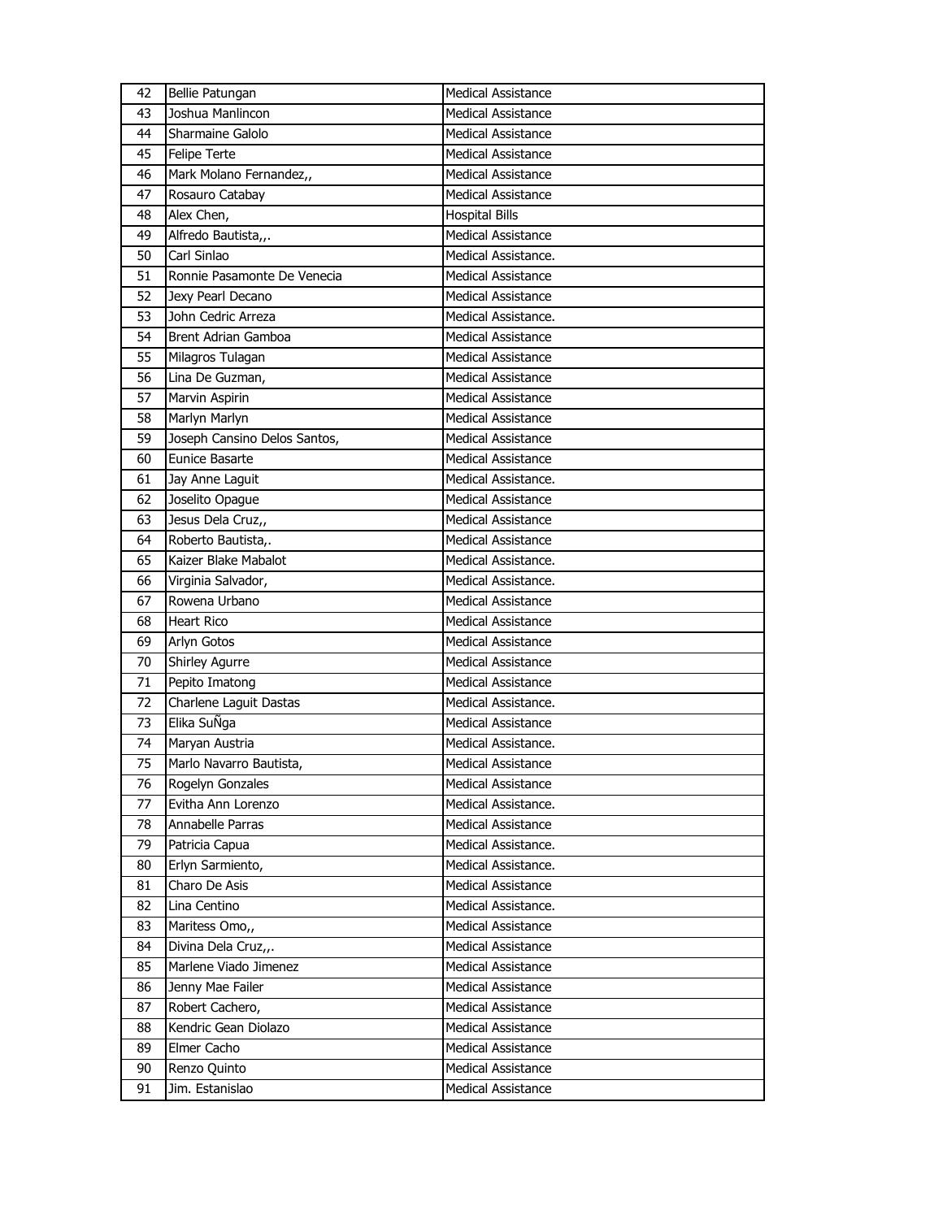| 42 | Bellie Patungan | Medical Assistance |
|---|---|---|
| 43 | Joshua Manlincon | Medical Assistance |
| 44 | Sharmaine Galolo | Medical Assistance |
| 45 | Felipe Terte | Medical Assistance |
| 46 | Mark Molano Fernandez,, | Medical Assistance |
| 47 | Rosauro Catabay | Medical Assistance |
| 48 | Alex Chen, | Hospital Bills |
| 49 | Alfredo Bautista,,. | Medical Assistance |
| 50 | Carl Sinlao | Medical Assistance. |
| 51 | Ronnie Pasamonte De Venecia | Medical Assistance |
| 52 | Jexy Pearl Decano | Medical Assistance |
| 53 | John Cedric Arreza | Medical Assistance. |
| 54 | Brent Adrian Gamboa | Medical Assistance |
| 55 | Milagros Tulagan | Medical Assistance |
| 56 | Lina De Guzman, | Medical Assistance |
| 57 | Marvin Aspirin | Medical Assistance |
| 58 | Marlyn Marlyn | Medical Assistance |
| 59 | Joseph Cansino Delos Santos, | Medical Assistance |
| 60 | Eunice Basarte | Medical Assistance |
| 61 | Jay Anne Laguit | Medical Assistance. |
| 62 | Joselito Opague | Medical Assistance |
| 63 | Jesus Dela Cruz,, | Medical Assistance |
| 64 | Roberto Bautista,. | Medical Assistance |
| 65 | Kaizer Blake Mabalot | Medical Assistance. |
| 66 | Virginia Salvador, | Medical Assistance. |
| 67 | Rowena Urbano | Medical Assistance |
| 68 | Heart Rico | Medical Assistance |
| 69 | Arlyn Gotos | Medical Assistance |
| 70 | Shirley Agurre | Medical Assistance |
| 71 | Pepito Imatong | Medical Assistance |
| 72 | Charlene Laguit Dastas | Medical Assistance. |
| 73 | Elika SuÑga | Medical Assistance |
| 74 | Maryan Austria | Medical Assistance. |
| 75 | Marlo Navarro Bautista, | Medical Assistance |
| 76 | Rogelyn Gonzales | Medical Assistance |
| 77 | Evitha Ann Lorenzo | Medical Assistance. |
| 78 | Annabelle Parras | Medical Assistance |
| 79 | Patricia Capua | Medical Assistance. |
| 80 | Erlyn Sarmiento, | Medical Assistance. |
| 81 | Charo De Asis | Medical Assistance |
| 82 | Lina Centino | Medical Assistance. |
| 83 | Maritess Omo,, | Medical Assistance |
| 84 | Divina Dela Cruz,,. | Medical Assistance |
| 85 | Marlene Viado Jimenez | Medical Assistance |
| 86 | Jenny Mae Failer | Medical Assistance |
| 87 | Robert Cachero, | Medical Assistance |
| 88 | Kendric Gean Diolazo | Medical Assistance |
| 89 | Elmer Cacho | Medical Assistance |
| 90 | Renzo Quinto | Medical Assistance |
| 91 | Jim. Estanislao | Medical Assistance |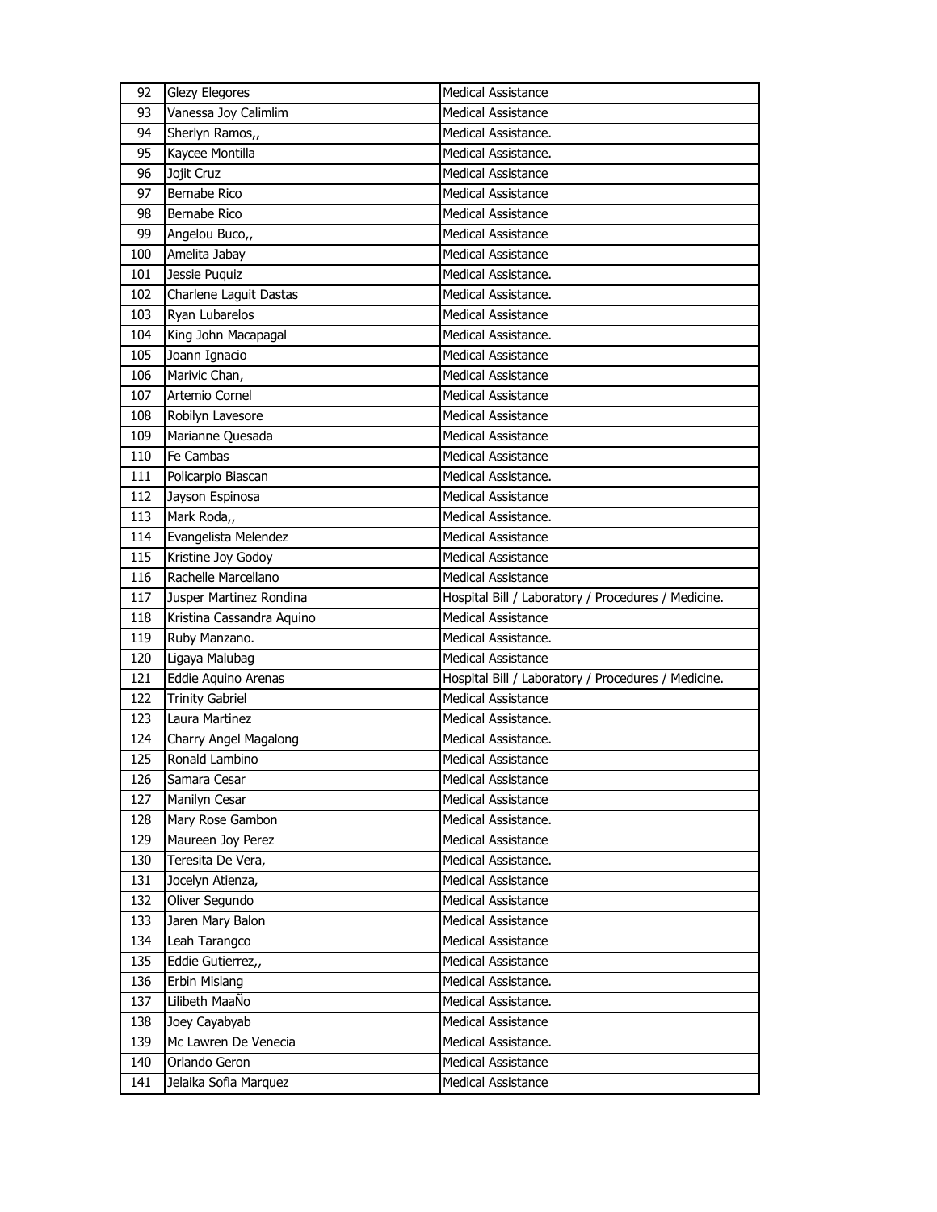| 92 | Glezy Elegores | Medical Assistance |
|---|---|---|
| 93 | Vanessa Joy Calimlim | Medical Assistance |
| 94 | Sherlyn Ramos,, | Medical Assistance. |
| 95 | Kaycee Montilla | Medical Assistance. |
| 96 | Jojit Cruz | Medical Assistance |
| 97 | Bernabe Rico | Medical Assistance |
| 98 | Bernabe Rico | Medical Assistance |
| 99 | Angelou Buco,, | Medical Assistance |
| 100 | Amelita Jabay | Medical Assistance |
| 101 | Jessie Puquiz | Medical Assistance. |
| 102 | Charlene Laguit Dastas | Medical Assistance. |
| 103 | Ryan Lubarelos | Medical Assistance |
| 104 | King John Macapagal | Medical Assistance. |
| 105 | Joann Ignacio | Medical Assistance |
| 106 | Marivic Chan, | Medical Assistance |
| 107 | Artemio Cornel | Medical Assistance |
| 108 | Robilyn Lavesore | Medical Assistance |
| 109 | Marianne Quesada | Medical Assistance |
| 110 | Fe Cambas | Medical Assistance |
| 111 | Policarpio Biascan | Medical Assistance. |
| 112 | Jayson Espinosa | Medical Assistance |
| 113 | Mark Roda,, | Medical Assistance. |
| 114 | Evangelista Melendez | Medical Assistance |
| 115 | Kristine Joy Godoy | Medical Assistance |
| 116 | Rachelle Marcellano | Medical Assistance |
| 117 | Jusper Martinez Rondina | Hospital Bill / Laboratory / Procedures / Medicine. |
| 118 | Kristina Cassandra Aquino | Medical Assistance |
| 119 | Ruby Manzano. | Medical Assistance. |
| 120 | Ligaya Malubag | Medical Assistance |
| 121 | Eddie Aquino Arenas | Hospital Bill / Laboratory / Procedures / Medicine. |
| 122 | Trinity Gabriel | Medical Assistance |
| 123 | Laura Martinez | Medical Assistance. |
| 124 | Charry Angel Magalong | Medical Assistance. |
| 125 | Ronald Lambino | Medical Assistance |
| 126 | Samara Cesar | Medical Assistance |
| 127 | Manilyn Cesar | Medical Assistance |
| 128 | Mary Rose Gambon | Medical Assistance. |
| 129 | Maureen Joy Perez | Medical Assistance |
| 130 | Teresita De Vera, | Medical Assistance. |
| 131 | Jocelyn Atienza, | Medical Assistance |
| 132 | Oliver Segundo | Medical Assistance |
| 133 | Jaren Mary Balon | Medical Assistance |
| 134 | Leah Tarangco | Medical Assistance |
| 135 | Eddie Gutierrez,, | Medical Assistance |
| 136 | Erbin Mislang | Medical Assistance. |
| 137 | Lilibeth MaaÑo | Medical Assistance. |
| 138 | Joey Cayabyab | Medical Assistance |
| 139 | Mc Lawren De Venecia | Medical Assistance. |
| 140 | Orlando Geron | Medical Assistance |
| 141 | Jelaika Sofia Marquez | Medical Assistance |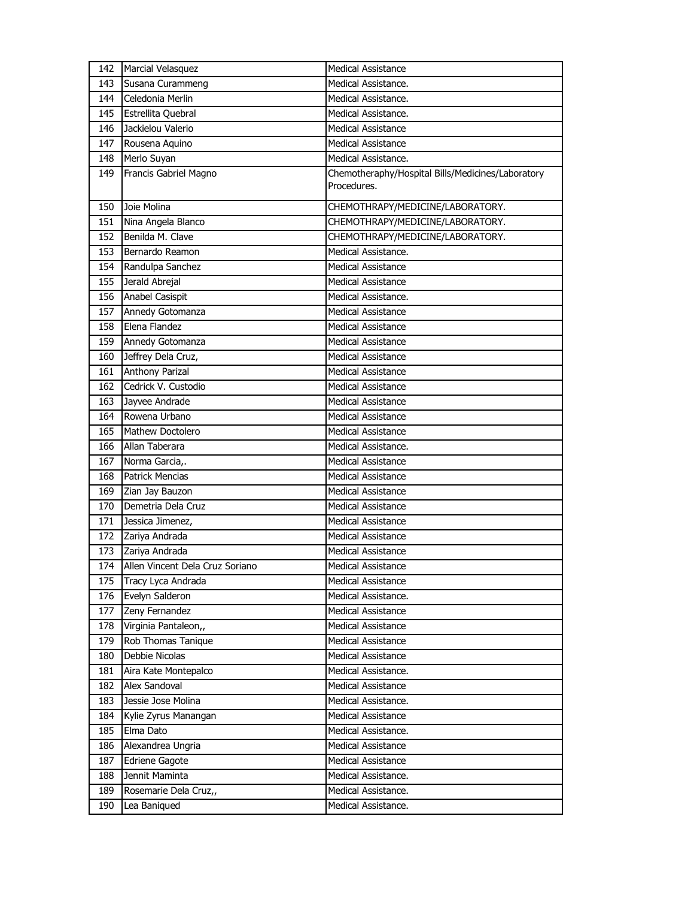| 142 | Marcial Velasquez | Medical Assistance |
|---|---|---|
| 143 | Susana Curammeng | Medical Assistance. |
| 144 | Celedonia Merlin | Medical Assistance. |
| 145 | Estrellita Quebral | Medical Assistance. |
| 146 | Jackielou Valerio | Medical Assistance |
| 147 | Rousena Aquino | Medical Assistance |
| 148 | Merlo Suyan | Medical Assistance. |
| 149 | Francis Gabriel Magno | Chemotheraphy/Hospital Bills/Medicines/Laboratory Procedures. |
| 150 | Joie Molina | CHEMOTHRAPY/MEDICINE/LABORATORY. |
| 151 | Nina Angela Blanco | CHEMOTHRAPY/MEDICINE/LABORATORY. |
| 152 | Benilda M. Clave | CHEMOTHRAPY/MEDICINE/LABORATORY. |
| 153 | Bernardo Reamon | Medical Assistance. |
| 154 | Randulpa Sanchez | Medical Assistance |
| 155 | Jerald Abrejal | Medical Assistance |
| 156 | Anabel Casispit | Medical Assistance. |
| 157 | Annedy Gotomanza | Medical Assistance |
| 158 | Elena Flandez | Medical Assistance |
| 159 | Annedy Gotomanza | Medical Assistance |
| 160 | Jeffrey Dela Cruz, | Medical Assistance |
| 161 | Anthony Parizal | Medical Assistance |
| 162 | Cedrick V. Custodio | Medical Assistance |
| 163 | Jayvee Andrade | Medical Assistance |
| 164 | Rowena Urbano | Medical Assistance |
| 165 | Mathew Doctolero | Medical Assistance |
| 166 | Allan Taberara | Medical Assistance. |
| 167 | Norma Garcia,. | Medical Assistance |
| 168 | Patrick Mencias | Medical Assistance |
| 169 | Zian Jay Bauzon | Medical Assistance |
| 170 | Demetria Dela Cruz | Medical Assistance |
| 171 | Jessica Jimenez, | Medical Assistance |
| 172 | Zariya Andrada | Medical Assistance |
| 173 | Zariya Andrada | Medical Assistance |
| 174 | Allen Vincent Dela Cruz Soriano | Medical Assistance |
| 175 | Tracy Lyca Andrada | Medical Assistance |
| 176 | Evelyn Salderon | Medical Assistance. |
| 177 | Zeny Fernandez | Medical Assistance |
| 178 | Virginia Pantaleon,, | Medical Assistance |
| 179 | Rob Thomas Tanique | Medical Assistance |
| 180 | Debbie Nicolas | Medical Assistance |
| 181 | Aira Kate Montepalco | Medical Assistance. |
| 182 | Alex Sandoval | Medical Assistance |
| 183 | Jessie Jose Molina | Medical Assistance. |
| 184 | Kylie Zyrus Manangan | Medical Assistance |
| 185 | Elma Dato | Medical Assistance. |
| 186 | Alexandrea Ungria | Medical Assistance |
| 187 | Edriene Gagote | Medical Assistance |
| 188 | Jennit Maminta | Medical Assistance. |
| 189 | Rosemarie Dela Cruz,, | Medical Assistance. |
| 190 | Lea Baniqued | Medical Assistance. |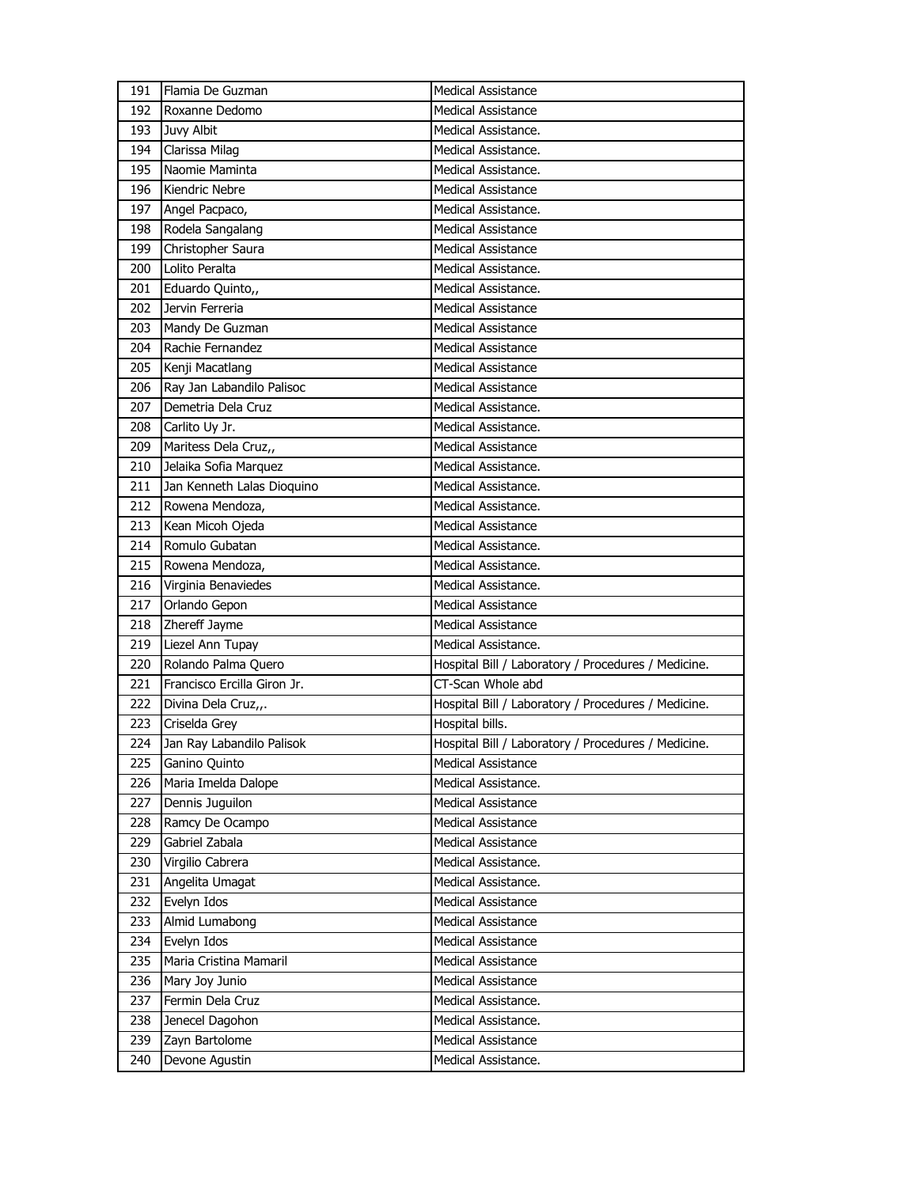| 191 | Flamia De Guzman | Medical Assistance |
|---|---|---|
| 192 | Roxanne Dedomo | Medical Assistance |
| 193 | Juvy Albit | Medical Assistance. |
| 194 | Clarissa Milag | Medical Assistance. |
| 195 | Naomie Maminta | Medical Assistance. |
| 196 | Kiendric Nebre | Medical Assistance |
| 197 | Angel Pacpaco, | Medical Assistance. |
| 198 | Rodela Sangalang | Medical Assistance |
| 199 | Christopher Saura | Medical Assistance |
| 200 | Lolito Peralta | Medical Assistance. |
| 201 | Eduardo Quinto,, | Medical Assistance. |
| 202 | Jervin Ferreria | Medical Assistance |
| 203 | Mandy De Guzman | Medical Assistance |
| 204 | Rachie Fernandez | Medical Assistance |
| 205 | Kenji Macatlang | Medical Assistance |
| 206 | Ray Jan Labandilo Palisoc | Medical Assistance |
| 207 | Demetria Dela Cruz | Medical Assistance. |
| 208 | Carlito Uy Jr. | Medical Assistance. |
| 209 | Maritess Dela Cruz,, | Medical Assistance |
| 210 | Jelaika Sofia Marquez | Medical Assistance. |
| 211 | Jan Kenneth Lalas Dioquino | Medical Assistance. |
| 212 | Rowena Mendoza, | Medical Assistance. |
| 213 | Kean Micoh Ojeda | Medical Assistance |
| 214 | Romulo Gubatan | Medical Assistance. |
| 215 | Rowena Mendoza, | Medical Assistance. |
| 216 | Virginia Benaviedes | Medical Assistance. |
| 217 | Orlando Gepon | Medical Assistance |
| 218 | Zhereff Jayme | Medical Assistance |
| 219 | Liezel Ann Tupay | Medical Assistance. |
| 220 | Rolando Palma Quero | Hospital Bill / Laboratory / Procedures / Medicine. |
| 221 | Francisco Ercilla Giron Jr. | CT-Scan Whole abd |
| 222 | Divina Dela Cruz,,. | Hospital Bill / Laboratory / Procedures / Medicine. |
| 223 | Criselda Grey | Hospital bills. |
| 224 | Jan Ray Labandilo Palisok | Hospital Bill / Laboratory / Procedures / Medicine. |
| 225 | Ganino Quinto | Medical Assistance |
| 226 | Maria Imelda Dalope | Medical Assistance. |
| 227 | Dennis Juguilon | Medical Assistance |
| 228 | Ramcy De Ocampo | Medical Assistance |
| 229 | Gabriel Zabala | Medical Assistance |
| 230 | Virgilio Cabrera | Medical Assistance. |
| 231 | Angelita Umagat | Medical Assistance. |
| 232 | Evelyn Idos | Medical Assistance |
| 233 | Almid Lumabong | Medical Assistance |
| 234 | Evelyn Idos | Medical Assistance |
| 235 | Maria Cristina Mamaril | Medical Assistance |
| 236 | Mary Joy Junio | Medical Assistance |
| 237 | Fermin Dela Cruz | Medical Assistance. |
| 238 | Jenecel Dagohon | Medical Assistance. |
| 239 | Zayn Bartolome | Medical Assistance |
| 240 | Devone Agustin | Medical Assistance. |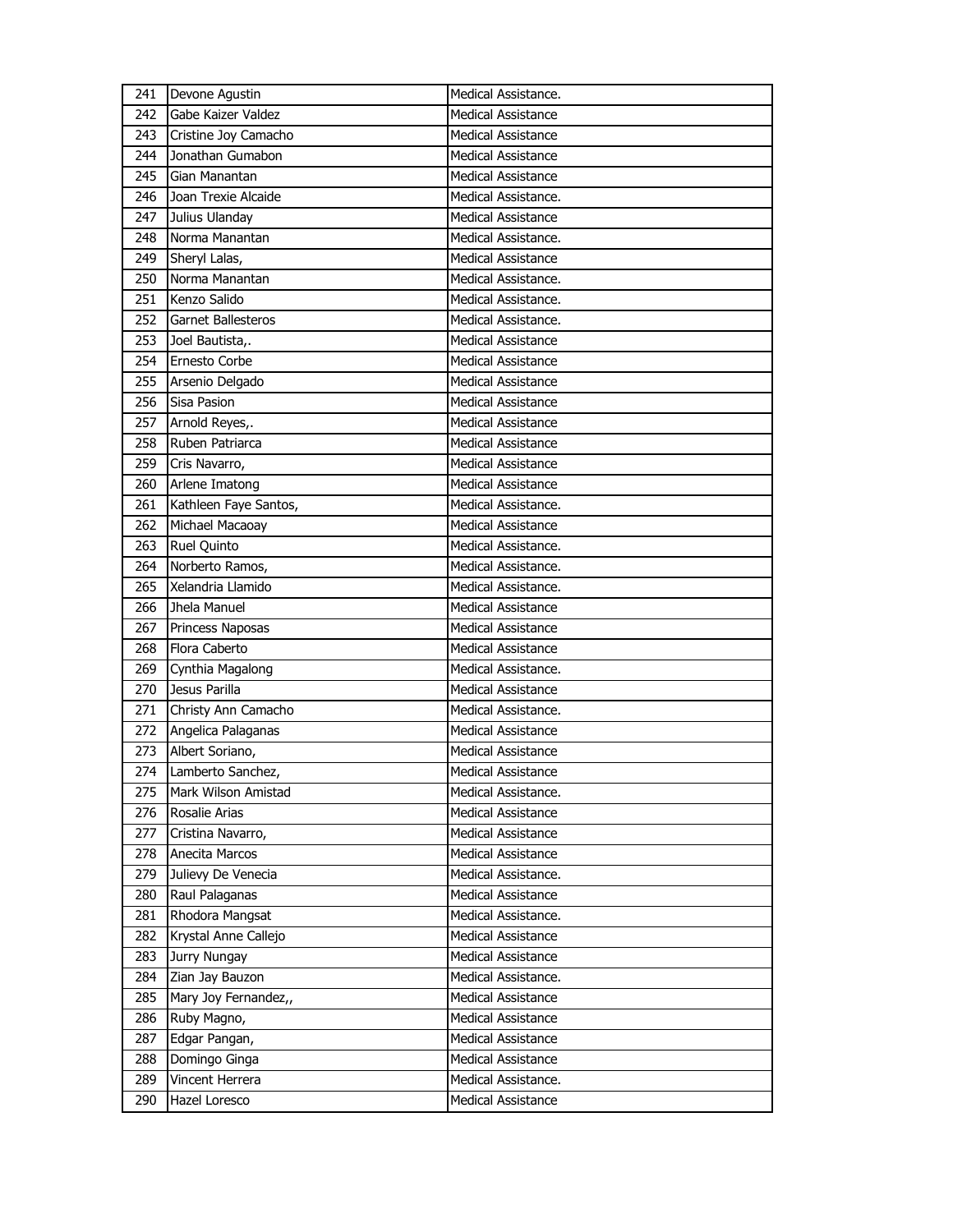| 241 | Devone Agustin | Medical Assistance. |
|---|---|---|
| 242 | Gabe Kaizer Valdez | Medical Assistance |
| 243 | Cristine Joy Camacho | Medical Assistance |
| 244 | Jonathan Gumabon | Medical Assistance |
| 245 | Gian Manantan | Medical Assistance |
| 246 | Joan Trexie Alcaide | Medical Assistance. |
| 247 | Julius Ulanday | Medical Assistance |
| 248 | Norma Manantan | Medical Assistance. |
| 249 | Sheryl Lalas, | Medical Assistance |
| 250 | Norma Manantan | Medical Assistance. |
| 251 | Kenzo Salido | Medical Assistance. |
| 252 | Garnet Ballesteros | Medical Assistance. |
| 253 | Joel Bautista,. | Medical Assistance |
| 254 | Ernesto Corbe | Medical Assistance |
| 255 | Arsenio Delgado | Medical Assistance |
| 256 | Sisa Pasion | Medical Assistance |
| 257 | Arnold Reyes,. | Medical Assistance |
| 258 | Ruben Patriarca | Medical Assistance |
| 259 | Cris Navarro, | Medical Assistance |
| 260 | Arlene Imatong | Medical Assistance |
| 261 | Kathleen Faye Santos, | Medical Assistance. |
| 262 | Michael Macaoay | Medical Assistance |
| 263 | Ruel Quinto | Medical Assistance. |
| 264 | Norberto Ramos, | Medical Assistance. |
| 265 | Xelandria Llamido | Medical Assistance. |
| 266 | Jhela Manuel | Medical Assistance |
| 267 | Princess Naposas | Medical Assistance |
| 268 | Flora Caberto | Medical Assistance |
| 269 | Cynthia Magalong | Medical Assistance. |
| 270 | Jesus Parilla | Medical Assistance |
| 271 | Christy Ann Camacho | Medical Assistance. |
| 272 | Angelica Palaganas | Medical Assistance |
| 273 | Albert Soriano, | Medical Assistance |
| 274 | Lamberto Sanchez, | Medical Assistance |
| 275 | Mark Wilson Amistad | Medical Assistance. |
| 276 | Rosalie Arias | Medical Assistance |
| 277 | Cristina Navarro, | Medical Assistance |
| 278 | Anecita Marcos | Medical Assistance |
| 279 | Julievy De Venecia | Medical Assistance. |
| 280 | Raul Palaganas | Medical Assistance |
| 281 | Rhodora Mangsat | Medical Assistance. |
| 282 | Krystal Anne Callejo | Medical Assistance |
| 283 | Jurry Nungay | Medical Assistance |
| 284 | Zian Jay Bauzon | Medical Assistance. |
| 285 | Mary Joy Fernandez,, | Medical Assistance |
| 286 | Ruby Magno, | Medical Assistance |
| 287 | Edgar Pangan, | Medical Assistance |
| 288 | Domingo Ginga | Medical Assistance |
| 289 | Vincent Herrera | Medical Assistance. |
| 290 | Hazel Loresco | Medical Assistance |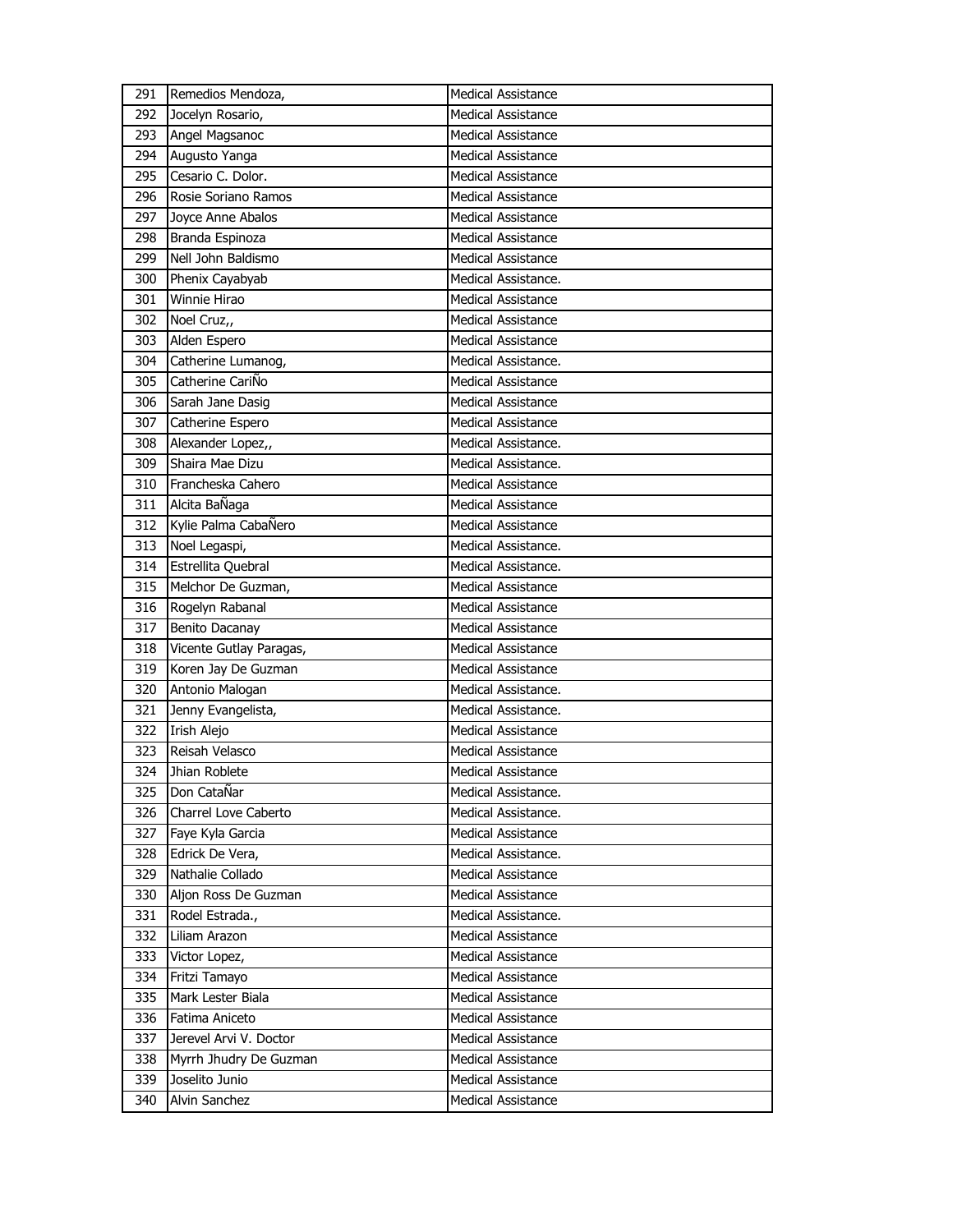| 291 | Remedios Mendoza, | Medical Assistance |
|---|---|---|
| 292 | Jocelyn Rosario, | Medical Assistance |
| 293 | Angel Magsanoc | Medical Assistance |
| 294 | Augusto Yanga | Medical Assistance |
| 295 | Cesario C. Dolor. | Medical Assistance |
| 296 | Rosie Soriano Ramos | Medical Assistance |
| 297 | Joyce Anne Abalos | Medical Assistance |
| 298 | Branda Espinoza | Medical Assistance |
| 299 | Nell John Baldismo | Medical Assistance |
| 300 | Phenix Cayabyab | Medical Assistance. |
| 301 | Winnie Hirao | Medical Assistance |
| 302 | Noel Cruz,, | Medical Assistance |
| 303 | Alden Espero | Medical Assistance |
| 304 | Catherine Lumanog, | Medical Assistance. |
| 305 | Catherine CariÑo | Medical Assistance |
| 306 | Sarah Jane Dasig | Medical Assistance |
| 307 | Catherine Espero | Medical Assistance |
| 308 | Alexander Lopez,, | Medical Assistance. |
| 309 | Shaira Mae Dizu | Medical Assistance. |
| 310 | Francheska Cahero | Medical Assistance |
| 311 | Alcita BaÑaga | Medical Assistance |
| 312 | Kylie Palma CabaÑero | Medical Assistance |
| 313 | Noel Legaspi, | Medical Assistance. |
| 314 | Estrellita Quebral | Medical Assistance. |
| 315 | Melchor De Guzman, | Medical Assistance |
| 316 | Rogelyn Rabanal | Medical Assistance |
| 317 | Benito Dacanay | Medical Assistance |
| 318 | Vicente Gutlay Paragas, | Medical Assistance |
| 319 | Koren Jay De Guzman | Medical Assistance |
| 320 | Antonio Malogan | Medical Assistance. |
| 321 | Jenny Evangelista, | Medical Assistance. |
| 322 | Irish Alejo | Medical Assistance |
| 323 | Reisah Velasco | Medical Assistance |
| 324 | Jhian Roblete | Medical Assistance |
| 325 | Don CataÑar | Medical Assistance. |
| 326 | Charrel Love Caberto | Medical Assistance. |
| 327 | Faye Kyla Garcia | Medical Assistance |
| 328 | Edrick De Vera, | Medical Assistance. |
| 329 | Nathalie Collado | Medical Assistance |
| 330 | Aljon Ross De Guzman | Medical Assistance |
| 331 | Rodel Estrada., | Medical Assistance. |
| 332 | Liliam Arazon | Medical Assistance |
| 333 | Victor Lopez, | Medical Assistance |
| 334 | Fritzi Tamayo | Medical Assistance |
| 335 | Mark Lester Biala | Medical Assistance |
| 336 | Fatima Aniceto | Medical Assistance |
| 337 | Jerevel Arvi V. Doctor | Medical Assistance |
| 338 | Myrrh Jhudry De Guzman | Medical Assistance |
| 339 | Joselito Junio | Medical Assistance |
| 340 | Alvin Sanchez | Medical Assistance |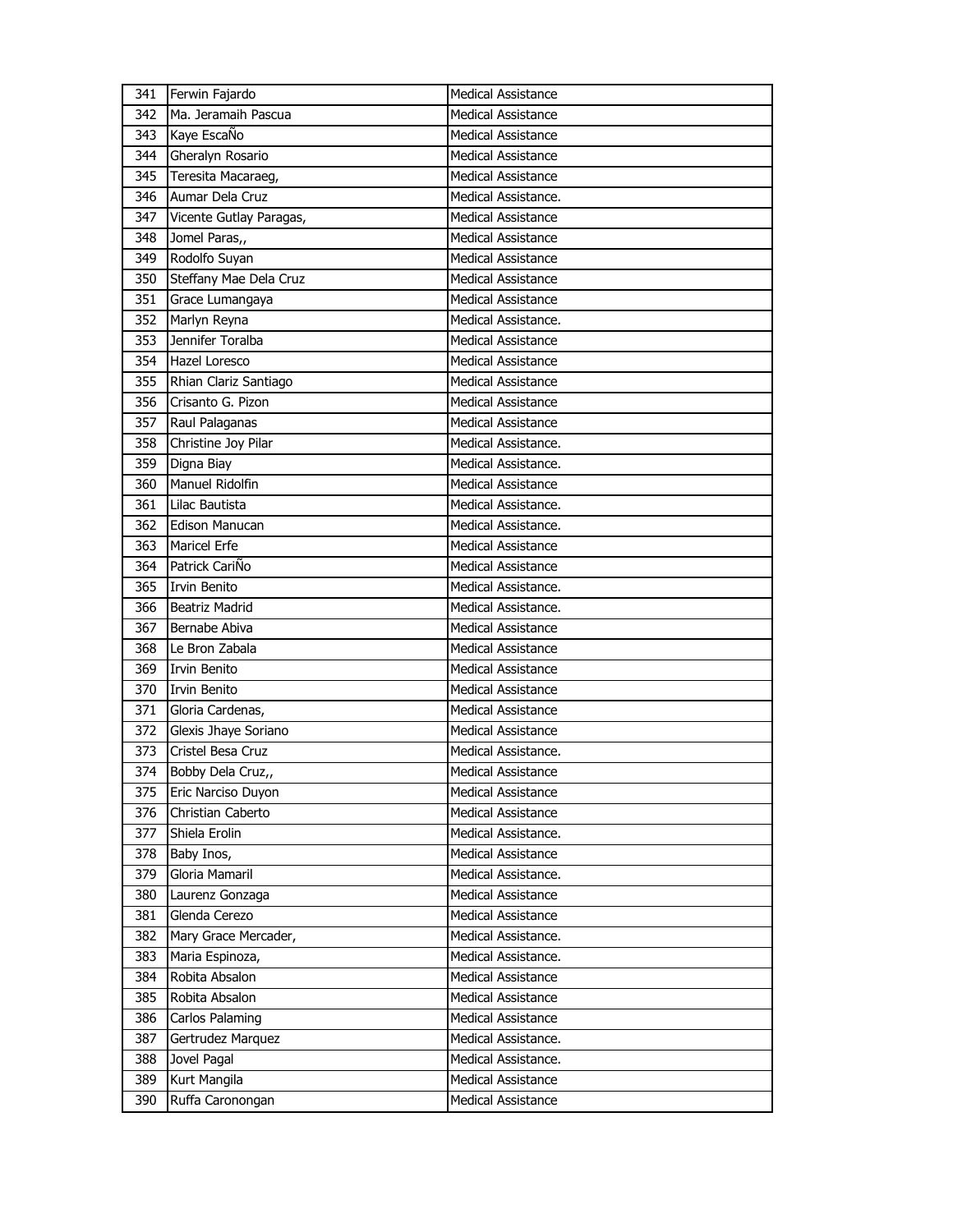| 341 | Ferwin Fajardo | Medical Assistance |
|---|---|---|
| 342 | Ma. Jeramaih Pascua | Medical Assistance |
| 343 | Kaye EscaÑo | Medical Assistance |
| 344 | Gheralyn Rosario | Medical Assistance |
| 345 | Teresita Macaraeg, | Medical Assistance |
| 346 | Aumar Dela Cruz | Medical Assistance. |
| 347 | Vicente Gutlay Paragas, | Medical Assistance |
| 348 | Jomel Paras,, | Medical Assistance |
| 349 | Rodolfo Suyan | Medical Assistance |
| 350 | Steffany Mae Dela Cruz | Medical Assistance |
| 351 | Grace Lumangaya | Medical Assistance |
| 352 | Marlyn Reyna | Medical Assistance. |
| 353 | Jennifer Toralba | Medical Assistance |
| 354 | Hazel Loresco | Medical Assistance |
| 355 | Rhian Clariz Santiago | Medical Assistance |
| 356 | Crisanto G. Pizon | Medical Assistance |
| 357 | Raul Palaganas | Medical Assistance |
| 358 | Christine Joy Pilar | Medical Assistance. |
| 359 | Digna Biay | Medical Assistance. |
| 360 | Manuel Ridolfin | Medical Assistance |
| 361 | Lilac Bautista | Medical Assistance. |
| 362 | Edison Manucan | Medical Assistance. |
| 363 | Maricel Erfe | Medical Assistance |
| 364 | Patrick CariÑo | Medical Assistance |
| 365 | Irvin Benito | Medical Assistance. |
| 366 | Beatriz Madrid | Medical Assistance. |
| 367 | Bernabe Abiva | Medical Assistance |
| 368 | Le Bron Zabala | Medical Assistance |
| 369 | Irvin Benito | Medical Assistance |
| 370 | Irvin Benito | Medical Assistance |
| 371 | Gloria Cardenas, | Medical Assistance |
| 372 | Glexis Jhaye Soriano | Medical Assistance |
| 373 | Cristel Besa Cruz | Medical Assistance. |
| 374 | Bobby Dela Cruz,, | Medical Assistance |
| 375 | Eric Narciso Duyon | Medical Assistance |
| 376 | Christian Caberto | Medical Assistance |
| 377 | Shiela Erolin | Medical Assistance. |
| 378 | Baby Inos, | Medical Assistance |
| 379 | Gloria Mamaril | Medical Assistance. |
| 380 | Laurenz Gonzaga | Medical Assistance |
| 381 | Glenda Cerezo | Medical Assistance |
| 382 | Mary Grace Mercader, | Medical Assistance. |
| 383 | Maria Espinoza, | Medical Assistance. |
| 384 | Robita Absalon | Medical Assistance |
| 385 | Robita Absalon | Medical Assistance |
| 386 | Carlos Palaming | Medical Assistance |
| 387 | Gertrudez Marquez | Medical Assistance. |
| 388 | Jovel Pagal | Medical Assistance. |
| 389 | Kurt Mangila | Medical Assistance |
| 390 | Ruffa Caronongan | Medical Assistance |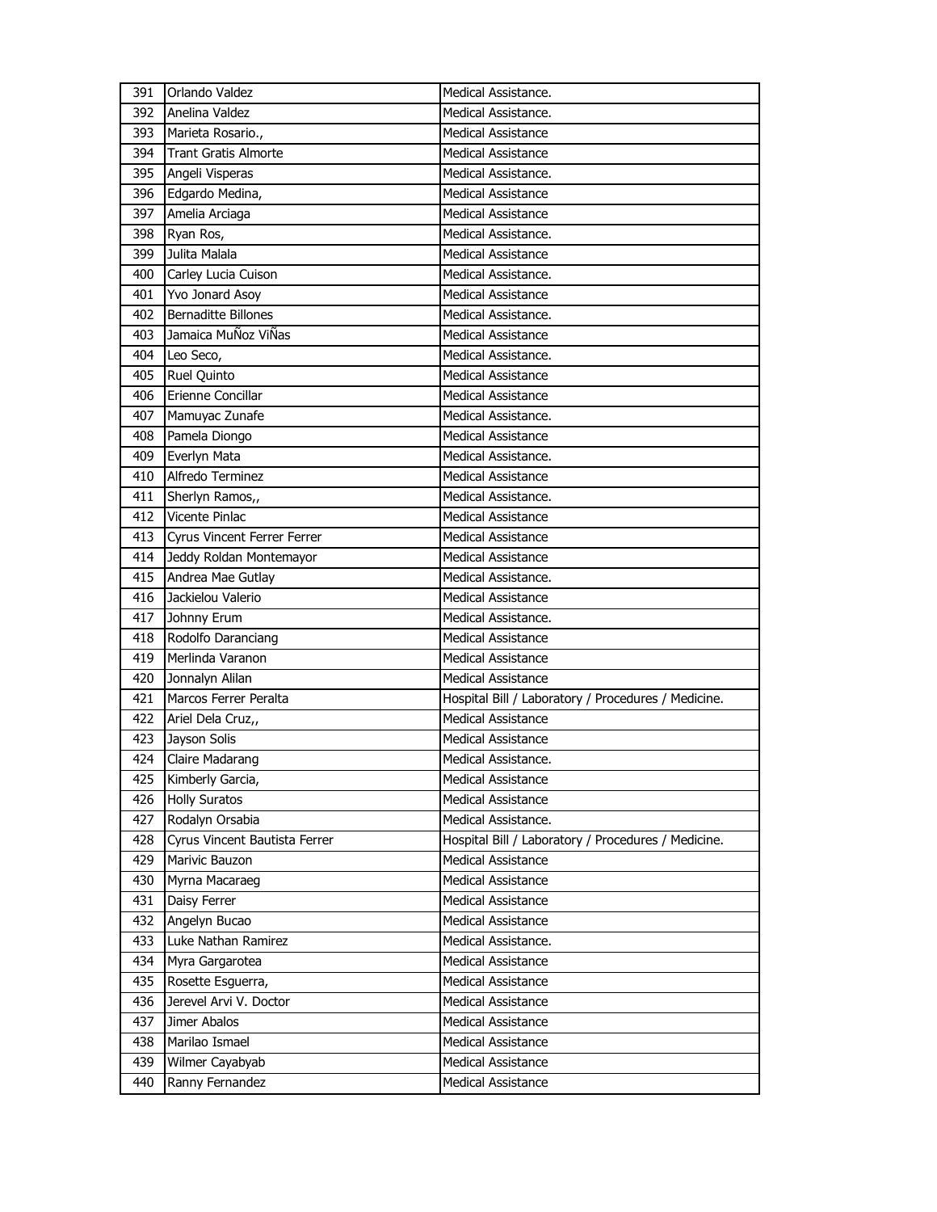| 391 | Orlando Valdez | Medical Assistance. |
|---|---|---|
| 392 | Anelina Valdez | Medical Assistance. |
| 393 | Marieta Rosario., | Medical Assistance |
| 394 | Trant Gratis Almorte | Medical Assistance |
| 395 | Angeli Visperas | Medical Assistance. |
| 396 | Edgardo Medina, | Medical Assistance |
| 397 | Amelia Arciaga | Medical Assistance |
| 398 | Ryan Ros, | Medical Assistance. |
| 399 | Julita Malala | Medical Assistance |
| 400 | Carley Lucia Cuison | Medical Assistance. |
| 401 | Yvo Jonard Asoy | Medical Assistance |
| 402 | Bernaditte Billones | Medical Assistance. |
| 403 | Jamaica MuÑoz ViÑas | Medical Assistance |
| 404 | Leo Seco, | Medical Assistance. |
| 405 | Ruel Quinto | Medical Assistance |
| 406 | Erienne Concillar | Medical Assistance |
| 407 | Mamuyac Zunafe | Medical Assistance. |
| 408 | Pamela Diongo | Medical Assistance |
| 409 | Everlyn Mata | Medical Assistance. |
| 410 | Alfredo Terminez | Medical Assistance |
| 411 | Sherlyn Ramos,, | Medical Assistance. |
| 412 | Vicente Pinlac | Medical Assistance |
| 413 | Cyrus Vincent Ferrer Ferrer | Medical Assistance |
| 414 | Jeddy Roldan Montemayor | Medical Assistance |
| 415 | Andrea Mae Gutlay | Medical Assistance. |
| 416 | Jackielou Valerio | Medical Assistance |
| 417 | Johnny Erum | Medical Assistance. |
| 418 | Rodolfo Daranciang | Medical Assistance |
| 419 | Merlinda Varanon | Medical Assistance |
| 420 | Jonnalyn Alilan | Medical Assistance |
| 421 | Marcos Ferrer Peralta | Hospital Bill / Laboratory / Procedures / Medicine. |
| 422 | Ariel Dela Cruz,, | Medical Assistance |
| 423 | Jayson Solis | Medical Assistance |
| 424 | Claire Madarang | Medical Assistance. |
| 425 | Kimberly Garcia, | Medical Assistance |
| 426 | Holly Suratos | Medical Assistance |
| 427 | Rodalyn Orsabia | Medical Assistance. |
| 428 | Cyrus Vincent Bautista Ferrer | Hospital Bill / Laboratory / Procedures / Medicine. |
| 429 | Marivic Bauzon | Medical Assistance |
| 430 | Myrna Macaraeg | Medical Assistance |
| 431 | Daisy Ferrer | Medical Assistance |
| 432 | Angelyn Bucao | Medical Assistance |
| 433 | Luke Nathan Ramirez | Medical Assistance. |
| 434 | Myra Gargarotea | Medical Assistance |
| 435 | Rosette Esguerra, | Medical Assistance |
| 436 | Jerevel Arvi V. Doctor | Medical Assistance |
| 437 | Jimer Abalos | Medical Assistance |
| 438 | Marilao Ismael | Medical Assistance |
| 439 | Wilmer Cayabyab | Medical Assistance |
| 440 | Ranny Fernandez | Medical Assistance |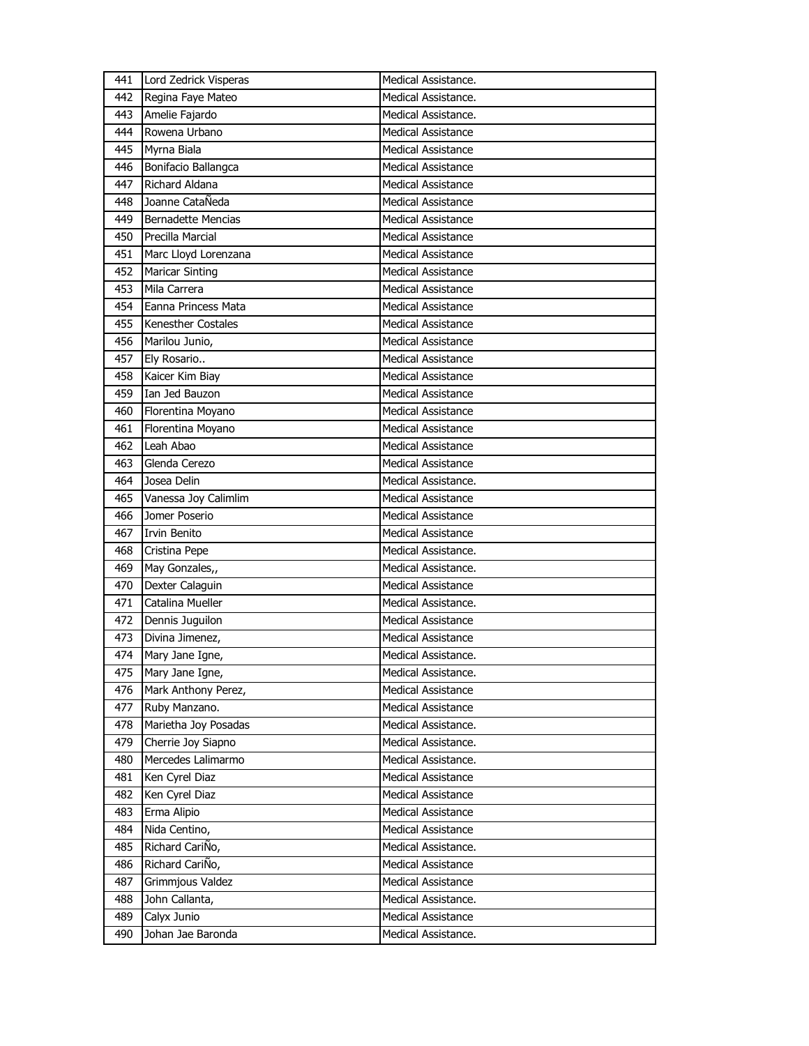| 441 | Lord Zedrick Visperas | Medical Assistance. |
|---|---|---|
| 442 | Regina Faye Mateo | Medical Assistance. |
| 443 | Amelie Fajardo | Medical Assistance. |
| 444 | Rowena Urbano | Medical Assistance |
| 445 | Myrna Biala | Medical Assistance |
| 446 | Bonifacio Ballangca | Medical Assistance |
| 447 | Richard Aldana | Medical Assistance |
| 448 | Joanne CataÑeda | Medical Assistance |
| 449 | Bernadette Mencias | Medical Assistance |
| 450 | Precilla Marcial | Medical Assistance |
| 451 | Marc Lloyd Lorenzana | Medical Assistance |
| 452 | Maricar Sinting | Medical Assistance |
| 453 | Mila Carrera | Medical Assistance |
| 454 | Eanna Princess Mata | Medical Assistance |
| 455 | Kenesther Costales | Medical Assistance |
| 456 | Marilou Junio, | Medical Assistance |
| 457 | Ely Rosario.. | Medical Assistance |
| 458 | Kaicer Kim Biay | Medical Assistance |
| 459 | Ian Jed Bauzon | Medical Assistance |
| 460 | Florentina Moyano | Medical Assistance |
| 461 | Florentina Moyano | Medical Assistance |
| 462 | Leah Abao | Medical Assistance |
| 463 | Glenda Cerezo | Medical Assistance |
| 464 | Josea Delin | Medical Assistance. |
| 465 | Vanessa Joy Calimlim | Medical Assistance |
| 466 | Jomer Poserio | Medical Assistance |
| 467 | Irvin Benito | Medical Assistance |
| 468 | Cristina Pepe | Medical Assistance. |
| 469 | May Gonzales,, | Medical Assistance. |
| 470 | Dexter Calaguin | Medical Assistance |
| 471 | Catalina Mueller | Medical Assistance. |
| 472 | Dennis Juguilon | Medical Assistance |
| 473 | Divina Jimenez, | Medical Assistance |
| 474 | Mary Jane Igne, | Medical Assistance. |
| 475 | Mary Jane Igne, | Medical Assistance. |
| 476 | Mark Anthony Perez, | Medical Assistance |
| 477 | Ruby Manzano. | Medical Assistance |
| 478 | Marietha Joy Posadas | Medical Assistance. |
| 479 | Cherrie Joy Siapno | Medical Assistance. |
| 480 | Mercedes Lalimarmo | Medical Assistance. |
| 481 | Ken Cyrel Diaz | Medical Assistance |
| 482 | Ken Cyrel Diaz | Medical Assistance |
| 483 | Erma Alipio | Medical Assistance |
| 484 | Nida Centino, | Medical Assistance |
| 485 | Richard CariÑo, | Medical Assistance. |
| 486 | Richard CariÑo, | Medical Assistance |
| 487 | Grimmjous Valdez | Medical Assistance |
| 488 | John Callanta, | Medical Assistance. |
| 489 | Calyx Junio | Medical Assistance |
| 490 | Johan Jae Baronda | Medical Assistance. |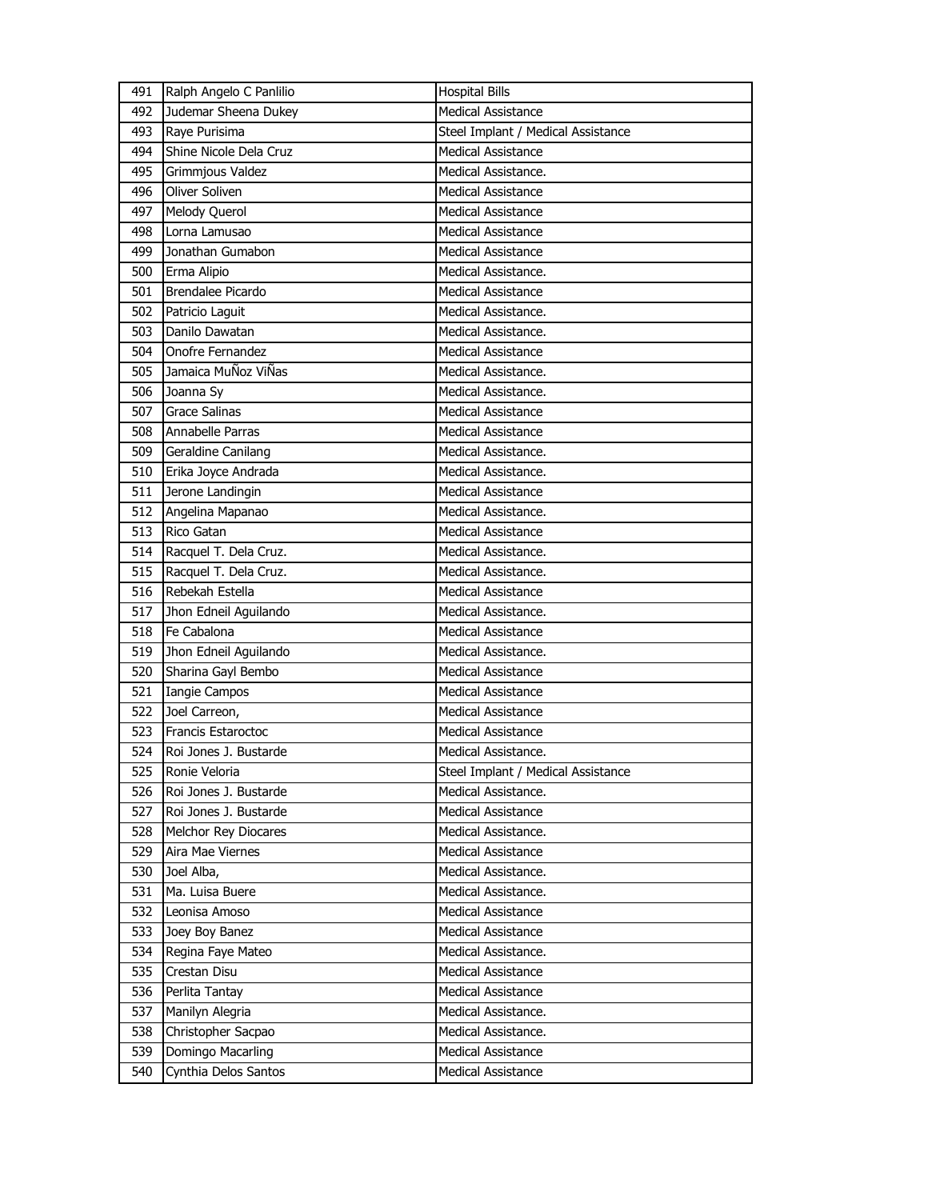| 491 | Ralph Angelo C Panlilio | Hospital Bills |
|---|---|---|
| 492 | Judemar Sheena Dukey | Medical Assistance |
| 493 | Raye Purisima | Steel Implant / Medical Assistance |
| 494 | Shine Nicole Dela Cruz | Medical Assistance |
| 495 | Grimmjous Valdez | Medical Assistance. |
| 496 | Oliver Soliven | Medical Assistance |
| 497 | Melody Querol | Medical Assistance |
| 498 | Lorna Lamusao | Medical Assistance |
| 499 | Jonathan Gumabon | Medical Assistance |
| 500 | Erma Alipio | Medical Assistance. |
| 501 | Brendalee Picardo | Medical Assistance |
| 502 | Patricio Laguit | Medical Assistance. |
| 503 | Danilo Dawatan | Medical Assistance. |
| 504 | Onofre Fernandez | Medical Assistance |
| 505 | Jamaica MuÑoz ViÑas | Medical Assistance. |
| 506 | Joanna Sy | Medical Assistance. |
| 507 | Grace Salinas | Medical Assistance |
| 508 | Annabelle Parras | Medical Assistance |
| 509 | Geraldine Canilang | Medical Assistance. |
| 510 | Erika Joyce Andrada | Medical Assistance. |
| 511 | Jerone Landingin | Medical Assistance |
| 512 | Angelina Mapanao | Medical Assistance. |
| 513 | Rico Gatan | Medical Assistance |
| 514 | Racquel T. Dela Cruz. | Medical Assistance. |
| 515 | Racquel T. Dela Cruz. | Medical Assistance. |
| 516 | Rebekah Estella | Medical Assistance |
| 517 | Jhon Edneil Aguilando | Medical Assistance. |
| 518 | Fe Cabalona | Medical Assistance |
| 519 | Jhon Edneil Aguilando | Medical Assistance. |
| 520 | Sharina Gayl Bembo | Medical Assistance |
| 521 | Iangie Campos | Medical Assistance |
| 522 | Joel Carreon, | Medical Assistance |
| 523 | Francis Estaroctoc | Medical Assistance |
| 524 | Roi Jones J. Bustarde | Medical Assistance. |
| 525 | Ronie Veloria | Steel Implant / Medical Assistance |
| 526 | Roi Jones J. Bustarde | Medical Assistance. |
| 527 | Roi Jones J. Bustarde | Medical Assistance |
| 528 | Melchor Rey Diocares | Medical Assistance. |
| 529 | Aira Mae Viernes | Medical Assistance |
| 530 | Joel Alba, | Medical Assistance. |
| 531 | Ma. Luisa Buere | Medical Assistance. |
| 532 | Leonisa Amoso | Medical Assistance |
| 533 | Joey Boy Banez | Medical Assistance |
| 534 | Regina Faye Mateo | Medical Assistance. |
| 535 | Crestan Disu | Medical Assistance |
| 536 | Perlita Tantay | Medical Assistance |
| 537 | Manilyn Alegria | Medical Assistance. |
| 538 | Christopher Sacpao | Medical Assistance. |
| 539 | Domingo Macarling | Medical Assistance |
| 540 | Cynthia Delos Santos | Medical Assistance |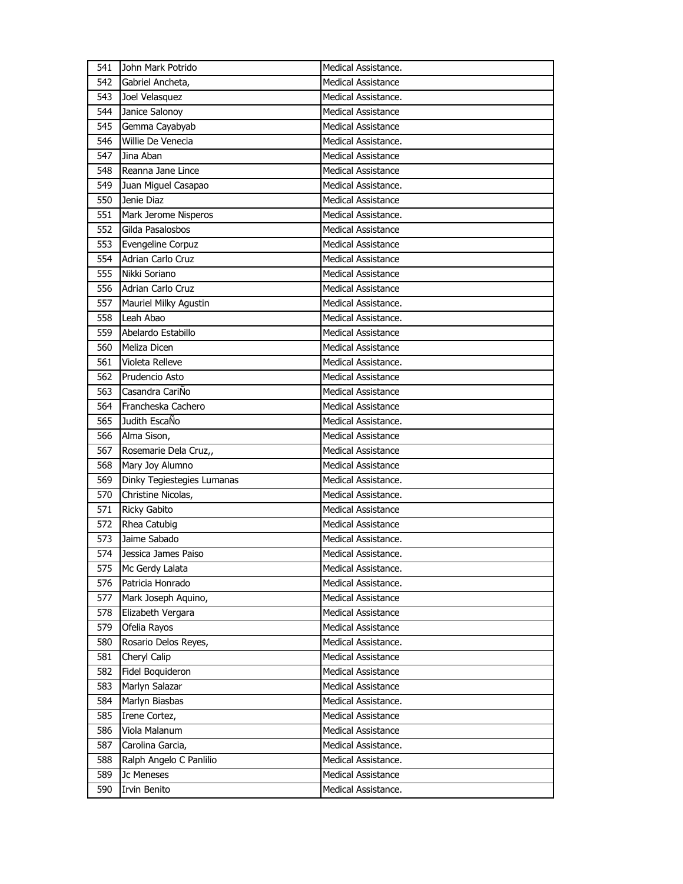| 541 | John Mark Potrido | Medical Assistance. |
|---|---|---|
| 542 | Gabriel Ancheta, | Medical Assistance |
| 543 | Joel Velasquez | Medical Assistance. |
| 544 | Janice Salonoy | Medical Assistance |
| 545 | Gemma Cayabyab | Medical Assistance |
| 546 | Willie De Venecia | Medical Assistance. |
| 547 | Jina Aban | Medical Assistance |
| 548 | Reanna Jane Lince | Medical Assistance |
| 549 | Juan Miguel Casapao | Medical Assistance. |
| 550 | Jenie Diaz | Medical Assistance |
| 551 | Mark Jerome Nisperos | Medical Assistance. |
| 552 | Gilda Pasalosbos | Medical Assistance |
| 553 | Evengeline Corpuz | Medical Assistance |
| 554 | Adrian Carlo Cruz | Medical Assistance |
| 555 | Nikki Soriano | Medical Assistance |
| 556 | Adrian Carlo Cruz | Medical Assistance |
| 557 | Mauriel Milky Agustin | Medical Assistance. |
| 558 | Leah Abao | Medical Assistance. |
| 559 | Abelardo Estabillo | Medical Assistance |
| 560 | Meliza Dicen | Medical Assistance |
| 561 | Violeta Relleve | Medical Assistance. |
| 562 | Prudencio Asto | Medical Assistance |
| 563 | Casandra CariÑo | Medical Assistance |
| 564 | Francheska Cachero | Medical Assistance |
| 565 | Judith EscaÑo | Medical Assistance. |
| 566 | Alma Sison, | Medical Assistance |
| 567 | Rosemarie Dela Cruz,, | Medical Assistance |
| 568 | Mary Joy Alumno | Medical Assistance |
| 569 | Dinky Tegiestegies Lumanas | Medical Assistance. |
| 570 | Christine Nicolas, | Medical Assistance. |
| 571 | Ricky Gabito | Medical Assistance |
| 572 | Rhea Catubig | Medical Assistance |
| 573 | Jaime Sabado | Medical Assistance. |
| 574 | Jessica James Paiso | Medical Assistance. |
| 575 | Mc Gerdy Lalata | Medical Assistance. |
| 576 | Patricia Honrado | Medical Assistance. |
| 577 | Mark Joseph Aquino, | Medical Assistance |
| 578 | Elizabeth Vergara | Medical Assistance |
| 579 | Ofelia Rayos | Medical Assistance |
| 580 | Rosario Delos Reyes, | Medical Assistance. |
| 581 | Cheryl Calip | Medical Assistance |
| 582 | Fidel Boquideron | Medical Assistance |
| 583 | Marlyn Salazar | Medical Assistance |
| 584 | Marlyn Biasbas | Medical Assistance. |
| 585 | Irene Cortez, | Medical Assistance |
| 586 | Viola Malanum | Medical Assistance |
| 587 | Carolina Garcia, | Medical Assistance. |
| 588 | Ralph Angelo C Panlilio | Medical Assistance. |
| 589 | Jc Meneses | Medical Assistance |
| 590 | Irvin Benito | Medical Assistance. |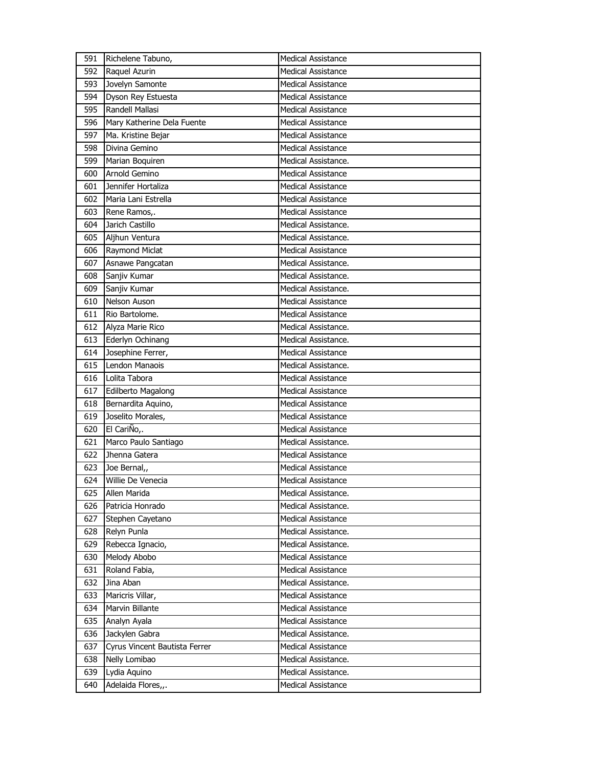| 591 | Richelene Tabuno, | Medical Assistance |
|---|---|---|
| 592 | Raquel Azurin | Medical Assistance |
| 593 | Jovelyn Samonte | Medical Assistance |
| 594 | Dyson Rey Estuesta | Medical Assistance |
| 595 | Randell Mallasi | Medical Assistance |
| 596 | Mary Katherine Dela Fuente | Medical Assistance |
| 597 | Ma. Kristine Bejar | Medical Assistance |
| 598 | Divina Gemino | Medical Assistance |
| 599 | Marian Boquiren | Medical Assistance. |
| 600 | Arnold Gemino | Medical Assistance |
| 601 | Jennifer Hortaliza | Medical Assistance |
| 602 | Maria Lani Estrella | Medical Assistance |
| 603 | Rene Ramos,. | Medical Assistance |
| 604 | Jarich Castillo | Medical Assistance. |
| 605 | Aljhun Ventura | Medical Assistance. |
| 606 | Raymond Miclat | Medical Assistance |
| 607 | Asnawe Pangcatan | Medical Assistance. |
| 608 | Sanjiv Kumar | Medical Assistance. |
| 609 | Sanjiv Kumar | Medical Assistance. |
| 610 | Nelson Auson | Medical Assistance |
| 611 | Rio Bartolome. | Medical Assistance |
| 612 | Alyza Marie Rico | Medical Assistance. |
| 613 | Ederlyn Ochinang | Medical Assistance. |
| 614 | Josephine Ferrer, | Medical Assistance |
| 615 | Lendon Manaois | Medical Assistance. |
| 616 | Lolita Tabora | Medical Assistance |
| 617 | Edilberto Magalong | Medical Assistance |
| 618 | Bernardita Aquino, | Medical Assistance |
| 619 | Joselito Morales, | Medical Assistance |
| 620 | El CariÑo,. | Medical Assistance |
| 621 | Marco Paulo Santiago | Medical Assistance. |
| 622 | Jhenna Gatera | Medical Assistance |
| 623 | Joe Bernal,, | Medical Assistance |
| 624 | Willie De Venecia | Medical Assistance |
| 625 | Allen Marida | Medical Assistance. |
| 626 | Patricia Honrado | Medical Assistance. |
| 627 | Stephen Cayetano | Medical Assistance |
| 628 | Relyn Punla | Medical Assistance. |
| 629 | Rebecca Ignacio, | Medical Assistance. |
| 630 | Melody Abobo | Medical Assistance |
| 631 | Roland Fabia, | Medical Assistance |
| 632 | Jina Aban | Medical Assistance. |
| 633 | Maricris Villar, | Medical Assistance |
| 634 | Marvin Billante | Medical Assistance |
| 635 | Analyn Ayala | Medical Assistance |
| 636 | Jackylen Gabra | Medical Assistance. |
| 637 | Cyrus Vincent Bautista Ferrer | Medical Assistance |
| 638 | Nelly Lombao | Medical Assistance. |
| 639 | Lydia Aquino | Medical Assistance. |
| 640 | Adelaida Flores,,. | Medical Assistance |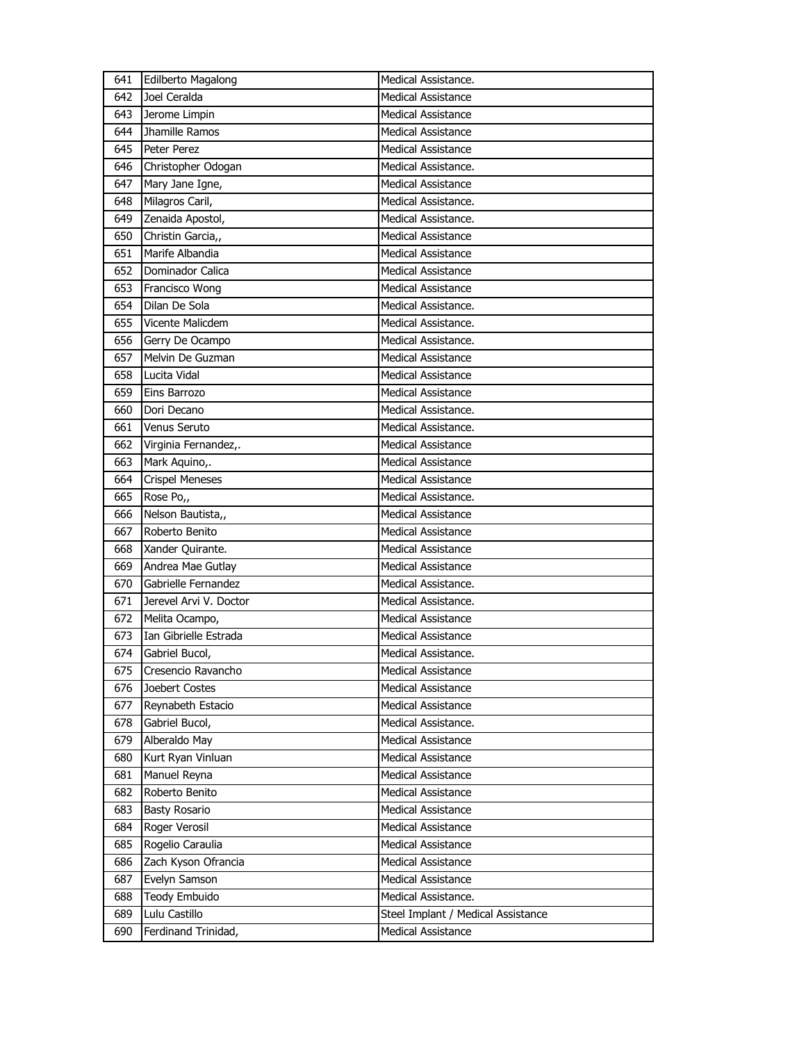| 641 | Edilberto Magalong | Medical Assistance. |
|---|---|---|
| 642 | Joel Ceralda | Medical Assistance |
| 643 | Jerome Limpin | Medical Assistance |
| 644 | Jhamille Ramos | Medical Assistance |
| 645 | Peter Perez | Medical Assistance |
| 646 | Christopher Odogan | Medical Assistance. |
| 647 | Mary Jane Igne, | Medical Assistance |
| 648 | Milagros Caril, | Medical Assistance. |
| 649 | Zenaida Apostol, | Medical Assistance. |
| 650 | Christin Garcia,, | Medical Assistance |
| 651 | Marife Albandia | Medical Assistance |
| 652 | Dominador Calica | Medical Assistance |
| 653 | Francisco Wong | Medical Assistance |
| 654 | Dilan De Sola | Medical Assistance. |
| 655 | Vicente Malicdem | Medical Assistance. |
| 656 | Gerry De Ocampo | Medical Assistance. |
| 657 | Melvin De Guzman | Medical Assistance |
| 658 | Lucita Vidal | Medical Assistance |
| 659 | Eins Barrozo | Medical Assistance |
| 660 | Dori Decano | Medical Assistance. |
| 661 | Venus Seruto | Medical Assistance. |
| 662 | Virginia Fernandez,. | Medical Assistance |
| 663 | Mark Aquino,. | Medical Assistance |
| 664 | Crispel Meneses | Medical Assistance |
| 665 | Rose Po,, | Medical Assistance. |
| 666 | Nelson Bautista,, | Medical Assistance |
| 667 | Roberto Benito | Medical Assistance |
| 668 | Xander Quirante. | Medical Assistance |
| 669 | Andrea Mae Gutlay | Medical Assistance |
| 670 | Gabrielle Fernandez | Medical Assistance. |
| 671 | Jerevel Arvi V. Doctor | Medical Assistance. |
| 672 | Melita Ocampo, | Medical Assistance |
| 673 | Ian Gibrielle Estrada | Medical Assistance |
| 674 | Gabriel Bucol, | Medical Assistance. |
| 675 | Cresencio Ravancho | Medical Assistance |
| 676 | Joebert Costes | Medical Assistance |
| 677 | Reynabeth Estacio | Medical Assistance |
| 678 | Gabriel Bucol, | Medical Assistance. |
| 679 | Alberaldo May | Medical Assistance |
| 680 | Kurt Ryan Vinluan | Medical Assistance |
| 681 | Manuel Reyna | Medical Assistance |
| 682 | Roberto Benito | Medical Assistance |
| 683 | Basty Rosario | Medical Assistance |
| 684 | Roger Verosil | Medical Assistance |
| 685 | Rogelio Caraulia | Medical Assistance |
| 686 | Zach Kyson Ofrancia | Medical Assistance |
| 687 | Evelyn Samson | Medical Assistance |
| 688 | Teody Embuido | Medical Assistance. |
| 689 | Lulu Castillo | Steel Implant / Medical Assistance |
| 690 | Ferdinand Trinidad, | Medical Assistance |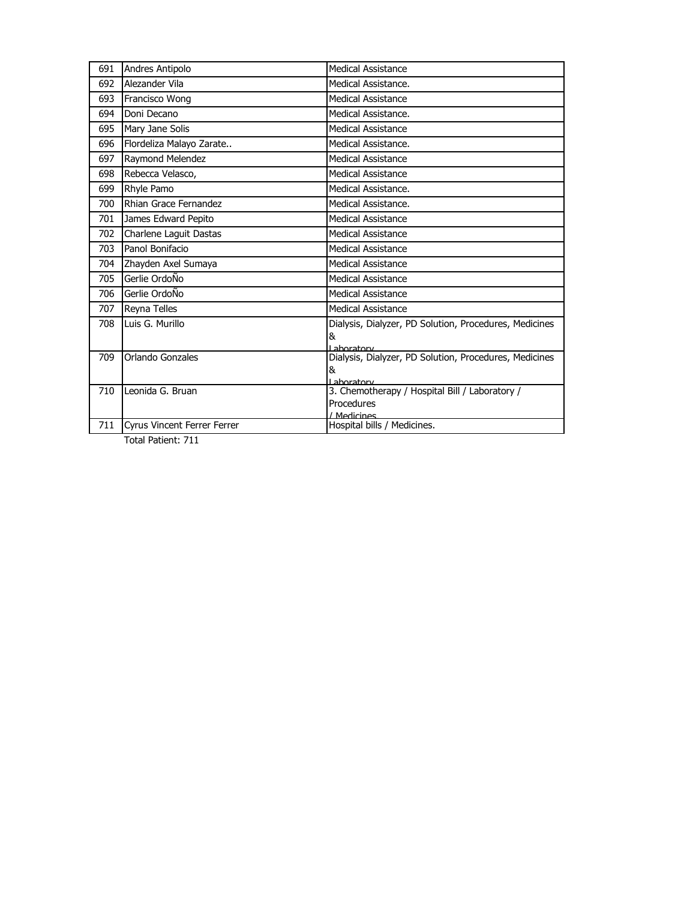| 691 | Andres Antipolo | Medical Assistance |
|---|---|---|
| 692 | Alezander Vila | Medical Assistance. |
| 693 | Francisco Wong | Medical Assistance |
| 694 | Doni Decano | Medical Assistance. |
| 695 | Mary Jane Solis | Medical Assistance |
| 696 | Flordeliza Malayo Zarate.. | Medical Assistance. |
| 697 | Raymond Melendez | Medical Assistance |
| 698 | Rebecca Velasco, | Medical Assistance |
| 699 | Rhyle Pamo | Medical Assistance. |
| 700 | Rhian Grace Fernandez | Medical Assistance. |
| 701 | James Edward Pepito | Medical Assistance |
| 702 | Charlene Laguit Dastas | Medical Assistance |
| 703 | Panol Bonifacio | Medical Assistance |
| 704 | Zhayden Axel Sumaya | Medical Assistance |
| 705 | Gerlie OrdoÑo | Medical Assistance |
| 706 | Gerlie OrdoÑo | Medical Assistance |
| 707 | Reyna Telles | Medical Assistance |
| 708 | Luis G. Murillo | Dialysis, Dialyzer, PD Solution, Procedures, Medicines & Laboratory |
| 709 | Orlando Gonzales | Dialysis, Dialyzer, PD Solution, Procedures, Medicines & Laboratory |
| 710 | Leonida G. Bruan | 3. Chemotherapy / Hospital Bill / Laboratory / Procedures / Medicines |
| 711 | Cyrus Vincent Ferrer Ferrer | Hospital bills / Medicines. |

Total Patient: 711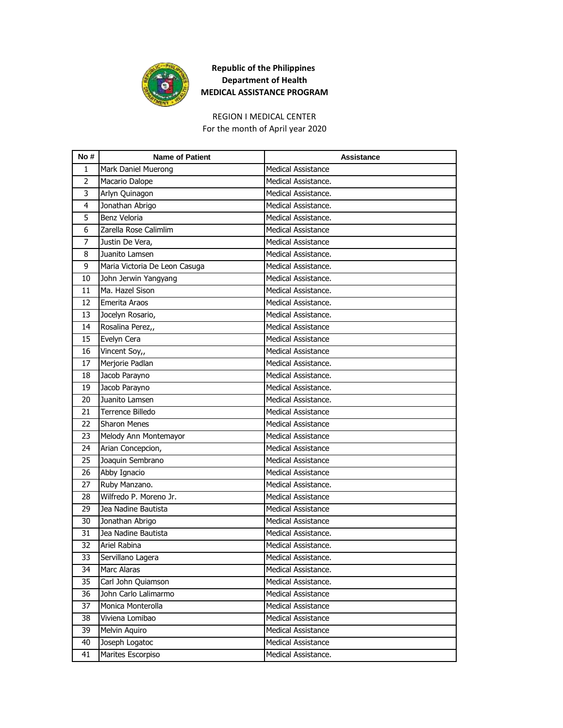**Republic of the Philippines**
**Department of Health**
**MEDICAL ASSISTANCE PROGRAM**

REGION I MEDICAL CENTER
For the month of April year 2020

| No # | Name of Patient | Assistance |
|---|---|---|
| 1 | Mark Daniel Muerong | Medical Assistance |
| 2 | Macario Dalope | Medical Assistance. |
| 3 | Arlyn Quinagon | Medical Assistance. |
| 4 | Jonathan Abrigo | Medical Assistance. |
| 5 | Benz Veloria | Medical Assistance. |
| 6 | Zarella Rose Calimlim | Medical Assistance |
| 7 | Justin De Vera, | Medical Assistance |
| 8 | Juanito Lamsen | Medical Assistance. |
| 9 | Maria Victoria De Leon Casuga | Medical Assistance. |
| 10 | John Jerwin Yangyang | Medical Assistance. |
| 11 | Ma. Hazel Sison | Medical Assistance. |
| 12 | Emerita Araos | Medical Assistance. |
| 13 | Jocelyn Rosario, | Medical Assistance. |
| 14 | Rosalina Perez,, | Medical Assistance |
| 15 | Evelyn Cera | Medical Assistance |
| 16 | Vincent Soy,, | Medical Assistance |
| 17 | Merjorie Padlan | Medical Assistance. |
| 18 | Jacob Parayno | Medical Assistance. |
| 19 | Jacob Parayno | Medical Assistance. |
| 20 | Juanito Lamsen | Medical Assistance. |
| 21 | Terrence Billedo | Medical Assistance |
| 22 | Sharon Menes | Medical Assistance |
| 23 | Melody Ann Montemayor | Medical Assistance |
| 24 | Arian Concepcion, | Medical Assistance |
| 25 | Joaquin Sembrano | Medical Assistance |
| 26 | Abby Ignacio | Medical Assistance |
| 27 | Ruby Manzano. | Medical Assistance. |
| 28 | Wilfredo P. Moreno Jr. | Medical Assistance |
| 29 | Jea Nadine Bautista | Medical Assistance |
| 30 | Jonathan Abrigo | Medical Assistance |
| 31 | Jea Nadine Bautista | Medical Assistance. |
| 32 | Ariel Rabina | Medical Assistance. |
| 33 | Servillano Lagera | Medical Assistance. |
| 34 | Marc Alaras | Medical Assistance. |
| 35 | Carl John Quiamson | Medical Assistance. |
| 36 | John Carlo Lalimarmo | Medical Assistance |
| 37 | Monica Monterolla | Medical Assistance |
| 38 | Viviena Lomibao | Medical Assistance |
| 39 | Melvin Aquiro | Medical Assistance |
| 40 | Joseph Logatoc | Medical Assistance |
| 41 | Marites Escorpiso | Medical Assistance. |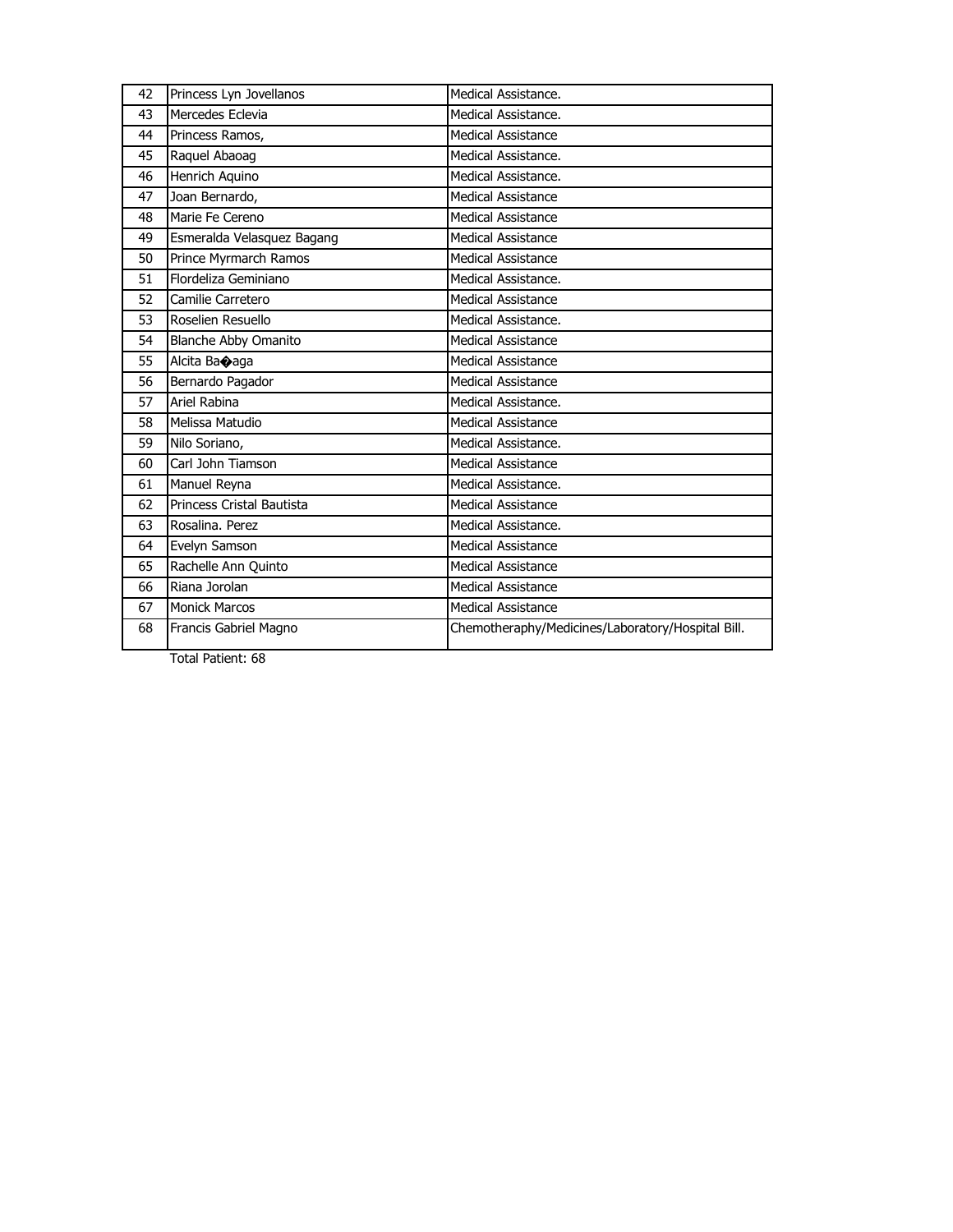| 42 | Princess Lyn Jovellanos | Medical Assistance. |
|---|---|---|
| 43 | Mercedes Eclevia | Medical Assistance. |
| 44 | Princess Ramos, | Medical Assistance |
| 45 | Raquel Abaoag | Medical Assistance. |
| 46 | Henrich Aquino | Medical Assistance. |
| 47 | Joan Bernardo, | Medical Assistance |
| 48 | Marie Fe Cereno | Medical Assistance |
| 49 | Esmeralda Velasquez Bagang | Medical Assistance |
| 50 | Prince Myrmarch Ramos | Medical Assistance |
| 51 | Flordeliza Geminiano | Medical Assistance. |
| 52 | Camilie Carretero | Medical Assistance |
| 53 | Roselien Resuello | Medical Assistance. |
| 54 | Blanche Abby Omanito | Medical Assistance |
| 55 | Alcita Ba�aga | Medical Assistance |
| 56 | Bernardo Pagador | Medical Assistance |
| 57 | Ariel Rabina | Medical Assistance. |
| 58 | Melissa Matudio | Medical Assistance |
| 59 | Nilo Soriano, | Medical Assistance. |
| 60 | Carl John Tiamson | Medical Assistance |
| 61 | Manuel Reyna | Medical Assistance. |
| 62 | Princess Cristal Bautista | Medical Assistance |
| 63 | Rosalina. Perez | Medical Assistance. |
| 64 | Evelyn Samson | Medical Assistance |
| 65 | Rachelle Ann Quinto | Medical Assistance |
| 66 | Riana Jorolan | Medical Assistance |
| 67 | Monick Marcos | Medical Assistance |
| 68 | Francis Gabriel Magno | Chemotheraphy/Medicines/Laboratory/Hospital Bill. |

Total Patient: 68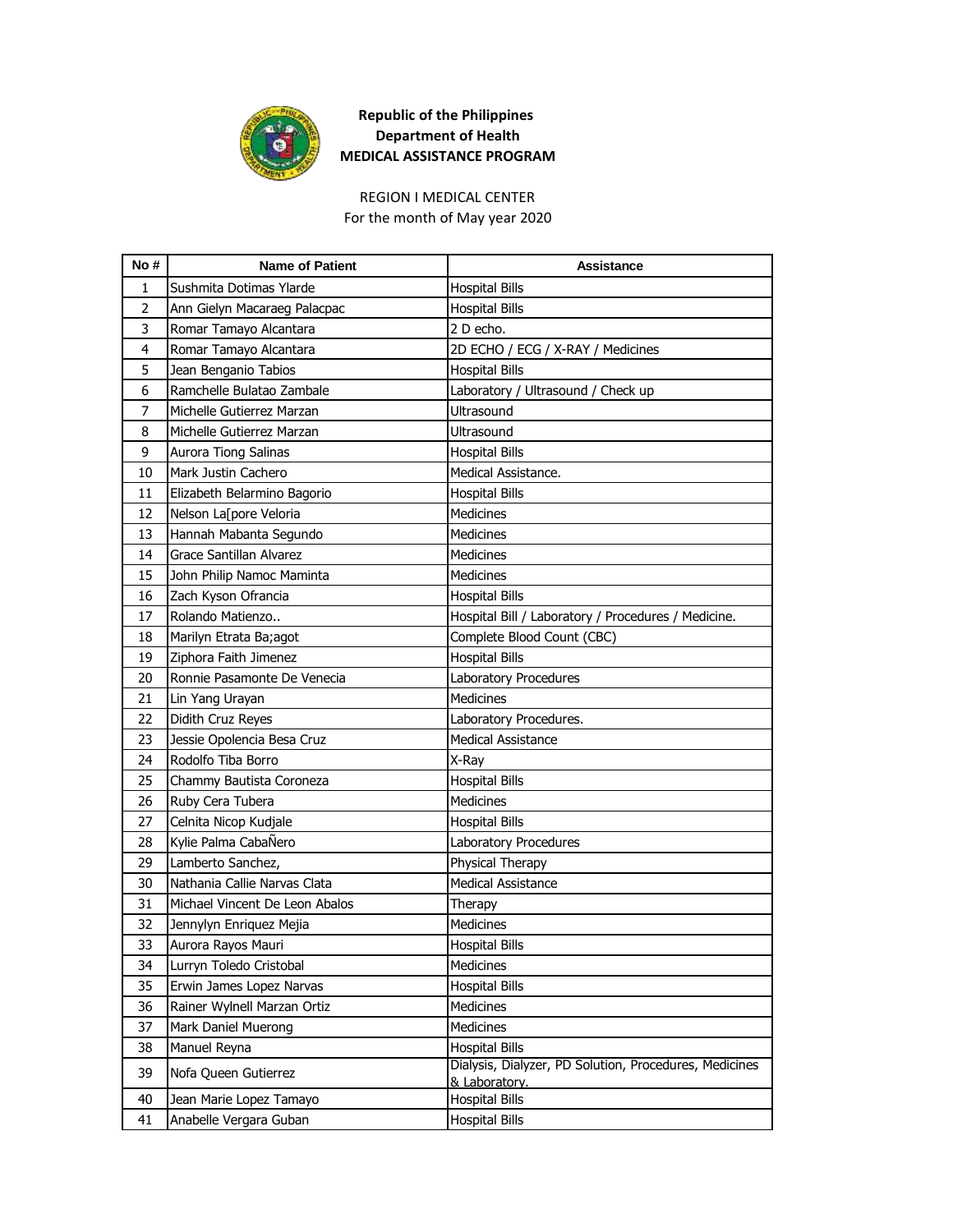**Republic of the Philippines**
**Department of Health**
**MEDICAL ASSISTANCE PROGRAM**

REGION I MEDICAL CENTER
For the month of May year 2020

| No # | Name of Patient | Assistance |
|---|---|---|
| 1 | Sushmita Dotimas Ylarde | Hospital Bills |
| 2 | Ann Gielyn Macaraeg Palacpac | Hospital Bills |
| 3 | Romar Tamayo Alcantara | 2 D echo. |
| 4 | Romar Tamayo Alcantara | 2D ECHO / ECG / X-RAY / Medicines |
| 5 | Jean Benganio Tabios | Hospital Bills |
| 6 | Ramchelle Bulatao Zambale | Laboratory / Ultrasound / Check up |
| 7 | Michelle Gutierrez Marzan | Ultrasound |
| 8 | Michelle Gutierrez Marzan | Ultrasound |
| 9 | Aurora Tiong Salinas | Hospital Bills |
| 10 | Mark Justin Cachero | Medical Assistance. |
| 11 | Elizabeth Belarmino Bagorio | Hospital Bills |
| 12 | Nelson La[pore Veloria | Medicines |
| 13 | Hannah Mabanta Segundo | Medicines |
| 14 | Grace Santillan Alvarez | Medicines |
| 15 | John Philip Namoc Maminta | Medicines |
| 16 | Zach Kyson Ofrancia | Hospital Bills |
| 17 | Rolando Matienzo.. | Hospital Bill / Laboratory / Procedures / Medicine. |
| 18 | Marilyn Etrata Ba;agot | Complete Blood Count (CBC) |
| 19 | Ziphora Faith Jimenez | Hospital Bills |
| 20 | Ronnie Pasamonte De Venecia | Laboratory Procedures |
| 21 | Lin Yang Urayan | Medicines |
| 22 | Didith Cruz Reyes | Laboratory Procedures. |
| 23 | Jessie Opolencia Besa Cruz | Medical Assistance |
| 24 | Rodolfo Tiba Borro | X-Ray |
| 25 | Chammy Bautista Coroneza | Hospital Bills |
| 26 | Ruby Cera Tubera | Medicines |
| 27 | Celnita Nicop Kudjale | Hospital Bills |
| 28 | Kylie Palma CabaÑero | Laboratory Procedures |
| 29 | Lamberto Sanchez, | Physical Therapy |
| 30 | Nathania Callie Narvas Clata | Medical Assistance |
| 31 | Michael Vincent De Leon Abalos | Therapy |
| 32 | Jennylyn Enriquez Mejia | Medicines |
| 33 | Aurora Rayos Mauri | Hospital Bills |
| 34 | Lurryn Toledo Cristobal | Medicines |
| 35 | Erwin James Lopez Narvas | Hospital Bills |
| 36 | Rainer Wylnell Marzan Ortiz | Medicines |
| 37 | Mark Daniel Muerong | Medicines |
| 38 | Manuel Reyna | Hospital Bills |
| 39 | Nofa Queen Gutierrez | Dialysis, Dialyzer, PD Solution, Procedures, Medicines & Laboratory. |
| 40 | Jean Marie Lopez Tamayo | Hospital Bills |
| 41 | Anabelle Vergara Guban | Hospital Bills |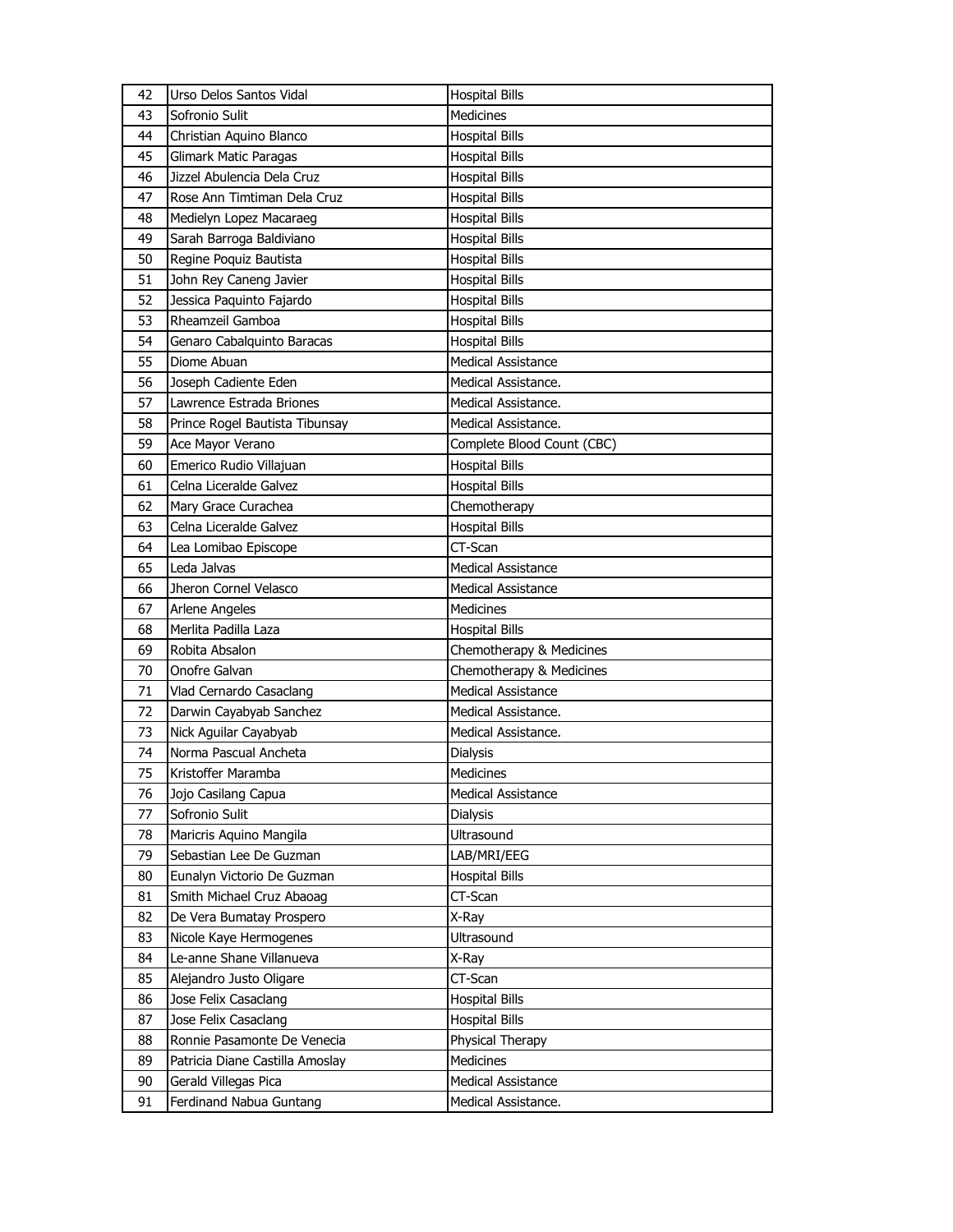| 42 | Urso Delos Santos Vidal | Hospital Bills |
|---|---|---|
| 43 | Sofronio Sulit | Medicines |
| 44 | Christian Aquino Blanco | Hospital Bills |
| 45 | Glimark Matic Paragas | Hospital Bills |
| 46 | Jizzel Abulencia Dela Cruz | Hospital Bills |
| 47 | Rose Ann Timtiman Dela Cruz | Hospital Bills |
| 48 | Medielyn Lopez Macaraeg | Hospital Bills |
| 49 | Sarah Barroga Baldiviano | Hospital Bills |
| 50 | Regine Poquiz Bautista | Hospital Bills |
| 51 | John Rey Caneng Javier | Hospital Bills |
| 52 | Jessica Paquinto Fajardo | Hospital Bills |
| 53 | Rheamzeil Gamboa | Hospital Bills |
| 54 | Genaro Cabalquinto Baracas | Hospital Bills |
| 55 | Diome Abuan | Medical Assistance |
| 56 | Joseph Cadiente Eden | Medical Assistance. |
| 57 | Lawrence Estrada Briones | Medical Assistance. |
| 58 | Prince Rogel Bautista Tibunsay | Medical Assistance. |
| 59 | Ace Mayor Verano | Complete Blood Count (CBC) |
| 60 | Emerico Rudio Villajuan | Hospital Bills |
| 61 | Celna Liceralde Galvez | Hospital Bills |
| 62 | Mary Grace Curachea | Chemotherapy |
| 63 | Celna Liceralde Galvez | Hospital Bills |
| 64 | Lea Lomibao Episcope | CT-Scan |
| 65 | Leda Jalvas | Medical Assistance |
| 66 | Jheron Cornel Velasco | Medical Assistance |
| 67 | Arlene Angeles | Medicines |
| 68 | Merlita Padilla Laza | Hospital Bills |
| 69 | Robita Absalon | Chemotherapy & Medicines |
| 70 | Onofre Galvan | Chemotherapy & Medicines |
| 71 | Vlad Cernardo Casaclang | Medical Assistance |
| 72 | Darwin Cayabyab Sanchez | Medical Assistance. |
| 73 | Nick Aguilar Cayabyab | Medical Assistance. |
| 74 | Norma Pascual Ancheta | Dialysis |
| 75 | Kristoffer Maramba | Medicines |
| 76 | Jojo Casilang Capua | Medical Assistance |
| 77 | Sofronio Sulit | Dialysis |
| 78 | Maricris Aquino Mangila | Ultrasound |
| 79 | Sebastian Lee De Guzman | LAB/MRI/EEG |
| 80 | Eunalyn Victorio De Guzman | Hospital Bills |
| 81 | Smith Michael Cruz Abaoag | CT-Scan |
| 82 | De Vera Bumatay Prospero | X-Ray |
| 83 | Nicole Kaye Hermogenes | Ultrasound |
| 84 | Le-anne Shane Villanueva | X-Ray |
| 85 | Alejandro Justo Oligare | CT-Scan |
| 86 | Jose Felix Casaclang | Hospital Bills |
| 87 | Jose Felix Casaclang | Hospital Bills |
| 88 | Ronnie Pasamonte De Venecia | Physical Therapy |
| 89 | Patricia Diane Castilla Amoslay | Medicines |
| 90 | Gerald Villegas Pica | Medical Assistance |
| 91 | Ferdinand Nabua Guntang | Medical Assistance. |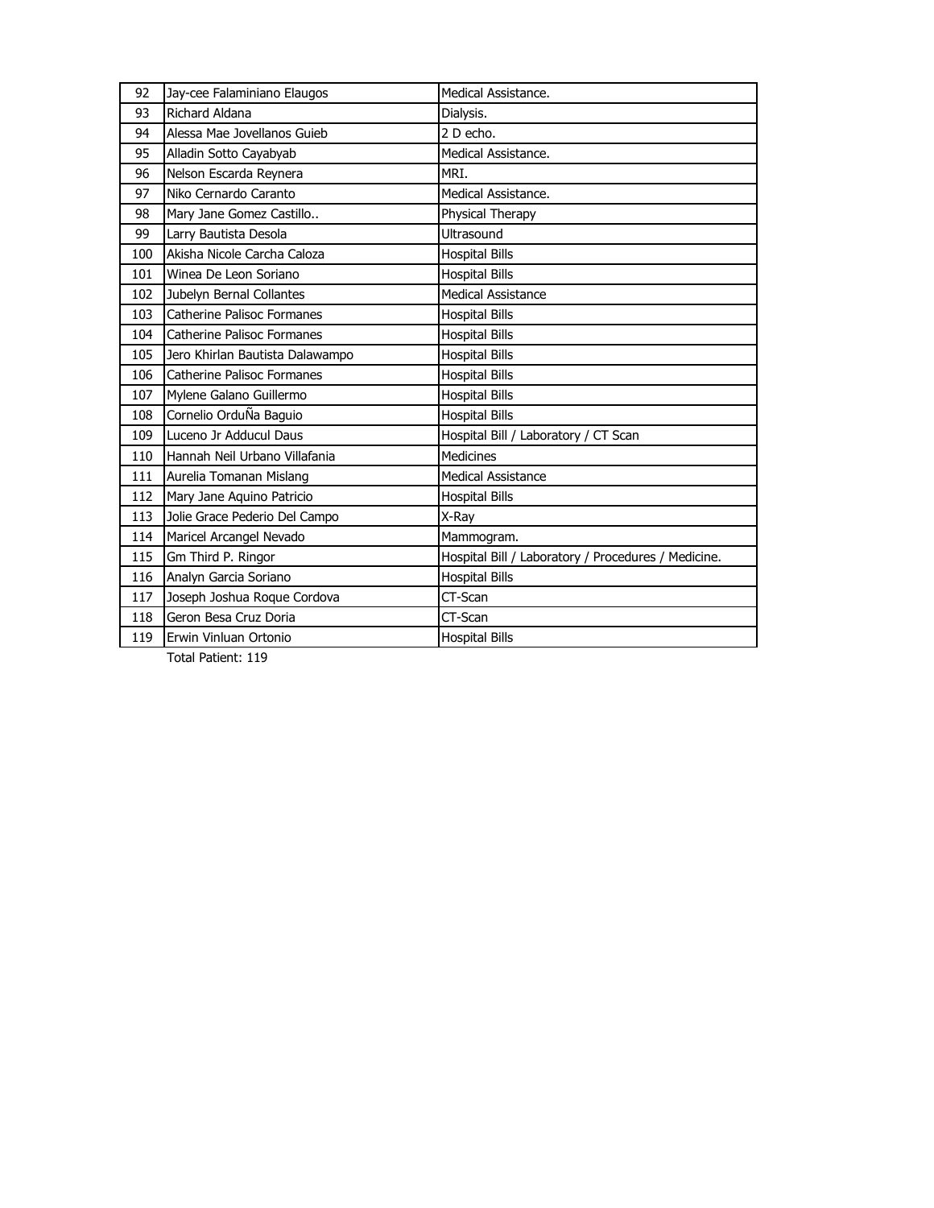| | | |
|---|---|---|
| 92 | Jay-cee Falaminiano Elaugos | Medical Assistance. |
| 93 | Richard Aldana | Dialysis. |
| 94 | Alessa Mae Jovellanos Guieb | 2 D echo. |
| 95 | Alladin Sotto Cayabyab | Medical Assistance. |
| 96 | Nelson Escarda Reynera | MRI. |
| 97 | Niko Cernardo Caranto | Medical Assistance. |
| 98 | Mary Jane Gomez Castillo.. | Physical Therapy |
| 99 | Larry Bautista Desola | Ultrasound |
| 100 | Akisha Nicole Carcha Caloza | Hospital Bills |
| 101 | Winea De Leon Soriano | Hospital Bills |
| 102 | Jubelyn Bernal Collantes | Medical Assistance |
| 103 | Catherine Palisoc Formanes | Hospital Bills |
| 104 | Catherine Palisoc Formanes | Hospital Bills |
| 105 | Jero Khirlan Bautista Dalawampo | Hospital Bills |
| 106 | Catherine Palisoc Formanes | Hospital Bills |
| 107 | Mylene Galano Guillermo | Hospital Bills |
| 108 | Cornelio OrduÑa Baguio | Hospital Bills |
| 109 | Luceno Jr Adducul Daus | Hospital Bill / Laboratory / CT Scan |
| 110 | Hannah Neil Urbano Villafania | Medicines |
| 111 | Aurelia Tomanan Mislang | Medical Assistance |
| 112 | Mary Jane Aquino Patricio | Hospital Bills |
| 113 | Jolie Grace Pederio Del Campo | X-Ray |
| 114 | Maricel Arcangel Nevado | Mammogram. |
| 115 | Gm Third P. Ringor | Hospital Bill / Laboratory / Procedures / Medicine. |
| 116 | Analyn Garcia Soriano | Hospital Bills |
| 117 | Joseph Joshua Roque Cordova | CT-Scan |
| 118 | Geron Besa Cruz Doria | CT-Scan |
| 119 | Erwin Vinluan Ortonio | Hospital Bills |

Total Patient: 119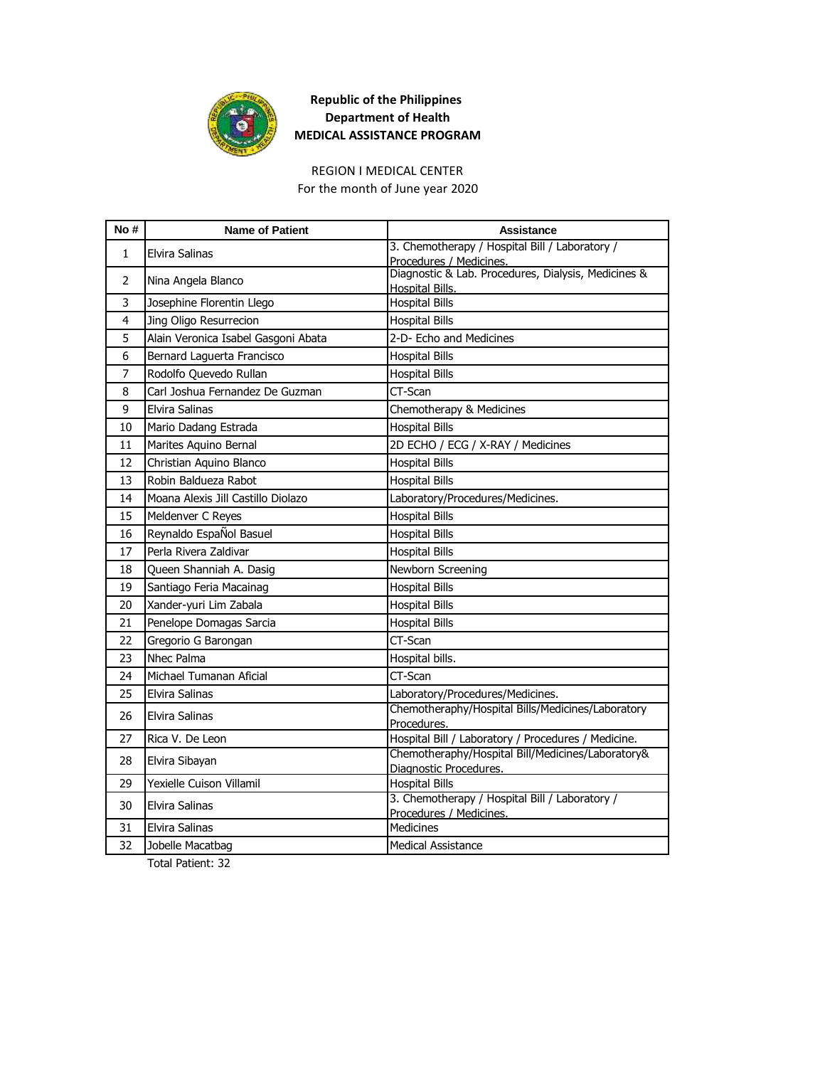**Republic of the Philippines**
**Department of Health**
**MEDICAL ASSISTANCE PROGRAM**

REGION I MEDICAL CENTER
For the month of June year 2020

| No # | Name of Patient | Assistance |
|---|---|---|
| 1 | Elvira Salinas | 3. Chemotherapy / Hospital Bill / Laboratory / Procedures / Medicines. |
| 2 | Nina Angela Blanco | Diagnostic & Lab. Procedures, Dialysis, Medicines & Hospital Bills. |
| 3 | Josephine Florentin Llego | Hospital Bills |
| 4 | Jing Oligo Resurrecion | Hospital Bills |
| 5 | Alain Veronica Isabel Gasgoni Abata | 2-D- Echo and Medicines |
| 6 | Bernard Laguerta Francisco | Hospital Bills |
| 7 | Rodolfo Quevedo Rullan | Hospital Bills |
| 8 | Carl Joshua Fernandez De Guzman | CT-Scan |
| 9 | Elvira Salinas | Chemotherapy & Medicines |
| 10 | Mario Dadang Estrada | Hospital Bills |
| 11 | Marites Aquino Bernal | 2D ECHO / ECG / X-RAY / Medicines |
| 12 | Christian Aquino Blanco | Hospital Bills |
| 13 | Robin Baldueza Rabot | Hospital Bills |
| 14 | Moana Alexis Jill Castillo Diolazo | Laboratory/Procedures/Medicines. |
| 15 | Meldenver C Reyes | Hospital Bills |
| 16 | Reynaldo EspaÑol Basuel | Hospital Bills |
| 17 | Perla Rivera Zaldivar | Hospital Bills |
| 18 | Queen Shanniah A. Dasig | Newborn Screening |
| 19 | Santiago Feria Macainag | Hospital Bills |
| 20 | Xander-yuri Lim Zabala | Hospital Bills |
| 21 | Penelope Domagas Sarcia | Hospital Bills |
| 22 | Gregorio G Barongan | CT-Scan |
| 23 | Nhec Palma | Hospital bills. |
| 24 | Michael Tumanan Aficial | CT-Scan |
| 25 | Elvira Salinas | Laboratory/Procedures/Medicines. |
| 26 | Elvira Salinas | Chemotheraphy/Hospital Bills/Medicines/Laboratory Procedures. |
| 27 | Rica V. De Leon | Hospital Bill / Laboratory / Procedures / Medicine. |
| 28 | Elvira Sibayan | Chemotheraphy/Hospital Bill/Medicines/Laboratory& Diagnostic Procedures. |
| 29 | Yexielle Cuison Villamil | Hospital Bills |
| 30 | Elvira Salinas | 3. Chemotherapy / Hospital Bill / Laboratory / Procedures / Medicines. |
| 31 | Elvira Salinas | Medicines |
| 32 | Jobelle Macatbag | Medical Assistance |

Total Patient: 32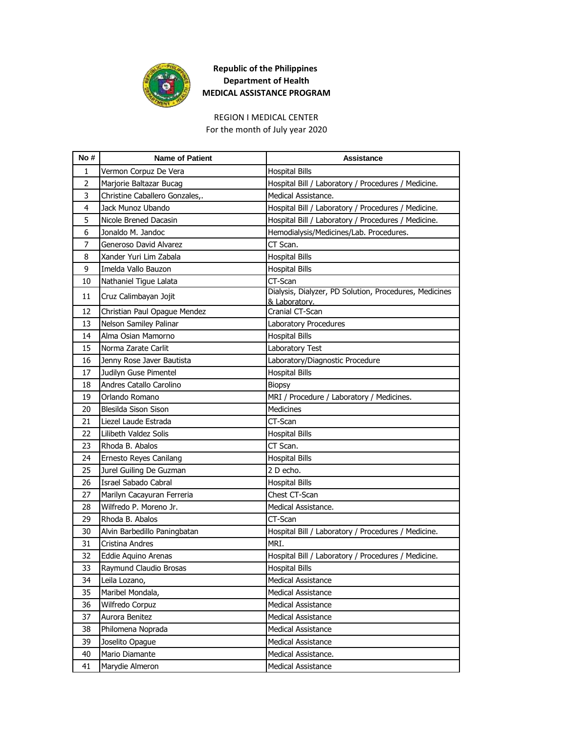**Republic of the Philippines**
**Department of Health**
**MEDICAL ASSISTANCE PROGRAM**

REGION I MEDICAL CENTER
For the month of July year 2020

| No # | Name of Patient | Assistance |
|---|---|---|
| 1 | Vermon Corpuz De Vera | Hospital Bills |
| 2 | Marjorie Baltazar Bucag | Hospital Bill / Laboratory / Procedures / Medicine. |
| 3 | Christine Caballero Gonzales,. | Medical Assistance. |
| 4 | Jack Munoz Ubando | Hospital Bill / Laboratory / Procedures / Medicine. |
| 5 | Nicole Brened Dacasin | Hospital Bill / Laboratory / Procedures / Medicine. |
| 6 | Jonaldo M. Jandoc | Hemodialysis/Medicines/Lab. Procedures. |
| 7 | Generoso David Alvarez | CT Scan. |
| 8 | Xander Yuri Lim Zabala | Hospital Bills |
| 9 | Imelda Vallo Bauzon | Hospital Bills |
| 10 | Nathaniel Tigue Lalata | CT-Scan |
| 11 | Cruz Calimbayan Jojit | Dialysis, Dialyzer, PD Solution, Procedures, Medicines & Laboratory. |
| 12 | Christian Paul Opague Mendez | Cranial CT-Scan |
| 13 | Nelson Samiley Palinar | Laboratory Procedures |
| 14 | Alma Osian Mamorno | Hospital Bills |
| 15 | Norma Zarate Carlit | Laboratory Test |
| 16 | Jenny Rose Javer Bautista | Laboratory/Diagnostic Procedure |
| 17 | Judilyn Guse Pimentel | Hospital Bills |
| 18 | Andres Catallo Carolino | Biopsy |
| 19 | Orlando Romano | MRI / Procedure / Laboratory / Medicines. |
| 20 | Blesilda Sison Sison | Medicines |
| 21 | Liezel Laude Estrada | CT-Scan |
| 22 | Lilibeth Valdez Solis | Hospital Bills |
| 23 | Rhoda B. Abalos | CT Scan. |
| 24 | Ernesto Reyes Canilang | Hospital Bills |
| 25 | Jurel Guiling De Guzman | 2 D echo. |
| 26 | Israel Sabado Cabral | Hospital Bills |
| 27 | Marilyn Cacayuran Ferreria | Chest CT-Scan |
| 28 | Wilfredo P. Moreno Jr. | Medical Assistance. |
| 29 | Rhoda B. Abalos | CT-Scan |
| 30 | Alvin Barbedillo Paningbatan | Hospital Bill / Laboratory / Procedures / Medicine. |
| 31 | Cristina Andres | MRI. |
| 32 | Eddie Aquino Arenas | Hospital Bill / Laboratory / Procedures / Medicine. |
| 33 | Raymund Claudio Brosas | Hospital Bills |
| 34 | Leila Lozano, | Medical Assistance |
| 35 | Maribel Mondala, | Medical Assistance |
| 36 | Wilfredo Corpuz | Medical Assistance |
| 37 | Aurora Benitez | Medical Assistance |
| 38 | Philomena Noprada | Medical Assistance |
| 39 | Joselito Opague | Medical Assistance |
| 40 | Mario Diamante | Medical Assistance. |
| 41 | Marydie Almeron | Medical Assistance |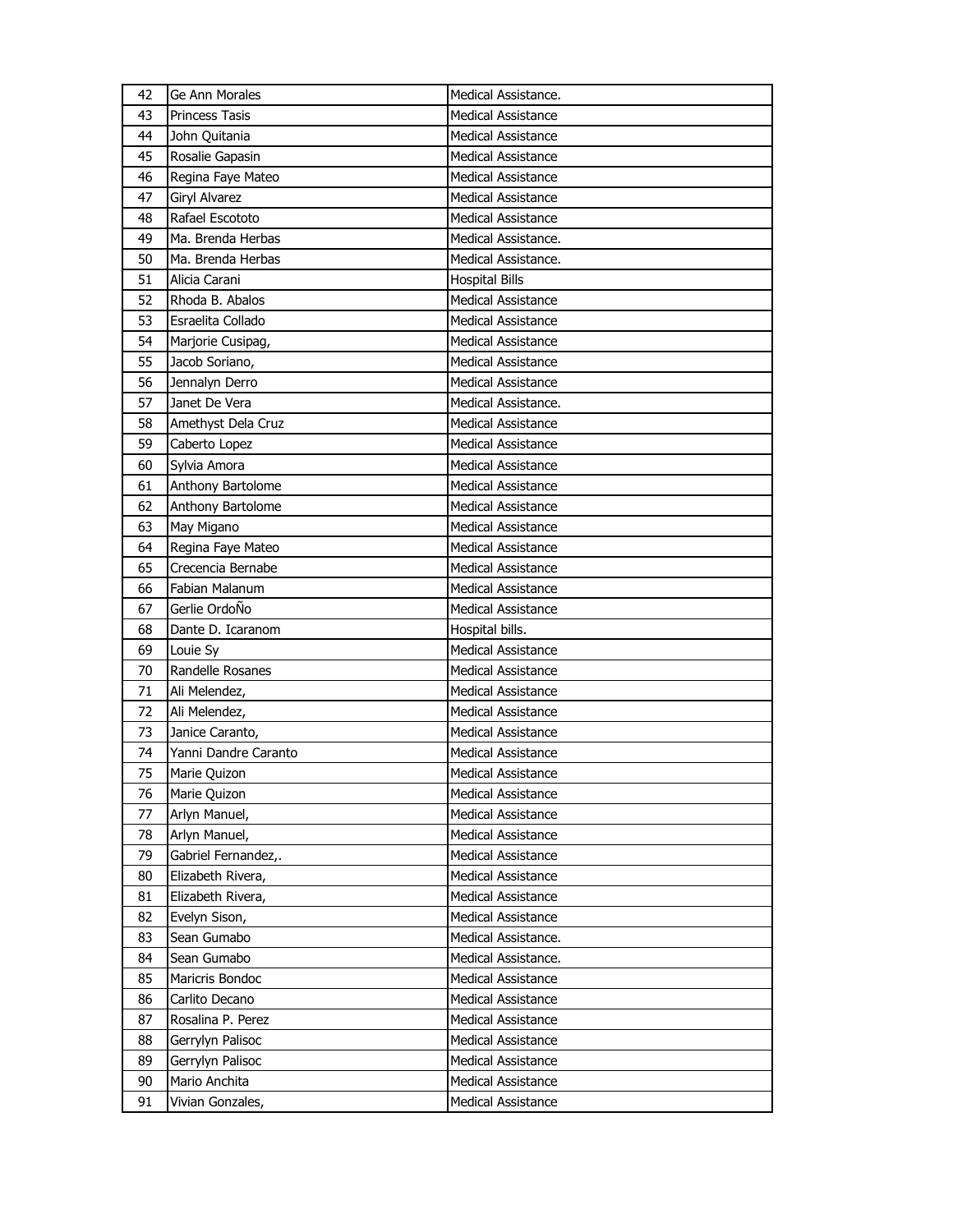| 42 | Ge Ann Morales | Medical Assistance. |
|---|---|---|
| 43 | Princess Tasis | Medical Assistance |
| 44 | John Quitania | Medical Assistance |
| 45 | Rosalie Gapasin | Medical Assistance |
| 46 | Regina Faye Mateo | Medical Assistance |
| 47 | Giryl Alvarez | Medical Assistance |
| 48 | Rafael Escototo | Medical Assistance |
| 49 | Ma. Brenda Herbas | Medical Assistance. |
| 50 | Ma. Brenda Herbas | Medical Assistance. |
| 51 | Alicia Carani | Hospital Bills |
| 52 | Rhoda B. Abalos | Medical Assistance |
| 53 | Esraelita Collado | Medical Assistance |
| 54 | Marjorie Cusipag, | Medical Assistance |
| 55 | Jacob Soriano, | Medical Assistance |
| 56 | Jennalyn Derro | Medical Assistance |
| 57 | Janet De Vera | Medical Assistance. |
| 58 | Amethyst Dela Cruz | Medical Assistance |
| 59 | Caberto Lopez | Medical Assistance |
| 60 | Sylvia Amora | Medical Assistance |
| 61 | Anthony Bartolome | Medical Assistance |
| 62 | Anthony Bartolome | Medical Assistance |
| 63 | May Migano | Medical Assistance |
| 64 | Regina Faye Mateo | Medical Assistance |
| 65 | Crecencia Bernabe | Medical Assistance |
| 66 | Fabian Malanum | Medical Assistance |
| 67 | Gerlie OrdoÑo | Medical Assistance |
| 68 | Dante D. Icaranom | Hospital bills. |
| 69 | Louie Sy | Medical Assistance |
| 70 | Randelle Rosanes | Medical Assistance |
| 71 | Ali Melendez, | Medical Assistance |
| 72 | Ali Melendez, | Medical Assistance |
| 73 | Janice Caranto, | Medical Assistance |
| 74 | Yanni Dandre Caranto | Medical Assistance |
| 75 | Marie Quizon | Medical Assistance |
| 76 | Marie Quizon | Medical Assistance |
| 77 | Arlyn Manuel, | Medical Assistance |
| 78 | Arlyn Manuel, | Medical Assistance |
| 79 | Gabriel Fernandez,. | Medical Assistance |
| 80 | Elizabeth Rivera, | Medical Assistance |
| 81 | Elizabeth Rivera, | Medical Assistance |
| 82 | Evelyn Sison, | Medical Assistance |
| 83 | Sean Gumabo | Medical Assistance. |
| 84 | Sean Gumabo | Medical Assistance. |
| 85 | Maricris Bondoc | Medical Assistance |
| 86 | Carlito Decano | Medical Assistance |
| 87 | Rosalina P. Perez | Medical Assistance |
| 88 | Gerrylyn Palisoc | Medical Assistance |
| 89 | Gerrylyn Palisoc | Medical Assistance |
| 90 | Mario Anchita | Medical Assistance |
| 91 | Vivian Gonzales, | Medical Assistance |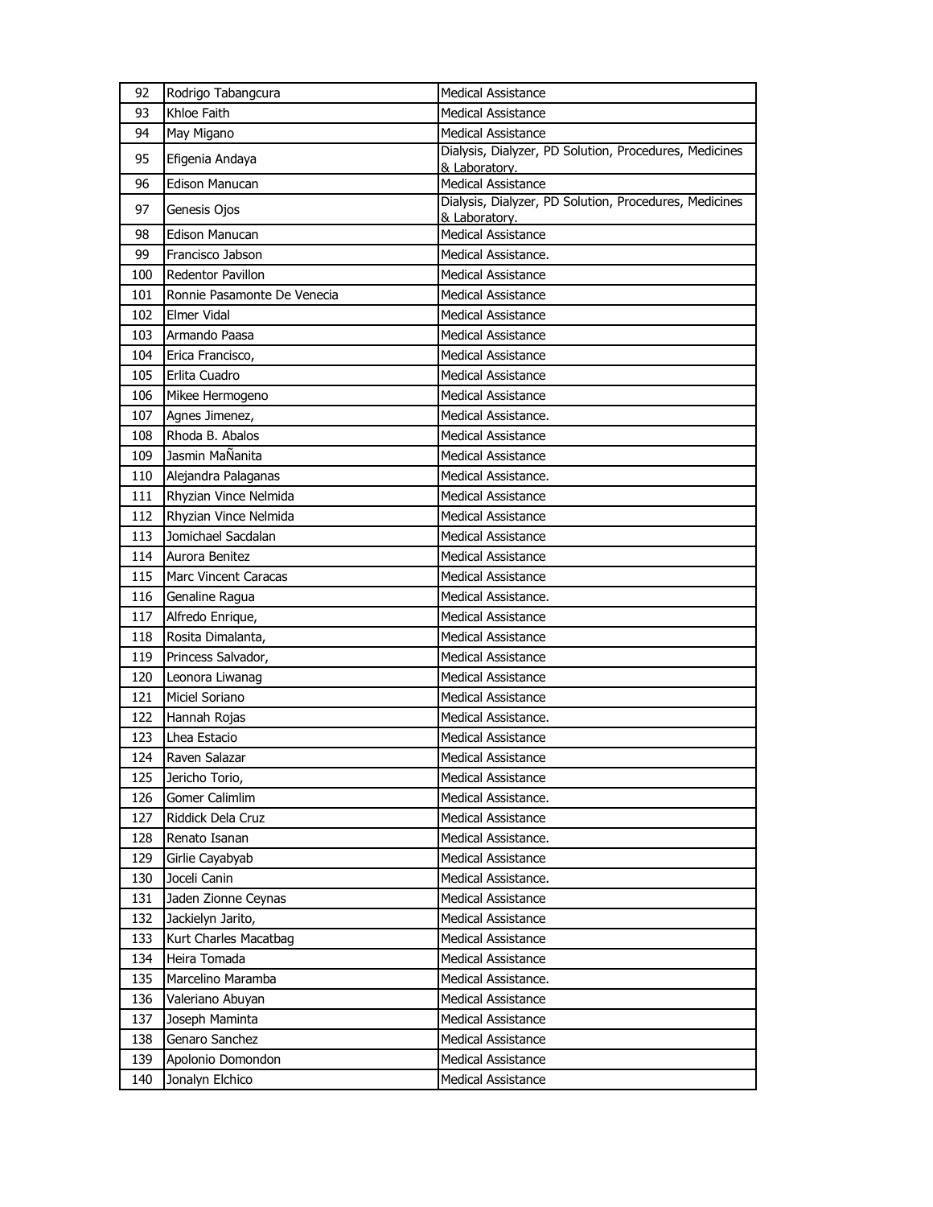| 92 | Rodrigo Tabangcura | Medical Assistance |
|---|---|---|
| 93 | Khloe Faith | Medical Assistance |
| 94 | May Migano | Medical Assistance |
| 95 | Efigenia Andaya | Dialysis, Dialyzer, PD Solution, Procedures, Medicines & Laboratory. |
| 96 | Edison Manucan | Medical Assistance |
| 97 | Genesis Ojos | Dialysis, Dialyzer, PD Solution, Procedures, Medicines & Laboratory. |
| 98 | Edison Manucan | Medical Assistance |
| 99 | Francisco Jabson | Medical Assistance. |
| 100 | Redentor Pavillon | Medical Assistance |
| 101 | Ronnie Pasamonte De Venecia | Medical Assistance |
| 102 | Elmer Vidal | Medical Assistance |
| 103 | Armando Paasa | Medical Assistance |
| 104 | Erica Francisco, | Medical Assistance |
| 105 | Erlita Cuadro | Medical Assistance |
| 106 | Mikee Hermogeno | Medical Assistance |
| 107 | Agnes Jimenez, | Medical Assistance. |
| 108 | Rhoda B. Abalos | Medical Assistance |
| 109 | Jasmin MaÑanita | Medical Assistance |
| 110 | Alejandra Palaganas | Medical Assistance. |
| 111 | Rhyzian Vince Nelmida | Medical Assistance |
| 112 | Rhyzian Vince Nelmida | Medical Assistance |
| 113 | Jomichael Sacdalan | Medical Assistance |
| 114 | Aurora Benitez | Medical Assistance |
| 115 | Marc Vincent Caracas | Medical Assistance |
| 116 | Genaline Ragua | Medical Assistance. |
| 117 | Alfredo Enrique, | Medical Assistance |
| 118 | Rosita Dimalanta, | Medical Assistance |
| 119 | Princess Salvador, | Medical Assistance |
| 120 | Leonora Liwanag | Medical Assistance |
| 121 | Miciel Soriano | Medical Assistance |
| 122 | Hannah Rojas | Medical Assistance. |
| 123 | Lhea Estacio | Medical Assistance |
| 124 | Raven Salazar | Medical Assistance |
| 125 | Jericho Torio, | Medical Assistance |
| 126 | Gomer Calimlim | Medical Assistance. |
| 127 | Riddick Dela Cruz | Medical Assistance |
| 128 | Renato Isanan | Medical Assistance. |
| 129 | Girlie Cayabyab | Medical Assistance |
| 130 | Joceli Canin | Medical Assistance. |
| 131 | Jaden Zionne Ceynas | Medical Assistance |
| 132 | Jackielyn Jarito, | Medical Assistance |
| 133 | Kurt Charles Macatbag | Medical Assistance |
| 134 | Heira Tomada | Medical Assistance |
| 135 | Marcelino Maramba | Medical Assistance. |
| 136 | Valeriano Abuyan | Medical Assistance |
| 137 | Joseph Maminta | Medical Assistance |
| 138 | Genaro Sanchez | Medical Assistance |
| 139 | Apolonio Domondon | Medical Assistance |
| 140 | Jonalyn Elchico | Medical Assistance |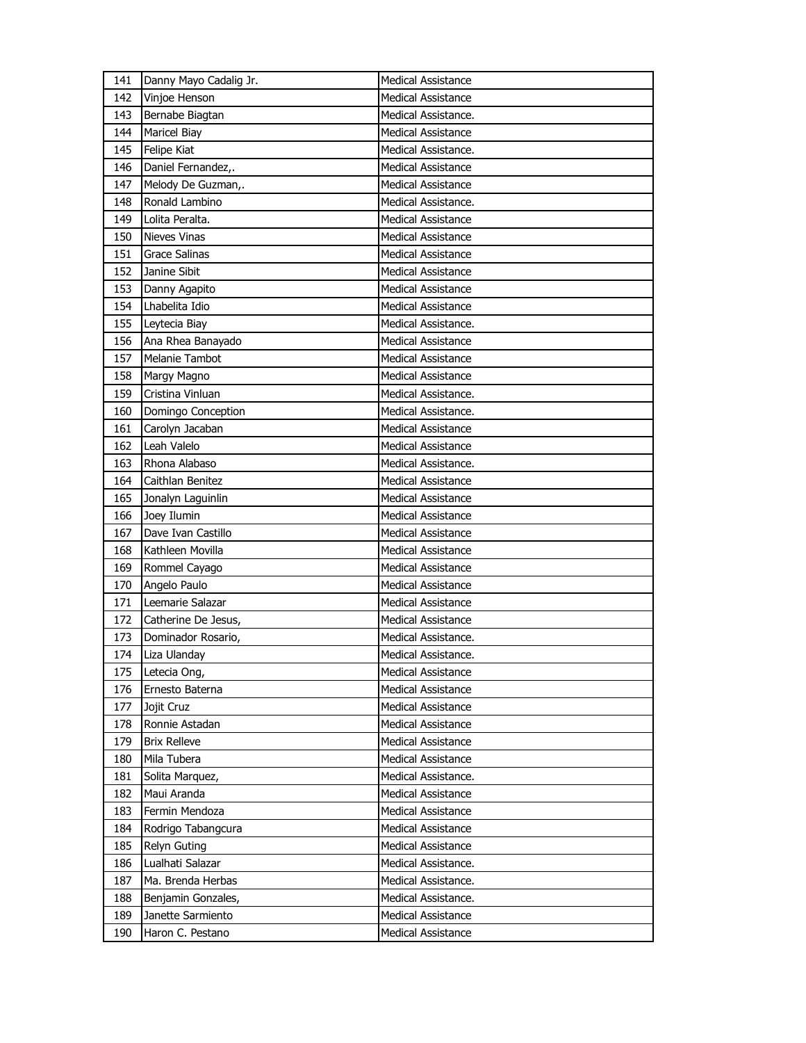| 141 | Danny Mayo Cadalig Jr. | Medical Assistance |
|---|---|---|
| 142 | Vinjoe Henson | Medical Assistance |
| 143 | Bernabe Biagtan | Medical Assistance. |
| 144 | Maricel Biay | Medical Assistance |
| 145 | Felipe Kiat | Medical Assistance. |
| 146 | Daniel Fernandez,. | Medical Assistance |
| 147 | Melody De Guzman,. | Medical Assistance |
| 148 | Ronald Lambino | Medical Assistance. |
| 149 | Lolita Peralta. | Medical Assistance |
| 150 | Nieves Vinas | Medical Assistance |
| 151 | Grace Salinas | Medical Assistance |
| 152 | Janine Sibit | Medical Assistance |
| 153 | Danny Agapito | Medical Assistance |
| 154 | Lhabelita Idio | Medical Assistance |
| 155 | Leytecia Biay | Medical Assistance. |
| 156 | Ana Rhea Banayado | Medical Assistance |
| 157 | Melanie Tambot | Medical Assistance |
| 158 | Margy Magno | Medical Assistance |
| 159 | Cristina Vinluan | Medical Assistance. |
| 160 | Domingo Conception | Medical Assistance. |
| 161 | Carolyn Jacaban | Medical Assistance |
| 162 | Leah Valelo | Medical Assistance |
| 163 | Rhona Alabaso | Medical Assistance. |
| 164 | Caithlan Benitez | Medical Assistance |
| 165 | Jonalyn Laguinlin | Medical Assistance |
| 166 | Joey Ilumin | Medical Assistance |
| 167 | Dave Ivan Castillo | Medical Assistance |
| 168 | Kathleen Movilla | Medical Assistance |
| 169 | Rommel Cayago | Medical Assistance |
| 170 | Angelo Paulo | Medical Assistance |
| 171 | Leemarie Salazar | Medical Assistance |
| 172 | Catherine De Jesus, | Medical Assistance |
| 173 | Dominador Rosario, | Medical Assistance. |
| 174 | Liza Ulanday | Medical Assistance. |
| 175 | Letecia Ong, | Medical Assistance |
| 176 | Ernesto Baterna | Medical Assistance |
| 177 | Jojit Cruz | Medical Assistance |
| 178 | Ronnie Astadan | Medical Assistance |
| 179 | Brix Relleve | Medical Assistance |
| 180 | Mila Tubera | Medical Assistance |
| 181 | Solita Marquez, | Medical Assistance. |
| 182 | Maui Aranda | Medical Assistance |
| 183 | Fermin Mendoza | Medical Assistance |
| 184 | Rodrigo Tabangcura | Medical Assistance |
| 185 | Relyn Guting | Medical Assistance |
| 186 | Lualhati Salazar | Medical Assistance. |
| 187 | Ma. Brenda Herbas | Medical Assistance. |
| 188 | Benjamin Gonzales, | Medical Assistance. |
| 189 | Janette Sarmiento | Medical Assistance |
| 190 | Haron C. Pestano | Medical Assistance |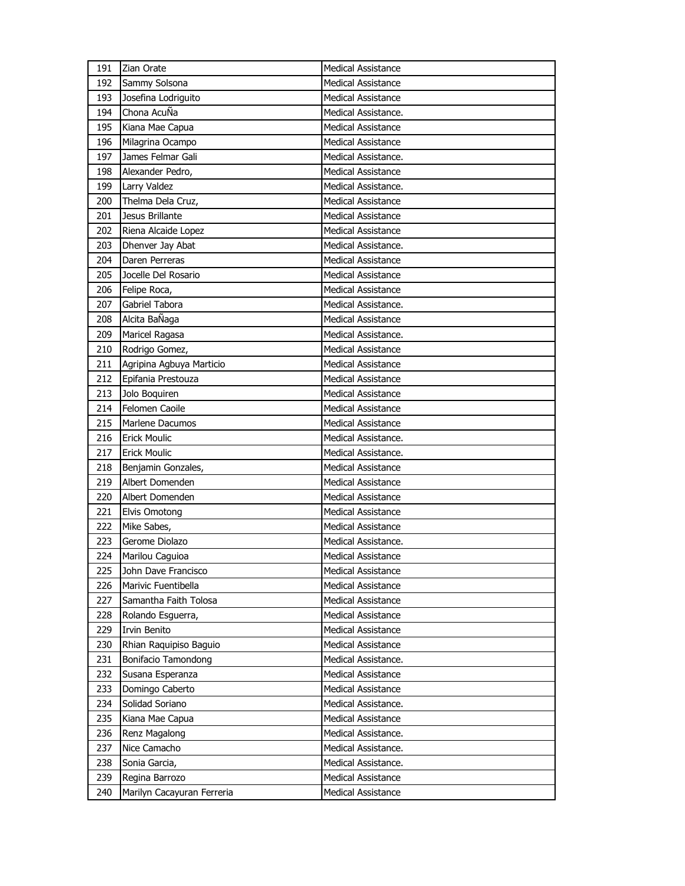| 191 | Zian Orate | Medical Assistance |
|---|---|---|
| 192 | Sammy Solsona | Medical Assistance |
| 193 | Josefina Lodriguito | Medical Assistance |
| 194 | Chona AcuÑa | Medical Assistance. |
| 195 | Kiana Mae Capua | Medical Assistance |
| 196 | Milagrina Ocampo | Medical Assistance |
| 197 | James Felmar Gali | Medical Assistance. |
| 198 | Alexander Pedro, | Medical Assistance |
| 199 | Larry Valdez | Medical Assistance. |
| 200 | Thelma Dela Cruz, | Medical Assistance |
| 201 | Jesus Brillante | Medical Assistance |
| 202 | Riena Alcaide Lopez | Medical Assistance |
| 203 | Dhenver Jay Abat | Medical Assistance. |
| 204 | Daren Perreras | Medical Assistance |
| 205 | Jocelle Del Rosario | Medical Assistance |
| 206 | Felipe Roca, | Medical Assistance |
| 207 | Gabriel Tabora | Medical Assistance. |
| 208 | Alcita BaÑaga | Medical Assistance |
| 209 | Maricel Ragasa | Medical Assistance. |
| 210 | Rodrigo Gomez, | Medical Assistance |
| 211 | Agripina Agbuya Marticio | Medical Assistance |
| 212 | Epifania Prestouza | Medical Assistance |
| 213 | Jolo Boquiren | Medical Assistance |
| 214 | Felomen Caoile | Medical Assistance |
| 215 | Marlene Dacumos | Medical Assistance |
| 216 | Erick Moulic | Medical Assistance. |
| 217 | Erick Moulic | Medical Assistance. |
| 218 | Benjamin Gonzales, | Medical Assistance |
| 219 | Albert Domenden | Medical Assistance |
| 220 | Albert Domenden | Medical Assistance |
| 221 | Elvis Omotong | Medical Assistance |
| 222 | Mike Sabes, | Medical Assistance |
| 223 | Gerome Diolazo | Medical Assistance. |
| 224 | Marilou Caguioa | Medical Assistance |
| 225 | John Dave Francisco | Medical Assistance |
| 226 | Marivic Fuentibella | Medical Assistance |
| 227 | Samantha Faith Tolosa | Medical Assistance |
| 228 | Rolando Esguerra, | Medical Assistance |
| 229 | Irvin Benito | Medical Assistance |
| 230 | Rhian Raquipiso Baguio | Medical Assistance |
| 231 | Bonifacio Tamondong | Medical Assistance. |
| 232 | Susana Esperanza | Medical Assistance |
| 233 | Domingo Caberto | Medical Assistance |
| 234 | Solidad Soriano | Medical Assistance. |
| 235 | Kiana Mae Capua | Medical Assistance |
| 236 | Renz Magalong | Medical Assistance. |
| 237 | Nice Camacho | Medical Assistance. |
| 238 | Sonia Garcia, | Medical Assistance. |
| 239 | Regina Barrozo | Medical Assistance |
| 240 | Marilyn Cacayuran Ferreria | Medical Assistance |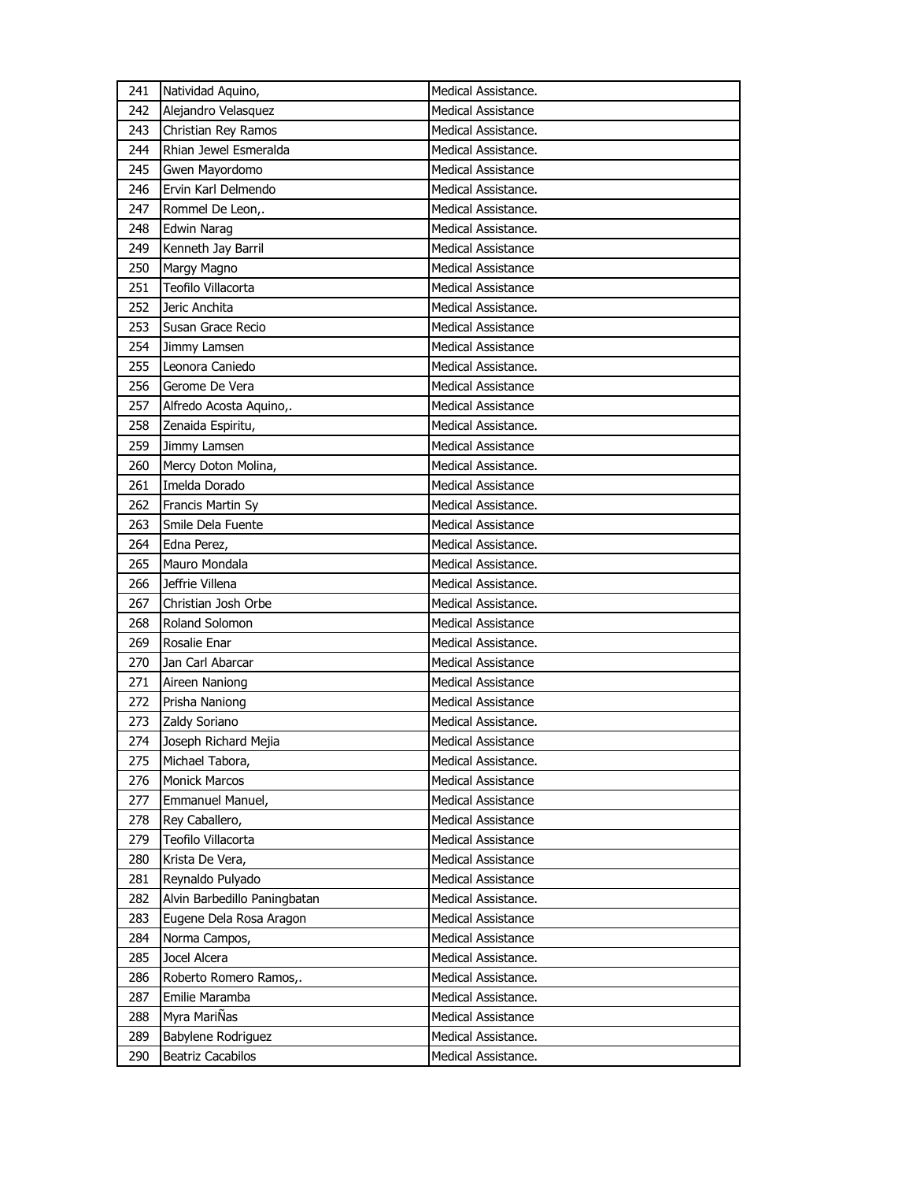| 241 | Natividad Aquino, | Medical Assistance. |
|---|---|---|
| 242 | Alejandro Velasquez | Medical Assistance |
| 243 | Christian Rey Ramos | Medical Assistance. |
| 244 | Rhian Jewel Esmeralda | Medical Assistance. |
| 245 | Gwen Mayordomo | Medical Assistance |
| 246 | Ervin Karl Delmendo | Medical Assistance. |
| 247 | Rommel De Leon,. | Medical Assistance. |
| 248 | Edwin Narag | Medical Assistance. |
| 249 | Kenneth Jay Barril | Medical Assistance |
| 250 | Margy Magno | Medical Assistance |
| 251 | Teofilo Villacorta | Medical Assistance |
| 252 | Jeric Anchita | Medical Assistance. |
| 253 | Susan Grace Recio | Medical Assistance |
| 254 | Jimmy Lamsen | Medical Assistance |
| 255 | Leonora Caniedo | Medical Assistance. |
| 256 | Gerome De Vera | Medical Assistance |
| 257 | Alfredo Acosta Aquino,. | Medical Assistance |
| 258 | Zenaida Espiritu, | Medical Assistance. |
| 259 | Jimmy Lamsen | Medical Assistance |
| 260 | Mercy Doton Molina, | Medical Assistance. |
| 261 | Imelda Dorado | Medical Assistance |
| 262 | Francis Martin Sy | Medical Assistance. |
| 263 | Smile Dela Fuente | Medical Assistance |
| 264 | Edna Perez, | Medical Assistance. |
| 265 | Mauro Mondala | Medical Assistance. |
| 266 | Jeffrie Villena | Medical Assistance. |
| 267 | Christian Josh Orbe | Medical Assistance. |
| 268 | Roland Solomon | Medical Assistance |
| 269 | Rosalie Enar | Medical Assistance. |
| 270 | Jan Carl Abarcar | Medical Assistance |
| 271 | Aireen Naniong | Medical Assistance |
| 272 | Prisha Naniong | Medical Assistance |
| 273 | Zaldy Soriano | Medical Assistance. |
| 274 | Joseph Richard Mejia | Medical Assistance |
| 275 | Michael Tabora, | Medical Assistance. |
| 276 | Monick Marcos | Medical Assistance |
| 277 | Emmanuel Manuel, | Medical Assistance |
| 278 | Rey Caballero, | Medical Assistance |
| 279 | Teofilo Villacorta | Medical Assistance |
| 280 | Krista De Vera, | Medical Assistance |
| 281 | Reynaldo Pulyado | Medical Assistance |
| 282 | Alvin Barbedillo Paningbatan | Medical Assistance. |
| 283 | Eugene Dela Rosa Aragon | Medical Assistance |
| 284 | Norma Campos, | Medical Assistance |
| 285 | Jocel Alcera | Medical Assistance. |
| 286 | Roberto Romero Ramos,. | Medical Assistance. |
| 287 | Emilie Maramba | Medical Assistance. |
| 288 | Myra MariÑas | Medical Assistance |
| 289 | Babylene Rodriguez | Medical Assistance. |
| 290 | Beatriz Cacabilos | Medical Assistance. |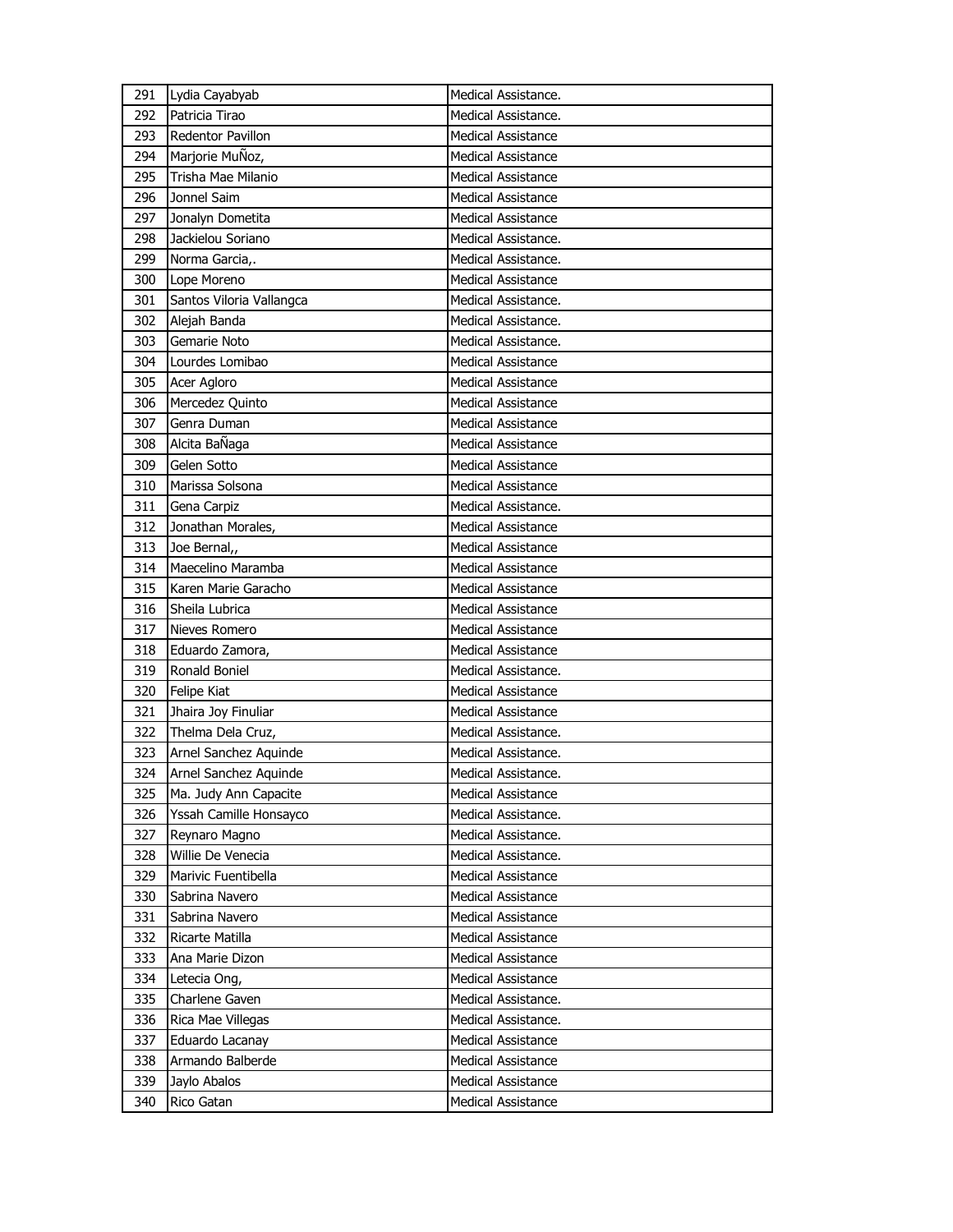| | | |
|---|---|---|
| 291 | Lydia Cayabyab | Medical Assistance. |
| 292 | Patricia Tirao | Medical Assistance. |
| 293 | Redentor Pavillon | Medical Assistance |
| 294 | Marjorie MuÑoz, | Medical Assistance |
| 295 | Trisha Mae Milanio | Medical Assistance |
| 296 | Jonnel Saim | Medical Assistance |
| 297 | Jonalyn Dometita | Medical Assistance |
| 298 | Jackielou Soriano | Medical Assistance. |
| 299 | Norma Garcia,. | Medical Assistance. |
| 300 | Lope Moreno | Medical Assistance |
| 301 | Santos Viloria Vallangca | Medical Assistance. |
| 302 | Alejah Banda | Medical Assistance. |
| 303 | Gemarie Noto | Medical Assistance. |
| 304 | Lourdes Lomibao | Medical Assistance |
| 305 | Acer Agloro | Medical Assistance |
| 306 | Mercedez Quinto | Medical Assistance |
| 307 | Genra Duman | Medical Assistance |
| 308 | Alcita BaÑaga | Medical Assistance |
| 309 | Gelen Sotto | Medical Assistance |
| 310 | Marissa Solsona | Medical Assistance |
| 311 | Gena Carpiz | Medical Assistance. |
| 312 | Jonathan Morales, | Medical Assistance |
| 313 | Joe Bernal,, | Medical Assistance |
| 314 | Maecelino Maramba | Medical Assistance |
| 315 | Karen Marie Garacho | Medical Assistance |
| 316 | Sheila Lubrica | Medical Assistance |
| 317 | Nieves Romero | Medical Assistance |
| 318 | Eduardo Zamora, | Medical Assistance |
| 319 | Ronald Boniel | Medical Assistance. |
| 320 | Felipe Kiat | Medical Assistance |
| 321 | Jhaira Joy Finuliar | Medical Assistance |
| 322 | Thelma Dela Cruz, | Medical Assistance. |
| 323 | Arnel Sanchez Aquinde | Medical Assistance. |
| 324 | Arnel Sanchez Aquinde | Medical Assistance. |
| 325 | Ma. Judy Ann Capacite | Medical Assistance |
| 326 | Yssah Camille Honsayco | Medical Assistance. |
| 327 | Reynaro Magno | Medical Assistance. |
| 328 | Willie De Venecia | Medical Assistance. |
| 329 | Marivic Fuentibella | Medical Assistance |
| 330 | Sabrina Navero | Medical Assistance |
| 331 | Sabrina Navero | Medical Assistance |
| 332 | Ricarte Matilla | Medical Assistance |
| 333 | Ana Marie Dizon | Medical Assistance |
| 334 | Letecia Ong, | Medical Assistance |
| 335 | Charlene Gaven | Medical Assistance. |
| 336 | Rica Mae Villegas | Medical Assistance. |
| 337 | Eduardo Lacanay | Medical Assistance |
| 338 | Armando Balberde | Medical Assistance |
| 339 | Jaylo Abalos | Medical Assistance |
| 340 | Rico Gatan | Medical Assistance |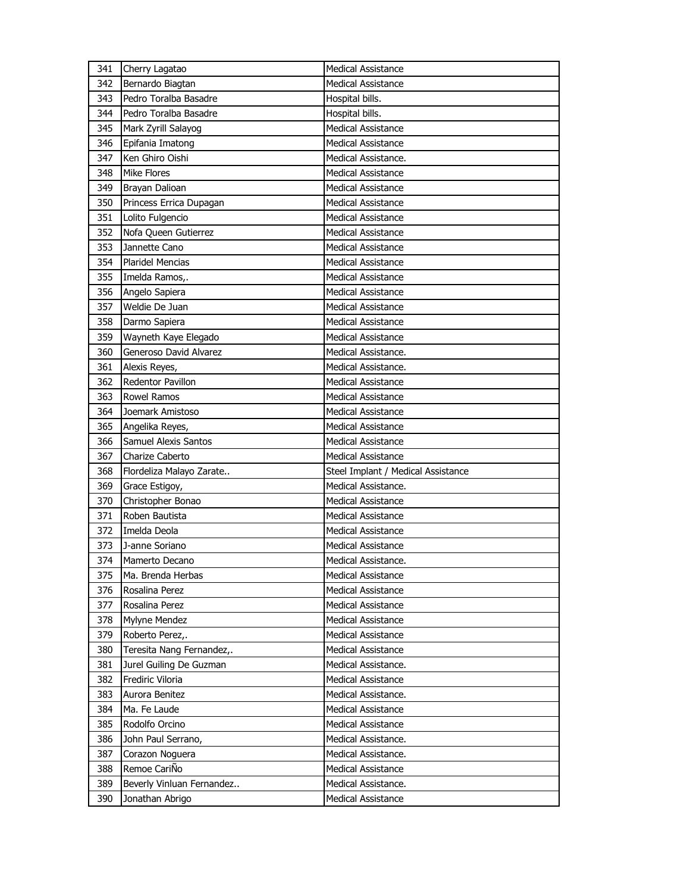| 341 | Cherry Lagatao | Medical Assistance |
|---|---|---|
| 342 | Bernardo Biagtan | Medical Assistance |
| 343 | Pedro Toralba Basadre | Hospital bills. |
| 344 | Pedro Toralba Basadre | Hospital bills. |
| 345 | Mark Zyrill Salayog | Medical Assistance |
| 346 | Epifania Imatong | Medical Assistance |
| 347 | Ken Ghiro Oishi | Medical Assistance. |
| 348 | Mike Flores | Medical Assistance |
| 349 | Brayan Dalioan | Medical Assistance |
| 350 | Princess Errica Dupagan | Medical Assistance |
| 351 | Lolito Fulgencio | Medical Assistance |
| 352 | Nofa Queen Gutierrez | Medical Assistance |
| 353 | Jannette Cano | Medical Assistance |
| 354 | Plaridel Mencias | Medical Assistance |
| 355 | Imelda Ramos,. | Medical Assistance |
| 356 | Angelo Sapiera | Medical Assistance |
| 357 | Weldie De Juan | Medical Assistance |
| 358 | Darmo Sapiera | Medical Assistance |
| 359 | Wayneth Kaye Elegado | Medical Assistance |
| 360 | Generoso David Alvarez | Medical Assistance. |
| 361 | Alexis Reyes, | Medical Assistance. |
| 362 | Redentor Pavillon | Medical Assistance |
| 363 | Rowel Ramos | Medical Assistance |
| 364 | Joemark Amistoso | Medical Assistance |
| 365 | Angelika Reyes, | Medical Assistance |
| 366 | Samuel Alexis Santos | Medical Assistance |
| 367 | Charize Caberto | Medical Assistance |
| 368 | Flordeliza Malayo Zarate.. | Steel Implant / Medical Assistance |
| 369 | Grace Estigoy, | Medical Assistance. |
| 370 | Christopher Bonao | Medical Assistance |
| 371 | Roben Bautista | Medical Assistance |
| 372 | Imelda Deola | Medical Assistance |
| 373 | J-anne Soriano | Medical Assistance |
| 374 | Mamerto Decano | Medical Assistance. |
| 375 | Ma. Brenda Herbas | Medical Assistance |
| 376 | Rosalina Perez | Medical Assistance |
| 377 | Rosalina Perez | Medical Assistance |
| 378 | Mylyne Mendez | Medical Assistance |
| 379 | Roberto Perez,. | Medical Assistance |
| 380 | Teresita Nang Fernandez,. | Medical Assistance |
| 381 | Jurel Guiling De Guzman | Medical Assistance. |
| 382 | Frediric Viloria | Medical Assistance |
| 383 | Aurora Benitez | Medical Assistance. |
| 384 | Ma. Fe Laude | Medical Assistance |
| 385 | Rodolfo Orcino | Medical Assistance |
| 386 | John Paul Serrano, | Medical Assistance. |
| 387 | Corazon Noguera | Medical Assistance. |
| 388 | Remoe CariÑo | Medical Assistance |
| 389 | Beverly Vinluan Fernandez.. | Medical Assistance. |
| 390 | Jonathan Abrigo | Medical Assistance |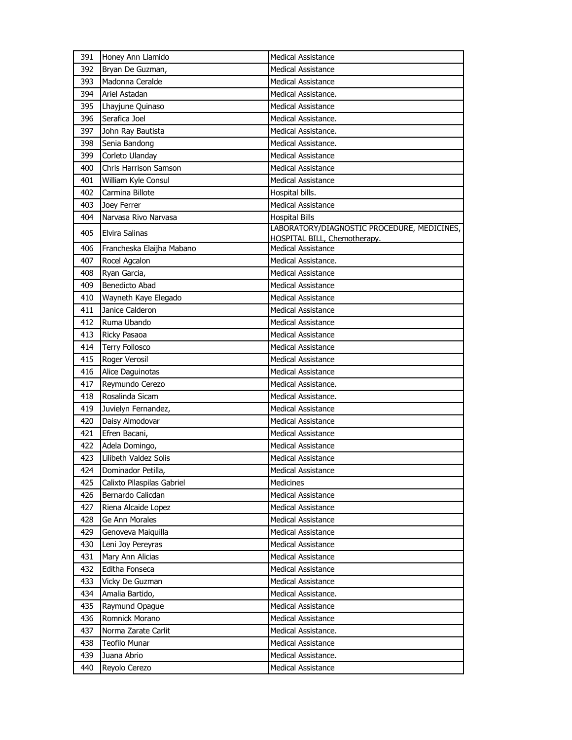| 391 | Honey Ann Llamido | Medical Assistance |
|---|---|---|
| 392 | Bryan De Guzman, | Medical Assistance |
| 393 | Madonna Ceralde | Medical Assistance |
| 394 | Ariel Astadan | Medical Assistance. |
| 395 | Lhayjune Quinaso | Medical Assistance |
| 396 | Serafica Joel | Medical Assistance. |
| 397 | John Ray Bautista | Medical Assistance. |
| 398 | Senia Bandong | Medical Assistance. |
| 399 | Corleto Ulanday | Medical Assistance |
| 400 | Chris Harrison Samson | Medical Assistance |
| 401 | William Kyle Consul | Medical Assistance |
| 402 | Carmina Billote | Hospital bills. |
| 403 | Joey Ferrer | Medical Assistance |
| 404 | Narvasa Rivo Narvasa | Hospital Bills |
| 405 | Elvira Salinas | LABORATORY/DIAGNOSTIC PROCEDURE, MEDICINES, HOSPITAL BILL, Chemotherapy. |
| 406 | Francheska Elaijha Mabano | Medical Assistance |
| 407 | Rocel Agcalon | Medical Assistance. |
| 408 | Ryan Garcia, | Medical Assistance |
| 409 | Benedicto Abad | Medical Assistance |
| 410 | Wayneth Kaye Elegado | Medical Assistance |
| 411 | Janice Calderon | Medical Assistance |
| 412 | Ruma Ubando | Medical Assistance |
| 413 | Ricky Pasaoa | Medical Assistance |
| 414 | Terry Follosco | Medical Assistance |
| 415 | Roger Verosil | Medical Assistance |
| 416 | Alice Daguinotas | Medical Assistance |
| 417 | Reymundo Cerezo | Medical Assistance. |
| 418 | Rosalinda Sicam | Medical Assistance. |
| 419 | Juvielyn Fernandez, | Medical Assistance |
| 420 | Daisy Almodovar | Medical Assistance |
| 421 | Efren Bacani, | Medical Assistance |
| 422 | Adela Domingo, | Medical Assistance |
| 423 | Lilibeth Valdez Solis | Medical Assistance |
| 424 | Dominador Petilla, | Medical Assistance |
| 425 | Calixto Pilaspilas Gabriel | Medicines |
| 426 | Bernardo Calicdan | Medical Assistance |
| 427 | Riena Alcaide Lopez | Medical Assistance |
| 428 | Ge Ann Morales | Medical Assistance |
| 429 | Genoveva Maiquilla | Medical Assistance |
| 430 | Leni Joy Pereyras | Medical Assistance |
| 431 | Mary Ann Alicias | Medical Assistance |
| 432 | Editha Fonseca | Medical Assistance |
| 433 | Vicky De Guzman | Medical Assistance |
| 434 | Amalia Bartido, | Medical Assistance. |
| 435 | Raymund Opague | Medical Assistance |
| 436 | Romnick Morano | Medical Assistance |
| 437 | Norma Zarate Carlit | Medical Assistance. |
| 438 | Teofilo Munar | Medical Assistance |
| 439 | Juana Abrio | Medical Assistance. |
| 440 | Reyolo Cerezo | Medical Assistance |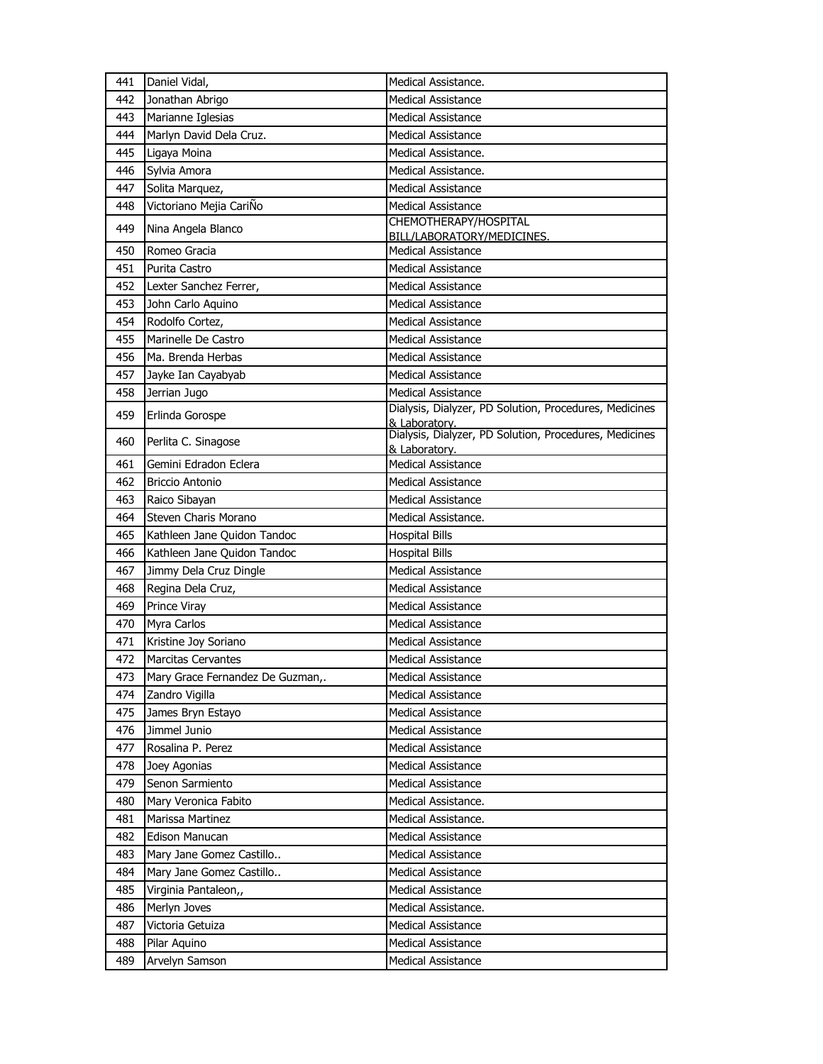| 441 | Daniel Vidal, | Medical Assistance. |
|---|---|---|
| 442 | Jonathan Abrigo | Medical Assistance |
| 443 | Marianne Iglesias | Medical Assistance |
| 444 | Marlyn David Dela Cruz. | Medical Assistance |
| 445 | Ligaya Moina | Medical Assistance. |
| 446 | Sylvia Amora | Medical Assistance. |
| 447 | Solita Marquez, | Medical Assistance |
| 448 | Victoriano Mejia CariÑo | Medical Assistance |
| 449 | Nina Angela Blanco | CHEMOTHERAPY/HOSPITAL BILL/LABORATORY/MEDICINES. |
| 450 | Romeo Gracia | Medical Assistance |
| 451 | Purita Castro | Medical Assistance |
| 452 | Lexter Sanchez Ferrer, | Medical Assistance |
| 453 | John Carlo Aquino | Medical Assistance |
| 454 | Rodolfo Cortez, | Medical Assistance |
| 455 | Marinelle De Castro | Medical Assistance |
| 456 | Ma. Brenda Herbas | Medical Assistance |
| 457 | Jayke Ian Cayabyab | Medical Assistance |
| 458 | Jerrian Jugo | Medical Assistance |
| 459 | Erlinda Gorospe | Dialysis, Dialyzer, PD Solution, Procedures, Medicines & Laboratory. |
| 460 | Perlita C. Sinagose | Dialysis, Dialyzer, PD Solution, Procedures, Medicines & Laboratory. |
| 461 | Gemini Edradon Eclera | Medical Assistance |
| 462 | Briccio Antonio | Medical Assistance |
| 463 | Raico Sibayan | Medical Assistance |
| 464 | Steven Charis Morano | Medical Assistance. |
| 465 | Kathleen Jane Quidon Tandoc | Hospital Bills |
| 466 | Kathleen Jane Quidon Tandoc | Hospital Bills |
| 467 | Jimmy Dela Cruz Dingle | Medical Assistance |
| 468 | Regina Dela Cruz, | Medical Assistance |
| 469 | Prince Viray | Medical Assistance |
| 470 | Myra Carlos | Medical Assistance |
| 471 | Kristine Joy Soriano | Medical Assistance |
| 472 | Marcitas Cervantes | Medical Assistance |
| 473 | Mary Grace Fernandez De Guzman,. | Medical Assistance |
| 474 | Zandro Vigilla | Medical Assistance |
| 475 | James Bryn Estayo | Medical Assistance |
| 476 | Jimmel Junio | Medical Assistance |
| 477 | Rosalina P. Perez | Medical Assistance |
| 478 | Joey Agonias | Medical Assistance |
| 479 | Senon Sarmiento | Medical Assistance |
| 480 | Mary Veronica Fabito | Medical Assistance. |
| 481 | Marissa Martinez | Medical Assistance. |
| 482 | Edison Manucan | Medical Assistance |
| 483 | Mary Jane Gomez Castillo.. | Medical Assistance |
| 484 | Mary Jane Gomez Castillo.. | Medical Assistance |
| 485 | Virginia Pantaleon,, | Medical Assistance |
| 486 | Merlyn Joves | Medical Assistance. |
| 487 | Victoria Getuiza | Medical Assistance |
| 488 | Pilar Aquino | Medical Assistance |
| 489 | Arvelyn Samson | Medical Assistance |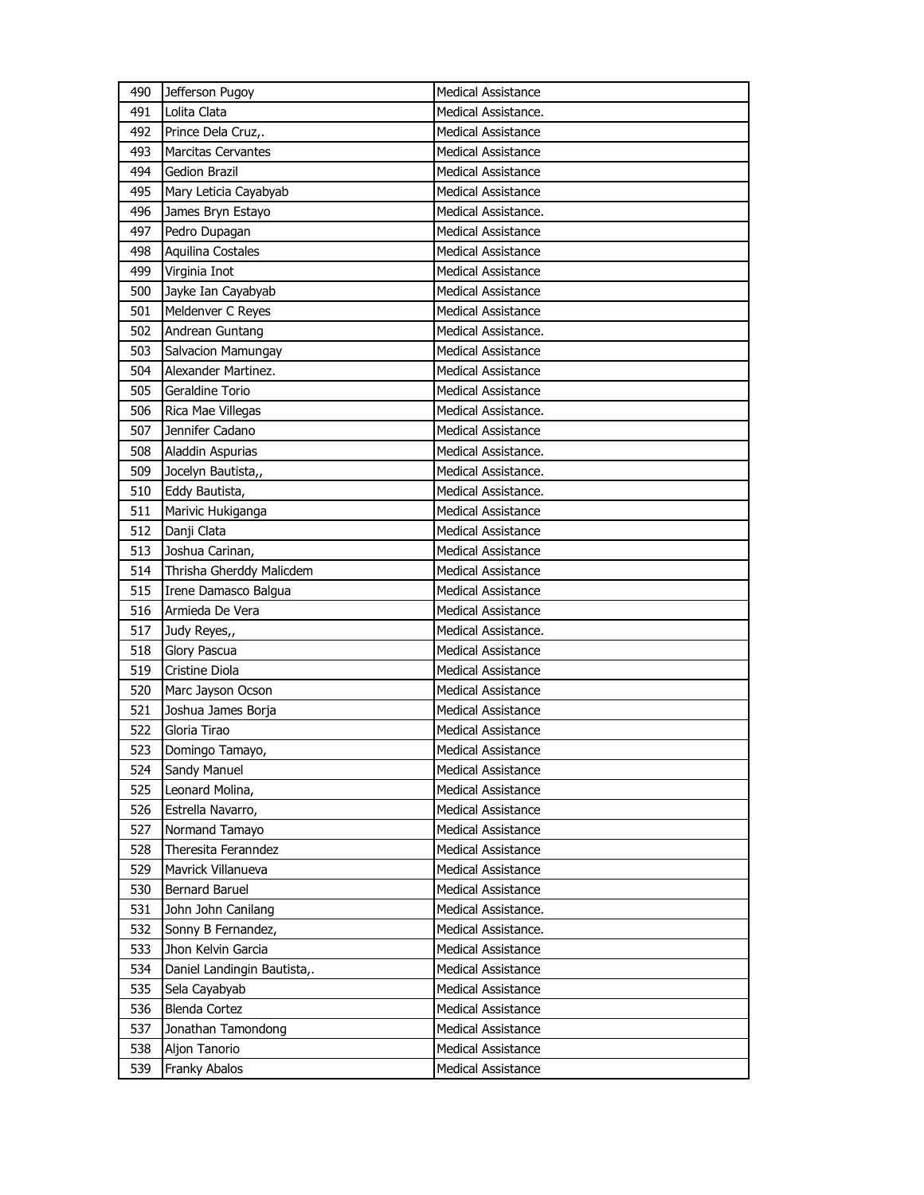| 490 | Jefferson Pugoy | Medical Assistance |
|---|---|---|
| 491 | Lolita Clata | Medical Assistance. |
| 492 | Prince Dela Cruz,. | Medical Assistance |
| 493 | Marcitas Cervantes | Medical Assistance |
| 494 | Gedion Brazil | Medical Assistance |
| 495 | Mary Leticia Cayabyab | Medical Assistance |
| 496 | James Bryn Estayo | Medical Assistance. |
| 497 | Pedro Dupagan | Medical Assistance |
| 498 | Aquilina Costales | Medical Assistance |
| 499 | Virginia Inot | Medical Assistance |
| 500 | Jayke Ian Cayabyab | Medical Assistance |
| 501 | Meldenver C Reyes | Medical Assistance |
| 502 | Andrean Guntang | Medical Assistance. |
| 503 | Salvacion Mamungay | Medical Assistance |
| 504 | Alexander Martinez. | Medical Assistance |
| 505 | Geraldine Torio | Medical Assistance |
| 506 | Rica Mae Villegas | Medical Assistance. |
| 507 | Jennifer Cadano | Medical Assistance |
| 508 | Aladdin Aspurias | Medical Assistance. |
| 509 | Jocelyn Bautista,, | Medical Assistance. |
| 510 | Eddy Bautista, | Medical Assistance. |
| 511 | Marivic Hukiganga | Medical Assistance |
| 512 | Danji Clata | Medical Assistance |
| 513 | Joshua Carinan, | Medical Assistance |
| 514 | Thrisha Gherddy Malicdem | Medical Assistance |
| 515 | Irene Damasco Balgua | Medical Assistance |
| 516 | Armieda De Vera | Medical Assistance |
| 517 | Judy Reyes,, | Medical Assistance. |
| 518 | Glory Pascua | Medical Assistance |
| 519 | Cristine Diola | Medical Assistance |
| 520 | Marc Jayson Ocson | Medical Assistance |
| 521 | Joshua James Borja | Medical Assistance |
| 522 | Gloria Tirao | Medical Assistance |
| 523 | Domingo Tamayo, | Medical Assistance |
| 524 | Sandy Manuel | Medical Assistance |
| 525 | Leonard Molina, | Medical Assistance |
| 526 | Estrella Navarro, | Medical Assistance |
| 527 | Normand Tamayo | Medical Assistance |
| 528 | Theresita Feranndez | Medical Assistance |
| 529 | Mavrick Villanueva | Medical Assistance |
| 530 | Bernard Baruel | Medical Assistance |
| 531 | John John Canilang | Medical Assistance. |
| 532 | Sonny B Fernandez, | Medical Assistance. |
| 533 | Jhon Kelvin Garcia | Medical Assistance |
| 534 | Daniel Landingin Bautista,. | Medical Assistance |
| 535 | Sela Cayabyab | Medical Assistance |
| 536 | Blenda Cortez | Medical Assistance |
| 537 | Jonathan Tamondong | Medical Assistance |
| 538 | Aljon Tanorio | Medical Assistance |
| 539 | Franky Abalos | Medical Assistance |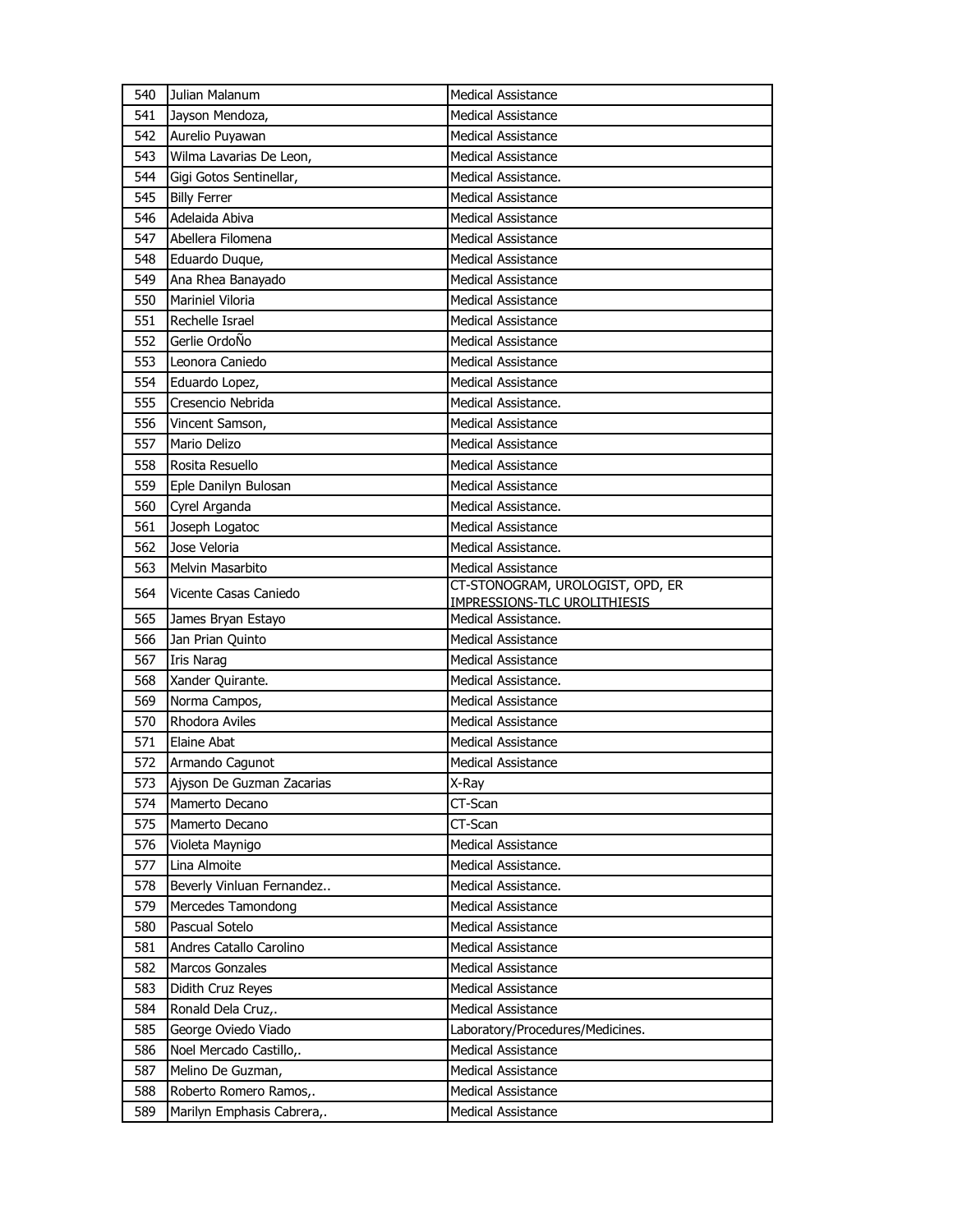| 540 | Julian Malanum | Medical Assistance |
|---|---|---|
| 541 | Jayson Mendoza, | Medical Assistance |
| 542 | Aurelio Puyawan | Medical Assistance |
| 543 | Wilma Lavarias De Leon, | Medical Assistance |
| 544 | Gigi Gotos Sentinellar, | Medical Assistance. |
| 545 | Billy Ferrer | Medical Assistance |
| 546 | Adelaida Abiva | Medical Assistance |
| 547 | Abellera Filomena | Medical Assistance |
| 548 | Eduardo Duque, | Medical Assistance |
| 549 | Ana Rhea Banayado | Medical Assistance |
| 550 | Mariniel Viloria | Medical Assistance |
| 551 | Rechelle Israel | Medical Assistance |
| 552 | Gerlie OrdoÑo | Medical Assistance |
| 553 | Leonora Caniedo | Medical Assistance |
| 554 | Eduardo Lopez, | Medical Assistance |
| 555 | Cresencio Nebrida | Medical Assistance. |
| 556 | Vincent Samson, | Medical Assistance |
| 557 | Mario Delizo | Medical Assistance |
| 558 | Rosita Resuello | Medical Assistance |
| 559 | Eple Danilyn Bulosan | Medical Assistance |
| 560 | Cyrel Arganda | Medical Assistance. |
| 561 | Joseph Logatoc | Medical Assistance |
| 562 | Jose Veloria | Medical Assistance. |
| 563 | Melvin Masarbito | Medical Assistance |
| 564 | Vicente Casas Caniedo | CT-STONOGRAM, UROLOGIST, OPD, ER IMPRESSIONS-TLC UROLITHIESIS |
| 565 | James Bryan Estayo | Medical Assistance. |
| 566 | Jan Prian Quinto | Medical Assistance |
| 567 | Iris Narag | Medical Assistance |
| 568 | Xander Quirante. | Medical Assistance. |
| 569 | Norma Campos, | Medical Assistance |
| 570 | Rhodora Aviles | Medical Assistance |
| 571 | Elaine Abat | Medical Assistance |
| 572 | Armando Cagunot | Medical Assistance |
| 573 | Ajyson De Guzman Zacarias | X-Ray |
| 574 | Mamerto Decano | CT-Scan |
| 575 | Mamerto Decano | CT-Scan |
| 576 | Violeta Maynigo | Medical Assistance |
| 577 | Lina Almoite | Medical Assistance. |
| 578 | Beverly Vinluan Fernandez.. | Medical Assistance. |
| 579 | Mercedes Tamondong | Medical Assistance |
| 580 | Pascual Sotelo | Medical Assistance |
| 581 | Andres Catallo Carolino | Medical Assistance |
| 582 | Marcos Gonzales | Medical Assistance |
| 583 | Didith Cruz Reyes | Medical Assistance |
| 584 | Ronald Dela Cruz,. | Medical Assistance |
| 585 | George Oviedo Viado | Laboratory/Procedures/Medicines. |
| 586 | Noel Mercado Castillo,. | Medical Assistance |
| 587 | Melino De Guzman, | Medical Assistance |
| 588 | Roberto Romero Ramos,. | Medical Assistance |
| 589 | Marilyn Emphasis Cabrera,. | Medical Assistance |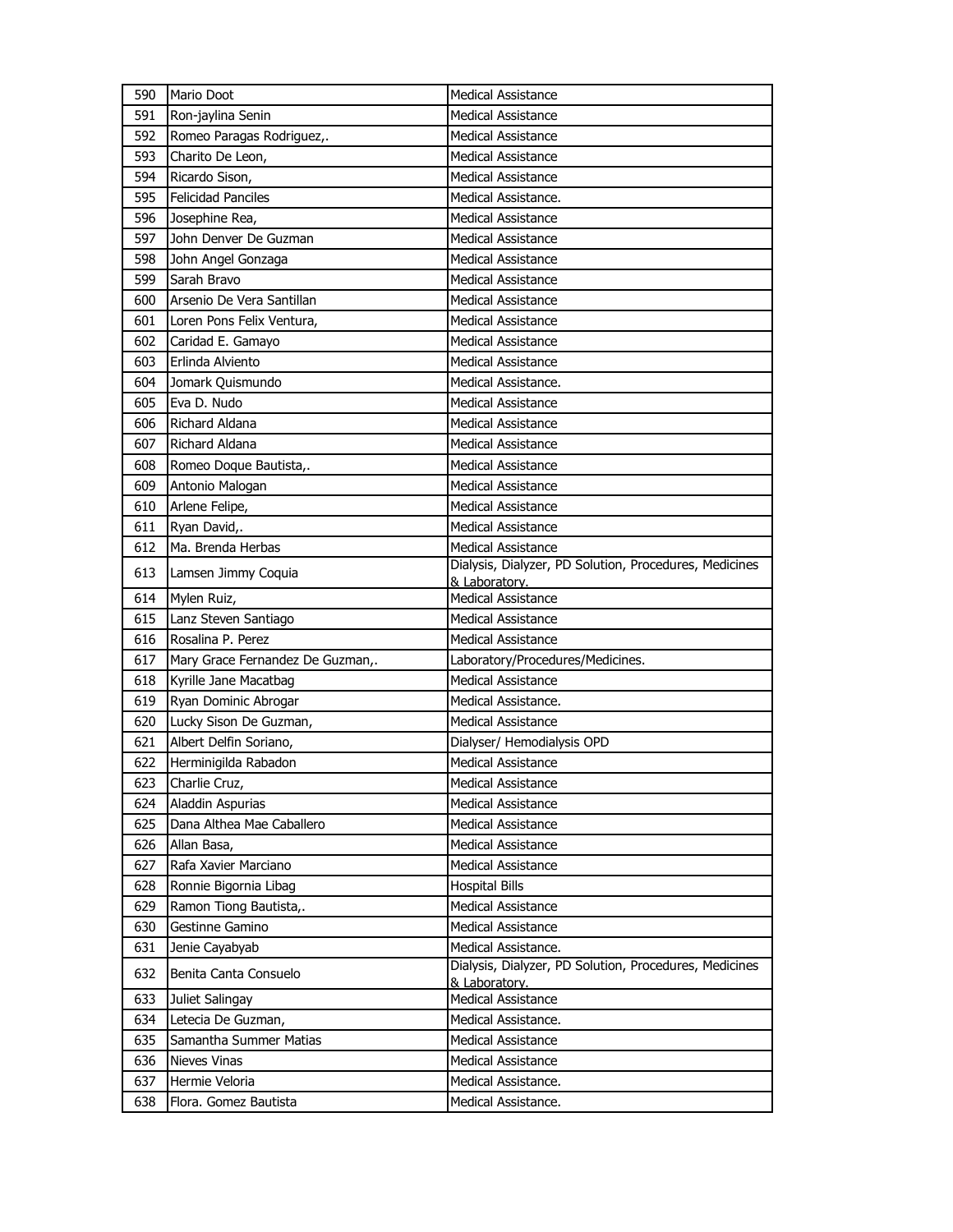| 590 | Mario Doot | Medical Assistance |
|---|---|---|
| 591 | Ron-jaylina Senin | Medical Assistance |
| 592 | Romeo Paragas Rodriguez,. | Medical Assistance |
| 593 | Charito De Leon, | Medical Assistance |
| 594 | Ricardo Sison, | Medical Assistance |
| 595 | Felicidad Panciles | Medical Assistance. |
| 596 | Josephine Rea, | Medical Assistance |
| 597 | John Denver De Guzman | Medical Assistance |
| 598 | John Angel Gonzaga | Medical Assistance |
| 599 | Sarah Bravo | Medical Assistance |
| 600 | Arsenio De Vera Santillan | Medical Assistance |
| 601 | Loren Pons Felix Ventura, | Medical Assistance |
| 602 | Caridad E. Gamayo | Medical Assistance |
| 603 | Erlinda Alviento | Medical Assistance |
| 604 | Jomark Quismundo | Medical Assistance. |
| 605 | Eva D. Nudo | Medical Assistance |
| 606 | Richard Aldana | Medical Assistance |
| 607 | Richard Aldana | Medical Assistance |
| 608 | Romeo Doque Bautista,. | Medical Assistance |
| 609 | Antonio Malogan | Medical Assistance |
| 610 | Arlene Felipe, | Medical Assistance |
| 611 | Ryan David,. | Medical Assistance |
| 612 | Ma. Brenda Herbas | Medical Assistance |
| 613 | Lamsen Jimmy Coquia | Dialysis, Dialyzer, PD Solution, Procedures, Medicines & Laboratory. |
| 614 | Mylen Ruiz, | Medical Assistance |
| 615 | Lanz Steven Santiago | Medical Assistance |
| 616 | Rosalina P. Perez | Medical Assistance |
| 617 | Mary Grace Fernandez De Guzman,. | Laboratory/Procedures/Medicines. |
| 618 | Kyrille Jane Macatbag | Medical Assistance |
| 619 | Ryan Dominic Abrogar | Medical Assistance. |
| 620 | Lucky Sison De Guzman, | Medical Assistance |
| 621 | Albert Delfin Soriano, | Dialyser/ Hemodialysis OPD |
| 622 | Herminigilda Rabadon | Medical Assistance |
| 623 | Charlie Cruz, | Medical Assistance |
| 624 | Aladdin Aspurias | Medical Assistance |
| 625 | Dana Althea Mae Caballero | Medical Assistance |
| 626 | Allan Basa, | Medical Assistance |
| 627 | Rafa Xavier Marciano | Medical Assistance |
| 628 | Ronnie Bigornia Libag | Hospital Bills |
| 629 | Ramon Tiong Bautista,. | Medical Assistance |
| 630 | Gestinne Gamino | Medical Assistance |
| 631 | Jenie Cayabyab | Medical Assistance. |
| 632 | Benita Canta Consuelo | Dialysis, Dialyzer, PD Solution, Procedures, Medicines & Laboratory. |
| 633 | Juliet Salingay | Medical Assistance |
| 634 | Letecia De Guzman, | Medical Assistance. |
| 635 | Samantha Summer Matias | Medical Assistance |
| 636 | Nieves Vinas | Medical Assistance |
| 637 | Hermie Veloria | Medical Assistance. |
| 638 | Flora. Gomez Bautista | Medical Assistance. |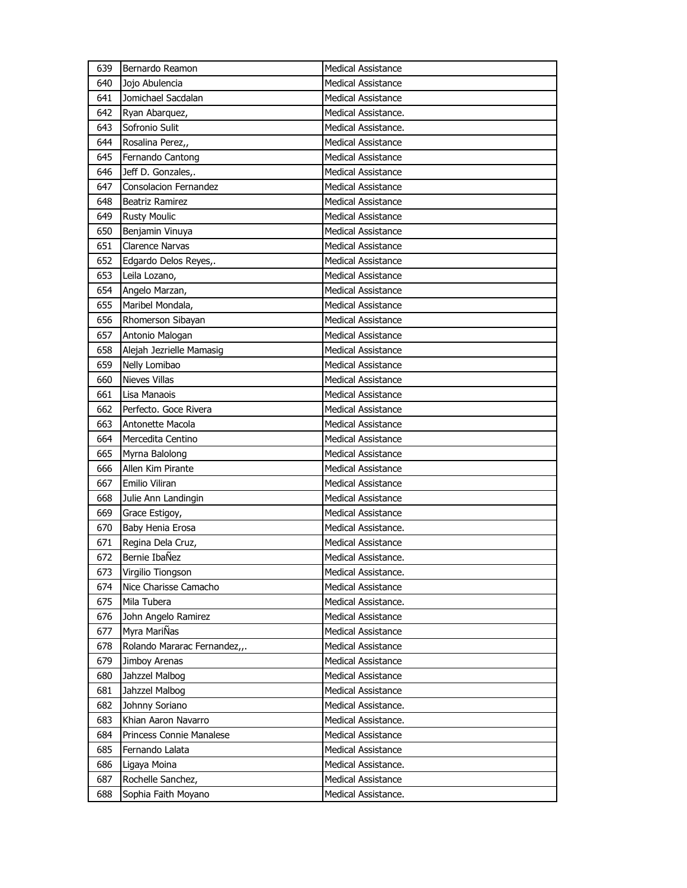| 639 | Bernardo Reamon | Medical Assistance |
|---|---|---|
| 640 | Jojo Abulencia | Medical Assistance |
| 641 | Jomichael Sacdalan | Medical Assistance |
| 642 | Ryan Abarquez, | Medical Assistance. |
| 643 | Sofronio Sulit | Medical Assistance. |
| 644 | Rosalina Perez,, | Medical Assistance |
| 645 | Fernando Cantong | Medical Assistance |
| 646 | Jeff D. Gonzales,. | Medical Assistance |
| 647 | Consolacion Fernandez | Medical Assistance |
| 648 | Beatriz Ramirez | Medical Assistance |
| 649 | Rusty Moulic | Medical Assistance |
| 650 | Benjamin Vinuya | Medical Assistance |
| 651 | Clarence Narvas | Medical Assistance |
| 652 | Edgardo Delos Reyes,. | Medical Assistance |
| 653 | Leila Lozano, | Medical Assistance |
| 654 | Angelo Marzan, | Medical Assistance |
| 655 | Maribel Mondala, | Medical Assistance |
| 656 | Rhomerson Sibayan | Medical Assistance |
| 657 | Antonio Malogan | Medical Assistance |
| 658 | Alejah Jezrielle Mamasig | Medical Assistance |
| 659 | Nelly Lomibao | Medical Assistance |
| 660 | Nieves Villas | Medical Assistance |
| 661 | Lisa Manaois | Medical Assistance |
| 662 | Perfecto. Goce Rivera | Medical Assistance |
| 663 | Antonette Macola | Medical Assistance |
| 664 | Mercedita Centino | Medical Assistance |
| 665 | Myrna Balolong | Medical Assistance |
| 666 | Allen Kim Pirante | Medical Assistance |
| 667 | Emilio Viliran | Medical Assistance |
| 668 | Julie Ann Landingin | Medical Assistance |
| 669 | Grace Estigoy, | Medical Assistance |
| 670 | Baby Henia Erosa | Medical Assistance. |
| 671 | Regina Dela Cruz, | Medical Assistance |
| 672 | Bernie IbaÑez | Medical Assistance. |
| 673 | Virgilio Tiongson | Medical Assistance. |
| 674 | Nice Charisse Camacho | Medical Assistance |
| 675 | Mila Tubera | Medical Assistance. |
| 676 | John Angelo Ramirez | Medical Assistance |
| 677 | Myra MariÑas | Medical Assistance |
| 678 | Rolando Mararac Fernandez,,. | Medical Assistance |
| 679 | Jimboy Arenas | Medical Assistance |
| 680 | Jahzzel Malbog | Medical Assistance |
| 681 | Jahzzel Malbog | Medical Assistance |
| 682 | Johnny Soriano | Medical Assistance. |
| 683 | Khian Aaron Navarro | Medical Assistance. |
| 684 | Princess Connie Manalese | Medical Assistance |
| 685 | Fernando Lalata | Medical Assistance |
| 686 | Ligaya Moina | Medical Assistance. |
| 687 | Rochelle Sanchez, | Medical Assistance |
| 688 | Sophia Faith Moyano | Medical Assistance. |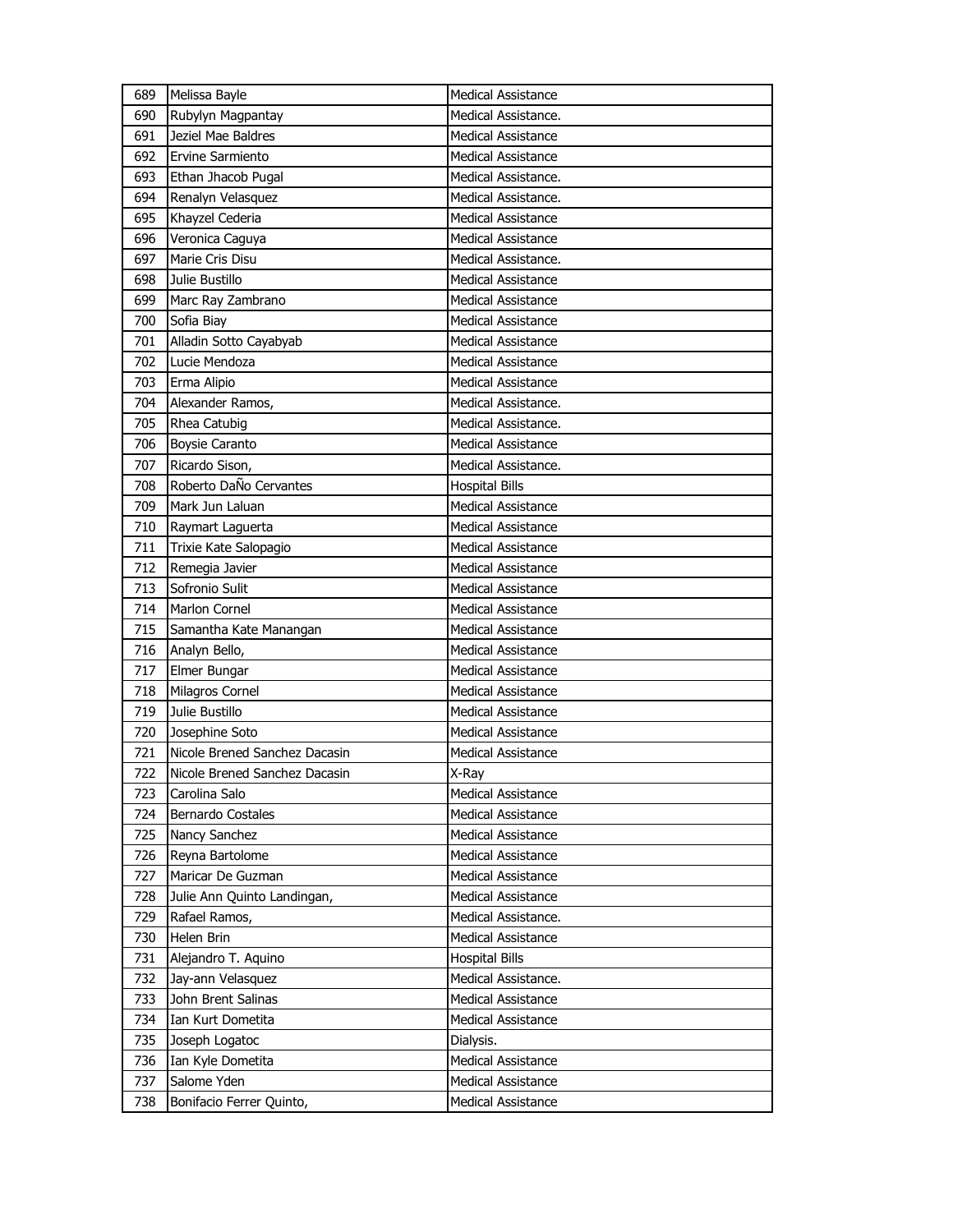| 689 | Melissa Bayle | Medical Assistance |
|---|---|---|
| 690 | Rubylyn Magpantay | Medical Assistance. |
| 691 | Jeziel Mae Baldres | Medical Assistance |
| 692 | Ervine Sarmiento | Medical Assistance |
| 693 | Ethan Jhacob Pugal | Medical Assistance. |
| 694 | Renalyn Velasquez | Medical Assistance. |
| 695 | Khayzel Cederia | Medical Assistance |
| 696 | Veronica Caguya | Medical Assistance |
| 697 | Marie Cris Disu | Medical Assistance. |
| 698 | Julie Bustillo | Medical Assistance |
| 699 | Marc Ray Zambrano | Medical Assistance |
| 700 | Sofia Biay | Medical Assistance |
| 701 | Alladin Sotto Cayabyab | Medical Assistance |
| 702 | Lucie Mendoza | Medical Assistance |
| 703 | Erma Alipio | Medical Assistance |
| 704 | Alexander Ramos, | Medical Assistance. |
| 705 | Rhea Catubig | Medical Assistance. |
| 706 | Boysie Caranto | Medical Assistance |
| 707 | Ricardo Sison, | Medical Assistance. |
| 708 | Roberto DaÑo Cervantes | Hospital Bills |
| 709 | Mark Jun Laluan | Medical Assistance |
| 710 | Raymart Laguerta | Medical Assistance |
| 711 | Trixie Kate Salopagio | Medical Assistance |
| 712 | Remegia Javier | Medical Assistance |
| 713 | Sofronio Sulit | Medical Assistance |
| 714 | Marlon Cornel | Medical Assistance |
| 715 | Samantha Kate Manangan | Medical Assistance |
| 716 | Analyn Bello, | Medical Assistance |
| 717 | Elmer Bungar | Medical Assistance |
| 718 | Milagros Cornel | Medical Assistance |
| 719 | Julie Bustillo | Medical Assistance |
| 720 | Josephine Soto | Medical Assistance |
| 721 | Nicole Brened Sanchez Dacasin | Medical Assistance |
| 722 | Nicole Brened Sanchez Dacasin | X-Ray |
| 723 | Carolina Salo | Medical Assistance |
| 724 | Bernardo Costales | Medical Assistance |
| 725 | Nancy Sanchez | Medical Assistance |
| 726 | Reyna Bartolome | Medical Assistance |
| 727 | Maricar De Guzman | Medical Assistance |
| 728 | Julie Ann Quinto Landingan, | Medical Assistance |
| 729 | Rafael Ramos, | Medical Assistance. |
| 730 | Helen Brin | Medical Assistance |
| 731 | Alejandro T. Aquino | Hospital Bills |
| 732 | Jay-ann Velasquez | Medical Assistance. |
| 733 | John Brent Salinas | Medical Assistance |
| 734 | Ian Kurt Dometita | Medical Assistance |
| 735 | Joseph Logatoc | Dialysis. |
| 736 | Ian Kyle Dometita | Medical Assistance |
| 737 | Salome Yden | Medical Assistance |
| 738 | Bonifacio Ferrer Quinto, | Medical Assistance |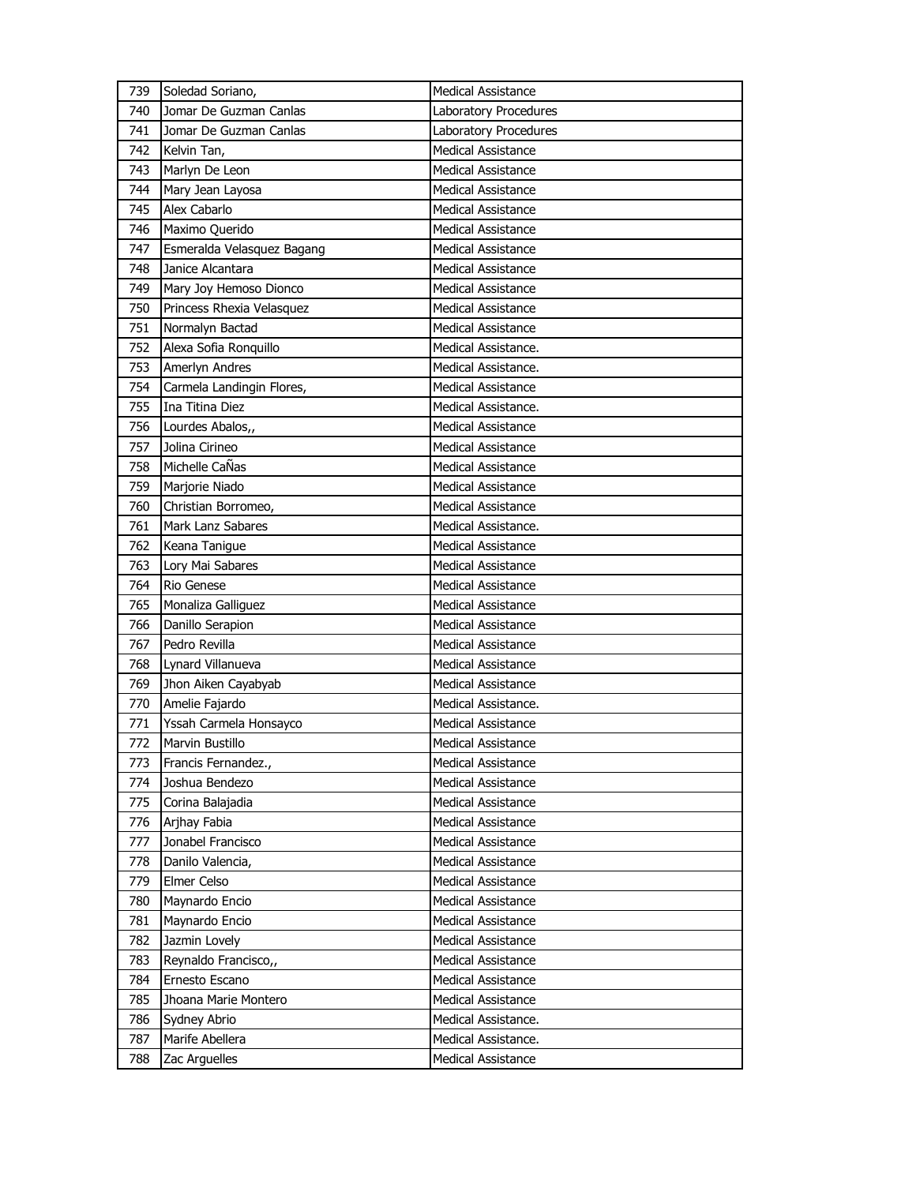| 739 | Soledad Soriano, | Medical Assistance |
|---|---|---|
| 740 | Jomar De Guzman Canlas | Laboratory Procedures |
| 741 | Jomar De Guzman Canlas | Laboratory Procedures |
| 742 | Kelvin Tan, | Medical Assistance |
| 743 | Marlyn De Leon | Medical Assistance |
| 744 | Mary Jean Layosa | Medical Assistance |
| 745 | Alex Cabarlo | Medical Assistance |
| 746 | Maximo Querido | Medical Assistance |
| 747 | Esmeralda Velasquez Bagang | Medical Assistance |
| 748 | Janice Alcantara | Medical Assistance |
| 749 | Mary Joy Hemoso Dionco | Medical Assistance |
| 750 | Princess Rhexia Velasquez | Medical Assistance |
| 751 | Normalyn Bactad | Medical Assistance |
| 752 | Alexa Sofia Ronquillo | Medical Assistance. |
| 753 | Amerlyn Andres | Medical Assistance. |
| 754 | Carmela Landingin Flores, | Medical Assistance |
| 755 | Ina Titina Diez | Medical Assistance. |
| 756 | Lourdes Abalos,, | Medical Assistance |
| 757 | Jolina Cirineo | Medical Assistance |
| 758 | Michelle CaÑas | Medical Assistance |
| 759 | Marjorie Niado | Medical Assistance |
| 760 | Christian Borromeo, | Medical Assistance |
| 761 | Mark Lanz Sabares | Medical Assistance. |
| 762 | Keana Tanigue | Medical Assistance |
| 763 | Lory Mai Sabares | Medical Assistance |
| 764 | Rio Genese | Medical Assistance |
| 765 | Monaliza Galliguez | Medical Assistance |
| 766 | Danillo Serapion | Medical Assistance |
| 767 | Pedro Revilla | Medical Assistance |
| 768 | Lynard Villanueva | Medical Assistance |
| 769 | Jhon Aiken Cayabyab | Medical Assistance |
| 770 | Amelie Fajardo | Medical Assistance. |
| 771 | Yssah Carmela Honsayco | Medical Assistance |
| 772 | Marvin Bustillo | Medical Assistance |
| 773 | Francis Fernandez., | Medical Assistance |
| 774 | Joshua Bendezo | Medical Assistance |
| 775 | Corina Balajadia | Medical Assistance |
| 776 | Arjhay Fabia | Medical Assistance |
| 777 | Jonabel Francisco | Medical Assistance |
| 778 | Danilo Valencia, | Medical Assistance |
| 779 | Elmer Celso | Medical Assistance |
| 780 | Maynardo Encio | Medical Assistance |
| 781 | Maynardo Encio | Medical Assistance |
| 782 | Jazmin Lovely | Medical Assistance |
| 783 | Reynaldo Francisco,, | Medical Assistance |
| 784 | Ernesto Escano | Medical Assistance |
| 785 | Jhoana Marie Montero | Medical Assistance |
| 786 | Sydney Abrio | Medical Assistance. |
| 787 | Marife Abellera | Medical Assistance. |
| 788 | Zac Arguelles | Medical Assistance |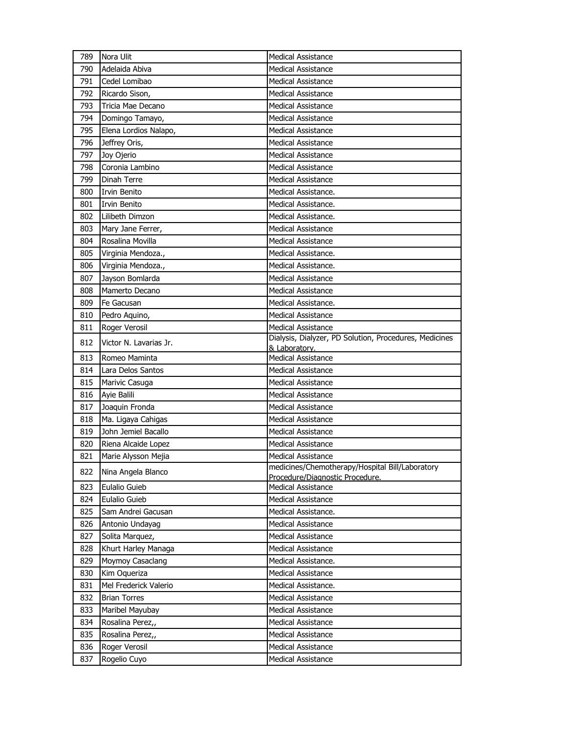| 789 | Nora Ulit | Medical Assistance |
|---|---|---|
| 790 | Adelaida Abiva | Medical Assistance |
| 791 | Cedel Lomibao | Medical Assistance |
| 792 | Ricardo Sison, | Medical Assistance |
| 793 | Tricia Mae Decano | Medical Assistance |
| 794 | Domingo Tamayo, | Medical Assistance |
| 795 | Elena Lordios Nalapo, | Medical Assistance |
| 796 | Jeffrey Oris, | Medical Assistance |
| 797 | Joy Ojerio | Medical Assistance |
| 798 | Coronia Lambino | Medical Assistance |
| 799 | Dinah Terre | Medical Assistance |
| 800 | Irvin Benito | Medical Assistance. |
| 801 | Irvin Benito | Medical Assistance. |
| 802 | Lilibeth Dimzon | Medical Assistance. |
| 803 | Mary Jane Ferrer, | Medical Assistance |
| 804 | Rosalina Movilla | Medical Assistance |
| 805 | Virginia Mendoza., | Medical Assistance. |
| 806 | Virginia Mendoza., | Medical Assistance. |
| 807 | Jayson Bomlarda | Medical Assistance |
| 808 | Mamerto Decano | Medical Assistance |
| 809 | Fe Gacusan | Medical Assistance. |
| 810 | Pedro Aquino, | Medical Assistance |
| 811 | Roger Verosil | Medical Assistance |
| 812 | Victor N. Lavarias Jr. | Dialysis, Dialyzer, PD Solution, Procedures, Medicines & Laboratory. |
| 813 | Romeo Maminta | Medical Assistance |
| 814 | Lara Delos Santos | Medical Assistance |
| 815 | Marivic Casuga | Medical Assistance |
| 816 | Ayie Balili | Medical Assistance |
| 817 | Joaquin Fronda | Medical Assistance |
| 818 | Ma. Ligaya Cahigas | Medical Assistance |
| 819 | John Jemiel Bacallo | Medical Assistance |
| 820 | Riena Alcaide Lopez | Medical Assistance |
| 821 | Marie Alysson Mejia | Medical Assistance |
| 822 | Nina Angela Blanco | medicines/Chemotherapy/Hospital Bill/Laboratory Procedure/Diagnostic Procedure. |
| 823 | Eulalio Guieb | Medical Assistance |
| 824 | Eulalio Guieb | Medical Assistance |
| 825 | Sam Andrei Gacusan | Medical Assistance. |
| 826 | Antonio Undayag | Medical Assistance |
| 827 | Solita Marquez, | Medical Assistance |
| 828 | Khurt Harley Managa | Medical Assistance |
| 829 | Moymoy Casaclang | Medical Assistance. |
| 830 | Kim Oqueriza | Medical Assistance |
| 831 | Mel Frederick Valerio | Medical Assistance. |
| 832 | Brian Torres | Medical Assistance |
| 833 | Maribel Mayubay | Medical Assistance |
| 834 | Rosalina Perez,, | Medical Assistance |
| 835 | Rosalina Perez,, | Medical Assistance |
| 836 | Roger Verosil | Medical Assistance |
| 837 | Rogelio Cuyo | Medical Assistance |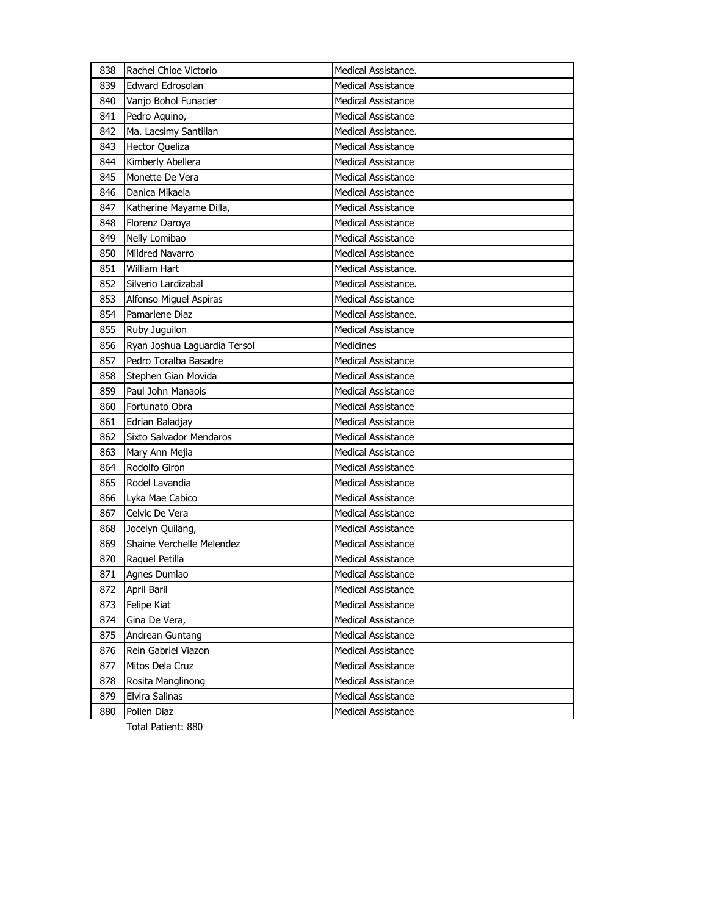| 838 | Rachel Chloe Victorio | Medical Assistance. |
|---|---|---|
| 839 | Edward Edrosolan | Medical Assistance |
| 840 | Vanjo Bohol Funacier | Medical Assistance |
| 841 | Pedro Aquino, | Medical Assistance |
| 842 | Ma. Lacsimy Santillan | Medical Assistance. |
| 843 | Hector Queliza | Medical Assistance |
| 844 | Kimberly Abellera | Medical Assistance |
| 845 | Monette De Vera | Medical Assistance |
| 846 | Danica Mikaela | Medical Assistance |
| 847 | Katherine Mayame Dilla, | Medical Assistance |
| 848 | Florenz Daroya | Medical Assistance |
| 849 | Nelly Lomibao | Medical Assistance |
| 850 | Mildred Navarro | Medical Assistance |
| 851 | William Hart | Medical Assistance. |
| 852 | Silverio Lardizabal | Medical Assistance. |
| 853 | Alfonso Miguel Aspiras | Medical Assistance |
| 854 | Pamarlene Diaz | Medical Assistance. |
| 855 | Ruby Juguilon | Medical Assistance |
| 856 | Ryan Joshua Laguardia Tersol | Medicines |
| 857 | Pedro Toralba Basadre | Medical Assistance |
| 858 | Stephen Gian Movida | Medical Assistance |
| 859 | Paul John Manaois | Medical Assistance |
| 860 | Fortunato Obra | Medical Assistance |
| 861 | Edrian Baladjay | Medical Assistance |
| 862 | Sixto Salvador Mendaros | Medical Assistance |
| 863 | Mary Ann Mejia | Medical Assistance |
| 864 | Rodolfo Giron | Medical Assistance |
| 865 | Rodel Lavandia | Medical Assistance |
| 866 | Lyka Mae Cabico | Medical Assistance |
| 867 | Celvic De Vera | Medical Assistance |
| 868 | Jocelyn Quilang, | Medical Assistance |
| 869 | Shaine Verchelle Melendez | Medical Assistance |
| 870 | Raquel Petilla | Medical Assistance |
| 871 | Agnes Dumlao | Medical Assistance |
| 872 | April Baril | Medical Assistance |
| 873 | Felipe Kiat | Medical Assistance |
| 874 | Gina De Vera, | Medical Assistance |
| 875 | Andrean Guntang | Medical Assistance |
| 876 | Rein Gabriel Viazon | Medical Assistance |
| 877 | Mitos Dela Cruz | Medical Assistance |
| 878 | Rosita Manglinong | Medical Assistance |
| 879 | Elvira Salinas | Medical Assistance |
| 880 | Polien Diaz | Medical Assistance |

Total Patient: 880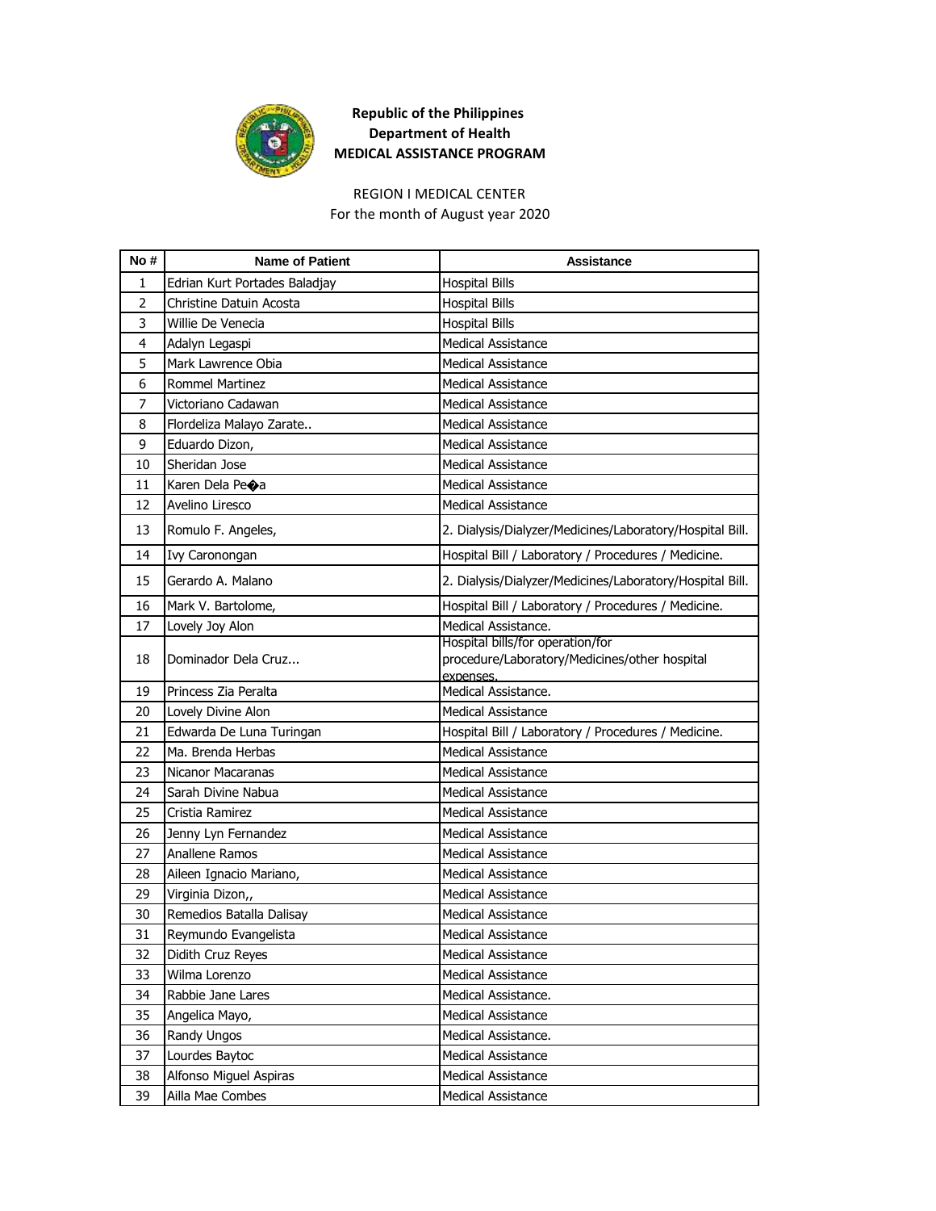**Republic of the Philippines**
**Department of Health**
**MEDICAL ASSISTANCE PROGRAM**

REGION I MEDICAL CENTER
For the month of August year 2020

| No # | Name of Patient | Assistance |
|---|---|---|
| 1 | Edrian Kurt Portades Baladjay | Hospital Bills |
| 2 | Christine Datuin Acosta | Hospital Bills |
| 3 | Willie De Venecia | Hospital Bills |
| 4 | Adalyn Legaspi | Medical Assistance |
| 5 | Mark Lawrence Obia | Medical Assistance |
| 6 | Rommel Martinez | Medical Assistance |
| 7 | Victoriano Cadawan | Medical Assistance |
| 8 | Flordeliza Malayo Zarate.. | Medical Assistance |
| 9 | Eduardo Dizon, | Medical Assistance |
| 10 | Sheridan Jose | Medical Assistance |
| 11 | Karen Dela Pe�a | Medical Assistance |
| 12 | Avelino Liresco | Medical Assistance |
| 13 | Romulo F. Angeles, | 2. Dialysis/Dialyzer/Medicines/Laboratory/Hospital Bill. |
| 14 | Ivy Caronongan | Hospital Bill / Laboratory / Procedures / Medicine. |
| 15 | Gerardo A. Malano | 2. Dialysis/Dialyzer/Medicines/Laboratory/Hospital Bill. |
| 16 | Mark V. Bartolome, | Hospital Bill / Laboratory / Procedures / Medicine. |
| 17 | Lovely Joy Alon | Medical Assistance. |
| 18 | Dominador Dela Cruz... | Hospital bills/for operation/for procedure/Laboratory/Medicines/other hospital expenses. |
| 19 | Princess Zia Peralta | Medical Assistance. |
| 20 | Lovely Divine Alon | Medical Assistance |
| 21 | Edwarda De Luna Turingan | Hospital Bill / Laboratory / Procedures / Medicine. |
| 22 | Ma. Brenda Herbas | Medical Assistance |
| 23 | Nicanor Macaranas | Medical Assistance |
| 24 | Sarah Divine Nabua | Medical Assistance |
| 25 | Cristia Ramirez | Medical Assistance |
| 26 | Jenny Lyn Fernandez | Medical Assistance |
| 27 | Anallene Ramos | Medical Assistance |
| 28 | Aileen Ignacio Mariano, | Medical Assistance |
| 29 | Virginia Dizon,, | Medical Assistance |
| 30 | Remedios Batalla Dalisay | Medical Assistance |
| 31 | Reymundo Evangelista | Medical Assistance |
| 32 | Didith Cruz Reyes | Medical Assistance |
| 33 | Wilma Lorenzo | Medical Assistance |
| 34 | Rabbie Jane Lares | Medical Assistance. |
| 35 | Angelica Mayo, | Medical Assistance |
| 36 | Randy Ungos | Medical Assistance. |
| 37 | Lourdes Baytoc | Medical Assistance |
| 38 | Alfonso Miguel Aspiras | Medical Assistance |
| 39 | Ailla Mae Combes | Medical Assistance |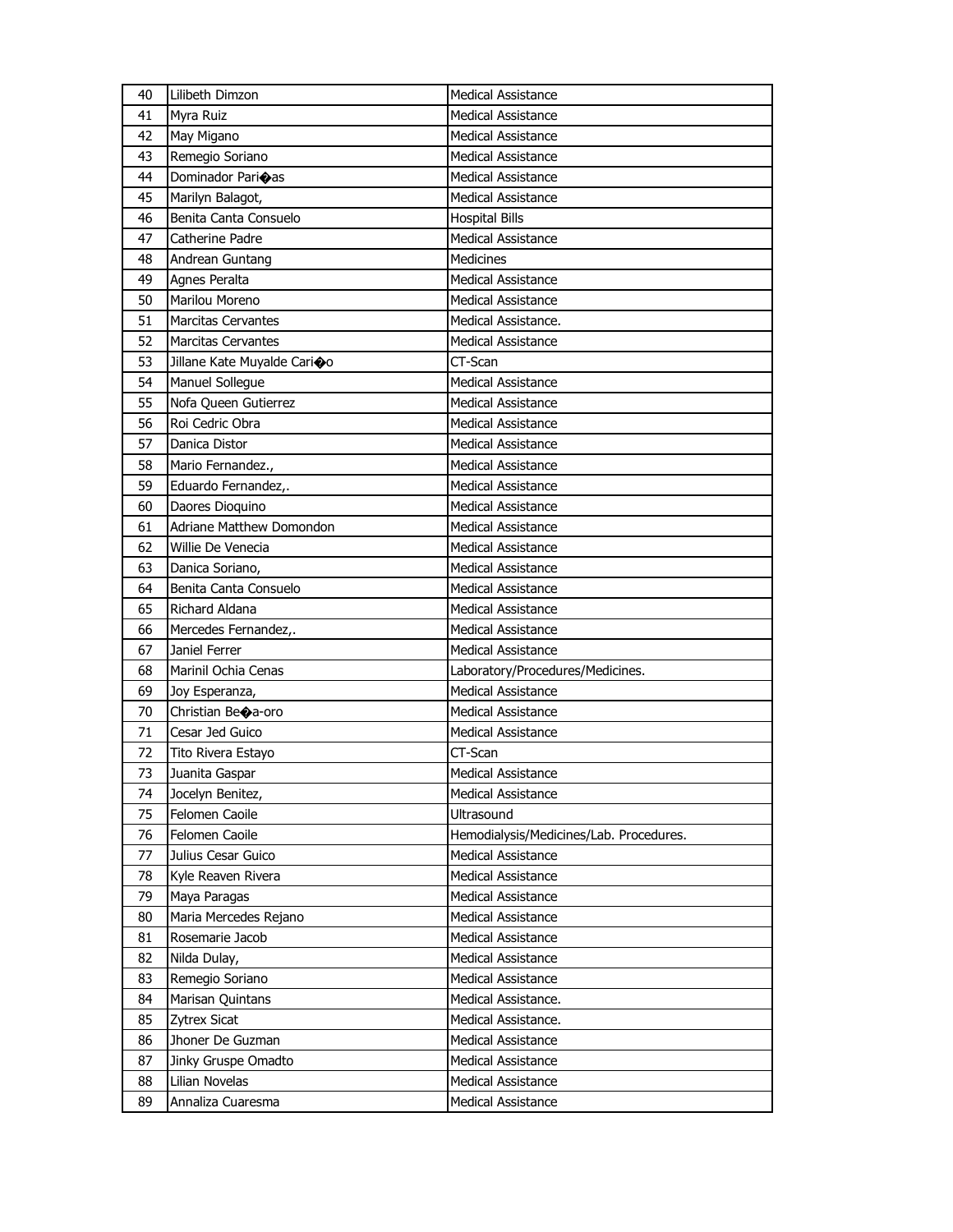| 40 | Lilibeth Dimzon | Medical Assistance |
|---|---|---|
| 41 | Myra Ruiz | Medical Assistance |
| 42 | May Migano | Medical Assistance |
| 43 | Remegio Soriano | Medical Assistance |
| 44 | Dominador Pari�as | Medical Assistance |
| 45 | Marilyn Balagot, | Medical Assistance |
| 46 | Benita Canta Consuelo | Hospital Bills |
| 47 | Catherine Padre | Medical Assistance |
| 48 | Andrean Guntang | Medicines |
| 49 | Agnes Peralta | Medical Assistance |
| 50 | Marilou Moreno | Medical Assistance |
| 51 | Marcitas Cervantes | Medical Assistance. |
| 52 | Marcitas Cervantes | Medical Assistance |
| 53 | Jillane Kate Muyalde Cari�o | CT-Scan |
| 54 | Manuel Sollegue | Medical Assistance |
| 55 | Nofa Queen Gutierrez | Medical Assistance |
| 56 | Roi Cedric Obra | Medical Assistance |
| 57 | Danica Distor | Medical Assistance |
| 58 | Mario Fernandez., | Medical Assistance |
| 59 | Eduardo Fernandez,. | Medical Assistance |
| 60 | Daores Dioquino | Medical Assistance |
| 61 | Adriane Matthew Domondon | Medical Assistance |
| 62 | Willie De Venecia | Medical Assistance |
| 63 | Danica Soriano, | Medical Assistance |
| 64 | Benita Canta Consuelo | Medical Assistance |
| 65 | Richard Aldana | Medical Assistance |
| 66 | Mercedes Fernandez,. | Medical Assistance |
| 67 | Janiel Ferrer | Medical Assistance |
| 68 | Marinil Ochia Cenas | Laboratory/Procedures/Medicines. |
| 69 | Joy Esperanza, | Medical Assistance |
| 70 | Christian Be�a-oro | Medical Assistance |
| 71 | Cesar Jed Guico | Medical Assistance |
| 72 | Tito Rivera Estayo | CT-Scan |
| 73 | Juanita Gaspar | Medical Assistance |
| 74 | Jocelyn Benitez, | Medical Assistance |
| 75 | Felomen Caoile | Ultrasound |
| 76 | Felomen Caoile | Hemodialysis/Medicines/Lab. Procedures. |
| 77 | Julius Cesar Guico | Medical Assistance |
| 78 | Kyle Reaven Rivera | Medical Assistance |
| 79 | Maya Paragas | Medical Assistance |
| 80 | Maria Mercedes Rejano | Medical Assistance |
| 81 | Rosemarie Jacob | Medical Assistance |
| 82 | Nilda Dulay, | Medical Assistance |
| 83 | Remegio Soriano | Medical Assistance |
| 84 | Marisan Quintans | Medical Assistance. |
| 85 | Zytrex Sicat | Medical Assistance. |
| 86 | Jhoner De Guzman | Medical Assistance |
| 87 | Jinky Gruspe Omadto | Medical Assistance |
| 88 | Lilian Novelas | Medical Assistance |
| 89 | Annaliza Cuaresma | Medical Assistance |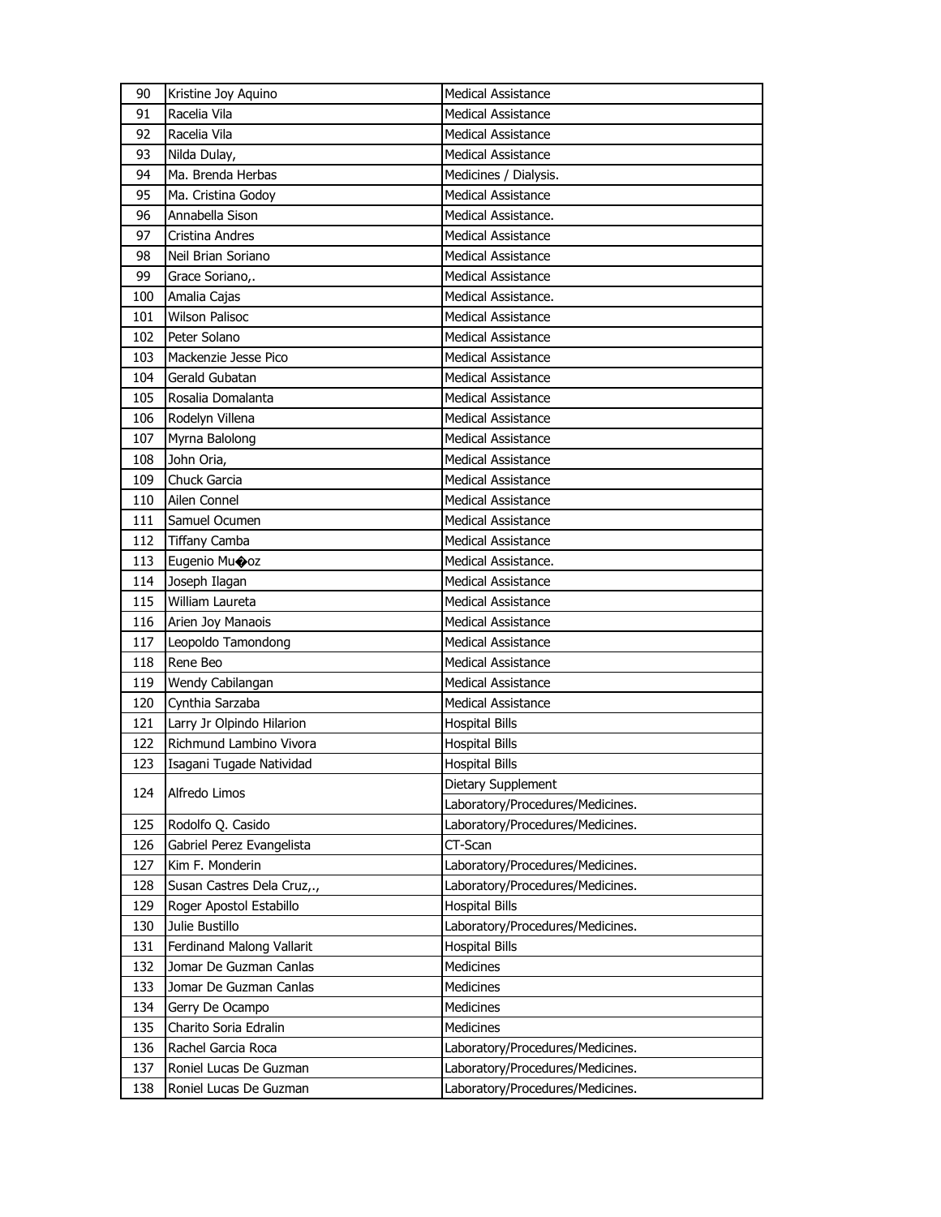| 90 | Kristine Joy Aquino | Medical Assistance |
|---|---|---|
| 91 | Racelia Vila | Medical Assistance |
| 92 | Racelia Vila | Medical Assistance |
| 93 | Nilda Dulay, | Medical Assistance |
| 94 | Ma. Brenda Herbas | Medicines / Dialysis. |
| 95 | Ma. Cristina Godoy | Medical Assistance |
| 96 | Annabella Sison | Medical Assistance. |
| 97 | Cristina Andres | Medical Assistance |
| 98 | Neil Brian Soriano | Medical Assistance |
| 99 | Grace Soriano,. | Medical Assistance |
| 100 | Amalia Cajas | Medical Assistance. |
| 101 | Wilson Palisoc | Medical Assistance |
| 102 | Peter Solano | Medical Assistance |
| 103 | Mackenzie Jesse Pico | Medical Assistance |
| 104 | Gerald Gubatan | Medical Assistance |
| 105 | Rosalia Domalanta | Medical Assistance |
| 106 | Rodelyn Villena | Medical Assistance |
| 107 | Myrna Balolong | Medical Assistance |
| 108 | John Oria, | Medical Assistance |
| 109 | Chuck Garcia | Medical Assistance |
| 110 | Ailen Connel | Medical Assistance |
| 111 | Samuel Ocumen | Medical Assistance |
| 112 | Tiffany Camba | Medical Assistance |
| 113 | Eugenio Mu�oz | Medical Assistance. |
| 114 | Joseph Ilagan | Medical Assistance |
| 115 | William Laureta | Medical Assistance |
| 116 | Arien Joy Manaois | Medical Assistance |
| 117 | Leopoldo Tamondong | Medical Assistance |
| 118 | Rene Beo | Medical Assistance |
| 119 | Wendy Cabilangan | Medical Assistance |
| 120 | Cynthia Sarzaba | Medical Assistance |
| 121 | Larry Jr Olpindo Hilarion | Hospital Bills |
| 122 | Richmund Lambino Vivora | Hospital Bills |
| 123 | Isagani Tugade Natividad | Hospital Bills |
| 124 | Alfredo Limos | Dietary Supplement |
| | | Laboratory/Procedures/Medicines. |
| 125 | Rodolfo Q. Casido | Laboratory/Procedures/Medicines. |
| 126 | Gabriel Perez Evangelista | CT-Scan |
| 127 | Kim F. Monderin | Laboratory/Procedures/Medicines. |
| 128 | Susan Castres Dela Cruz,., | Laboratory/Procedures/Medicines. |
| 129 | Roger Apostol Estabillo | Hospital Bills |
| 130 | Julie Bustillo | Laboratory/Procedures/Medicines. |
| 131 | Ferdinand Malong Vallarit | Hospital Bills |
| 132 | Jomar De Guzman Canlas | Medicines |
| 133 | Jomar De Guzman Canlas | Medicines |
| 134 | Gerry De Ocampo | Medicines |
| 135 | Charito Soria Edralin | Medicines |
| 136 | Rachel Garcia Roca | Laboratory/Procedures/Medicines. |
| 137 | Roniel Lucas De Guzman | Laboratory/Procedures/Medicines. |
| 138 | Roniel Lucas De Guzman | Laboratory/Procedures/Medicines. |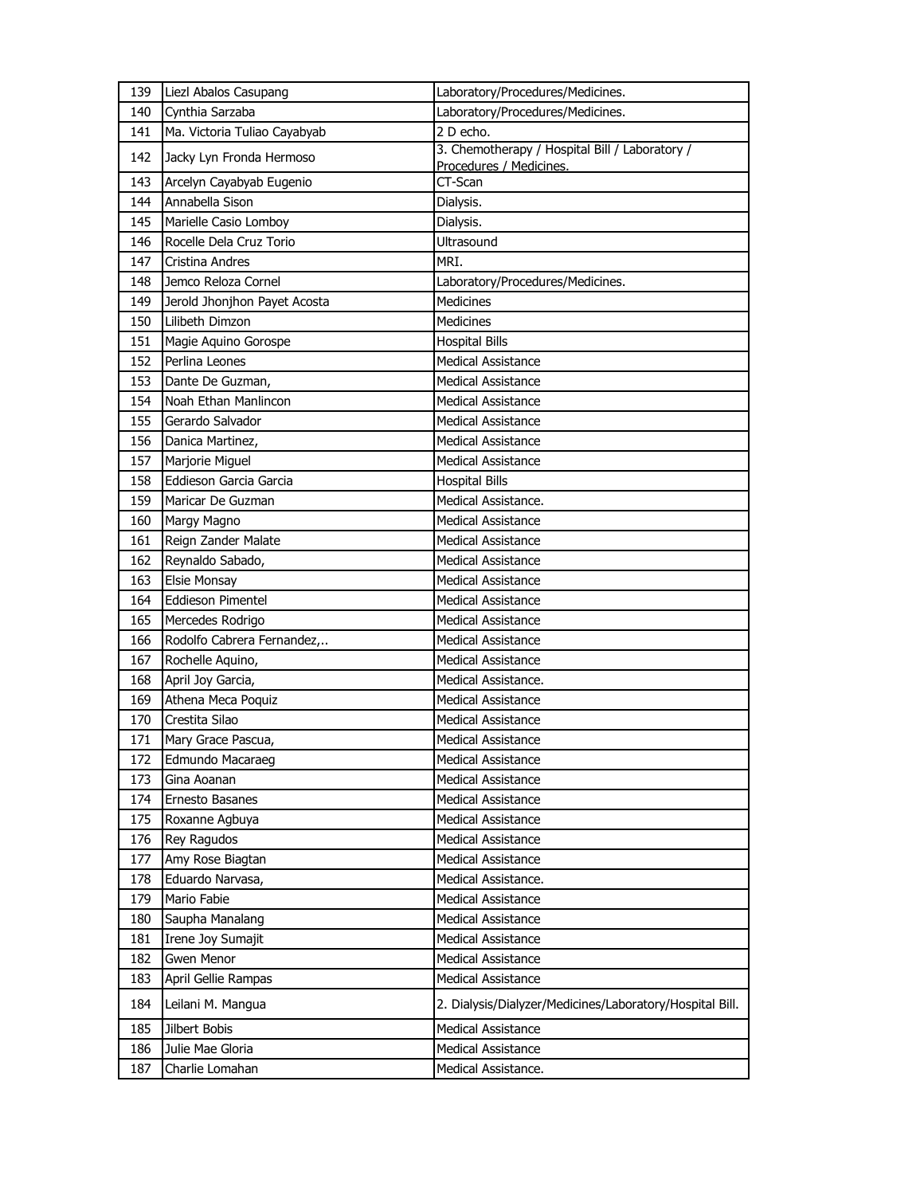| 139 | Liezl Abalos Casupang | Laboratory/Procedures/Medicines. |
|---|---|---|
| 140 | Cynthia Sarzaba | Laboratory/Procedures/Medicines. |
| 141 | Ma. Victoria Tuliao Cayabyab | 2 D echo. |
| 142 | Jacky Lyn Fronda Hermoso | 3. Chemotherapy / Hospital Bill / Laboratory / Procedures / Medicines. |
| 143 | Arcelyn Cayabyab Eugenio | CT-Scan |
| 144 | Annabella Sison | Dialysis. |
| 145 | Marielle Casio Lomboy | Dialysis. |
| 146 | Rocelle Dela Cruz Torio | Ultrasound |
| 147 | Cristina Andres | MRI. |
| 148 | Jemco Reloza Cornel | Laboratory/Procedures/Medicines. |
| 149 | Jerold Jhonjhon Payet Acosta | Medicines |
| 150 | Lilibeth Dimzon | Medicines |
| 151 | Magie Aquino Gorospe | Hospital Bills |
| 152 | Perlina Leones | Medical Assistance |
| 153 | Dante De Guzman, | Medical Assistance |
| 154 | Noah Ethan Manlincon | Medical Assistance |
| 155 | Gerardo Salvador | Medical Assistance |
| 156 | Danica Martinez, | Medical Assistance |
| 157 | Marjorie Miguel | Medical Assistance |
| 158 | Eddieson Garcia Garcia | Hospital Bills |
| 159 | Maricar De Guzman | Medical Assistance. |
| 160 | Margy Magno | Medical Assistance |
| 161 | Reign Zander Malate | Medical Assistance |
| 162 | Reynaldo Sabado, | Medical Assistance |
| 163 | Elsie Monsay | Medical Assistance |
| 164 | Eddieson Pimentel | Medical Assistance |
| 165 | Mercedes Rodrigo | Medical Assistance |
| 166 | Rodolfo Cabrera Fernandez,.. | Medical Assistance |
| 167 | Rochelle Aquino, | Medical Assistance |
| 168 | April Joy Garcia, | Medical Assistance. |
| 169 | Athena Meca Poquiz | Medical Assistance |
| 170 | Crestita Silao | Medical Assistance |
| 171 | Mary Grace Pascua, | Medical Assistance |
| 172 | Edmundo Macaraeg | Medical Assistance |
| 173 | Gina Aoanan | Medical Assistance |
| 174 | Ernesto Basanes | Medical Assistance |
| 175 | Roxanne Agbuya | Medical Assistance |
| 176 | Rey Ragudos | Medical Assistance |
| 177 | Amy Rose Biagtan | Medical Assistance |
| 178 | Eduardo Narvasa, | Medical Assistance. |
| 179 | Mario Fabie | Medical Assistance |
| 180 | Saupha Manalang | Medical Assistance |
| 181 | Irene Joy Sumajit | Medical Assistance |
| 182 | Gwen Menor | Medical Assistance |
| 183 | April Gellie Rampas | Medical Assistance |
| 184 | Leilani M. Mangua | 2. Dialysis/Dialyzer/Medicines/Laboratory/Hospital Bill. |
| 185 | Jilbert Bobis | Medical Assistance |
| 186 | Julie Mae Gloria | Medical Assistance |
| 187 | Charlie Lomahan | Medical Assistance. |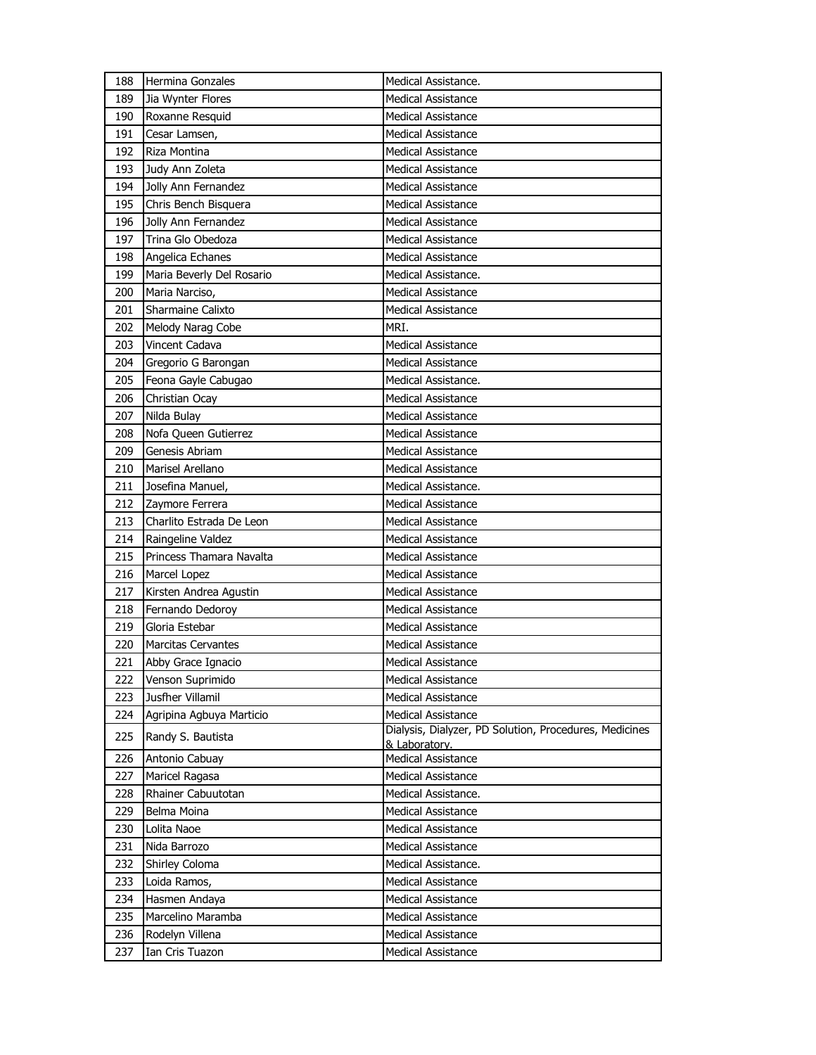| 188 | Hermina Gonzales | Medical Assistance. |
|---|---|---|
| 189 | Jia Wynter Flores | Medical Assistance |
| 190 | Roxanne Resquid | Medical Assistance |
| 191 | Cesar Lamsen, | Medical Assistance |
| 192 | Riza Montina | Medical Assistance |
| 193 | Judy Ann Zoleta | Medical Assistance |
| 194 | Jolly Ann Fernandez | Medical Assistance |
| 195 | Chris Bench Bisquera | Medical Assistance |
| 196 | Jolly Ann Fernandez | Medical Assistance |
| 197 | Trina Glo Obedoza | Medical Assistance |
| 198 | Angelica Echanes | Medical Assistance |
| 199 | Maria Beverly Del Rosario | Medical Assistance. |
| 200 | Maria Narciso, | Medical Assistance |
| 201 | Sharmaine Calixto | Medical Assistance |
| 202 | Melody Narag Cobe | MRI. |
| 203 | Vincent Cadava | Medical Assistance |
| 204 | Gregorio G Barongan | Medical Assistance |
| 205 | Feona Gayle Cabugao | Medical Assistance. |
| 206 | Christian Ocay | Medical Assistance |
| 207 | Nilda Bulay | Medical Assistance |
| 208 | Nofa Queen Gutierrez | Medical Assistance |
| 209 | Genesis Abriam | Medical Assistance |
| 210 | Marisel Arellano | Medical Assistance |
| 211 | Josefina Manuel, | Medical Assistance. |
| 212 | Zaymore Ferrera | Medical Assistance |
| 213 | Charlito Estrada De Leon | Medical Assistance |
| 214 | Raingeline Valdez | Medical Assistance |
| 215 | Princess Thamara Navalta | Medical Assistance |
| 216 | Marcel Lopez | Medical Assistance |
| 217 | Kirsten Andrea Agustin | Medical Assistance |
| 218 | Fernando Dedoroy | Medical Assistance |
| 219 | Gloria Estebar | Medical Assistance |
| 220 | Marcitas Cervantes | Medical Assistance |
| 221 | Abby Grace Ignacio | Medical Assistance |
| 222 | Venson Suprimido | Medical Assistance |
| 223 | Jusfher Villamil | Medical Assistance |
| 224 | Agripina Agbuya Marticio | Medical Assistance |
| 225 | Randy S. Bautista | Dialysis, Dialyzer, PD Solution, Procedures, Medicines & Laboratory. |
| 226 | Antonio Cabuay | Medical Assistance |
| 227 | Maricel Ragasa | Medical Assistance |
| 228 | Rhainer Cabuutotan | Medical Assistance. |
| 229 | Belma Moina | Medical Assistance |
| 230 | Lolita Naoe | Medical Assistance |
| 231 | Nida Barrozo | Medical Assistance |
| 232 | Shirley Coloma | Medical Assistance. |
| 233 | Loida Ramos, | Medical Assistance |
| 234 | Hasmen Andaya | Medical Assistance |
| 235 | Marcelino Maramba | Medical Assistance |
| 236 | Rodelyn Villena | Medical Assistance |
| 237 | Ian Cris Tuazon | Medical Assistance |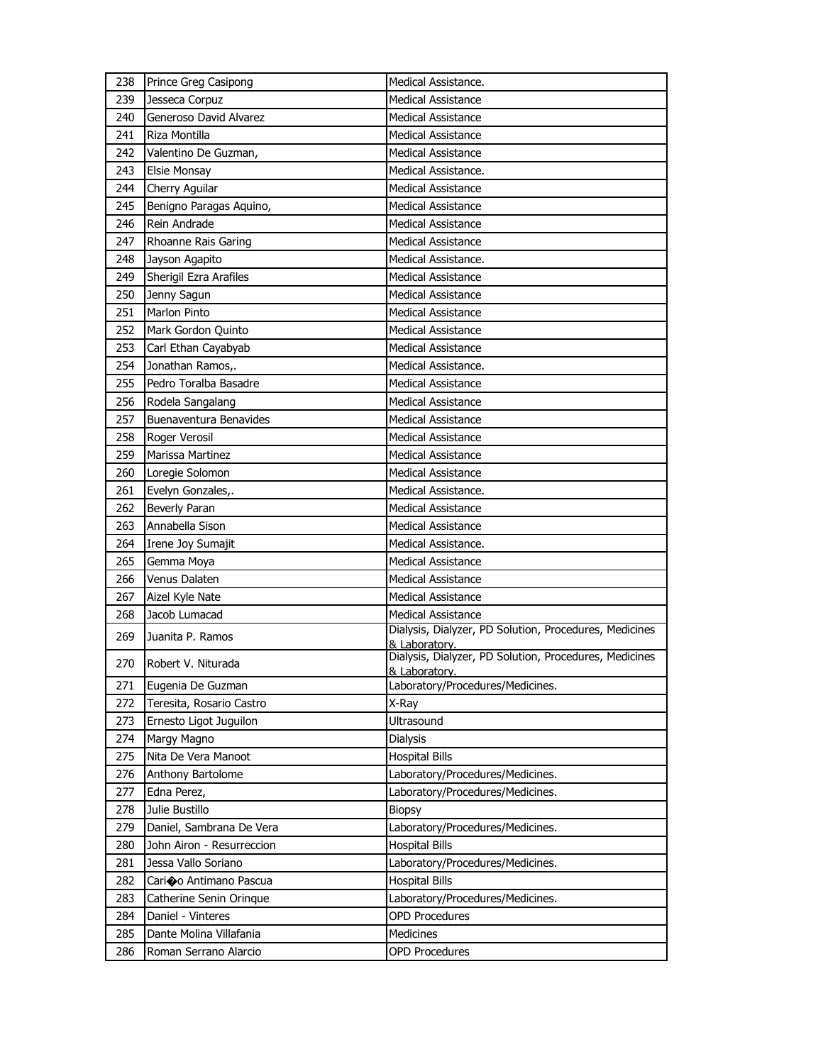| 238 | Prince Greg Casipong | Medical Assistance. |
|---|---|---|
| 239 | Jesseca Corpuz | Medical Assistance |
| 240 | Generoso David Alvarez | Medical Assistance |
| 241 | Riza Montilla | Medical Assistance |
| 242 | Valentino De Guzman, | Medical Assistance |
| 243 | Elsie Monsay | Medical Assistance. |
| 244 | Cherry Aguilar | Medical Assistance |
| 245 | Benigno Paragas Aquino, | Medical Assistance |
| 246 | Rein Andrade | Medical Assistance |
| 247 | Rhoanne Rais Garing | Medical Assistance |
| 248 | Jayson Agapito | Medical Assistance. |
| 249 | Sherigil Ezra Arafiles | Medical Assistance |
| 250 | Jenny Sagun | Medical Assistance |
| 251 | Marlon Pinto | Medical Assistance |
| 252 | Mark Gordon Quinto | Medical Assistance |
| 253 | Carl Ethan Cayabyab | Medical Assistance |
| 254 | Jonathan Ramos,. | Medical Assistance. |
| 255 | Pedro Toralba Basadre | Medical Assistance |
| 256 | Rodela Sangalang | Medical Assistance |
| 257 | Buenaventura Benavides | Medical Assistance |
| 258 | Roger Verosil | Medical Assistance |
| 259 | Marissa Martinez | Medical Assistance |
| 260 | Loregie Solomon | Medical Assistance |
| 261 | Evelyn Gonzales,. | Medical Assistance. |
| 262 | Beverly Paran | Medical Assistance |
| 263 | Annabella Sison | Medical Assistance |
| 264 | Irene Joy Sumajit | Medical Assistance. |
| 265 | Gemma Moya | Medical Assistance |
| 266 | Venus Dalaten | Medical Assistance |
| 267 | Aizel Kyle Nate | Medical Assistance |
| 268 | Jacob Lumacad | Medical Assistance |
| 269 | Juanita P. Ramos | Dialysis, Dialyzer, PD Solution, Procedures, Medicines & Laboratory. |
| 270 | Robert V. Niturada | Dialysis, Dialyzer, PD Solution, Procedures, Medicines & Laboratory. |
| 271 | Eugenia De Guzman | Laboratory/Procedures/Medicines. |
| 272 | Teresita, Rosario Castro | X-Ray |
| 273 | Ernesto Ligot Juguilon | Ultrasound |
| 274 | Margy Magno | Dialysis |
| 275 | Nita De Vera Manoot | Hospital Bills |
| 276 | Anthony Bartolome | Laboratory/Procedures/Medicines. |
| 277 | Edna Perez, | Laboratory/Procedures/Medicines. |
| 278 | Julie Bustillo | Biopsy |
| 279 | Daniel, Sambrana De Vera | Laboratory/Procedures/Medicines. |
| 280 | John Airon - Resurreccion | Hospital Bills |
| 281 | Jessa Vallo Soriano | Laboratory/Procedures/Medicines. |
| 282 | Cari�o Antimano Pascua | Hospital Bills |
| 283 | Catherine Senin Orinque | Laboratory/Procedures/Medicines. |
| 284 | Daniel - Vinteres | OPD Procedures |
| 285 | Dante Molina Villafania | Medicines |
| 286 | Roman Serrano Alarcio | OPD Procedures |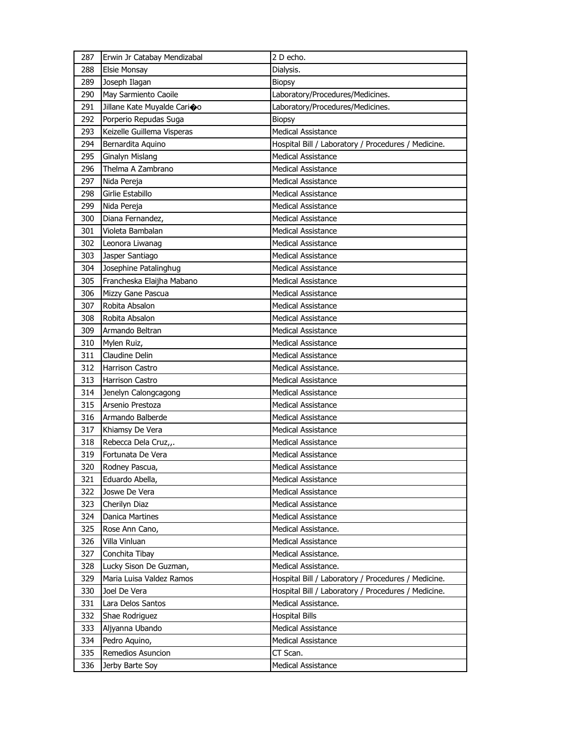| 287 | Erwin Jr Catabay Mendizabal | 2 D echo. |
|---|---|---|
| 288 | Elsie Monsay | Dialysis. |
| 289 | Joseph Ilagan | Biopsy |
| 290 | May Sarmiento Caoile | Laboratory/Procedures/Medicines. |
| 291 | Jillane Kate Muyalde Cari�o | Laboratory/Procedures/Medicines. |
| 292 | Porperio Repudas Suga | Biopsy |
| 293 | Keizelle Guillema Visperas | Medical Assistance |
| 294 | Bernardita Aquino | Hospital Bill / Laboratory / Procedures / Medicine. |
| 295 | Ginalyn Mislang | Medical Assistance |
| 296 | Thelma A Zambrano | Medical Assistance |
| 297 | Nida Pereja | Medical Assistance |
| 298 | Girlie Estabillo | Medical Assistance |
| 299 | Nida Pereja | Medical Assistance |
| 300 | Diana Fernandez, | Medical Assistance |
| 301 | Violeta Bambalan | Medical Assistance |
| 302 | Leonora Liwanag | Medical Assistance |
| 303 | Jasper Santiago | Medical Assistance |
| 304 | Josephine Patalinghug | Medical Assistance |
| 305 | Francheska Elaijha Mabano | Medical Assistance |
| 306 | Mizzy Gane Pascua | Medical Assistance |
| 307 | Robita Absalon | Medical Assistance |
| 308 | Robita Absalon | Medical Assistance |
| 309 | Armando Beltran | Medical Assistance |
| 310 | Mylen Ruiz, | Medical Assistance |
| 311 | Claudine Delin | Medical Assistance |
| 312 | Harrison Castro | Medical Assistance. |
| 313 | Harrison Castro | Medical Assistance |
| 314 | Jenelyn Calongcagong | Medical Assistance |
| 315 | Arsenio Prestoza | Medical Assistance |
| 316 | Armando Balberde | Medical Assistance |
| 317 | Khiamsy De Vera | Medical Assistance |
| 318 | Rebecca Dela Cruz,,. | Medical Assistance |
| 319 | Fortunata De Vera | Medical Assistance |
| 320 | Rodney Pascua, | Medical Assistance |
| 321 | Eduardo Abella, | Medical Assistance |
| 322 | Joswe De Vera | Medical Assistance |
| 323 | Cherilyn Diaz | Medical Assistance |
| 324 | Danica Martines | Medical Assistance |
| 325 | Rose Ann Cano, | Medical Assistance. |
| 326 | Villa Vinluan | Medical Assistance |
| 327 | Conchita Tibay | Medical Assistance. |
| 328 | Lucky Sison De Guzman, | Medical Assistance. |
| 329 | Maria Luisa Valdez Ramos | Hospital Bill / Laboratory / Procedures / Medicine. |
| 330 | Joel De Vera | Hospital Bill / Laboratory / Procedures / Medicine. |
| 331 | Lara Delos Santos | Medical Assistance. |
| 332 | Shae Rodriguez | Hospital Bills |
| 333 | Aljyanna Ubando | Medical Assistance |
| 334 | Pedro Aquino, | Medical Assistance |
| 335 | Remedios Asuncion | CT Scan. |
| 336 | Jerby Barte Soy | Medical Assistance |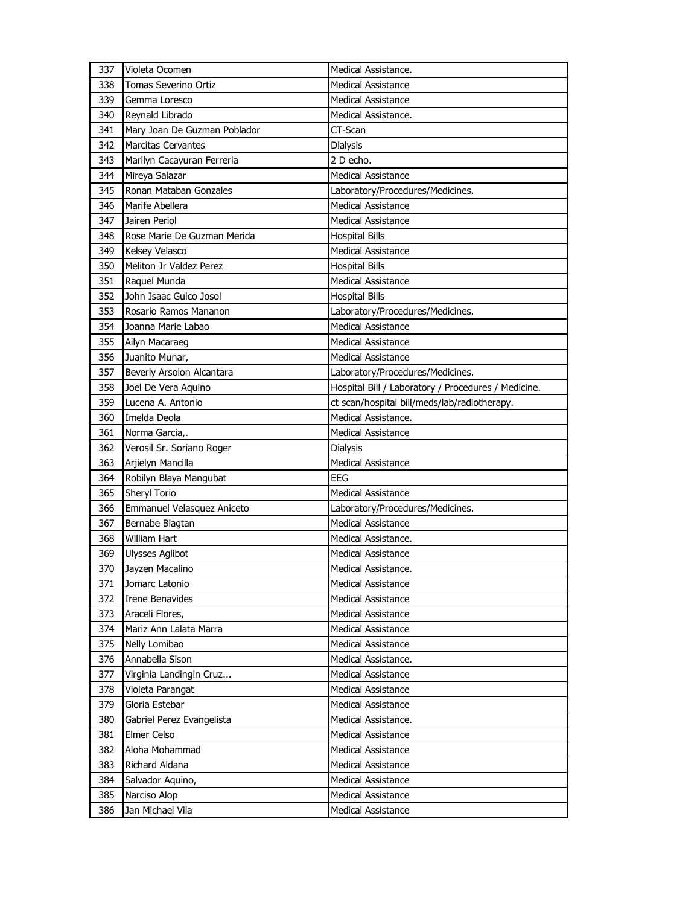| 337 | Violeta Ocomen | Medical Assistance. |
|---|---|---|
| 338 | Tomas Severino Ortiz | Medical Assistance |
| 339 | Gemma Loresco | Medical Assistance |
| 340 | Reynald Librado | Medical Assistance. |
| 341 | Mary Joan De Guzman Poblador | CT-Scan |
| 342 | Marcitas Cervantes | Dialysis |
| 343 | Marilyn Cacayuran Ferreria | 2 D echo. |
| 344 | Mireya Salazar | Medical Assistance |
| 345 | Ronan Mataban Gonzales | Laboratory/Procedures/Medicines. |
| 346 | Marife Abellera | Medical Assistance |
| 347 | Jairen Periol | Medical Assistance |
| 348 | Rose Marie De Guzman Merida | Hospital Bills |
| 349 | Kelsey Velasco | Medical Assistance |
| 350 | Meliton Jr Valdez Perez | Hospital Bills |
| 351 | Raquel Munda | Medical Assistance |
| 352 | John Isaac Guico Josol | Hospital Bills |
| 353 | Rosario Ramos Mananon | Laboratory/Procedures/Medicines. |
| 354 | Joanna Marie Labao | Medical Assistance |
| 355 | Ailyn Macaraeg | Medical Assistance |
| 356 | Juanito Munar, | Medical Assistance |
| 357 | Beverly Arsolon Alcantara | Laboratory/Procedures/Medicines. |
| 358 | Joel De Vera Aquino | Hospital Bill / Laboratory / Procedures / Medicine. |
| 359 | Lucena A. Antonio | ct scan/hospital bill/meds/lab/radiotherapy. |
| 360 | Imelda Deola | Medical Assistance. |
| 361 | Norma Garcia,. | Medical Assistance |
| 362 | Verosil Sr. Soriano Roger | Dialysis |
| 363 | Arjielyn Mancilla | Medical Assistance |
| 364 | Robilyn Blaya Mangubat | EEG |
| 365 | Sheryl Torio | Medical Assistance |
| 366 | Emmanuel Velasquez Aniceto | Laboratory/Procedures/Medicines. |
| 367 | Bernabe Biagtan | Medical Assistance |
| 368 | William Hart | Medical Assistance. |
| 369 | Ulysses Aglibot | Medical Assistance |
| 370 | Jayzen Macalino | Medical Assistance. |
| 371 | Jomarc Latonio | Medical Assistance |
| 372 | Irene Benavides | Medical Assistance |
| 373 | Araceli Flores, | Medical Assistance |
| 374 | Mariz Ann Lalata Marra | Medical Assistance |
| 375 | Nelly Lomibao | Medical Assistance |
| 376 | Annabella Sison | Medical Assistance. |
| 377 | Virginia Landingin Cruz... | Medical Assistance |
| 378 | Violeta Parangat | Medical Assistance |
| 379 | Gloria Estebar | Medical Assistance |
| 380 | Gabriel Perez Evangelista | Medical Assistance. |
| 381 | Elmer Celso | Medical Assistance |
| 382 | Aloha Mohammad | Medical Assistance |
| 383 | Richard Aldana | Medical Assistance |
| 384 | Salvador Aquino, | Medical Assistance |
| 385 | Narciso Alop | Medical Assistance |
| 386 | Jan Michael Vila | Medical Assistance |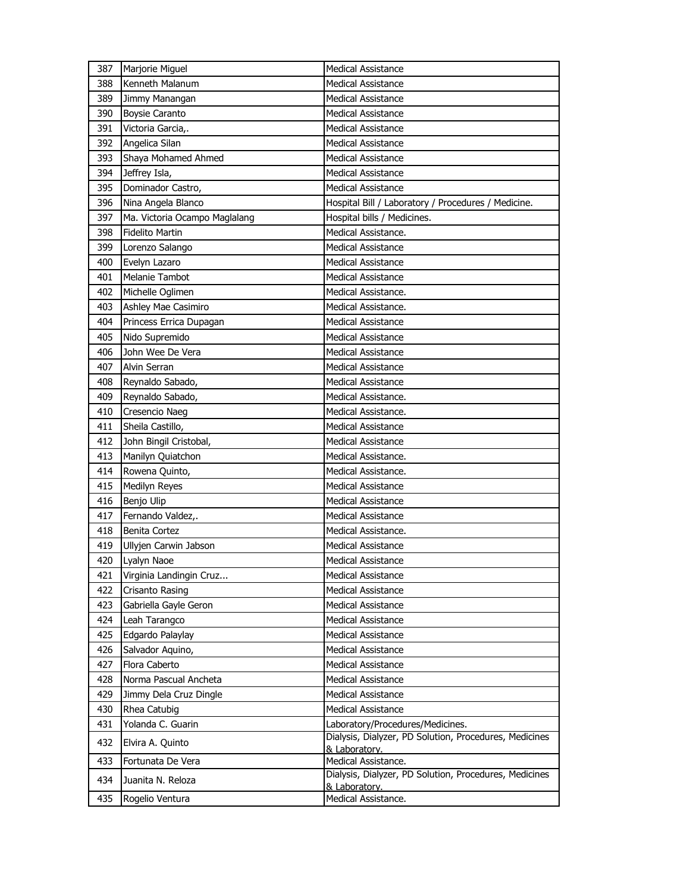| 387 | Marjorie Miguel | Medical Assistance |
|---|---|---|
| 388 | Kenneth Malanum | Medical Assistance |
| 389 | Jimmy Manangan | Medical Assistance |
| 390 | Boysie Caranto | Medical Assistance |
| 391 | Victoria Garcia,. | Medical Assistance |
| 392 | Angelica Silan | Medical Assistance |
| 393 | Shaya Mohamed Ahmed | Medical Assistance |
| 394 | Jeffrey Isla, | Medical Assistance |
| 395 | Dominador Castro, | Medical Assistance |
| 396 | Nina Angela Blanco | Hospital Bill / Laboratory / Procedures / Medicine. |
| 397 | Ma. Victoria Ocampo Maglalang | Hospital bills / Medicines. |
| 398 | Fidelito Martin | Medical Assistance. |
| 399 | Lorenzo Salango | Medical Assistance |
| 400 | Evelyn Lazaro | Medical Assistance |
| 401 | Melanie Tambot | Medical Assistance |
| 402 | Michelle Oglimen | Medical Assistance. |
| 403 | Ashley Mae Casimiro | Medical Assistance. |
| 404 | Princess Errica Dupagan | Medical Assistance |
| 405 | Nido Supremido | Medical Assistance |
| 406 | John Wee De Vera | Medical Assistance |
| 407 | Alvin Serran | Medical Assistance |
| 408 | Reynaldo Sabado, | Medical Assistance |
| 409 | Reynaldo Sabado, | Medical Assistance. |
| 410 | Cresencio Naeg | Medical Assistance. |
| 411 | Sheila Castillo, | Medical Assistance |
| 412 | John Bingil Cristobal, | Medical Assistance |
| 413 | Manilyn Quiatchon | Medical Assistance. |
| 414 | Rowena Quinto, | Medical Assistance. |
| 415 | Medilyn Reyes | Medical Assistance |
| 416 | Benjo Ulip | Medical Assistance |
| 417 | Fernando Valdez,. | Medical Assistance |
| 418 | Benita Cortez | Medical Assistance. |
| 419 | Ullyjen Carwin Jabson | Medical Assistance |
| 420 | Lyalyn Naoe | Medical Assistance |
| 421 | Virginia Landingin Cruz... | Medical Assistance |
| 422 | Crisanto Rasing | Medical Assistance |
| 423 | Gabriella Gayle Geron | Medical Assistance |
| 424 | Leah Tarangco | Medical Assistance |
| 425 | Edgardo Palaylay | Medical Assistance |
| 426 | Salvador Aquino, | Medical Assistance |
| 427 | Flora Caberto | Medical Assistance |
| 428 | Norma Pascual Ancheta | Medical Assistance |
| 429 | Jimmy Dela Cruz Dingle | Medical Assistance |
| 430 | Rhea Catubig | Medical Assistance |
| 431 | Yolanda C. Guarin | Laboratory/Procedures/Medicines. |
| 432 | Elvira A. Quinto | Dialysis, Dialyzer, PD Solution, Procedures, Medicines & Laboratory. |
| 433 | Fortunata De Vera | Medical Assistance. |
| 434 | Juanita N. Reloza | Dialysis, Dialyzer, PD Solution, Procedures, Medicines & Laboratory. |
| 435 | Rogelio Ventura | Medical Assistance. |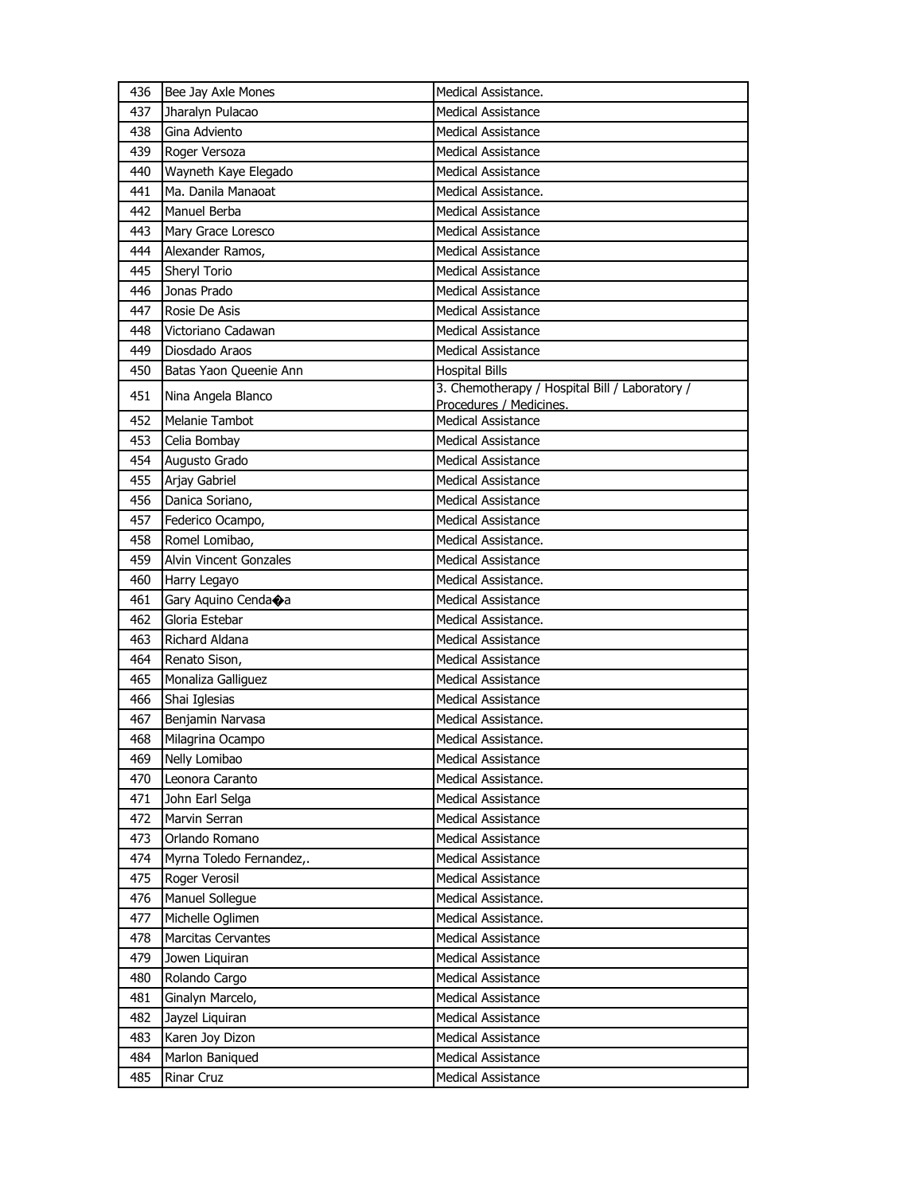| 436 | Bee Jay Axle Mones | Medical Assistance. |
|---|---|---|
| 437 | Jharalyn Pulacao | Medical Assistance |
| 438 | Gina Adviento | Medical Assistance |
| 439 | Roger Versoza | Medical Assistance |
| 440 | Wayneth Kaye Elegado | Medical Assistance |
| 441 | Ma. Danila Manaoat | Medical Assistance. |
| 442 | Manuel Berba | Medical Assistance |
| 443 | Mary Grace Loresco | Medical Assistance |
| 444 | Alexander Ramos, | Medical Assistance |
| 445 | Sheryl Torio | Medical Assistance |
| 446 | Jonas Prado | Medical Assistance |
| 447 | Rosie De Asis | Medical Assistance |
| 448 | Victoriano Cadawan | Medical Assistance |
| 449 | Diosdado Araos | Medical Assistance |
| 450 | Batas Yaon Queenie Ann | Hospital Bills |
| 451 | Nina Angela Blanco | 3. Chemotherapy / Hospital Bill / Laboratory / Procedures / Medicines. |
| 452 | Melanie Tambot | Medical Assistance |
| 453 | Celia Bombay | Medical Assistance |
| 454 | Augusto Grado | Medical Assistance |
| 455 | Arjay Gabriel | Medical Assistance |
| 456 | Danica Soriano, | Medical Assistance |
| 457 | Federico Ocampo, | Medical Assistance |
| 458 | Romel Lombao, | Medical Assistance. |
| 459 | Alvin Vincent Gonzales | Medical Assistance |
| 460 | Harry Legayo | Medical Assistance. |
| 461 | Gary Aquino Cenda�a | Medical Assistance |
| 462 | Gloria Estebar | Medical Assistance. |
| 463 | Richard Aldana | Medical Assistance |
| 464 | Renato Sison, | Medical Assistance |
| 465 | Monaliza Galliguez | Medical Assistance |
| 466 | Shai Iglesias | Medical Assistance |
| 467 | Benjamin Narvasa | Medical Assistance. |
| 468 | Milagrina Ocampo | Medical Assistance. |
| 469 | Nelly Lombao | Medical Assistance |
| 470 | Leonora Caranto | Medical Assistance. |
| 471 | John Earl Selga | Medical Assistance |
| 472 | Marvin Serran | Medical Assistance |
| 473 | Orlando Romano | Medical Assistance |
| 474 | Myrna Toledo Fernandez,. | Medical Assistance |
| 475 | Roger Verosil | Medical Assistance |
| 476 | Manuel Sollegue | Medical Assistance. |
| 477 | Michelle Oglimen | Medical Assistance. |
| 478 | Marcitas Cervantes | Medical Assistance |
| 479 | Jowen Liquiran | Medical Assistance |
| 480 | Rolando Cargo | Medical Assistance |
| 481 | Ginalyn Marcelo, | Medical Assistance |
| 482 | Jayzel Liquiran | Medical Assistance |
| 483 | Karen Joy Dizon | Medical Assistance |
| 484 | Marlon Baniqued | Medical Assistance |
| 485 | Rinar Cruz | Medical Assistance |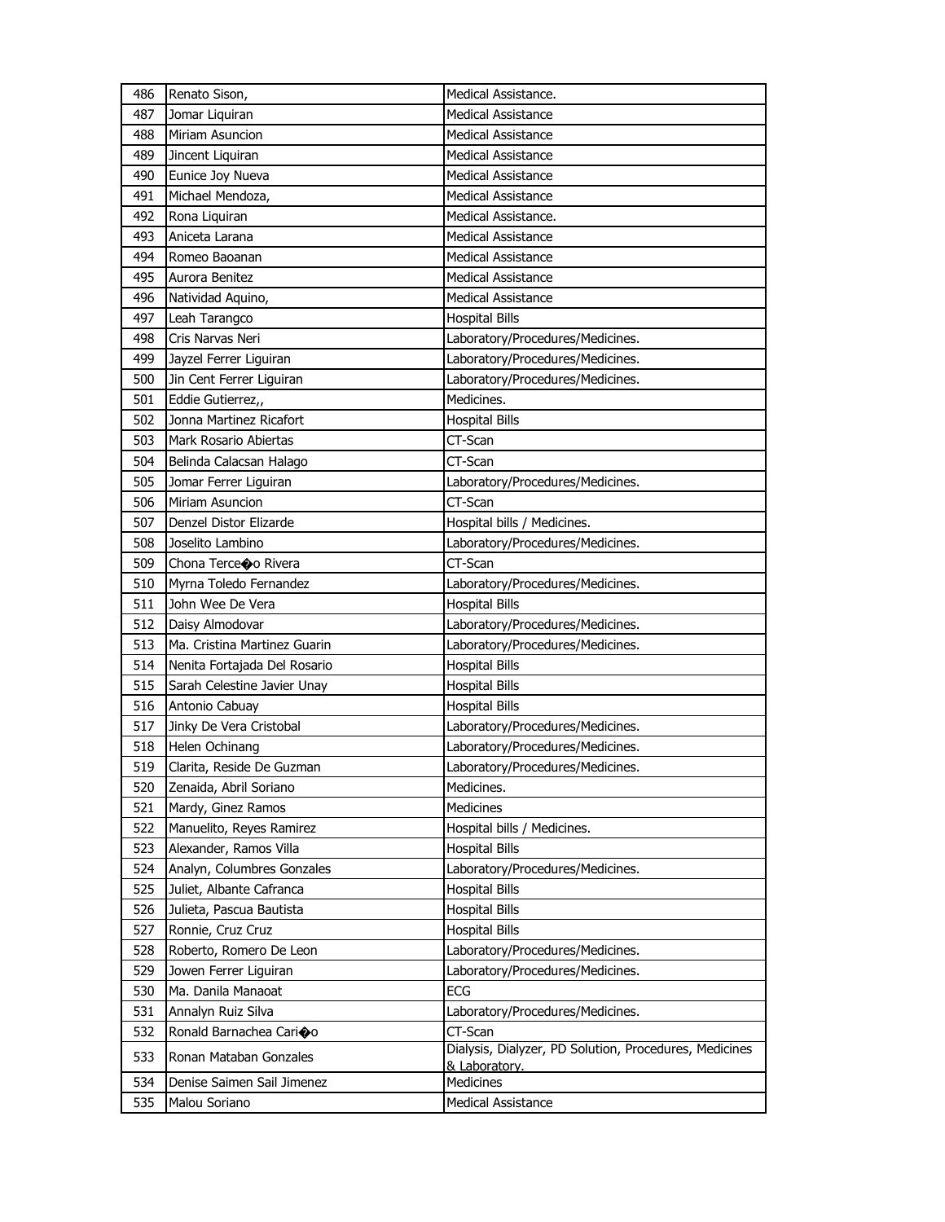| 486 | Renato Sison, | Medical Assistance. |
|---|---|---|
| 487 | Jomar Liquiran | Medical Assistance |
| 488 | Miriam Asuncion | Medical Assistance |
| 489 | Jincent Liquiran | Medical Assistance |
| 490 | Eunice Joy Nueva | Medical Assistance |
| 491 | Michael Mendoza, | Medical Assistance |
| 492 | Rona Liquiran | Medical Assistance. |
| 493 | Aniceta Larana | Medical Assistance |
| 494 | Romeo Baoanan | Medical Assistance |
| 495 | Aurora Benitez | Medical Assistance |
| 496 | Natividad Aquino, | Medical Assistance |
| 497 | Leah Tarangco | Hospital Bills |
| 498 | Cris Narvas Neri | Laboratory/Procedures/Medicines. |
| 499 | Jayzel Ferrer Liguiran | Laboratory/Procedures/Medicines. |
| 500 | Jin Cent Ferrer Liguiran | Laboratory/Procedures/Medicines. |
| 501 | Eddie Gutierrez,, | Medicines. |
| 502 | Jonna Martinez Ricafort | Hospital Bills |
| 503 | Mark Rosario Abiertas | CT-Scan |
| 504 | Belinda Calacsan Halago | CT-Scan |
| 505 | Jomar Ferrer Liguiran | Laboratory/Procedures/Medicines. |
| 506 | Miriam Asuncion | CT-Scan |
| 507 | Denzel Distor Elizarde | Hospital bills / Medicines. |
| 508 | Joselito Lambino | Laboratory/Procedures/Medicines. |
| 509 | Chona Terce�o Rivera | CT-Scan |
| 510 | Myrna Toledo Fernandez | Laboratory/Procedures/Medicines. |
| 511 | John Wee De Vera | Hospital Bills |
| 512 | Daisy Almodovar | Laboratory/Procedures/Medicines. |
| 513 | Ma. Cristina Martinez Guarin | Laboratory/Procedures/Medicines. |
| 514 | Nenita Fortajada Del Rosario | Hospital Bills |
| 515 | Sarah Celestine Javier Unay | Hospital Bills |
| 516 | Antonio Cabuay | Hospital Bills |
| 517 | Jinky De Vera Cristobal | Laboratory/Procedures/Medicines. |
| 518 | Helen Ochinang | Laboratory/Procedures/Medicines. |
| 519 | Clarita, Reside De Guzman | Laboratory/Procedures/Medicines. |
| 520 | Zenaida, Abril Soriano | Medicines. |
| 521 | Mardy, Ginez Ramos | Medicines |
| 522 | Manuelito, Reyes Ramirez | Hospital bills / Medicines. |
| 523 | Alexander, Ramos Villa | Hospital Bills |
| 524 | Analyn, Columbres Gonzales | Laboratory/Procedures/Medicines. |
| 525 | Juliet, Albante Cafranca | Hospital Bills |
| 526 | Julieta, Pascua Bautista | Hospital Bills |
| 527 | Ronnie, Cruz Cruz | Hospital Bills |
| 528 | Roberto, Romero De Leon | Laboratory/Procedures/Medicines. |
| 529 | Jowen Ferrer Liguiran | Laboratory/Procedures/Medicines. |
| 530 | Ma. Danila Manaoat | ECG |
| 531 | Annalyn Ruiz Silva | Laboratory/Procedures/Medicines. |
| 532 | Ronald Barnachea Cari�o | CT-Scan |
| 533 | Ronan Mataban Gonzales | Dialysis, Dialyzer, PD Solution, Procedures, Medicines & Laboratory. |
| 534 | Denise Saimen Sail Jimenez | Medicines |
| 535 | Malou Soriano | Medical Assistance |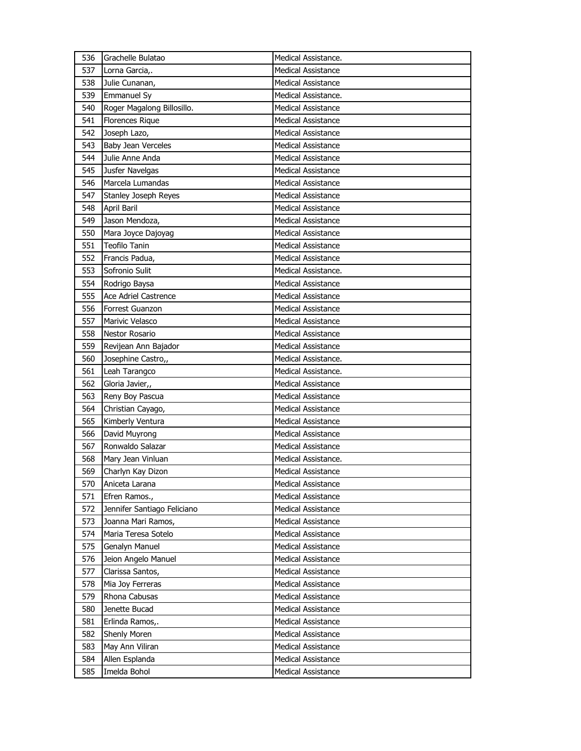| 536 | Grachelle Bulatao | Medical Assistance. |
|---|---|---|
| 537 | Lorna Garcia,. | Medical Assistance |
| 538 | Julie Cunanan, | Medical Assistance |
| 539 | Emmanuel Sy | Medical Assistance. |
| 540 | Roger Magalong Billosillo. | Medical Assistance |
| 541 | Florences Rique | Medical Assistance |
| 542 | Joseph Lazo, | Medical Assistance |
| 543 | Baby Jean Verceles | Medical Assistance |
| 544 | Julie Anne Anda | Medical Assistance |
| 545 | Jusfer Navelgas | Medical Assistance |
| 546 | Marcela Lumandas | Medical Assistance |
| 547 | Stanley Joseph Reyes | Medical Assistance |
| 548 | April Baril | Medical Assistance |
| 549 | Jason Mendoza, | Medical Assistance |
| 550 | Mara Joyce Dajoyag | Medical Assistance |
| 551 | Teofilo Tanin | Medical Assistance |
| 552 | Francis Padua, | Medical Assistance |
| 553 | Sofronio Sulit | Medical Assistance. |
| 554 | Rodrigo Baysa | Medical Assistance |
| 555 | Ace Adriel Castrence | Medical Assistance |
| 556 | Forrest Guanzon | Medical Assistance |
| 557 | Marivic Velasco | Medical Assistance |
| 558 | Nestor Rosario | Medical Assistance |
| 559 | Revijean Ann Bajador | Medical Assistance |
| 560 | Josephine Castro,, | Medical Assistance. |
| 561 | Leah Tarangco | Medical Assistance. |
| 562 | Gloria Javier,, | Medical Assistance |
| 563 | Reny Boy Pascua | Medical Assistance |
| 564 | Christian Cayago, | Medical Assistance |
| 565 | Kimberly Ventura | Medical Assistance |
| 566 | David Muyrong | Medical Assistance |
| 567 | Ronwaldo Salazar | Medical Assistance |
| 568 | Mary Jean Vinluan | Medical Assistance. |
| 569 | Charlyn Kay Dizon | Medical Assistance |
| 570 | Aniceta Larana | Medical Assistance |
| 571 | Efren Ramos., | Medical Assistance |
| 572 | Jennifer Santiago Feliciano | Medical Assistance |
| 573 | Joanna Mari Ramos, | Medical Assistance |
| 574 | Maria Teresa Sotelo | Medical Assistance |
| 575 | Genalyn Manuel | Medical Assistance |
| 576 | Jeion Angelo Manuel | Medical Assistance |
| 577 | Clarissa Santos, | Medical Assistance |
| 578 | Mia Joy Ferreras | Medical Assistance |
| 579 | Rhona Cabusas | Medical Assistance |
| 580 | Jenette Bucad | Medical Assistance |
| 581 | Erlinda Ramos,. | Medical Assistance |
| 582 | Shenly Moren | Medical Assistance |
| 583 | May Ann Viliran | Medical Assistance |
| 584 | Allen Esplanda | Medical Assistance |
| 585 | Imelda Bohol | Medical Assistance |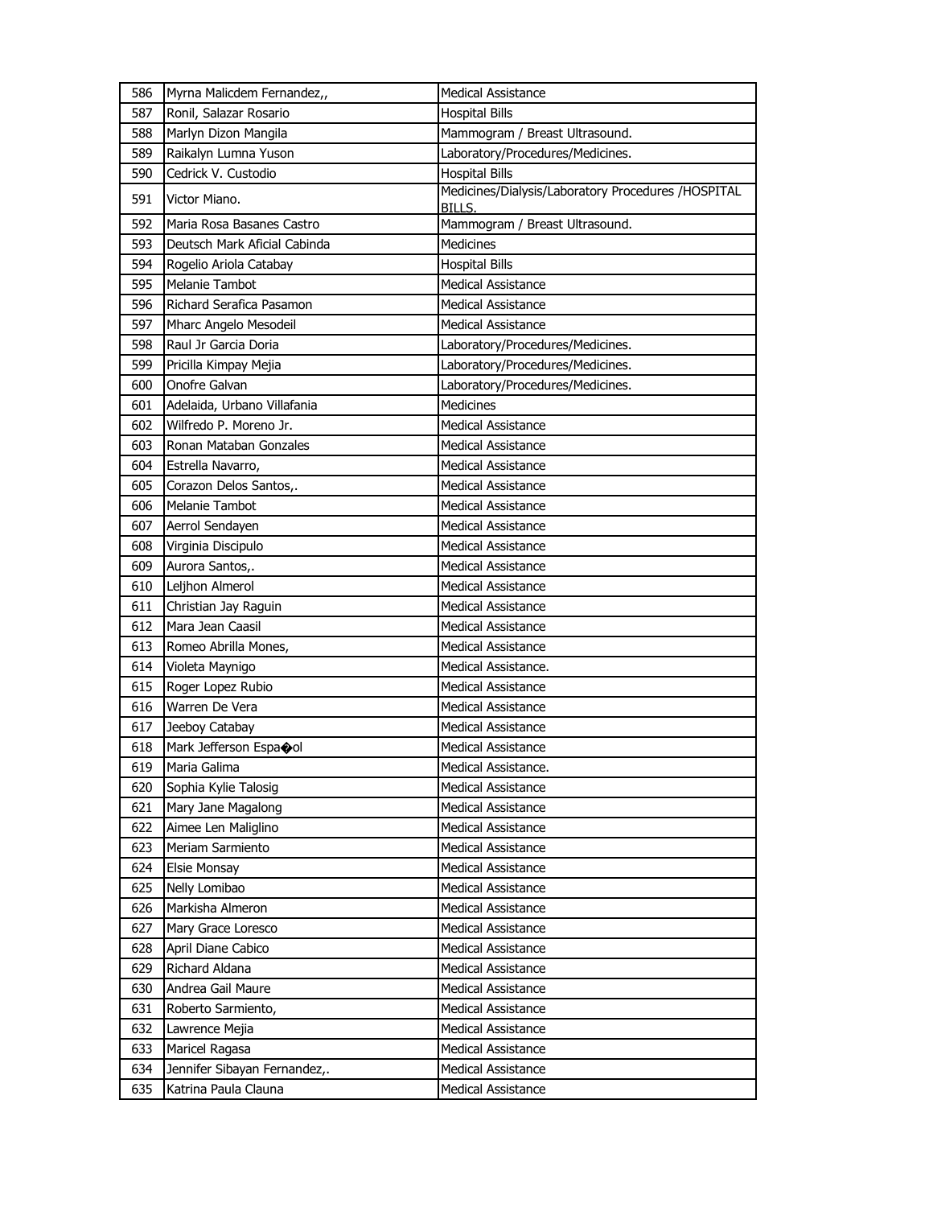| 586 | Myrna Malicdem Fernandez,, | Medical Assistance |
|---|---|---|
| 587 | Ronil, Salazar Rosario | Hospital Bills |
| 588 | Marlyn Dizon Mangila | Mammogram / Breast Ultrasound. |
| 589 | Raikalyn Lumna Yuson | Laboratory/Procedures/Medicines. |
| 590 | Cedrick V. Custodio | Hospital Bills |
| 591 | Victor Miano. | Medicines/Dialysis/Laboratory Procedures /HOSPITAL BILLS. |
| 592 | Maria Rosa Basanes Castro | Mammogram / Breast Ultrasound. |
| 593 | Deutsch Mark Aficial Cabinda | Medicines |
| 594 | Rogelio Ariola Catabay | Hospital Bills |
| 595 | Melanie Tambot | Medical Assistance |
| 596 | Richard Serafica Pasamon | Medical Assistance |
| 597 | Mharc Angelo Mesodeil | Medical Assistance |
| 598 | Raul Jr Garcia Doria | Laboratory/Procedures/Medicines. |
| 599 | Pricilla Kimpay Mejia | Laboratory/Procedures/Medicines. |
| 600 | Onofre Galvan | Laboratory/Procedures/Medicines. |
| 601 | Adelaida, Urbano Villafania | Medicines |
| 602 | Wilfredo P. Moreno Jr. | Medical Assistance |
| 603 | Ronan Mataban Gonzales | Medical Assistance |
| 604 | Estrella Navarro, | Medical Assistance |
| 605 | Corazon Delos Santos,. | Medical Assistance |
| 606 | Melanie Tambot | Medical Assistance |
| 607 | Aerrol Sendayen | Medical Assistance |
| 608 | Virginia Discipulo | Medical Assistance |
| 609 | Aurora Santos,. | Medical Assistance |
| 610 | Leljhon Almerol | Medical Assistance |
| 611 | Christian Jay Raguin | Medical Assistance |
| 612 | Mara Jean Caasil | Medical Assistance |
| 613 | Romeo Abrilla Mones, | Medical Assistance |
| 614 | Violeta Maynigo | Medical Assistance. |
| 615 | Roger Lopez Rubio | Medical Assistance |
| 616 | Warren De Vera | Medical Assistance |
| 617 | Jeeboy Catabay | Medical Assistance |
| 618 | Mark Jefferson Espa�ol | Medical Assistance |
| 619 | Maria Galima | Medical Assistance. |
| 620 | Sophia Kylie Talosig | Medical Assistance |
| 621 | Mary Jane Magalong | Medical Assistance |
| 622 | Aimee Len Maliglino | Medical Assistance |
| 623 | Meriam Sarmiento | Medical Assistance |
| 624 | Elsie Monsay | Medical Assistance |
| 625 | Nelly Lomibao | Medical Assistance |
| 626 | Markisha Almeron | Medical Assistance |
| 627 | Mary Grace Loresco | Medical Assistance |
| 628 | April Diane Cabico | Medical Assistance |
| 629 | Richard Aldana | Medical Assistance |
| 630 | Andrea Gail Maure | Medical Assistance |
| 631 | Roberto Sarmiento, | Medical Assistance |
| 632 | Lawrence Mejia | Medical Assistance |
| 633 | Maricel Ragasa | Medical Assistance |
| 634 | Jennifer Sibayan Fernandez,. | Medical Assistance |
| 635 | Katrina Paula Clauna | Medical Assistance |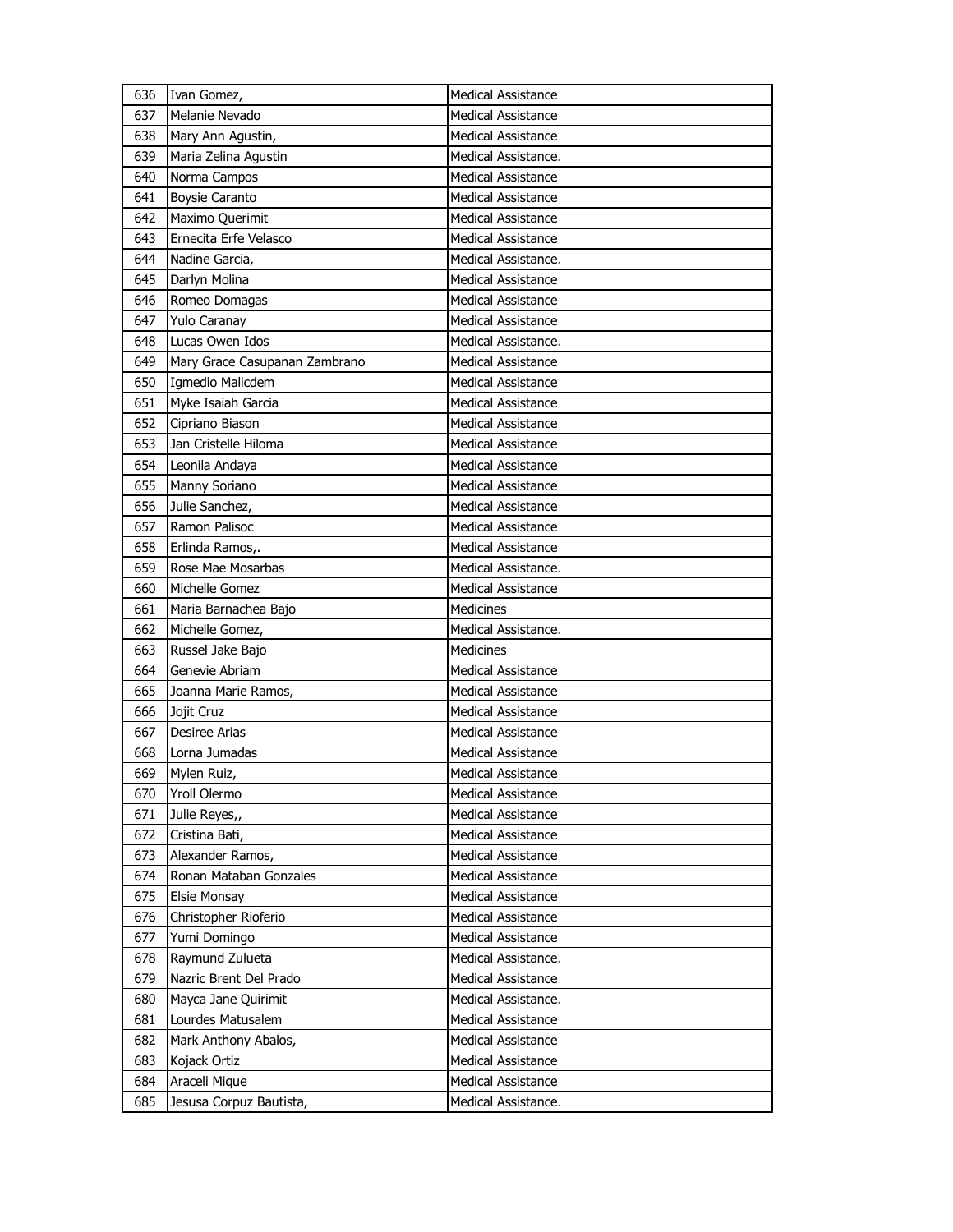| 636 | Ivan Gomez, | Medical Assistance |
|---|---|---|
| 637 | Melanie Nevado | Medical Assistance |
| 638 | Mary Ann Agustin, | Medical Assistance |
| 639 | Maria Zelina Agustin | Medical Assistance. |
| 640 | Norma Campos | Medical Assistance |
| 641 | Boysie Caranto | Medical Assistance |
| 642 | Maximo Querimit | Medical Assistance |
| 643 | Ernecita Erfe Velasco | Medical Assistance |
| 644 | Nadine Garcia, | Medical Assistance. |
| 645 | Darlyn Molina | Medical Assistance |
| 646 | Romeo Domagas | Medical Assistance |
| 647 | Yulo Caranay | Medical Assistance |
| 648 | Lucas Owen Idos | Medical Assistance. |
| 649 | Mary Grace Casupanan Zambrano | Medical Assistance |
| 650 | Igmedio Malicdem | Medical Assistance |
| 651 | Myke Isaiah Garcia | Medical Assistance |
| 652 | Cipriano Biason | Medical Assistance |
| 653 | Jan Cristelle Hiloma | Medical Assistance |
| 654 | Leonila Andaya | Medical Assistance |
| 655 | Manny Soriano | Medical Assistance |
| 656 | Julie Sanchez, | Medical Assistance |
| 657 | Ramon Palisoc | Medical Assistance |
| 658 | Erlinda Ramos,. | Medical Assistance |
| 659 | Rose Mae Mosarbas | Medical Assistance. |
| 660 | Michelle Gomez | Medical Assistance |
| 661 | Maria Barnachea Bajo | Medicines |
| 662 | Michelle Gomez, | Medical Assistance. |
| 663 | Russel Jake Bajo | Medicines |
| 664 | Genevie Abriam | Medical Assistance |
| 665 | Joanna Marie Ramos, | Medical Assistance |
| 666 | Jojit Cruz | Medical Assistance |
| 667 | Desiree Arias | Medical Assistance |
| 668 | Lorna Jumadas | Medical Assistance |
| 669 | Mylen Ruiz, | Medical Assistance |
| 670 | Yroll Olermo | Medical Assistance |
| 671 | Julie Reyes,, | Medical Assistance |
| 672 | Cristina Bati, | Medical Assistance |
| 673 | Alexander Ramos, | Medical Assistance |
| 674 | Ronan Mataban Gonzales | Medical Assistance |
| 675 | Elsie Monsay | Medical Assistance |
| 676 | Christopher Rioferio | Medical Assistance |
| 677 | Yumi Domingo | Medical Assistance |
| 678 | Raymund Zulueta | Medical Assistance. |
| 679 | Nazric Brent Del Prado | Medical Assistance |
| 680 | Mayca Jane Quirimit | Medical Assistance. |
| 681 | Lourdes Matusalem | Medical Assistance |
| 682 | Mark Anthony Abalos, | Medical Assistance |
| 683 | Kojack Ortiz | Medical Assistance |
| 684 | Araceli Mique | Medical Assistance |
| 685 | Jesusa Corpuz Bautista, | Medical Assistance. |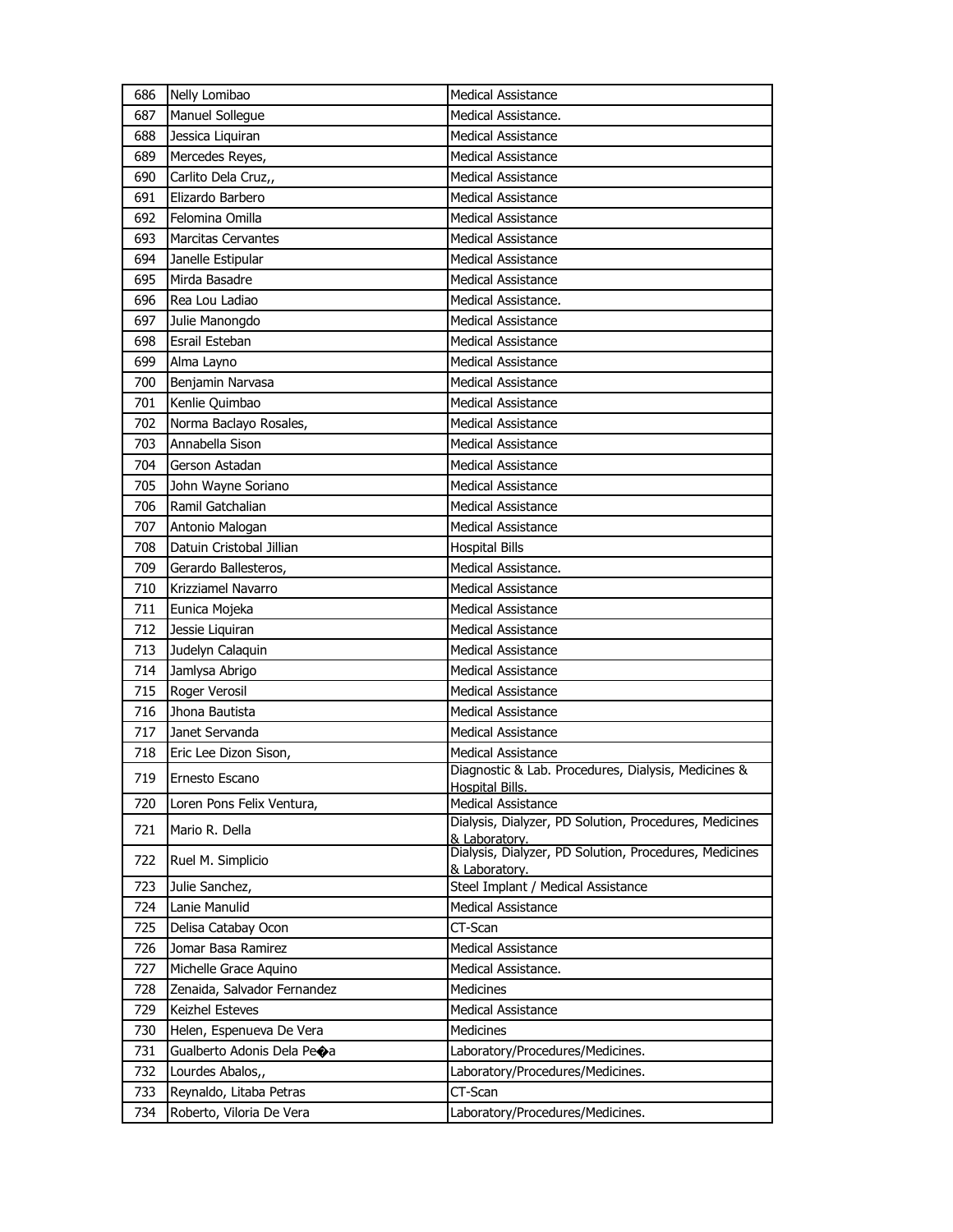| 686 | Nelly Lomibao | Medical Assistance |
|---|---|---|
| 687 | Manuel Sollegue | Medical Assistance. |
| 688 | Jessica Liquiran | Medical Assistance |
| 689 | Mercedes Reyes, | Medical Assistance |
| 690 | Carlito Dela Cruz,, | Medical Assistance |
| 691 | Elizardo Barbero | Medical Assistance |
| 692 | Felomina Omilla | Medical Assistance |
| 693 | Marcitas Cervantes | Medical Assistance |
| 694 | Janelle Estipular | Medical Assistance |
| 695 | Mirda Basadre | Medical Assistance |
| 696 | Rea Lou Ladiao | Medical Assistance. |
| 697 | Julie Manongdo | Medical Assistance |
| 698 | Esrail Esteban | Medical Assistance |
| 699 | Alma Layno | Medical Assistance |
| 700 | Benjamin Narvasa | Medical Assistance |
| 701 | Kenlie Quimbao | Medical Assistance |
| 702 | Norma Baclayo Rosales, | Medical Assistance |
| 703 | Annabella Sison | Medical Assistance |
| 704 | Gerson Astadan | Medical Assistance |
| 705 | John Wayne Soriano | Medical Assistance |
| 706 | Ramil Gatchalian | Medical Assistance |
| 707 | Antonio Malogan | Medical Assistance |
| 708 | Datuin Cristobal Jillian | Hospital Bills |
| 709 | Gerardo Ballesteros, | Medical Assistance. |
| 710 | Krizziamel Navarro | Medical Assistance |
| 711 | Eunica Mojeka | Medical Assistance |
| 712 | Jessie Liquiran | Medical Assistance |
| 713 | Judelyn Calaquin | Medical Assistance |
| 714 | Jamlysa Abrigo | Medical Assistance |
| 715 | Roger Verosil | Medical Assistance |
| 716 | Jhona Bautista | Medical Assistance |
| 717 | Janet Servanda | Medical Assistance |
| 718 | Eric Lee Dizon Sison, | Medical Assistance |
| 719 | Ernesto Escano | Diagnostic & Lab. Procedures, Dialysis, Medicines & Hospital Bills. |
| 720 | Loren Pons Felix Ventura, | Medical Assistance |
| 721 | Mario R. Della | Dialysis, Dialyzer, PD Solution, Procedures, Medicines & Laboratory. |
| 722 | Ruel M. Simplicio | Dialysis, Dialyzer, PD Solution, Procedures, Medicines & Laboratory. |
| 723 | Julie Sanchez, | Steel Implant / Medical Assistance |
| 724 | Lanie Manulid | Medical Assistance |
| 725 | Delisa Catabay Ocon | CT-Scan |
| 726 | Jomar Basa Ramirez | Medical Assistance |
| 727 | Michelle Grace Aquino | Medical Assistance. |
| 728 | Zenaida, Salvador Fernandez | Medicines |
| 729 | Keizhel Esteves | Medical Assistance |
| 730 | Helen, Espenueva De Vera | Medicines |
| 731 | Gualberto Adonis Dela Pe�a | Laboratory/Procedures/Medicines. |
| 732 | Lourdes Abalos,, | Laboratory/Procedures/Medicines. |
| 733 | Reynaldo, Litaba Petras | CT-Scan |
| 734 | Roberto, Viloria De Vera | Laboratory/Procedures/Medicines. |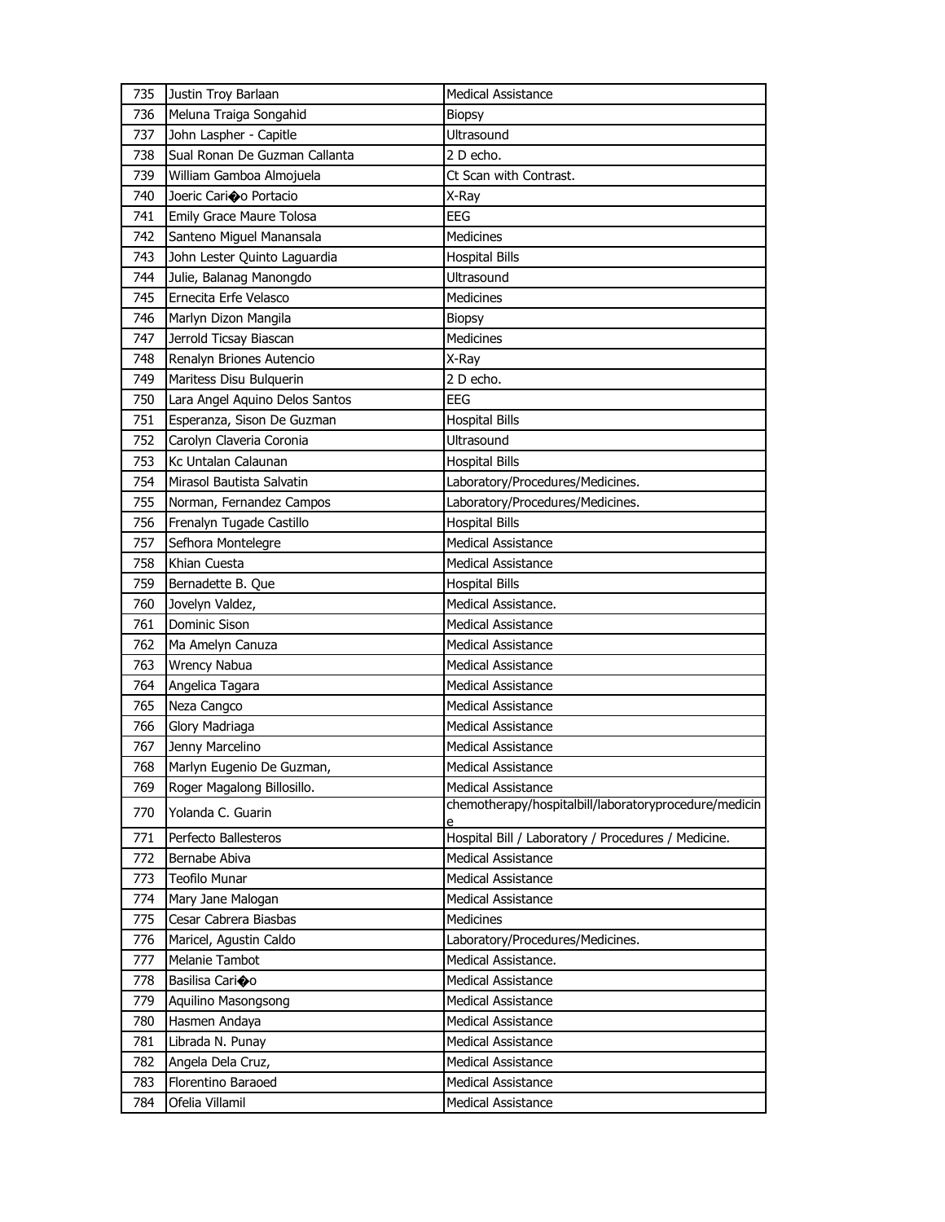| 735 | Justin Troy Barlaan | Medical Assistance |
|---|---|---|
| 736 | Meluna Traiga Songahid | Biopsy |
| 737 | John Laspher - Capitle | Ultrasound |
| 738 | Sual Ronan De Guzman Callanta | 2 D echo. |
| 739 | William Gamboa Almojuela | Ct Scan with Contrast. |
| 740 | Joeric Cari�o Portacio | X-Ray |
| 741 | Emily Grace Maure Tolosa | EEG |
| 742 | Santeno Miguel Manansala | Medicines |
| 743 | John Lester Quinto Laguardia | Hospital Bills |
| 744 | Julie, Balanag Manongdo | Ultrasound |
| 745 | Ernecita Erfe Velasco | Medicines |
| 746 | Marlyn Dizon Mangila | Biopsy |
| 747 | Jerrold Ticsay Biascan | Medicines |
| 748 | Renalyn Briones Autencio | X-Ray |
| 749 | Maritess Disu Bulquerin | 2 D echo. |
| 750 | Lara Angel Aquino Delos Santos | EEG |
| 751 | Esperanza, Sison De Guzman | Hospital Bills |
| 752 | Carolyn Claveria Coronia | Ultrasound |
| 753 | Kc Untalan Calaunan | Hospital Bills |
| 754 | Mirasol Bautista Salvatin | Laboratory/Procedures/Medicines. |
| 755 | Norman, Fernandez Campos | Laboratory/Procedures/Medicines. |
| 756 | Frenalyn Tugade Castillo | Hospital Bills |
| 757 | Sefhora Montelegre | Medical Assistance |
| 758 | Khian Cuesta | Medical Assistance |
| 759 | Bernadette B. Que | Hospital Bills |
| 760 | Jovelyn Valdez, | Medical Assistance. |
| 761 | Dominic Sison | Medical Assistance |
| 762 | Ma Amelyn Canuza | Medical Assistance |
| 763 | Wrency Nabua | Medical Assistance |
| 764 | Angelica Tagara | Medical Assistance |
| 765 | Neza Cangco | Medical Assistance |
| 766 | Glory Madriaga | Medical Assistance |
| 767 | Jenny Marcelino | Medical Assistance |
| 768 | Marlyn Eugenio De Guzman, | Medical Assistance |
| 769 | Roger Magalong Billosillo. | Medical Assistance |
| 770 | Yolanda C. Guarin | chemotherapy/hospitalbill/laboratoryprocedure/medicine |
| 771 | Perfecto Ballesteros | Hospital Bill / Laboratory / Procedures / Medicine. |
| 772 | Bernabe Abiva | Medical Assistance |
| 773 | Teofilo Munar | Medical Assistance |
| 774 | Mary Jane Malogan | Medical Assistance |
| 775 | Cesar Cabrera Biasbas | Medicines |
| 776 | Maricel, Agustin Caldo | Laboratory/Procedures/Medicines. |
| 777 | Melanie Tambot | Medical Assistance. |
| 778 | Basilisa Cari�o | Medical Assistance |
| 779 | Aquilino Masongsong | Medical Assistance |
| 780 | Hasmen Andaya | Medical Assistance |
| 781 | Librada N. Punay | Medical Assistance |
| 782 | Angela Dela Cruz, | Medical Assistance |
| 783 | Florentino Baraoed | Medical Assistance |
| 784 | Ofelia Villamil | Medical Assistance |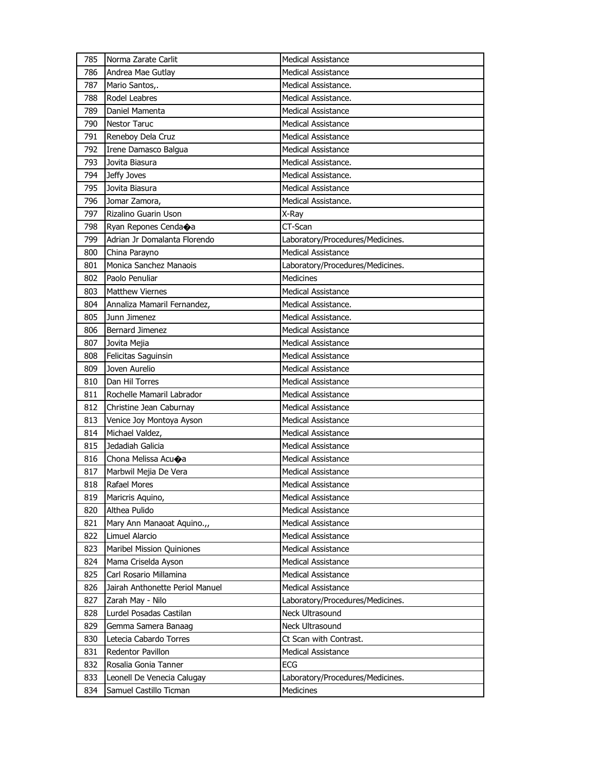| 785 | Norma Zarate Carlit | Medical Assistance |
|---|---|---|
| 786 | Andrea Mae Gutlay | Medical Assistance |
| 787 | Mario Santos,. | Medical Assistance. |
| 788 | Rodel Leabres | Medical Assistance. |
| 789 | Daniel Mamenta | Medical Assistance |
| 790 | Nestor Taruc | Medical Assistance |
| 791 | Reneboy Dela Cruz | Medical Assistance |
| 792 | Irene Damasco Balgua | Medical Assistance |
| 793 | Jovita Biasura | Medical Assistance. |
| 794 | Jeffy Joves | Medical Assistance. |
| 795 | Jovita Biasura | Medical Assistance |
| 796 | Jomar Zamora, | Medical Assistance. |
| 797 | Rizalino Guarin Uson | X-Ray |
| 798 | Ryan Repones Cenda�a | CT-Scan |
| 799 | Adrian Jr Domalanta Florendo | Laboratory/Procedures/Medicines. |
| 800 | China Parayno | Medical Assistance |
| 801 | Monica Sanchez Manaois | Laboratory/Procedures/Medicines. |
| 802 | Paolo Penuliar | Medicines |
| 803 | Matthew Viernes | Medical Assistance |
| 804 | Annaliza Mamaril Fernandez, | Medical Assistance. |
| 805 | Junn Jimenez | Medical Assistance. |
| 806 | Bernard Jimenez | Medical Assistance |
| 807 | Jovita Mejia | Medical Assistance |
| 808 | Felicitas Saguinsin | Medical Assistance |
| 809 | Joven Aurelio | Medical Assistance |
| 810 | Dan Hil Torres | Medical Assistance |
| 811 | Rochelle Mamaril Labrador | Medical Assistance |
| 812 | Christine Jean Caburnay | Medical Assistance |
| 813 | Venice Joy Montoya Ayson | Medical Assistance |
| 814 | Michael Valdez, | Medical Assistance |
| 815 | Jedadiah Galicia | Medical Assistance |
| 816 | Chona Melissa Acu�a | Medical Assistance |
| 817 | Marbwil Mejia De Vera | Medical Assistance |
| 818 | Rafael Mores | Medical Assistance |
| 819 | Maricris Aquino, | Medical Assistance |
| 820 | Althea Pulido | Medical Assistance |
| 821 | Mary Ann Manaoat Aquino.,, | Medical Assistance |
| 822 | Limuel Alarcio | Medical Assistance |
| 823 | Maribel Mission Quiniones | Medical Assistance |
| 824 | Mama Criselda Ayson | Medical Assistance |
| 825 | Carl Rosario Millamina | Medical Assistance |
| 826 | Jairah Anthonette Periol Manuel | Medical Assistance |
| 827 | Zarah May - Nilo | Laboratory/Procedures/Medicines. |
| 828 | Lurdel Posadas Castilan | Neck Ultrasound |
| 829 | Gemma Samera Banaag | Neck Ultrasound |
| 830 | Letecia Cabardo Torres | Ct Scan with Contrast. |
| 831 | Redentor Pavillon | Medical Assistance |
| 832 | Rosalia Gonia Tanner | ECG |
| 833 | Leonell De Venecia Calugay | Laboratory/Procedures/Medicines. |
| 834 | Samuel Castillo Ticman | Medicines |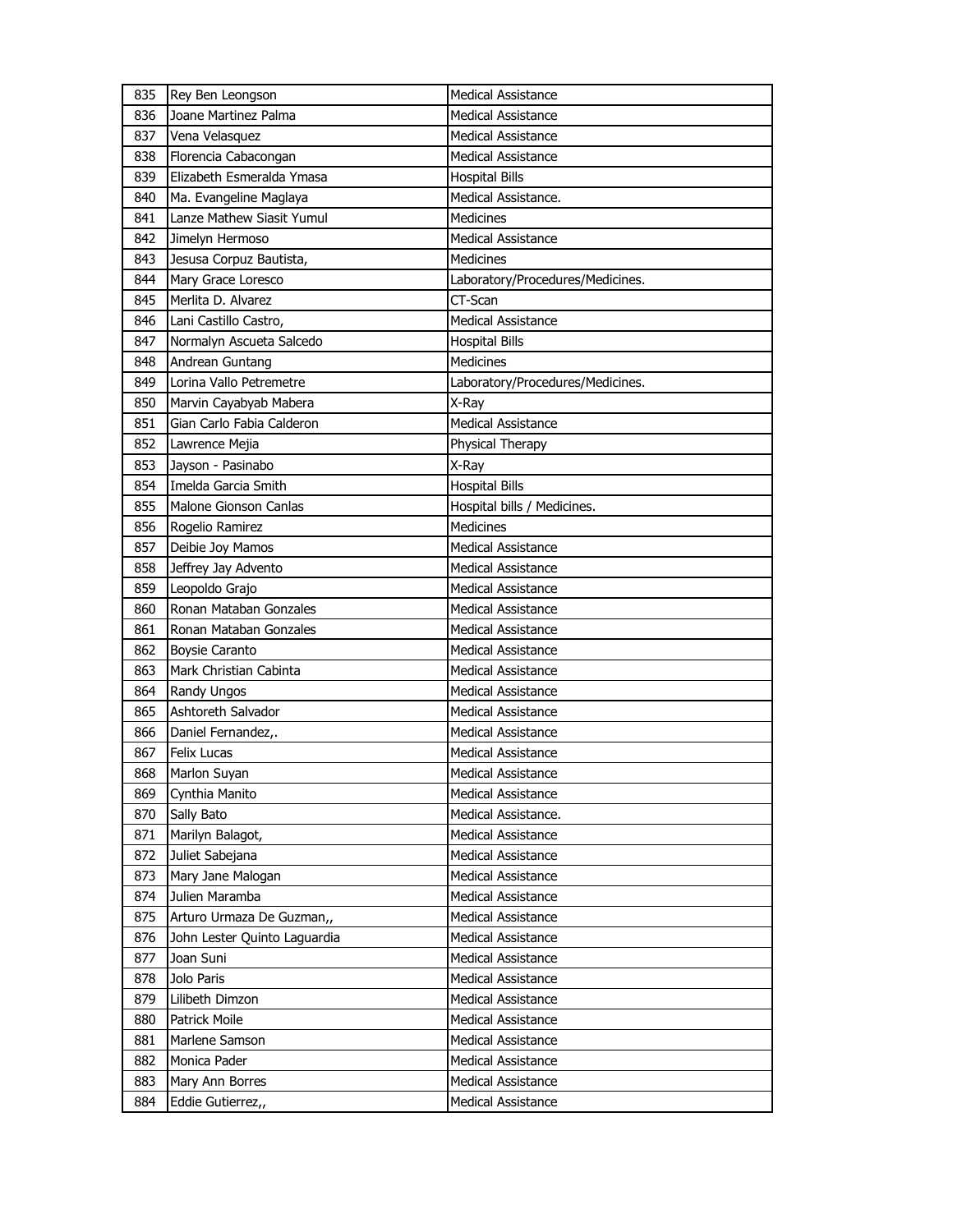| 835 | Rey Ben Leongson | Medical Assistance |
|---|---|---|
| 836 | Joane Martinez Palma | Medical Assistance |
| 837 | Vena Velasquez | Medical Assistance |
| 838 | Florencia Cabacongan | Medical Assistance |
| 839 | Elizabeth Esmeralda Ymasa | Hospital Bills |
| 840 | Ma. Evangeline Maglaya | Medical Assistance. |
| 841 | Lanze Mathew Siasit Yumul | Medicines |
| 842 | Jimelyn Hermoso | Medical Assistance |
| 843 | Jesusa Corpuz Bautista, | Medicines |
| 844 | Mary Grace Loresco | Laboratory/Procedures/Medicines. |
| 845 | Merlita D. Alvarez | CT-Scan |
| 846 | Lani Castillo Castro, | Medical Assistance |
| 847 | Normalyn Ascueta Salcedo | Hospital Bills |
| 848 | Andrean Guntang | Medicines |
| 849 | Lorina Vallo Petremetre | Laboratory/Procedures/Medicines. |
| 850 | Marvin Cayabyab Mabera | X-Ray |
| 851 | Gian Carlo Fabia Calderon | Medical Assistance |
| 852 | Lawrence Mejia | Physical Therapy |
| 853 | Jayson - Pasinabo | X-Ray |
| 854 | Imelda Garcia Smith | Hospital Bills |
| 855 | Malone Gionson Canlas | Hospital bills / Medicines. |
| 856 | Rogelio Ramirez | Medicines |
| 857 | Deibie Joy Mamos | Medical Assistance |
| 858 | Jeffrey Jay Advento | Medical Assistance |
| 859 | Leopoldo Grajo | Medical Assistance |
| 860 | Ronan Mataban Gonzales | Medical Assistance |
| 861 | Ronan Mataban Gonzales | Medical Assistance |
| 862 | Boysie Caranto | Medical Assistance |
| 863 | Mark Christian Cabinta | Medical Assistance |
| 864 | Randy Ungos | Medical Assistance |
| 865 | Ashtoreth Salvador | Medical Assistance |
| 866 | Daniel Fernandez,. | Medical Assistance |
| 867 | Felix Lucas | Medical Assistance |
| 868 | Marlon Suyan | Medical Assistance |
| 869 | Cynthia Manito | Medical Assistance |
| 870 | Sally Bato | Medical Assistance. |
| 871 | Marilyn Balagot, | Medical Assistance |
| 872 | Juliet Sabejana | Medical Assistance |
| 873 | Mary Jane Malogan | Medical Assistance |
| 874 | Julien Maramba | Medical Assistance |
| 875 | Arturo Urmaza De Guzman,, | Medical Assistance |
| 876 | John Lester Quinto Laguardia | Medical Assistance |
| 877 | Joan Suni | Medical Assistance |
| 878 | Jolo Paris | Medical Assistance |
| 879 | Lilibeth Dimzon | Medical Assistance |
| 880 | Patrick Moile | Medical Assistance |
| 881 | Marlene Samson | Medical Assistance |
| 882 | Monica Pader | Medical Assistance |
| 883 | Mary Ann Borres | Medical Assistance |
| 884 | Eddie Gutierrez,, | Medical Assistance |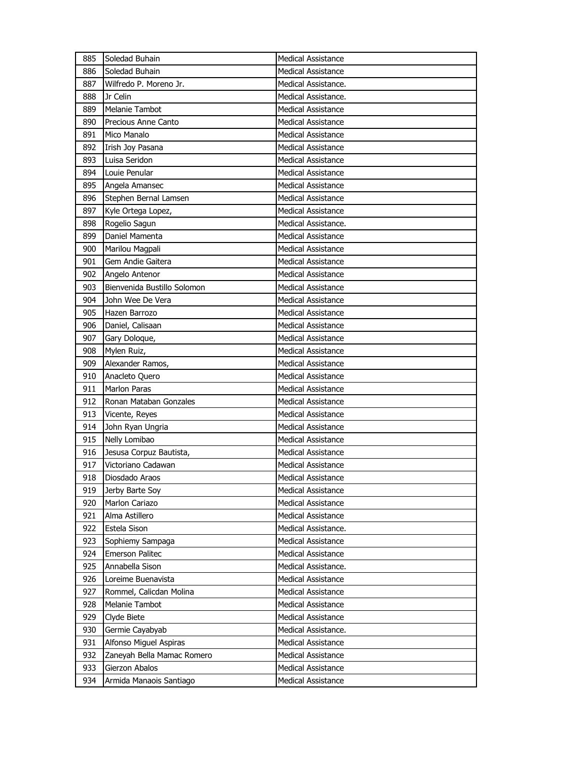| 885 | Soledad Buhain | Medical Assistance |
|---|---|---|
| 886 | Soledad Buhain | Medical Assistance |
| 887 | Wilfredo P. Moreno Jr. | Medical Assistance. |
| 888 | Jr Celin | Medical Assistance. |
| 889 | Melanie Tambot | Medical Assistance |
| 890 | Precious Anne Canto | Medical Assistance |
| 891 | Mico Manalo | Medical Assistance |
| 892 | Irish Joy Pasana | Medical Assistance |
| 893 | Luisa Seridon | Medical Assistance |
| 894 | Louie Penular | Medical Assistance |
| 895 | Angela Amansec | Medical Assistance |
| 896 | Stephen Bernal Lamsen | Medical Assistance |
| 897 | Kyle Ortega Lopez, | Medical Assistance |
| 898 | Rogelio Sagun | Medical Assistance. |
| 899 | Daniel Mamenta | Medical Assistance |
| 900 | Marilou Magpali | Medical Assistance |
| 901 | Gem Andie Gaitera | Medical Assistance |
| 902 | Angelo Antenor | Medical Assistance |
| 903 | Bienvenida Bustillo Solomon | Medical Assistance |
| 904 | John Wee De Vera | Medical Assistance |
| 905 | Hazen Barrozo | Medical Assistance |
| 906 | Daniel, Calisaan | Medical Assistance |
| 907 | Gary Doloque, | Medical Assistance |
| 908 | Mylen Ruiz, | Medical Assistance |
| 909 | Alexander Ramos, | Medical Assistance |
| 910 | Anacleto Quero | Medical Assistance |
| 911 | Marlon Paras | Medical Assistance |
| 912 | Ronan Mataban Gonzales | Medical Assistance |
| 913 | Vicente, Reyes | Medical Assistance |
| 914 | John Ryan Ungria | Medical Assistance |
| 915 | Nelly Lomibao | Medical Assistance |
| 916 | Jesusa Corpuz Bautista, | Medical Assistance |
| 917 | Victoriano Cadawan | Medical Assistance |
| 918 | Diosdado Araos | Medical Assistance |
| 919 | Jerby Barte Soy | Medical Assistance |
| 920 | Marlon Cariazo | Medical Assistance |
| 921 | Alma Astillero | Medical Assistance |
| 922 | Estela Sison | Medical Assistance. |
| 923 | Sophiemy Sampaga | Medical Assistance |
| 924 | Emerson Palitec | Medical Assistance |
| 925 | Annabella Sison | Medical Assistance. |
| 926 | Loreime Buenavista | Medical Assistance |
| 927 | Rommel, Calicdan Molina | Medical Assistance |
| 928 | Melanie Tambot | Medical Assistance |
| 929 | Clyde Biete | Medical Assistance |
| 930 | Germie Cayabyab | Medical Assistance. |
| 931 | Alfonso Miguel Aspiras | Medical Assistance |
| 932 | Zaneyah Bella Mamac Romero | Medical Assistance |
| 933 | Gierzon Abalos | Medical Assistance |
| 934 | Armida Manaois Santiago | Medical Assistance |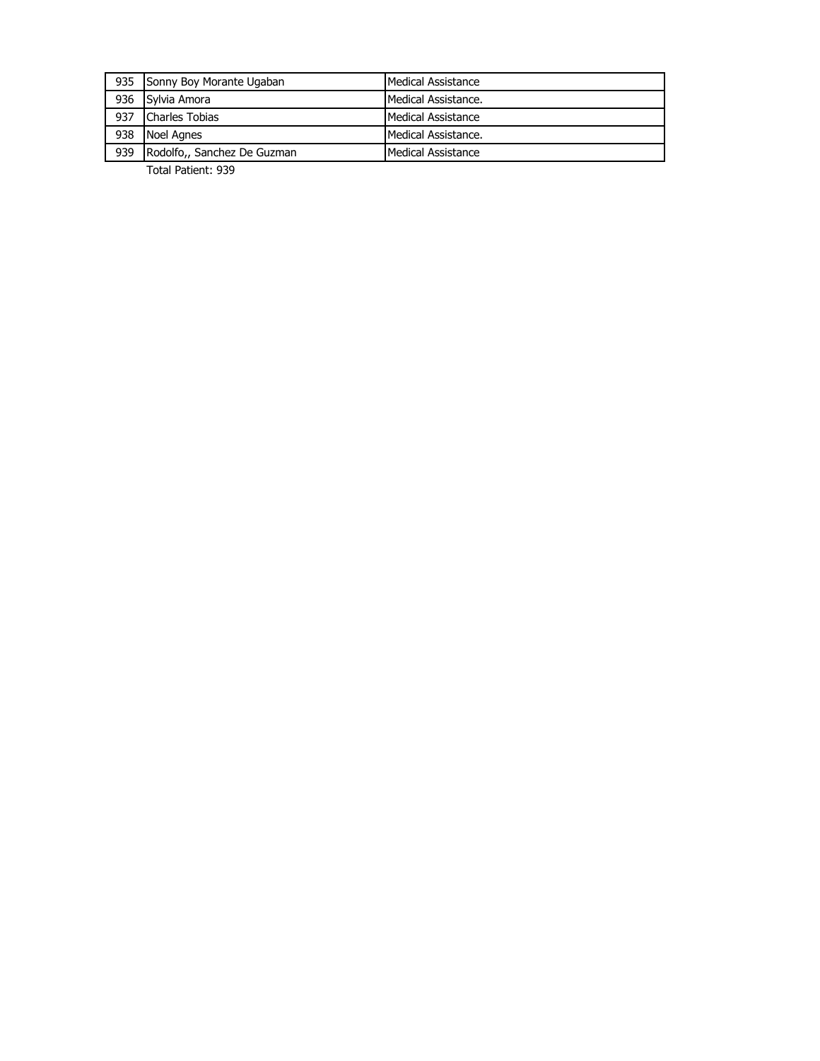| | | |
|---|---|---|
| 935 | Sonny Boy Morante Ugaban | Medical Assistance |
| 936 | Sylvia Amora | Medical Assistance. |
| 937 | Charles Tobias | Medical Assistance |
| 938 | Noel Agnes | Medical Assistance. |
| 939 | Rodolfo,, Sanchez De Guzman | Medical Assistance |

Total Patient: 939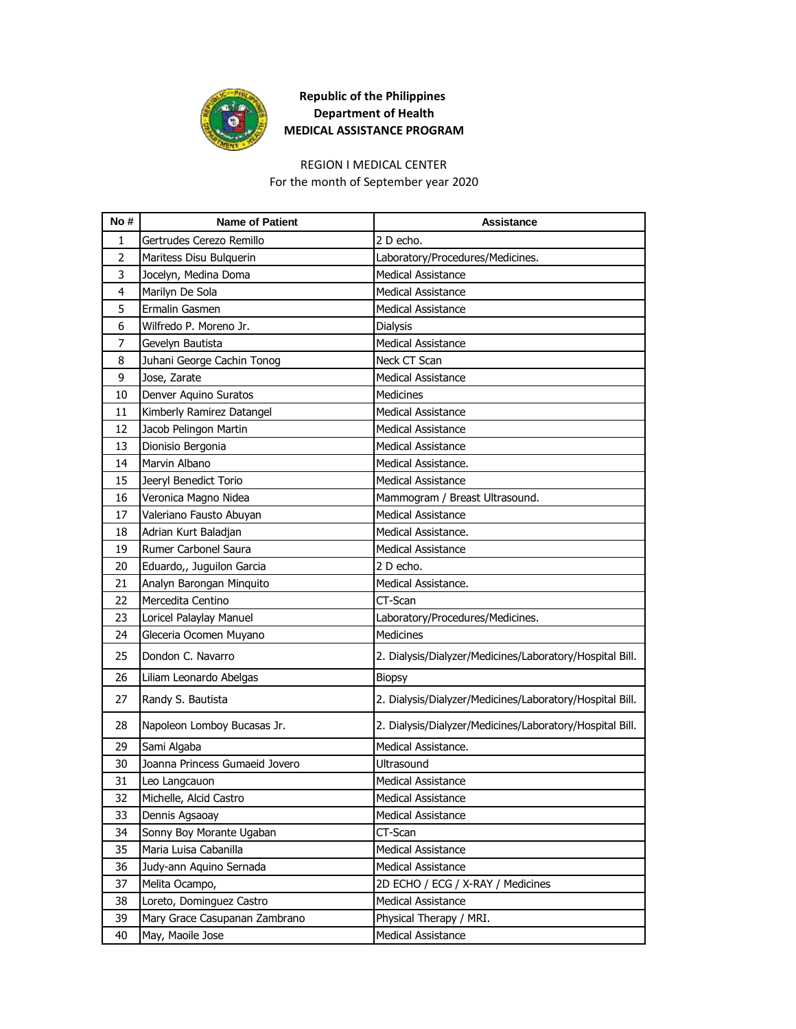**Republic of the Philippines**
**Department of Health**
**MEDICAL ASSISTANCE PROGRAM**

REGION I MEDICAL CENTER
For the month of September year 2020

| No # | Name of Patient | Assistance |
|---|---|---|
| 1 | Gertrudes Cerezo Remillo | 2 D echo. |
| 2 | Maritess Disu Bulquerin | Laboratory/Procedures/Medicines. |
| 3 | Jocelyn, Medina Doma | Medical Assistance |
| 4 | Marilyn De Sola | Medical Assistance |
| 5 | Ermalin Gasmen | Medical Assistance |
| 6 | Wilfredo P. Moreno Jr. | Dialysis |
| 7 | Gevelyn Bautista | Medical Assistance |
| 8 | Juhani George Cachin Tonog | Neck CT Scan |
| 9 | Jose, Zarate | Medical Assistance |
| 10 | Denver Aquino Suratos | Medicines |
| 11 | Kimberly Ramirez Datangel | Medical Assistance |
| 12 | Jacob Pelingon Martin | Medical Assistance |
| 13 | Dionisio Bergonia | Medical Assistance |
| 14 | Marvin Albano | Medical Assistance. |
| 15 | Jeeryl Benedict Torio | Medical Assistance |
| 16 | Veronica Magno Nidea | Mammogram / Breast Ultrasound. |
| 17 | Valeriano Fausto Abuyan | Medical Assistance |
| 18 | Adrian Kurt Baladjan | Medical Assistance. |
| 19 | Rumer Carbonel Saura | Medical Assistance |
| 20 | Eduardo,, Juguilon Garcia | 2 D echo. |
| 21 | Analyn Barongan Minquito | Medical Assistance. |
| 22 | Mercedita Centino | CT-Scan |
| 23 | Loricel Palaylay Manuel | Laboratory/Procedures/Medicines. |
| 24 | Gleceria Ocomen Muyano | Medicines |
| 25 | Dondon C. Navarro | 2. Dialysis/Dialyzer/Medicines/Laboratory/Hospital Bill. |
| 26 | Liliam Leonardo Abelgas | Biopsy |
| 27 | Randy S. Bautista | 2. Dialysis/Dialyzer/Medicines/Laboratory/Hospital Bill. |
| 28 | Napoleon Lomboy Bucasas Jr. | 2. Dialysis/Dialyzer/Medicines/Laboratory/Hospital Bill. |
| 29 | Sami Algaba | Medical Assistance. |
| 30 | Joanna Princess Gumaeid Jovero | Ultrasound |
| 31 | Leo Langcauon | Medical Assistance |
| 32 | Michelle, Alcid Castro | Medical Assistance |
| 33 | Dennis Agsaoay | Medical Assistance |
| 34 | Sonny Boy Morante Ugaban | CT-Scan |
| 35 | Maria Luisa Cabanilla | Medical Assistance |
| 36 | Judy-ann Aquino Sernada | Medical Assistance |
| 37 | Melita Ocampo, | 2D ECHO / ECG / X-RAY / Medicines |
| 38 | Loreto, Dominguez Castro | Medical Assistance |
| 39 | Mary Grace Casupanan Zambrano | Physical Therapy / MRI. |
| 40 | May, Maoile Jose | Medical Assistance |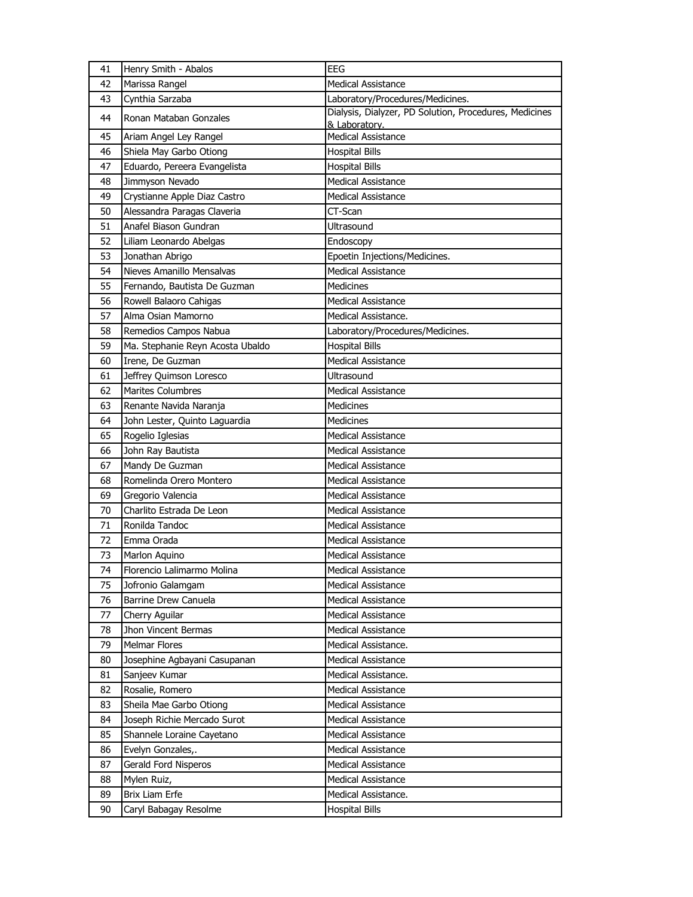| | | |
|---|---|---|
| 41 | Henry Smith - Abalos | EEG |
| 42 | Marissa Rangel | Medical Assistance |
| 43 | Cynthia Sarzaba | Laboratory/Procedures/Medicines. |
| 44 | Ronan Mataban Gonzales | Dialysis, Dialyzer, PD Solution, Procedures, Medicines & Laboratory. |
| 45 | Ariam Angel Ley Rangel | Medical Assistance |
| 46 | Shiela May Garbo Otiong | Hospital Bills |
| 47 | Eduardo, Pereera Evangelista | Hospital Bills |
| 48 | Jimmyson Nevado | Medical Assistance |
| 49 | Crystianne Apple Diaz Castro | Medical Assistance |
| 50 | Alessandra Paragas Claveria | CT-Scan |
| 51 | Anafel Biason Gundran | Ultrasound |
| 52 | Liliam Leonardo Abelgas | Endoscopy |
| 53 | Jonathan Abrigo | Epoetin Injections/Medicines. |
| 54 | Nieves Amanillo Mensalvas | Medical Assistance |
| 55 | Fernando, Bautista De Guzman | Medicines |
| 56 | Rowell Balaoro Cahigas | Medical Assistance |
| 57 | Alma Osian Mamorno | Medical Assistance. |
| 58 | Remedios Campos Nabua | Laboratory/Procedures/Medicines. |
| 59 | Ma. Stephanie Reyn Acosta Ubaldo | Hospital Bills |
| 60 | Irene, De Guzman | Medical Assistance |
| 61 | Jeffrey Quimson Loresco | Ultrasound |
| 62 | Marites Columbres | Medical Assistance |
| 63 | Renante Navida Naranja | Medicines |
| 64 | John Lester, Quinto Laguardia | Medicines |
| 65 | Rogelio Iglesias | Medical Assistance |
| 66 | John Ray Bautista | Medical Assistance |
| 67 | Mandy De Guzman | Medical Assistance |
| 68 | Romelinda Orero Montero | Medical Assistance |
| 69 | Gregorio Valencia | Medical Assistance |
| 70 | Charlito Estrada De Leon | Medical Assistance |
| 71 | Ronilda Tandoc | Medical Assistance |
| 72 | Emma Orada | Medical Assistance |
| 73 | Marlon Aquino | Medical Assistance |
| 74 | Florencio Lalimarmo Molina | Medical Assistance |
| 75 | Jofronio Galamgam | Medical Assistance |
| 76 | Barrine Drew Canuela | Medical Assistance |
| 77 | Cherry Aguilar | Medical Assistance |
| 78 | Jhon Vincent Bermas | Medical Assistance |
| 79 | Melmar Flores | Medical Assistance. |
| 80 | Josephine Agbayani Casupanan | Medical Assistance |
| 81 | Sanjeev Kumar | Medical Assistance. |
| 82 | Rosalie, Romero | Medical Assistance |
| 83 | Sheila Mae Garbo Otiong | Medical Assistance |
| 84 | Joseph Richie Mercado Surot | Medical Assistance |
| 85 | Shannele Loraine Cayetano | Medical Assistance |
| 86 | Evelyn Gonzales,. | Medical Assistance |
| 87 | Gerald Ford Nisperos | Medical Assistance |
| 88 | Mylen Ruiz, | Medical Assistance |
| 89 | Brix Liam Erfe | Medical Assistance. |
| 90 | Caryl Babagay Resolme | Hospital Bills |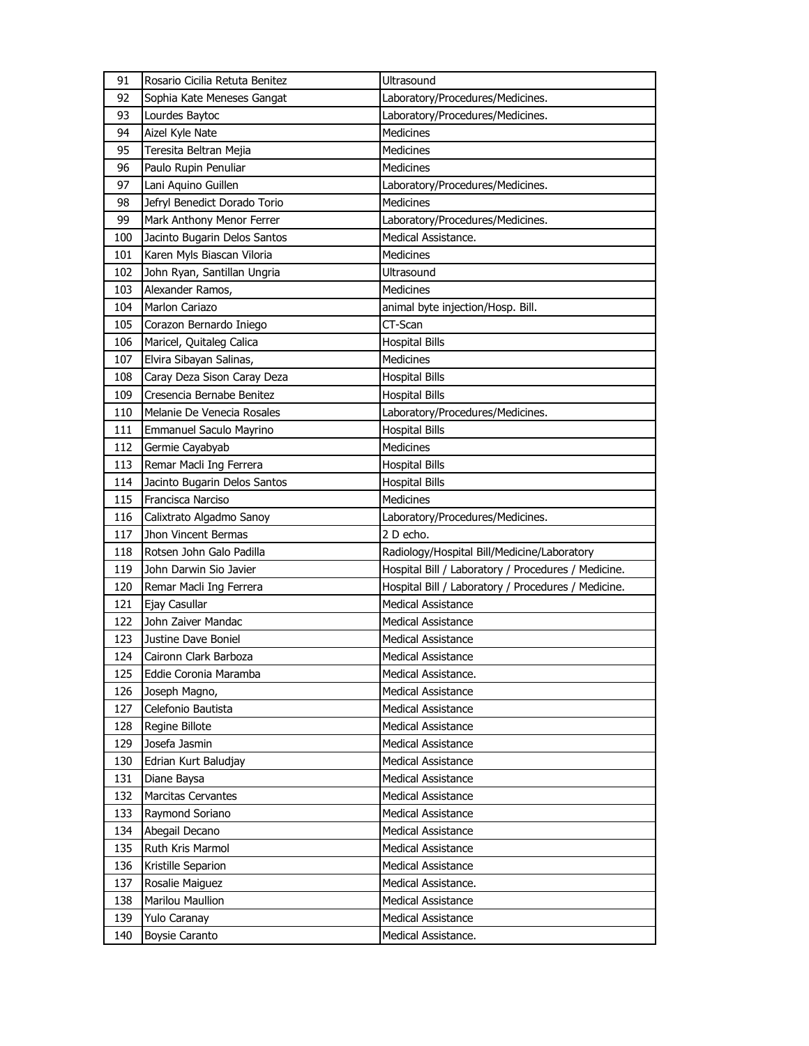| 91 | Rosario Cicilia Retuta Benitez | Ultrasound |
|---|---|---|
| 92 | Sophia Kate Meneses Gangat | Laboratory/Procedures/Medicines. |
| 93 | Lourdes Baytoc | Laboratory/Procedures/Medicines. |
| 94 | Aizel Kyle Nate | Medicines |
| 95 | Teresita Beltran Mejia | Medicines |
| 96 | Paulo Rupin Penuliar | Medicines |
| 97 | Lani Aquino Guillen | Laboratory/Procedures/Medicines. |
| 98 | Jefryl Benedict Dorado Torio | Medicines |
| 99 | Mark Anthony Menor Ferrer | Laboratory/Procedures/Medicines. |
| 100 | Jacinto Bugarin Delos Santos | Medical Assistance. |
| 101 | Karen Myls Biascan Viloria | Medicines |
| 102 | John Ryan, Santillan Ungria | Ultrasound |
| 103 | Alexander Ramos, | Medicines |
| 104 | Marlon Cariazo | animal byte injection/Hosp. Bill. |
| 105 | Corazon Bernardo Iniego | CT-Scan |
| 106 | Maricel, Quitaleg Calica | Hospital Bills |
| 107 | Elvira Sibayan Salinas, | Medicines |
| 108 | Caray Deza Sison Caray Deza | Hospital Bills |
| 109 | Cresencia Bernabe Benitez | Hospital Bills |
| 110 | Melanie De Venecia Rosales | Laboratory/Procedures/Medicines. |
| 111 | Emmanuel Saculo Mayrino | Hospital Bills |
| 112 | Germie Cayabyab | Medicines |
| 113 | Remar Macli Ing Ferrera | Hospital Bills |
| 114 | Jacinto Bugarin Delos Santos | Hospital Bills |
| 115 | Francisca Narciso | Medicines |
| 116 | Calixtrato Algadmo Sanoy | Laboratory/Procedures/Medicines. |
| 117 | Jhon Vincent Bermas | 2 D echo. |
| 118 | Rotsen John Galo Padilla | Radiology/Hospital Bill/Medicine/Laboratory |
| 119 | John Darwin Sio Javier | Hospital Bill / Laboratory / Procedures / Medicine. |
| 120 | Remar Macli Ing Ferrera | Hospital Bill / Laboratory / Procedures / Medicine. |
| 121 | Ejay Casullar | Medical Assistance |
| 122 | John Zaiver Mandac | Medical Assistance |
| 123 | Justine Dave Boniel | Medical Assistance |
| 124 | Caironn Clark Barboza | Medical Assistance |
| 125 | Eddie Coronia Maramba | Medical Assistance. |
| 126 | Joseph Magno, | Medical Assistance |
| 127 | Celefonio Bautista | Medical Assistance |
| 128 | Regine Billote | Medical Assistance |
| 129 | Josefa Jasmin | Medical Assistance |
| 130 | Edrian Kurt Baludjay | Medical Assistance |
| 131 | Diane Baysa | Medical Assistance |
| 132 | Marcitas Cervantes | Medical Assistance |
| 133 | Raymond Soriano | Medical Assistance |
| 134 | Abegail Decano | Medical Assistance |
| 135 | Ruth Kris Marmol | Medical Assistance |
| 136 | Kristille Separion | Medical Assistance |
| 137 | Rosalie Maiguez | Medical Assistance. |
| 138 | Marilou Maullion | Medical Assistance |
| 139 | Yulo Caranay | Medical Assistance |
| 140 | Boysie Caranto | Medical Assistance. |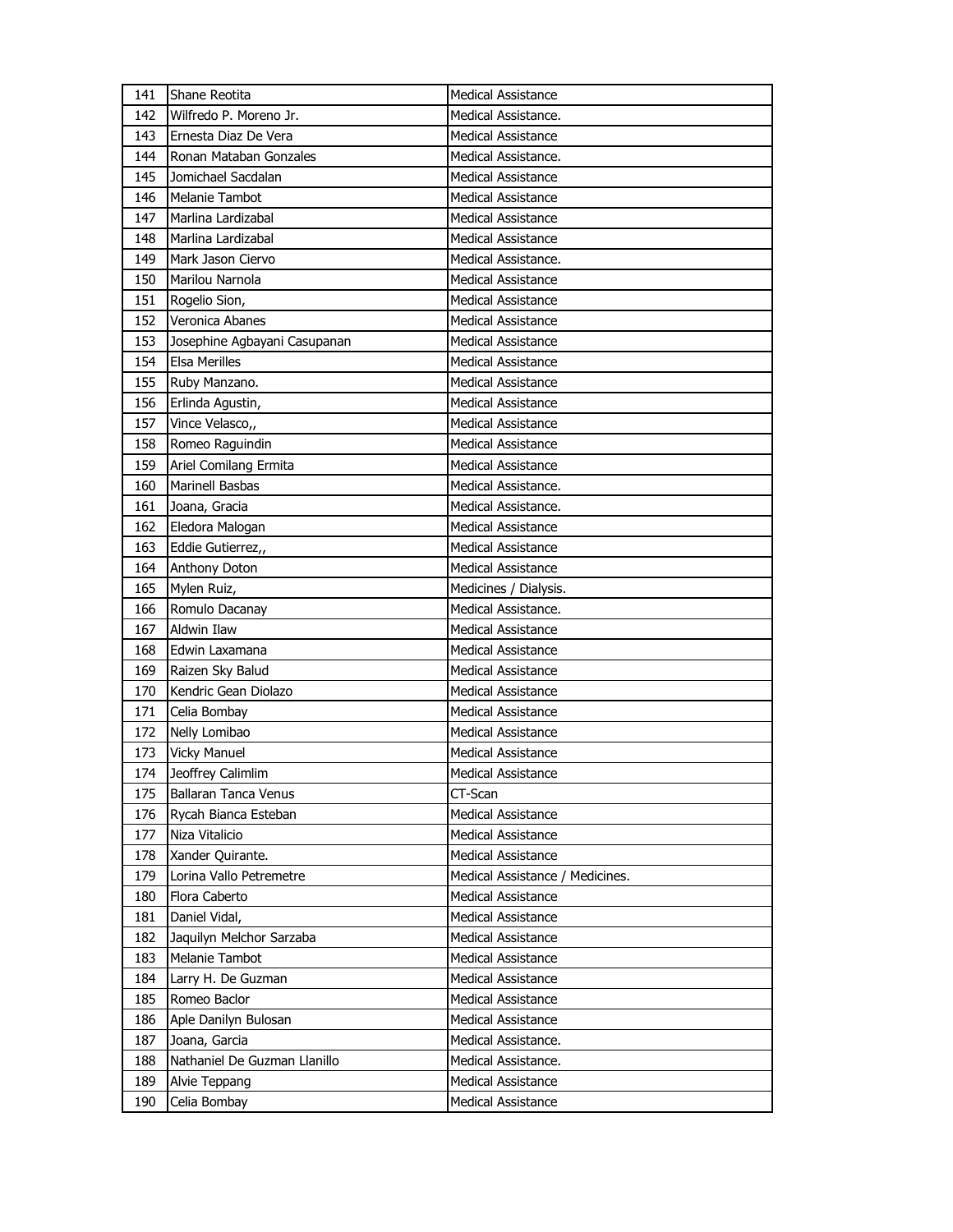| 141 | Shane Reotita | Medical Assistance |
|---|---|---|
| 142 | Wilfredo P. Moreno Jr. | Medical Assistance. |
| 143 | Ernesta Diaz De Vera | Medical Assistance |
| 144 | Ronan Mataban Gonzales | Medical Assistance. |
| 145 | Jomichael Sacdalan | Medical Assistance |
| 146 | Melanie Tambot | Medical Assistance |
| 147 | Marlina Lardizabal | Medical Assistance |
| 148 | Marlina Lardizabal | Medical Assistance |
| 149 | Mark Jason Ciervo | Medical Assistance. |
| 150 | Marilou Narnola | Medical Assistance |
| 151 | Rogelio Sion, | Medical Assistance |
| 152 | Veronica Abanes | Medical Assistance |
| 153 | Josephine Agbayani Casupanan | Medical Assistance |
| 154 | Elsa Merilles | Medical Assistance |
| 155 | Ruby Manzano. | Medical Assistance |
| 156 | Erlinda Agustin, | Medical Assistance |
| 157 | Vince Velasco,, | Medical Assistance |
| 158 | Romeo Raguindin | Medical Assistance |
| 159 | Ariel Comilang Ermita | Medical Assistance |
| 160 | Marinell Basbas | Medical Assistance. |
| 161 | Joana, Gracia | Medical Assistance. |
| 162 | Eledora Malogan | Medical Assistance |
| 163 | Eddie Gutierrez,, | Medical Assistance |
| 164 | Anthony Doton | Medical Assistance |
| 165 | Mylen Ruiz, | Medicines / Dialysis. |
| 166 | Romulo Dacanay | Medical Assistance. |
| 167 | Aldwin Ilaw | Medical Assistance |
| 168 | Edwin Laxamana | Medical Assistance |
| 169 | Raizen Sky Balud | Medical Assistance |
| 170 | Kendric Gean Diolazo | Medical Assistance |
| 171 | Celia Bombay | Medical Assistance |
| 172 | Nelly Lombao | Medical Assistance |
| 173 | Vicky Manuel | Medical Assistance |
| 174 | Jeoffrey Calimlim | Medical Assistance |
| 175 | Ballaran Tanca Venus | CT-Scan |
| 176 | Rycah Bianca Esteban | Medical Assistance |
| 177 | Niza Vitalicio | Medical Assistance |
| 178 | Xander Quirante. | Medical Assistance |
| 179 | Lorina Vallo Petremetre | Medical Assistance / Medicines. |
| 180 | Flora Caberto | Medical Assistance |
| 181 | Daniel Vidal, | Medical Assistance |
| 182 | Jaquilyn Melchor Sarzaba | Medical Assistance |
| 183 | Melanie Tambot | Medical Assistance |
| 184 | Larry H. De Guzman | Medical Assistance |
| 185 | Romeo Baclor | Medical Assistance |
| 186 | Aple Danilyn Bulosan | Medical Assistance |
| 187 | Joana, Garcia | Medical Assistance. |
| 188 | Nathaniel De Guzman Llanillo | Medical Assistance. |
| 189 | Alvie Teppang | Medical Assistance |
| 190 | Celia Bombay | Medical Assistance |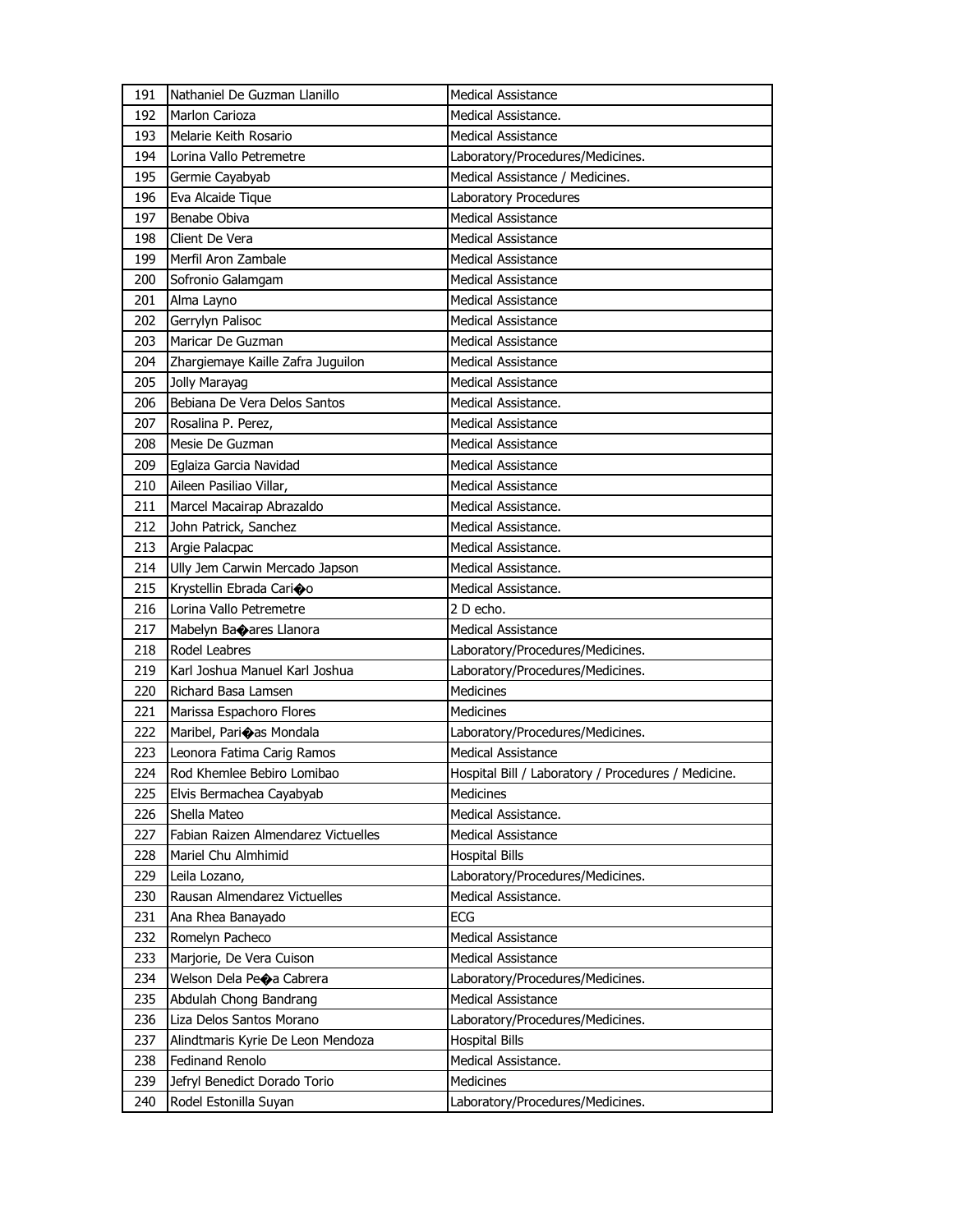| 191 | Nathaniel De Guzman Llanillo | Medical Assistance |
|---|---|---|
| 192 | Marlon Carioza | Medical Assistance. |
| 193 | Melarie Keith Rosario | Medical Assistance |
| 194 | Lorina Vallo Petremetre | Laboratory/Procedures/Medicines. |
| 195 | Germie Cayabyab | Medical Assistance / Medicines. |
| 196 | Eva Alcaide Tique | Laboratory Procedures |
| 197 | Benabe Obiva | Medical Assistance |
| 198 | Client De Vera | Medical Assistance |
| 199 | Merfil Aron Zambale | Medical Assistance |
| 200 | Sofronio Galamgam | Medical Assistance |
| 201 | Alma Layno | Medical Assistance |
| 202 | Gerrylyn Palisoc | Medical Assistance |
| 203 | Maricar De Guzman | Medical Assistance |
| 204 | Zhargiemaye Kaille Zafra Juguilon | Medical Assistance |
| 205 | Jolly Marayag | Medical Assistance |
| 206 | Bebiana De Vera Delos Santos | Medical Assistance. |
| 207 | Rosalina P. Perez, | Medical Assistance |
| 208 | Mesie De Guzman | Medical Assistance |
| 209 | Eglaiza Garcia Navidad | Medical Assistance |
| 210 | Aileen Pasiliao Villar, | Medical Assistance |
| 211 | Marcel Macairap Abrazaldo | Medical Assistance. |
| 212 | John Patrick, Sanchez | Medical Assistance. |
| 213 | Argie Palacpac | Medical Assistance. |
| 214 | Ully Jem Carwin Mercado Japson | Medical Assistance. |
| 215 | Krystellin Ebrada Cari�o | Medical Assistance. |
| 216 | Lorina Vallo Petremetre | 2 D echo. |
| 217 | Mabelyn Ba�ares Llanora | Medical Assistance |
| 218 | Rodel Leabres | Laboratory/Procedures/Medicines. |
| 219 | Karl Joshua Manuel Karl Joshua | Laboratory/Procedures/Medicines. |
| 220 | Richard Basa Lamsen | Medicines |
| 221 | Marissa Espachoro Flores | Medicines |
| 222 | Maribel, Pari�as Mondala | Laboratory/Procedures/Medicines. |
| 223 | Leonora Fatima Carig Ramos | Medical Assistance |
| 224 | Rod Khemlee Bebiro Lomibao | Hospital Bill / Laboratory / Procedures / Medicine. |
| 225 | Elvis Bermachea Cayabyab | Medicines |
| 226 | Shella Mateo | Medical Assistance. |
| 227 | Fabian Raizen Almendarez Victuelles | Medical Assistance |
| 228 | Mariel Chu Almhimid | Hospital Bills |
| 229 | Leila Lozano, | Laboratory/Procedures/Medicines. |
| 230 | Rausan Almendarez Victuelles | Medical Assistance. |
| 231 | Ana Rhea Banayado | ECG |
| 232 | Romelyn Pacheco | Medical Assistance |
| 233 | Marjorie, De Vera Cuison | Medical Assistance |
| 234 | Welson Dela Pe�a Cabrera | Laboratory/Procedures/Medicines. |
| 235 | Abdulah Chong Bandrang | Medical Assistance |
| 236 | Liza Delos Santos Morano | Laboratory/Procedures/Medicines. |
| 237 | Alindtmaris Kyrie De Leon Mendoza | Hospital Bills |
| 238 | Fedinand Renolo | Medical Assistance. |
| 239 | Jefryl Benedict Dorado Torio | Medicines |
| 240 | Rodel Estonilla Suyan | Laboratory/Procedures/Medicines. |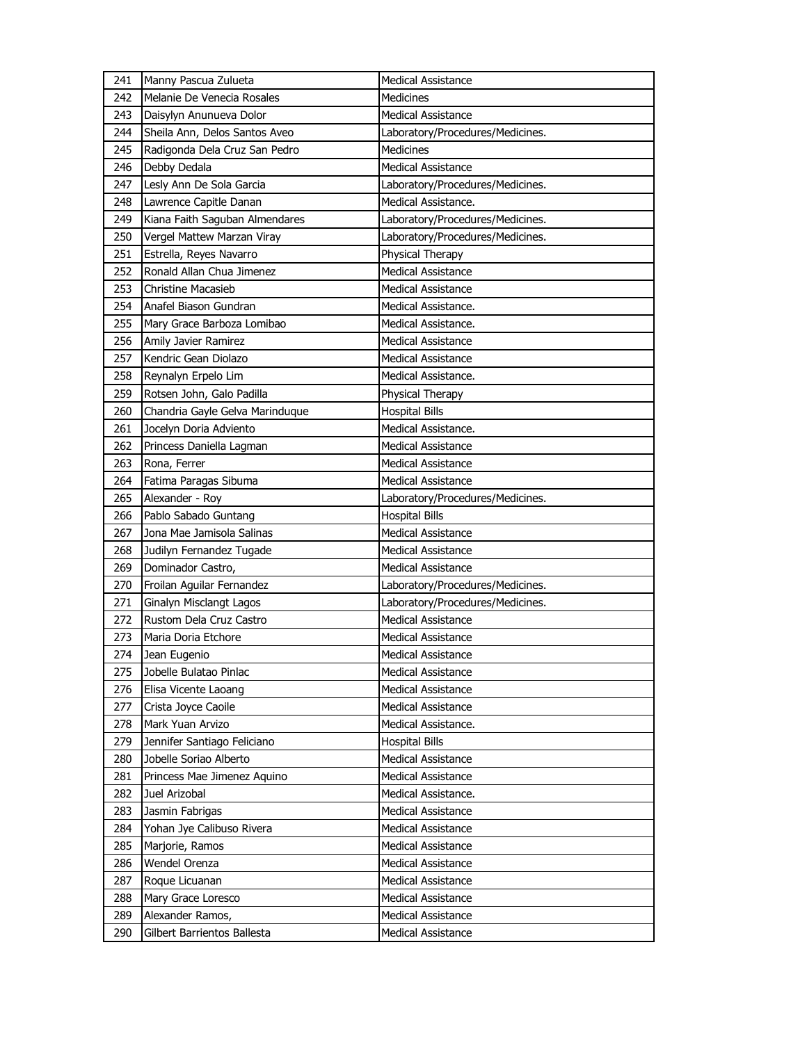| 241 | Manny Pascua Zulueta | Medical Assistance |
|---|---|---|
| 242 | Melanie De Venecia Rosales | Medicines |
| 243 | Daisylyn Anunueva Dolor | Medical Assistance |
| 244 | Sheila Ann, Delos Santos Aveo | Laboratory/Procedures/Medicines. |
| 245 | Radigonda Dela Cruz San Pedro | Medicines |
| 246 | Debby Dedala | Medical Assistance |
| 247 | Lesly Ann De Sola Garcia | Laboratory/Procedures/Medicines. |
| 248 | Lawrence Capitle Danan | Medical Assistance. |
| 249 | Kiana Faith Saguban Almendares | Laboratory/Procedures/Medicines. |
| 250 | Vergel Mattew Marzan Viray | Laboratory/Procedures/Medicines. |
| 251 | Estrella, Reyes Navarro | Physical Therapy |
| 252 | Ronald Allan Chua Jimenez | Medical Assistance |
| 253 | Christine Macasieb | Medical Assistance |
| 254 | Anafel Biason Gundran | Medical Assistance. |
| 255 | Mary Grace Barboza Lomibao | Medical Assistance. |
| 256 | Amily Javier Ramirez | Medical Assistance |
| 257 | Kendric Gean Diolazo | Medical Assistance |
| 258 | Reynalyn Erpelo Lim | Medical Assistance. |
| 259 | Rotsen John, Galo Padilla | Physical Therapy |
| 260 | Chandria Gayle Gelva Marinduque | Hospital Bills |
| 261 | Jocelyn Doria Adviento | Medical Assistance. |
| 262 | Princess Daniella Lagman | Medical Assistance |
| 263 | Rona, Ferrer | Medical Assistance |
| 264 | Fatima Paragas Sibuma | Medical Assistance |
| 265 | Alexander - Roy | Laboratory/Procedures/Medicines. |
| 266 | Pablo Sabado Guntang | Hospital Bills |
| 267 | Jona Mae Jamisola Salinas | Medical Assistance |
| 268 | Judilyn Fernandez Tugade | Medical Assistance |
| 269 | Dominador Castro, | Medical Assistance |
| 270 | Froilan Aguilar Fernandez | Laboratory/Procedures/Medicines. |
| 271 | Ginalyn Misclangt Lagos | Laboratory/Procedures/Medicines. |
| 272 | Rustom Dela Cruz Castro | Medical Assistance |
| 273 | Maria Doria Etchore | Medical Assistance |
| 274 | Jean Eugenio | Medical Assistance |
| 275 | Jobelle Bulatao Pinlac | Medical Assistance |
| 276 | Elisa Vicente Laoang | Medical Assistance |
| 277 | Crista Joyce Caoile | Medical Assistance |
| 278 | Mark Yuan Arvizo | Medical Assistance. |
| 279 | Jennifer Santiago Feliciano | Hospital Bills |
| 280 | Jobelle Soriao Alberto | Medical Assistance |
| 281 | Princess Mae Jimenez Aquino | Medical Assistance |
| 282 | Juel Arizobal | Medical Assistance. |
| 283 | Jasmin Fabrigas | Medical Assistance |
| 284 | Yohan Jye Calibuso Rivera | Medical Assistance |
| 285 | Marjorie, Ramos | Medical Assistance |
| 286 | Wendel Orenza | Medical Assistance |
| 287 | Roque Licuanan | Medical Assistance |
| 288 | Mary Grace Loresco | Medical Assistance |
| 289 | Alexander Ramos, | Medical Assistance |
| 290 | Gilbert Barrientos Ballesta | Medical Assistance |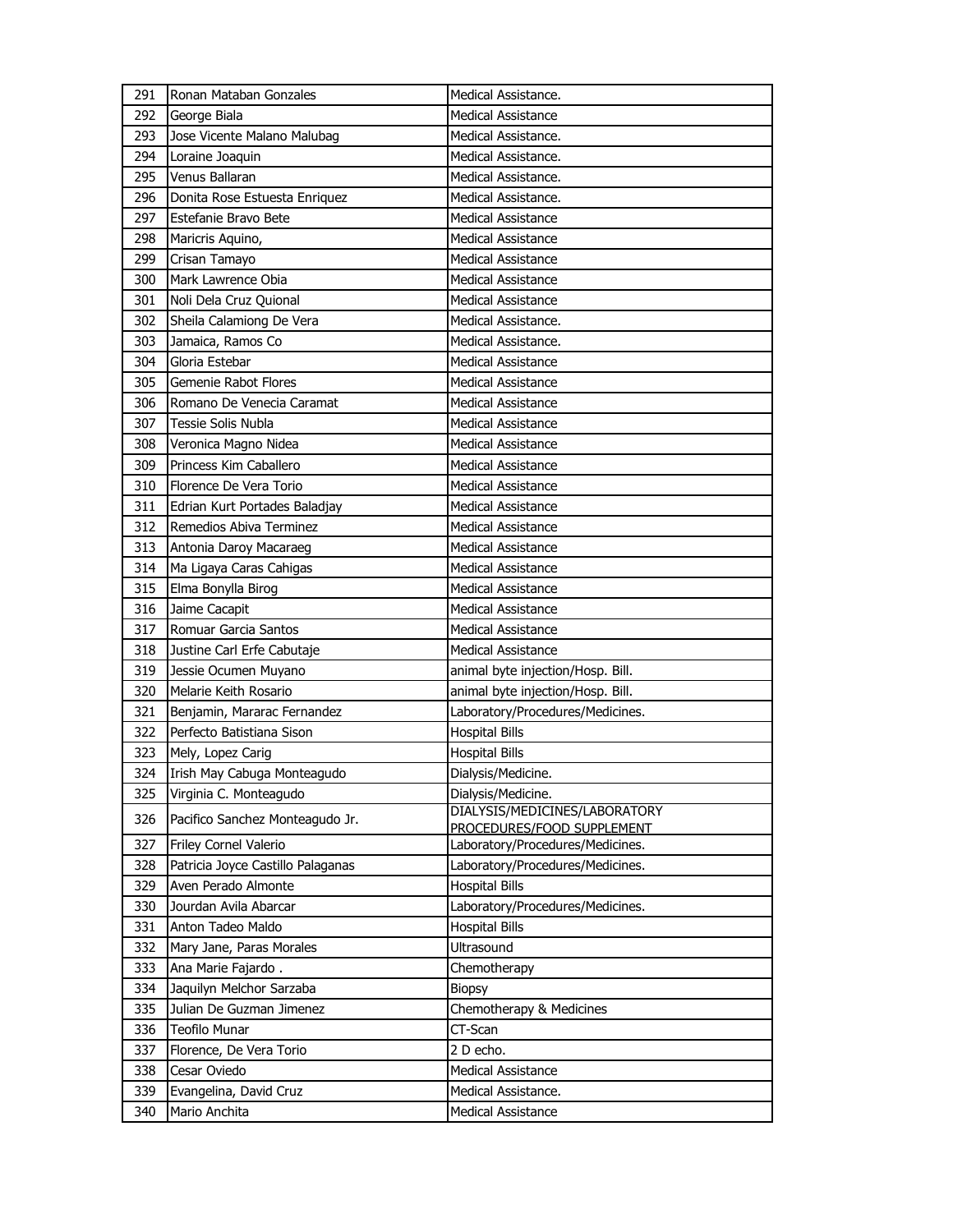| 291 | Ronan Mataban Gonzales | Medical Assistance. |
|---|---|---|
| 292 | George Biala | Medical Assistance |
| 293 | Jose Vicente Malano Malubag | Medical Assistance. |
| 294 | Loraine Joaquin | Medical Assistance. |
| 295 | Venus Ballaran | Medical Assistance. |
| 296 | Donita Rose Estuesta Enriquez | Medical Assistance. |
| 297 | Estefanie Bravo Bete | Medical Assistance |
| 298 | Maricris Aquino, | Medical Assistance |
| 299 | Crisan Tamayo | Medical Assistance |
| 300 | Mark Lawrence Obia | Medical Assistance |
| 301 | Noli Dela Cruz Quional | Medical Assistance |
| 302 | Sheila Calamiong De Vera | Medical Assistance. |
| 303 | Jamaica, Ramos Co | Medical Assistance. |
| 304 | Gloria Estebar | Medical Assistance |
| 305 | Gemenie Rabot Flores | Medical Assistance |
| 306 | Romano De Venecia Caramat | Medical Assistance |
| 307 | Tessie Solis Nubla | Medical Assistance |
| 308 | Veronica Magno Nidea | Medical Assistance |
| 309 | Princess Kim Caballero | Medical Assistance |
| 310 | Florence De Vera Torio | Medical Assistance |
| 311 | Edrian Kurt Portades Baladjay | Medical Assistance |
| 312 | Remedios Abiva Terminez | Medical Assistance |
| 313 | Antonia Daroy Macaraeg | Medical Assistance |
| 314 | Ma Ligaya Caras Cahigas | Medical Assistance |
| 315 | Elma Bonylla Birog | Medical Assistance |
| 316 | Jaime Cacapit | Medical Assistance |
| 317 | Romuar Garcia Santos | Medical Assistance |
| 318 | Justine Carl Erfe Cabutaje | Medical Assistance |
| 319 | Jessie Ocumen Muyano | animal byte injection/Hosp. Bill. |
| 320 | Melarie Keith Rosario | animal byte injection/Hosp. Bill. |
| 321 | Benjamin, Mararac Fernandez | Laboratory/Procedures/Medicines. |
| 322 | Perfecto Batistiana Sison | Hospital Bills |
| 323 | Mely, Lopez Carig | Hospital Bills |
| 324 | Irish May Cabuga Monteagudo | Dialysis/Medicine. |
| 325 | Virginia C. Monteagudo | Dialysis/Medicine. |
| 326 | Pacifico Sanchez Monteagudo Jr. | DIALYSIS/MEDICINES/LABORATORY PROCEDURES/FOOD SUPPLEMENT |
| 327 | Friley Cornel Valerio | Laboratory/Procedures/Medicines. |
| 328 | Patricia Joyce Castillo Palaganas | Laboratory/Procedures/Medicines. |
| 329 | Aven Perado Almonte | Hospital Bills |
| 330 | Jourdan Avila Abarcar | Laboratory/Procedures/Medicines. |
| 331 | Anton Tadeo Maldo | Hospital Bills |
| 332 | Mary Jane, Paras Morales | Ultrasound |
| 333 | Ana Marie Fajardo . | Chemotherapy |
| 334 | Jaquilyn Melchor Sarzaba | Biopsy |
| 335 | Julian De Guzman Jimenez | Chemotherapy & Medicines |
| 336 | Teofilo Munar | CT-Scan |
| 337 | Florence, De Vera Torio | 2 D echo. |
| 338 | Cesar Oviedo | Medical Assistance |
| 339 | Evangelina, David Cruz | Medical Assistance. |
| 340 | Mario Anchita | Medical Assistance |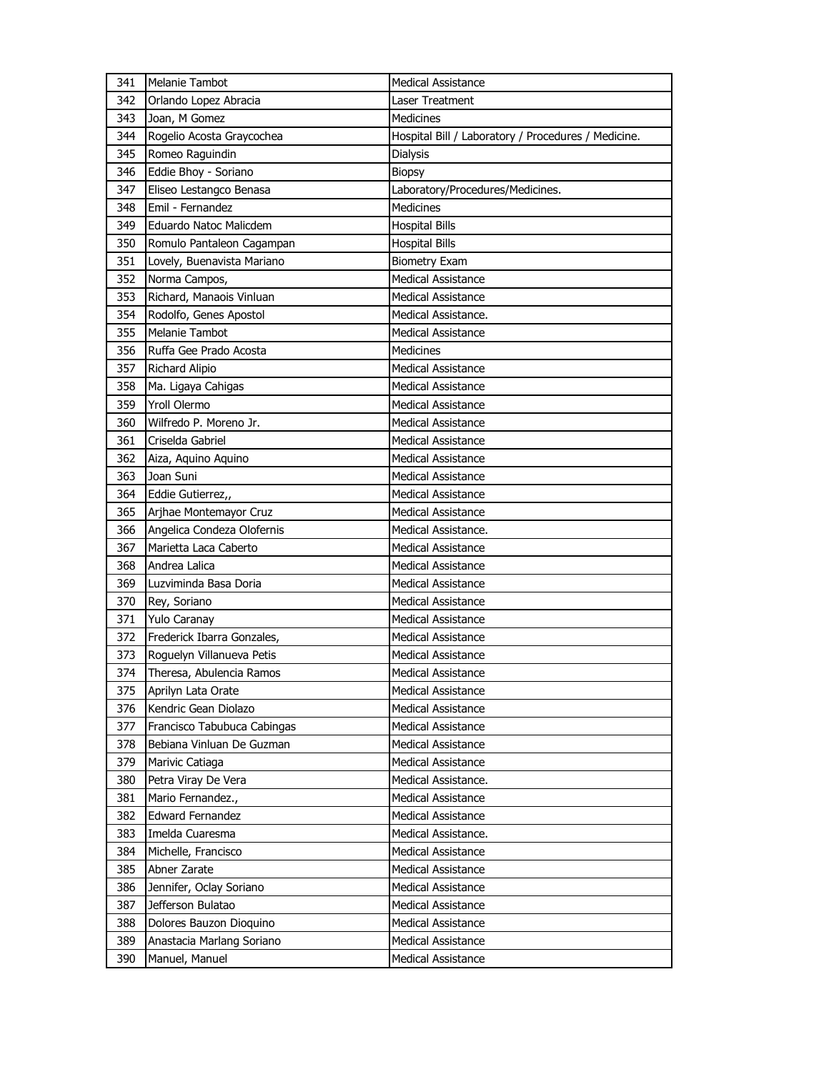| 341 | Melanie Tambot | Medical Assistance |
|---|---|---|
| 342 | Orlando Lopez Abracia | Laser Treatment |
| 343 | Joan, M Gomez | Medicines |
| 344 | Rogelio Acosta Graycochea | Hospital Bill / Laboratory / Procedures / Medicine. |
| 345 | Romeo Raguindin | Dialysis |
| 346 | Eddie Bhoy - Soriano | Biopsy |
| 347 | Eliseo Lestangco Benasa | Laboratory/Procedures/Medicines. |
| 348 | Emil - Fernandez | Medicines |
| 349 | Eduardo Natoc Malicdem | Hospital Bills |
| 350 | Romulo Pantaleon Cagampan | Hospital Bills |
| 351 | Lovely, Buenavista Mariano | Biometry Exam |
| 352 | Norma Campos, | Medical Assistance |
| 353 | Richard, Manaois Vinluan | Medical Assistance |
| 354 | Rodolfo, Genes Apostol | Medical Assistance. |
| 355 | Melanie Tambot | Medical Assistance |
| 356 | Ruffa Gee Prado Acosta | Medicines |
| 357 | Richard Alipio | Medical Assistance |
| 358 | Ma. Ligaya Cahigas | Medical Assistance |
| 359 | Yroll Olermo | Medical Assistance |
| 360 | Wilfredo P. Moreno Jr. | Medical Assistance |
| 361 | Criselda Gabriel | Medical Assistance |
| 362 | Aiza, Aquino Aquino | Medical Assistance |
| 363 | Joan Suni | Medical Assistance |
| 364 | Eddie Gutierrez,, | Medical Assistance |
| 365 | Arjhae Montemayor Cruz | Medical Assistance |
| 366 | Angelica Condeza Olofernis | Medical Assistance. |
| 367 | Marietta Laca Caberto | Medical Assistance |
| 368 | Andrea Lalica | Medical Assistance |
| 369 | Luzviminda Basa Doria | Medical Assistance |
| 370 | Rey, Soriano | Medical Assistance |
| 371 | Yulo Caranay | Medical Assistance |
| 372 | Frederick Ibarra Gonzales, | Medical Assistance |
| 373 | Roguelyn Villanueva Petis | Medical Assistance |
| 374 | Theresa, Abulencia Ramos | Medical Assistance |
| 375 | Aprilyn Lata Orate | Medical Assistance |
| 376 | Kendric Gean Diolazo | Medical Assistance |
| 377 | Francisco Tabubuca Cabingas | Medical Assistance |
| 378 | Bebiana Vinluan De Guzman | Medical Assistance |
| 379 | Marivic Catiaga | Medical Assistance |
| 380 | Petra Viray De Vera | Medical Assistance. |
| 381 | Mario Fernandez., | Medical Assistance |
| 382 | Edward Fernandez | Medical Assistance |
| 383 | Imelda Cuaresma | Medical Assistance. |
| 384 | Michelle, Francisco | Medical Assistance |
| 385 | Abner Zarate | Medical Assistance |
| 386 | Jennifer, Oclay Soriano | Medical Assistance |
| 387 | Jefferson Bulatao | Medical Assistance |
| 388 | Dolores Bauzon Dioquino | Medical Assistance |
| 389 | Anastacia Marlang Soriano | Medical Assistance |
| 390 | Manuel, Manuel | Medical Assistance |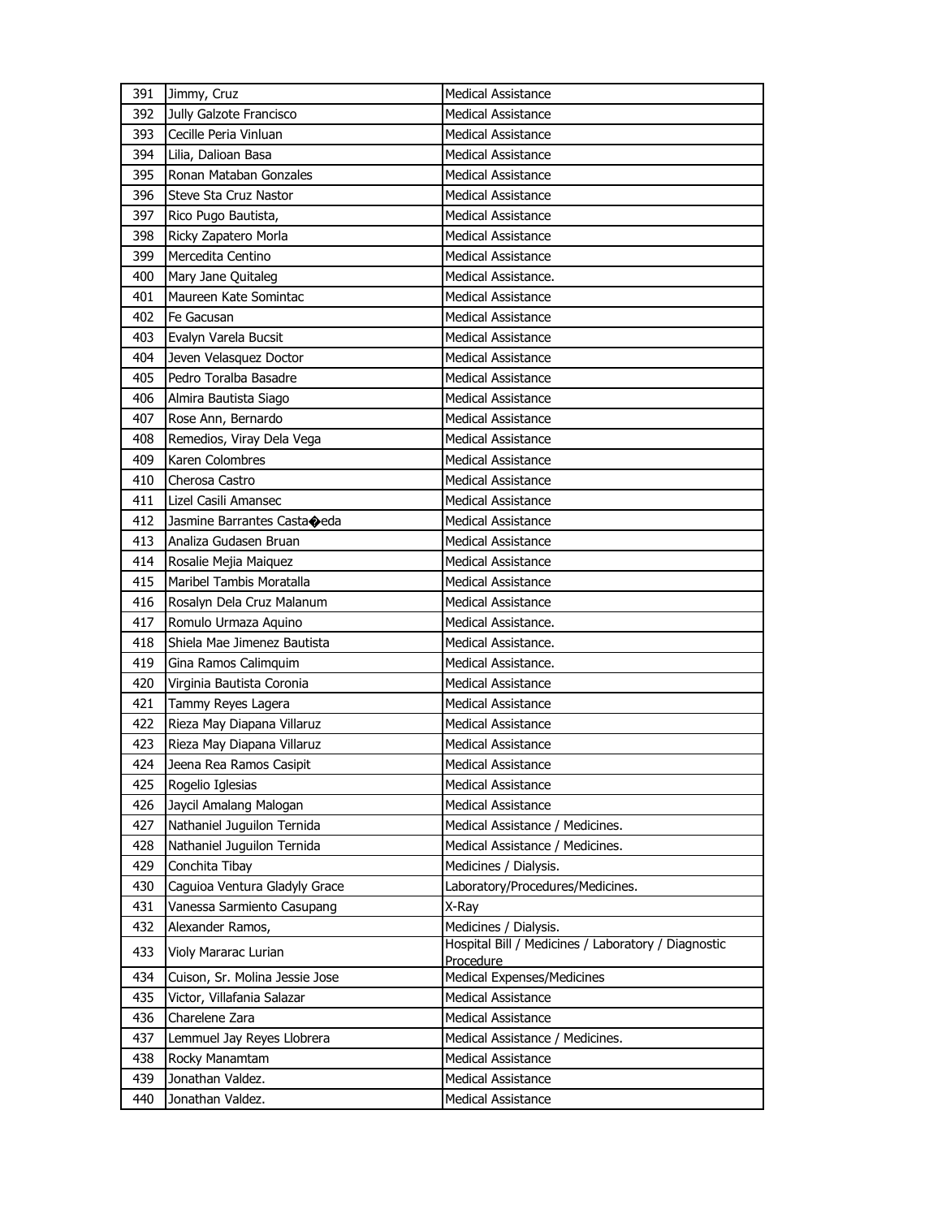| 391 | Jimmy, Cruz | Medical Assistance |
|---|---|---|
| 392 | Jully Galzote Francisco | Medical Assistance |
| 393 | Cecille Peria Vinluan | Medical Assistance |
| 394 | Lilia, Dalioan Basa | Medical Assistance |
| 395 | Ronan Mataban Gonzales | Medical Assistance |
| 396 | Steve Sta Cruz Nastor | Medical Assistance |
| 397 | Rico Pugo Bautista, | Medical Assistance |
| 398 | Ricky Zapatero Morla | Medical Assistance |
| 399 | Mercedita Centino | Medical Assistance |
| 400 | Mary Jane Quitaleg | Medical Assistance. |
| 401 | Maureen Kate Somintac | Medical Assistance |
| 402 | Fe Gacusan | Medical Assistance |
| 403 | Evalyn Varela Bucsit | Medical Assistance |
| 404 | Jeven Velasquez Doctor | Medical Assistance |
| 405 | Pedro Toralba Basadre | Medical Assistance |
| 406 | Almira Bautista Siago | Medical Assistance |
| 407 | Rose Ann, Bernardo | Medical Assistance |
| 408 | Remedios, Viray Dela Vega | Medical Assistance |
| 409 | Karen Colombres | Medical Assistance |
| 410 | Cherosa Castro | Medical Assistance |
| 411 | Lizel Casili Amansec | Medical Assistance |
| 412 | Jasmine Barrantes Casta�eda | Medical Assistance |
| 413 | Analiza Gudasen Bruan | Medical Assistance |
| 414 | Rosalie Mejia Maiquez | Medical Assistance |
| 415 | Maribel Tambis Moratalla | Medical Assistance |
| 416 | Rosalyn Dela Cruz Malanum | Medical Assistance |
| 417 | Romulo Urmaza Aquino | Medical Assistance. |
| 418 | Shiela Mae Jimenez Bautista | Medical Assistance. |
| 419 | Gina Ramos Calimquim | Medical Assistance. |
| 420 | Virginia Bautista Coronia | Medical Assistance |
| 421 | Tammy Reyes Lagera | Medical Assistance |
| 422 | Rieza May Diapana Villaruz | Medical Assistance |
| 423 | Rieza May Diapana Villaruz | Medical Assistance |
| 424 | Jeena Rea Ramos Casipit | Medical Assistance |
| 425 | Rogelio Iglesias | Medical Assistance |
| 426 | Jaycil Amalang Malogan | Medical Assistance |
| 427 | Nathaniel Juguilon Ternida | Medical Assistance / Medicines. |
| 428 | Nathaniel Juguilon Ternida | Medical Assistance / Medicines. |
| 429 | Conchita Tibay | Medicines / Dialysis. |
| 430 | Caguioa Ventura Gladyly Grace | Laboratory/Procedures/Medicines. |
| 431 | Vanessa Sarmiento Casupang | X-Ray |
| 432 | Alexander Ramos, | Medicines / Dialysis. |
| 433 | Violy Mararac Lurian | Hospital Bill / Medicines / Laboratory / Diagnostic Procedure |
| 434 | Cuison, Sr. Molina Jessie Jose | Medical Expenses/Medicines |
| 435 | Victor, Villafania Salazar | Medical Assistance |
| 436 | Charelene Zara | Medical Assistance |
| 437 | Lemmuel Jay Reyes Llobrera | Medical Assistance / Medicines. |
| 438 | Rocky Manamtam | Medical Assistance |
| 439 | Jonathan Valdez. | Medical Assistance |
| 440 | Jonathan Valdez. | Medical Assistance |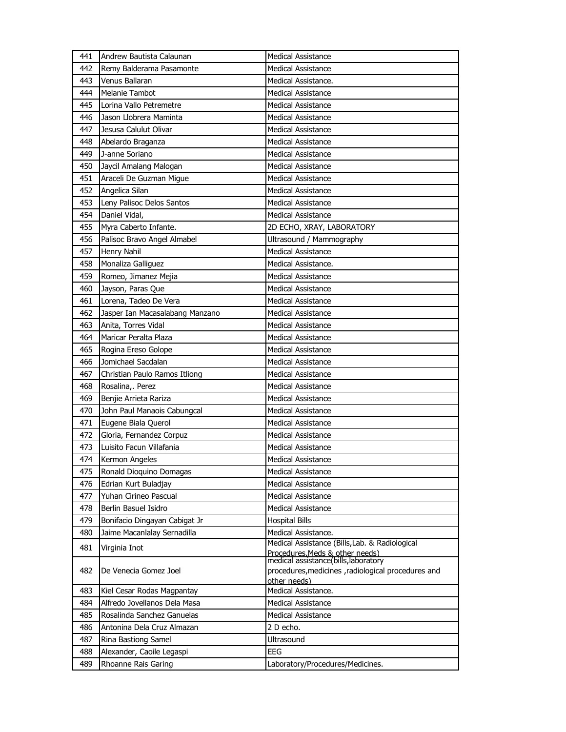| | | |
|---|---|---|
| 441 | Andrew Bautista Calaunan | Medical Assistance |
| 442 | Remy Balderama Pasamonte | Medical Assistance |
| 443 | Venus Ballaran | Medical Assistance. |
| 444 | Melanie Tambot | Medical Assistance |
| 445 | Lorina Vallo Petremetre | Medical Assistance |
| 446 | Jason Llobrera Maminta | Medical Assistance |
| 447 | Jesusa Calulut Olivar | Medical Assistance |
| 448 | Abelardo Braganza | Medical Assistance |
| 449 | J-anne Soriano | Medical Assistance |
| 450 | Jaycil Amalang Malogan | Medical Assistance |
| 451 | Araceli De Guzman Migue | Medical Assistance |
| 452 | Angelica Silan | Medical Assistance |
| 453 | Leny Palisoc Delos Santos | Medical Assistance |
| 454 | Daniel Vidal, | Medical Assistance |
| 455 | Myra Caberto Infante. | 2D ECHO, XRAY, LABORATORY |
| 456 | Palisoc Bravo Angel Almabel | Ultrasound / Mammography |
| 457 | Henry Nahil | Medical Assistance |
| 458 | Monaliza Galliguez | Medical Assistance. |
| 459 | Romeo, Jimanez Mejia | Medical Assistance |
| 460 | Jayson, Paras Que | Medical Assistance |
| 461 | Lorena, Tadeo De Vera | Medical Assistance |
| 462 | Jasper Ian Macasalabang Manzano | Medical Assistance |
| 463 | Anita, Torres Vidal | Medical Assistance |
| 464 | Maricar Peralta Plaza | Medical Assistance |
| 465 | Rogina Ereso Golope | Medical Assistance |
| 466 | Jomichael Sacdalan | Medical Assistance |
| 467 | Christian Paulo Ramos Itliong | Medical Assistance |
| 468 | Rosalina,. Perez | Medical Assistance |
| 469 | Benjie Arrieta Rariza | Medical Assistance |
| 470 | John Paul Manaois Cabungcal | Medical Assistance |
| 471 | Eugene Biala Querol | Medical Assistance |
| 472 | Gloria, Fernandez Corpuz | Medical Assistance |
| 473 | Luisito Facun Villafania | Medical Assistance |
| 474 | Kermon Angeles | Medical Assistance |
| 475 | Ronald Dioquino Domagas | Medical Assistance |
| 476 | Edrian Kurt Buladjay | Medical Assistance |
| 477 | Yuhan Cirineo Pascual | Medical Assistance |
| 478 | Berlin Basuel Isidro | Medical Assistance |
| 479 | Bonifacio Dingayan Cabigat Jr | Hospital Bills |
| 480 | Jaime Macanlalay Sernadilla | Medical Assistance. |
| 481 | Virginia Inot | Medical Assistance (Bills,Lab. & Radiological Procedures,Meds & other needs) |
| 482 | De Venecia Gomez Joel | medical assistance(bills,laboratory procedures,medicines ,radiological procedures and other needs) |
| 483 | Kiel Cesar Rodas Magpantay | Medical Assistance. |
| 484 | Alfredo Jovellanos Dela Masa | Medical Assistance |
| 485 | Rosalinda Sanchez Ganuelas | Medical Assistance |
| 486 | Antonina Dela Cruz Almazan | 2 D echo. |
| 487 | Rina Bastiong Samel | Ultrasound |
| 488 | Alexander, Caoile Legaspi | EEG |
| 489 | Rhoanne Rais Garing | Laboratory/Procedures/Medicines. |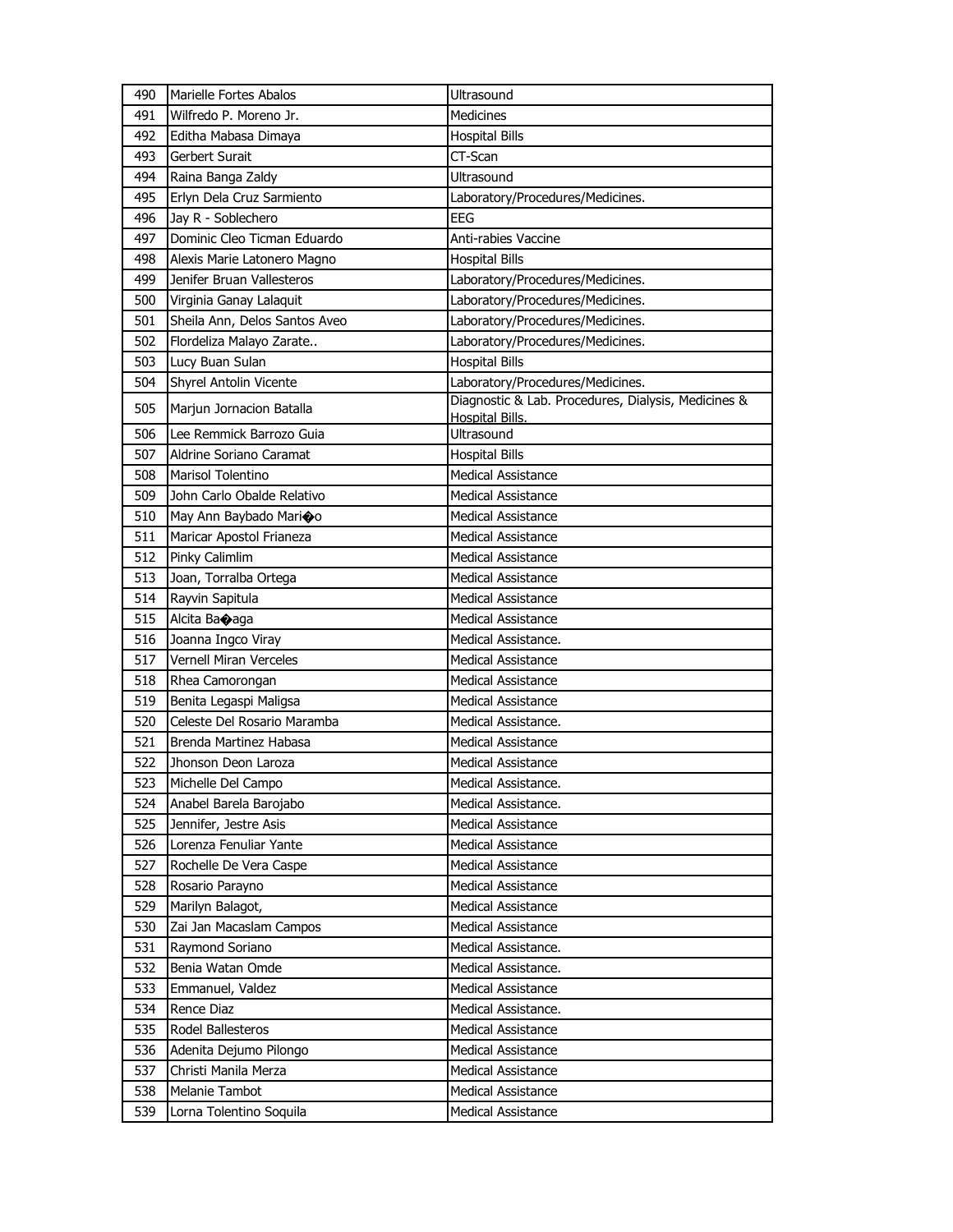| 490 | Marielle Fortes Abalos | Ultrasound |
|---|---|---|
| 491 | Wilfredo P. Moreno Jr. | Medicines |
| 492 | Editha Mabasa Dimaya | Hospital Bills |
| 493 | Gerbert Surait | CT-Scan |
| 494 | Raina Banga Zaldy | Ultrasound |
| 495 | Erlyn Dela Cruz Sarmiento | Laboratory/Procedures/Medicines. |
| 496 | Jay R - Soblechero | EEG |
| 497 | Dominic Cleo Ticman Eduardo | Anti-rabies Vaccine |
| 498 | Alexis Marie Latonero Magno | Hospital Bills |
| 499 | Jenifer Bruan Vallesteros | Laboratory/Procedures/Medicines. |
| 500 | Virginia Ganay Lalaquit | Laboratory/Procedures/Medicines. |
| 501 | Sheila Ann, Delos Santos Aveo | Laboratory/Procedures/Medicines. |
| 502 | Flordeliza Malayo Zarate.. | Laboratory/Procedures/Medicines. |
| 503 | Lucy Buan Sulan | Hospital Bills |
| 504 | Shyrel Antolin Vicente | Laboratory/Procedures/Medicines. |
| 505 | Marjun Jornacion Batalla | Diagnostic & Lab. Procedures, Dialysis, Medicines & Hospital Bills. |
| 506 | Lee Remmick Barrozo Guia | Ultrasound |
| 507 | Aldrine Soriano Caramat | Hospital Bills |
| 508 | Marisol Tolentino | Medical Assistance |
| 509 | John Carlo Obalde Relativo | Medical Assistance |
| 510 | May Ann Baybado Mari�o | Medical Assistance |
| 511 | Maricar Apostol Frianeza | Medical Assistance |
| 512 | Pinky Calimlim | Medical Assistance |
| 513 | Joan, Torralba Ortega | Medical Assistance |
| 514 | Rayvin Sapitula | Medical Assistance |
| 515 | Alcita Ba�aga | Medical Assistance |
| 516 | Joanna Ingco Viray | Medical Assistance. |
| 517 | Vernell Miran Verceles | Medical Assistance |
| 518 | Rhea Camorongan | Medical Assistance |
| 519 | Benita Legaspi Maligsa | Medical Assistance |
| 520 | Celeste Del Rosario Maramba | Medical Assistance. |
| 521 | Brenda Martinez Habasa | Medical Assistance |
| 522 | Jhonson Deon Laroza | Medical Assistance |
| 523 | Michelle Del Campo | Medical Assistance. |
| 524 | Anabel Barela Barojabo | Medical Assistance. |
| 525 | Jennifer, Jestre Asis | Medical Assistance |
| 526 | Lorenza Fenuliar Yante | Medical Assistance |
| 527 | Rochelle De Vera Caspe | Medical Assistance |
| 528 | Rosario Parayno | Medical Assistance |
| 529 | Marilyn Balagot, | Medical Assistance |
| 530 | Zai Jan Macaslam Campos | Medical Assistance |
| 531 | Raymond Soriano | Medical Assistance. |
| 532 | Benia Watan Omde | Medical Assistance. |
| 533 | Emmanuel, Valdez | Medical Assistance |
| 534 | Rence Diaz | Medical Assistance. |
| 535 | Rodel Ballesteros | Medical Assistance |
| 536 | Adenita Dejumo Pilongo | Medical Assistance |
| 537 | Christi Manila Merza | Medical Assistance |
| 538 | Melanie Tambot | Medical Assistance |
| 539 | Lorna Tolentino Soquila | Medical Assistance |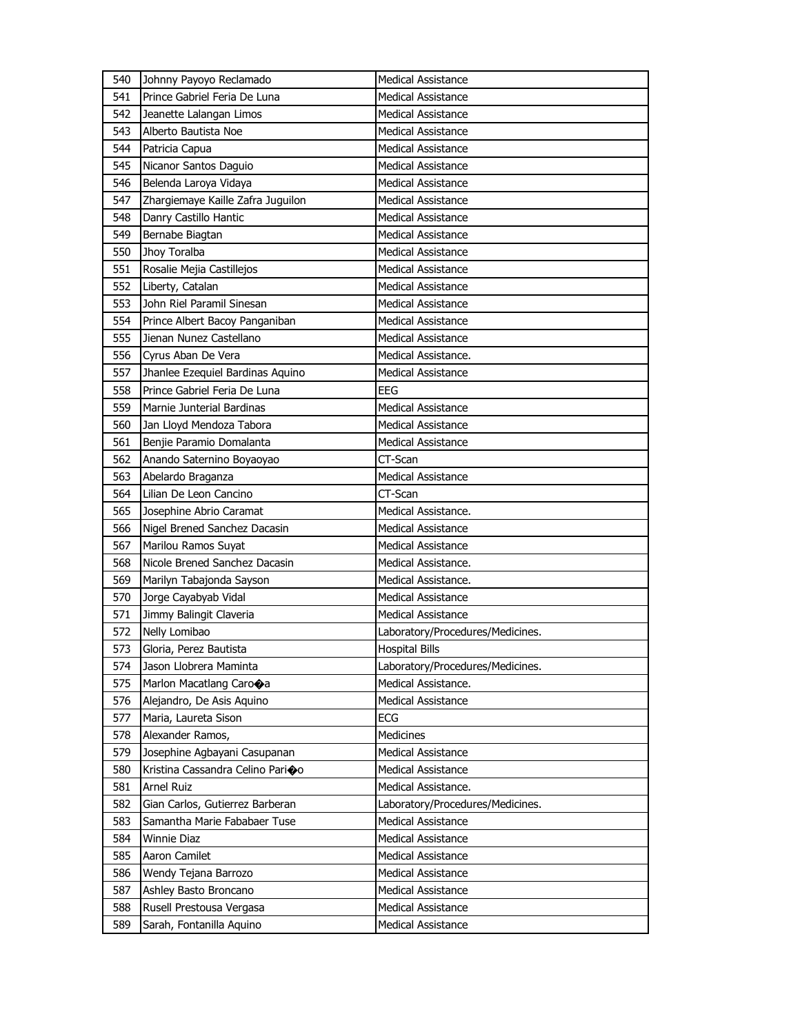| 540 | Johnny Payoyo Reclamado | Medical Assistance |
|---|---|---|
| 541 | Prince Gabriel Feria De Luna | Medical Assistance |
| 542 | Jeanette Lalangan Limos | Medical Assistance |
| 543 | Alberto Bautista Noe | Medical Assistance |
| 544 | Patricia Capua | Medical Assistance |
| 545 | Nicanor Santos Daguio | Medical Assistance |
| 546 | Belenda Laroya Vidaya | Medical Assistance |
| 547 | Zhargiemaye Kaille Zafra Juguilon | Medical Assistance |
| 548 | Danry Castillo Hantic | Medical Assistance |
| 549 | Bernabe Biagtan | Medical Assistance |
| 550 | Jhoy Toralba | Medical Assistance |
| 551 | Rosalie Mejia Castillejos | Medical Assistance |
| 552 | Liberty, Catalan | Medical Assistance |
| 553 | John Riel Paramil Sinesan | Medical Assistance |
| 554 | Prince Albert Bacoy Panganiban | Medical Assistance |
| 555 | Jienan Nunez Castellano | Medical Assistance |
| 556 | Cyrus Aban De Vera | Medical Assistance. |
| 557 | Jhanlee Ezequiel Bardinas Aquino | Medical Assistance |
| 558 | Prince Gabriel Feria De Luna | EEG |
| 559 | Marnie Junterial Bardinas | Medical Assistance |
| 560 | Jan Lloyd Mendoza Tabora | Medical Assistance |
| 561 | Benjie Paramio Domalanta | Medical Assistance |
| 562 | Anando Saternino Boyaoyao | CT-Scan |
| 563 | Abelardo Braganza | Medical Assistance |
| 564 | Lilian De Leon Cancino | CT-Scan |
| 565 | Josephine Abrio Caramat | Medical Assistance. |
| 566 | Nigel Brened Sanchez Dacasin | Medical Assistance |
| 567 | Marilou Ramos Suyat | Medical Assistance |
| 568 | Nicole Brened Sanchez Dacasin | Medical Assistance. |
| 569 | Marilyn Tabajonda Sayson | Medical Assistance. |
| 570 | Jorge Cayabyab Vidal | Medical Assistance |
| 571 | Jimmy Balingit Claveria | Medical Assistance |
| 572 | Nelly Lomibao | Laboratory/Procedures/Medicines. |
| 573 | Gloria, Perez Bautista | Hospital Bills |
| 574 | Jason Llobrera Maminta | Laboratory/Procedures/Medicines. |
| 575 | Marlon Macatlang Caro�a | Medical Assistance. |
| 576 | Alejandro, De Asis Aquino | Medical Assistance |
| 577 | Maria, Laureta Sison | ECG |
| 578 | Alexander Ramos, | Medicines |
| 579 | Josephine Agbayani Casupanan | Medical Assistance |
| 580 | Kristina Cassandra Celino Pari�o | Medical Assistance |
| 581 | Arnel Ruiz | Medical Assistance. |
| 582 | Gian Carlos, Gutierrez Barberan | Laboratory/Procedures/Medicines. |
| 583 | Samantha Marie Fababaer Tuse | Medical Assistance |
| 584 | Winnie Diaz | Medical Assistance |
| 585 | Aaron Camilet | Medical Assistance |
| 586 | Wendy Tejana Barrozo | Medical Assistance |
| 587 | Ashley Basto Broncano | Medical Assistance |
| 588 | Rusell Prestousa Vergasa | Medical Assistance |
| 589 | Sarah, Fontanilla Aquino | Medical Assistance |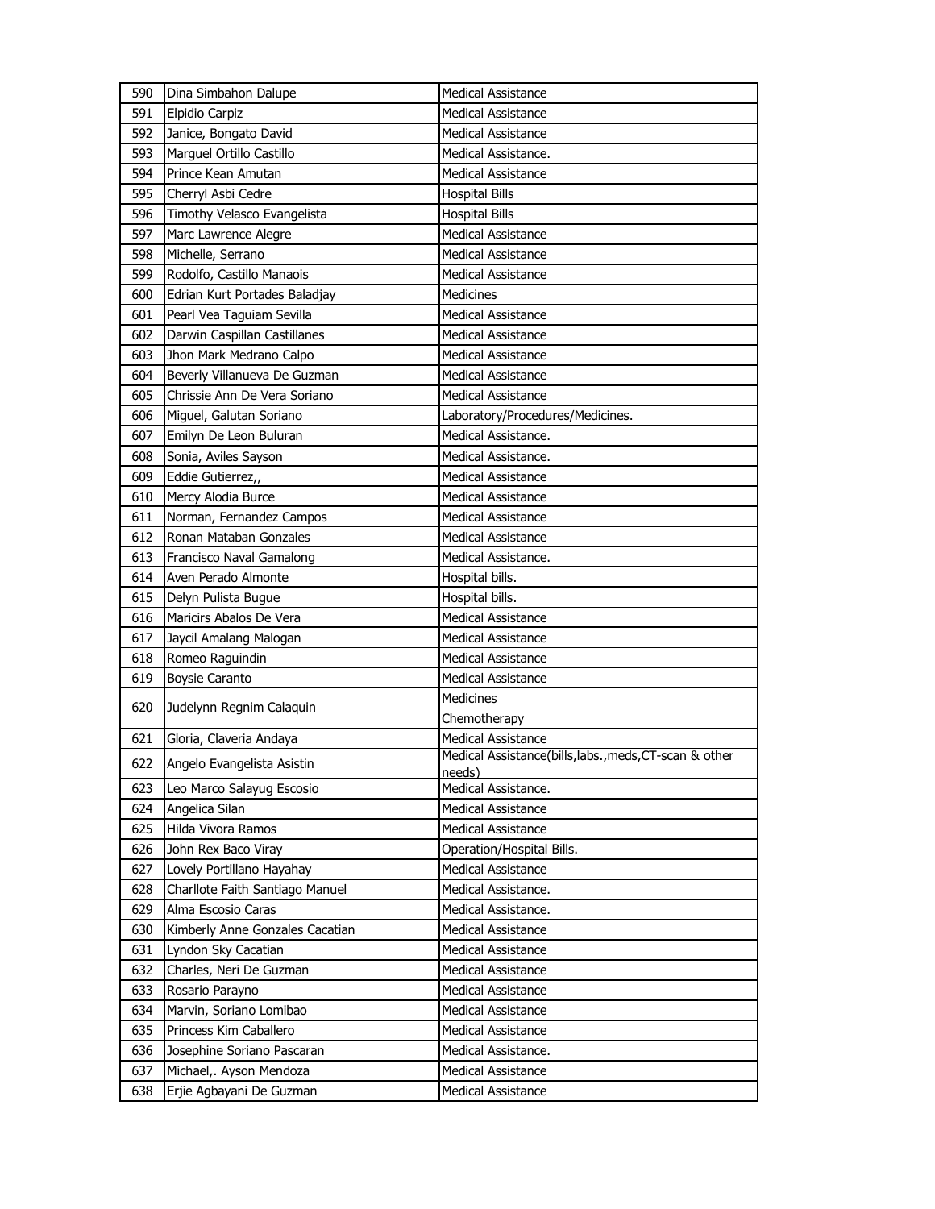| 590 | Dina Simbahon Dalupe | Medical Assistance |
|---|---|---|
| 591 | Elpidio Carpiz | Medical Assistance |
| 592 | Janice, Bongato David | Medical Assistance |
| 593 | Marguel Ortillo Castillo | Medical Assistance. |
| 594 | Prince Kean Amutan | Medical Assistance |
| 595 | Cherryl Asbi Cedre | Hospital Bills |
| 596 | Timothy Velasco Evangelista | Hospital Bills |
| 597 | Marc Lawrence Alegre | Medical Assistance |
| 598 | Michelle, Serrano | Medical Assistance |
| 599 | Rodolfo, Castillo Manaois | Medical Assistance |
| 600 | Edrian Kurt Portades Baladjay | Medicines |
| 601 | Pearl Vea Taguiam Sevilla | Medical Assistance |
| 602 | Darwin Caspillan Castillanes | Medical Assistance |
| 603 | Jhon Mark Medrano Calpo | Medical Assistance |
| 604 | Beverly Villanueva De Guzman | Medical Assistance |
| 605 | Chrissie Ann De Vera Soriano | Medical Assistance |
| 606 | Miguel, Galutan Soriano | Laboratory/Procedures/Medicines. |
| 607 | Emilyn De Leon Buluran | Medical Assistance. |
| 608 | Sonia, Aviles Sayson | Medical Assistance. |
| 609 | Eddie Gutierrez,, | Medical Assistance |
| 610 | Mercy Alodia Burce | Medical Assistance |
| 611 | Norman, Fernandez Campos | Medical Assistance |
| 612 | Ronan Mataban Gonzales | Medical Assistance |
| 613 | Francisco Naval Gamalong | Medical Assistance. |
| 614 | Aven Perado Almonte | Hospital bills. |
| 615 | Delyn Pulista Bugue | Hospital bills. |
| 616 | Maricirs Abalos De Vera | Medical Assistance |
| 617 | Jaycil Amalang Malogan | Medical Assistance |
| 618 | Romeo Raguindin | Medical Assistance |
| 619 | Boysie Caranto | Medical Assistance |
| 620 | Judelynn Regnim Calaquin | Medicines |
| | | Chemotherapy |
| 621 | Gloria, Claveria Andaya | Medical Assistance |
| 622 | Angelo Evangelista Asistin | Medical Assistance(bills,labs.,meds,CT-scan & other needs) |
| 623 | Leo Marco Salayug Escosio | Medical Assistance. |
| 624 | Angelica Silan | Medical Assistance |
| 625 | Hilda Vivora Ramos | Medical Assistance |
| 626 | John Rex Baco Viray | Operation/Hospital Bills. |
| 627 | Lovely Portillano Hayahay | Medical Assistance |
| 628 | Charllote Faith Santiago Manuel | Medical Assistance. |
| 629 | Alma Escosio Caras | Medical Assistance. |
| 630 | Kimberly Anne Gonzales Cacatian | Medical Assistance |
| 631 | Lyndon Sky Cacatian | Medical Assistance |
| 632 | Charles, Neri De Guzman | Medical Assistance |
| 633 | Rosario Parayno | Medical Assistance |
| 634 | Marvin, Soriano Lomibao | Medical Assistance |
| 635 | Princess Kim Caballero | Medical Assistance |
| 636 | Josephine Soriano Pascaran | Medical Assistance. |
| 637 | Michael,. Ayson Mendoza | Medical Assistance |
| 638 | Erjie Agbayani De Guzman | Medical Assistance |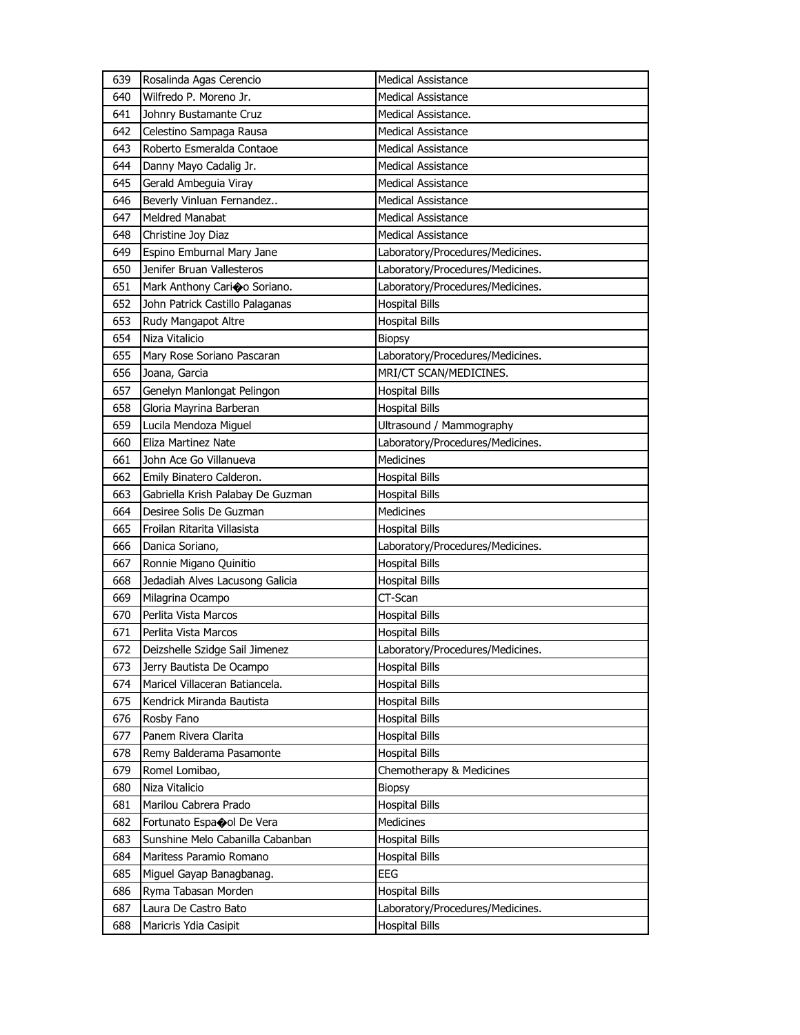| 639 | Rosalinda Agas Cerencio | Medical Assistance |
|---|---|---|
| 640 | Wilfredo P. Moreno Jr. | Medical Assistance |
| 641 | Johnry Bustamante Cruz | Medical Assistance. |
| 642 | Celestino Sampaga Rausa | Medical Assistance |
| 643 | Roberto Esmeralda Contaoe | Medical Assistance |
| 644 | Danny Mayo Cadalig Jr. | Medical Assistance |
| 645 | Gerald Ambeguia Viray | Medical Assistance |
| 646 | Beverly Vinluan Fernandez.. | Medical Assistance |
| 647 | Meldred Manabat | Medical Assistance |
| 648 | Christine Joy Diaz | Medical Assistance |
| 649 | Espino Emburnal Mary Jane | Laboratory/Procedures/Medicines. |
| 650 | Jenifer Bruan Vallesteros | Laboratory/Procedures/Medicines. |
| 651 | Mark Anthony Cari�o Soriano. | Laboratory/Procedures/Medicines. |
| 652 | John Patrick Castillo Palaganas | Hospital Bills |
| 653 | Rudy Mangapot Altre | Hospital Bills |
| 654 | Niza Vitalicio | Biopsy |
| 655 | Mary Rose Soriano Pascaran | Laboratory/Procedures/Medicines. |
| 656 | Joana, Garcia | MRI/CT SCAN/MEDICINES. |
| 657 | Genelyn Manlongat Pelingon | Hospital Bills |
| 658 | Gloria Mayrina Barberan | Hospital Bills |
| 659 | Lucila Mendoza Miguel | Ultrasound / Mammography |
| 660 | Eliza Martinez Nate | Laboratory/Procedures/Medicines. |
| 661 | John Ace Go Villanueva | Medicines |
| 662 | Emily Binatero Calderon. | Hospital Bills |
| 663 | Gabriella Krish Palabay De Guzman | Hospital Bills |
| 664 | Desiree Solis De Guzman | Medicines |
| 665 | Froilan Ritarita Villasista | Hospital Bills |
| 666 | Danica Soriano, | Laboratory/Procedures/Medicines. |
| 667 | Ronnie Migano Quinitio | Hospital Bills |
| 668 | Jedadiah Alves Lacusong Galicia | Hospital Bills |
| 669 | Milagrina Ocampo | CT-Scan |
| 670 | Perlita Vista Marcos | Hospital Bills |
| 671 | Perlita Vista Marcos | Hospital Bills |
| 672 | Deizshelle Szidge Sail Jimenez | Laboratory/Procedures/Medicines. |
| 673 | Jerry Bautista De Ocampo | Hospital Bills |
| 674 | Maricel Villaceran Batiancela. | Hospital Bills |
| 675 | Kendrick Miranda Bautista | Hospital Bills |
| 676 | Rosby Fano | Hospital Bills |
| 677 | Panem Rivera Clarita | Hospital Bills |
| 678 | Remy Balderama Pasamonte | Hospital Bills |
| 679 | Romel Lomibao, | Chemotherapy & Medicines |
| 680 | Niza Vitalicio | Biopsy |
| 681 | Marilou Cabrera Prado | Hospital Bills |
| 682 | Fortunato Espa�ol De Vera | Medicines |
| 683 | Sunshine Melo Cabanilla Cabanban | Hospital Bills |
| 684 | Maritess Paramio Romano | Hospital Bills |
| 685 | Miguel Gayap Banagbanag. | EEG |
| 686 | Ryma Tabasan Morden | Hospital Bills |
| 687 | Laura De Castro Bato | Laboratory/Procedures/Medicines. |
| 688 | Maricris Ydia Casipit | Hospital Bills |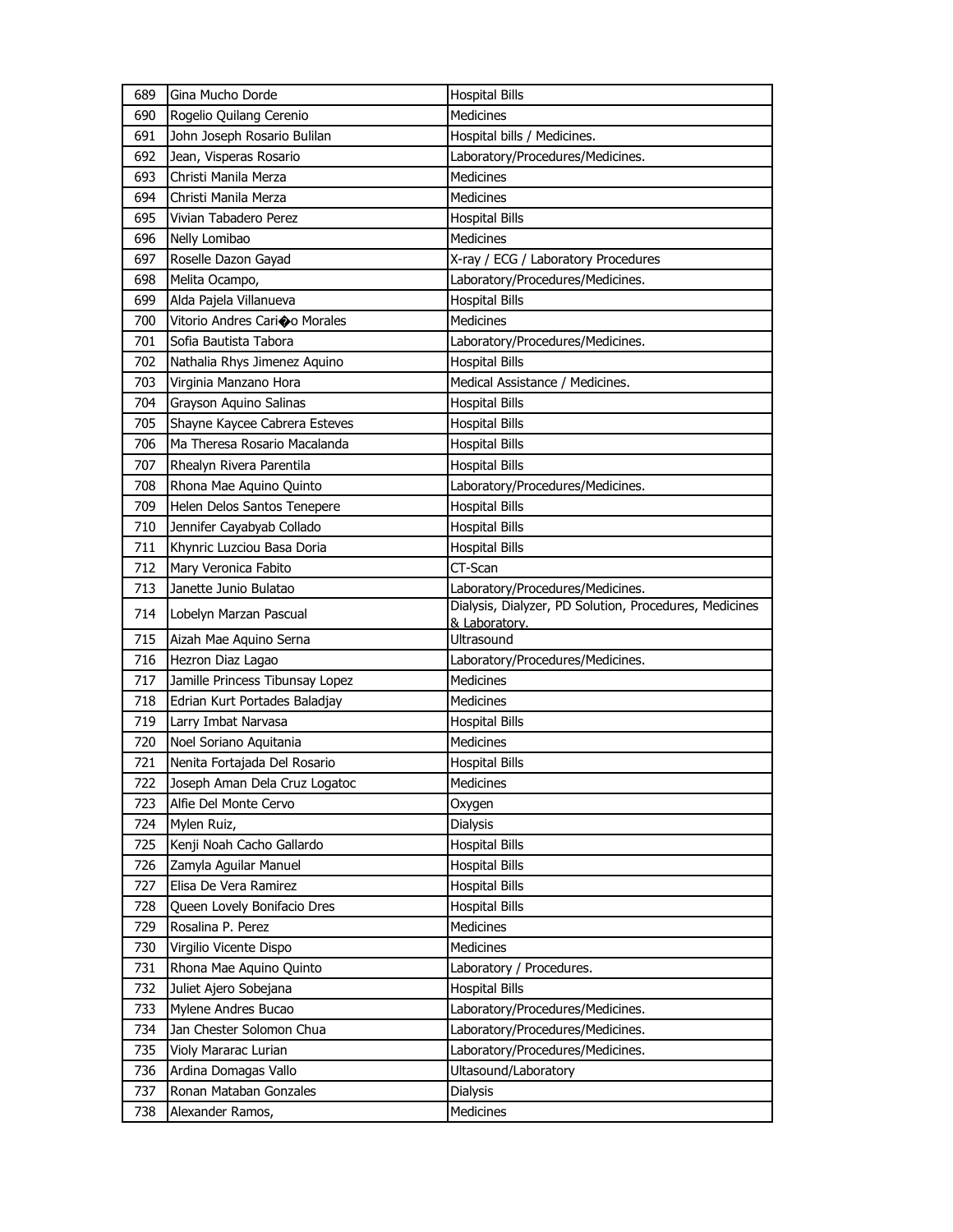| 689 | Gina Mucho Dorde | Hospital Bills |
|---|---|---|
| 690 | Rogelio Quilang Cerenio | Medicines |
| 691 | John Joseph Rosario Bulilan | Hospital bills / Medicines. |
| 692 | Jean, Visperas Rosario | Laboratory/Procedures/Medicines. |
| 693 | Christi Manila Merza | Medicines |
| 694 | Christi Manila Merza | Medicines |
| 695 | Vivian Tabadero Perez | Hospital Bills |
| 696 | Nelly Lomibao | Medicines |
| 697 | Roselle Dazon Gayad | X-ray / ECG / Laboratory Procedures |
| 698 | Melita Ocampo, | Laboratory/Procedures/Medicines. |
| 699 | Alda Pajela Villanueva | Hospital Bills |
| 700 | Vitorio Andres Cari�o Morales | Medicines |
| 701 | Sofia Bautista Tabora | Laboratory/Procedures/Medicines. |
| 702 | Nathalia Rhys Jimenez Aquino | Hospital Bills |
| 703 | Virginia Manzano Hora | Medical Assistance / Medicines. |
| 704 | Grayson Aquino Salinas | Hospital Bills |
| 705 | Shayne Kaycee Cabrera Esteves | Hospital Bills |
| 706 | Ma Theresa Rosario Macalanda | Hospital Bills |
| 707 | Rhealyn Rivera Parentila | Hospital Bills |
| 708 | Rhona Mae Aquino Quinto | Laboratory/Procedures/Medicines. |
| 709 | Helen Delos Santos Tenepere | Hospital Bills |
| 710 | Jennifer Cayabyab Collado | Hospital Bills |
| 711 | Khynric Luzciou Basa Doria | Hospital Bills |
| 712 | Mary Veronica Fabito | CT-Scan |
| 713 | Janette Junio Bulatao | Laboratory/Procedures/Medicines. |
| 714 | Lobelyn Marzan Pascual | Dialysis, Dialyzer, PD Solution, Procedures, Medicines & Laboratory. |
| 715 | Aizah Mae Aquino Serna | Ultrasound |
| 716 | Hezron Diaz Lagao | Laboratory/Procedures/Medicines. |
| 717 | Jamille Princess Tibunsay Lopez | Medicines |
| 718 | Edrian Kurt Portades Baladjay | Medicines |
| 719 | Larry Imbat Narvasa | Hospital Bills |
| 720 | Noel Soriano Aquitania | Medicines |
| 721 | Nenita Fortajada Del Rosario | Hospital Bills |
| 722 | Joseph Aman Dela Cruz Logatoc | Medicines |
| 723 | Alfie Del Monte Cervo | Oxygen |
| 724 | Mylen Ruiz, | Dialysis |
| 725 | Kenji Noah Cacho Gallardo | Hospital Bills |
| 726 | Zamyla Aguilar Manuel | Hospital Bills |
| 727 | Elisa De Vera Ramirez | Hospital Bills |
| 728 | Queen Lovely Bonifacio Dres | Hospital Bills |
| 729 | Rosalina P. Perez | Medicines |
| 730 | Virgilio Vicente Dispo | Medicines |
| 731 | Rhona Mae Aquino Quinto | Laboratory / Procedures. |
| 732 | Juliet Ajero Sobejana | Hospital Bills |
| 733 | Mylene Andres Bucao | Laboratory/Procedures/Medicines. |
| 734 | Jan Chester Solomon Chua | Laboratory/Procedures/Medicines. |
| 735 | Violy Mararac Lurian | Laboratory/Procedures/Medicines. |
| 736 | Ardina Domagas Vallo | Ultasound/Laboratory |
| 737 | Ronan Mataban Gonzales | Dialysis |
| 738 | Alexander Ramos, | Medicines |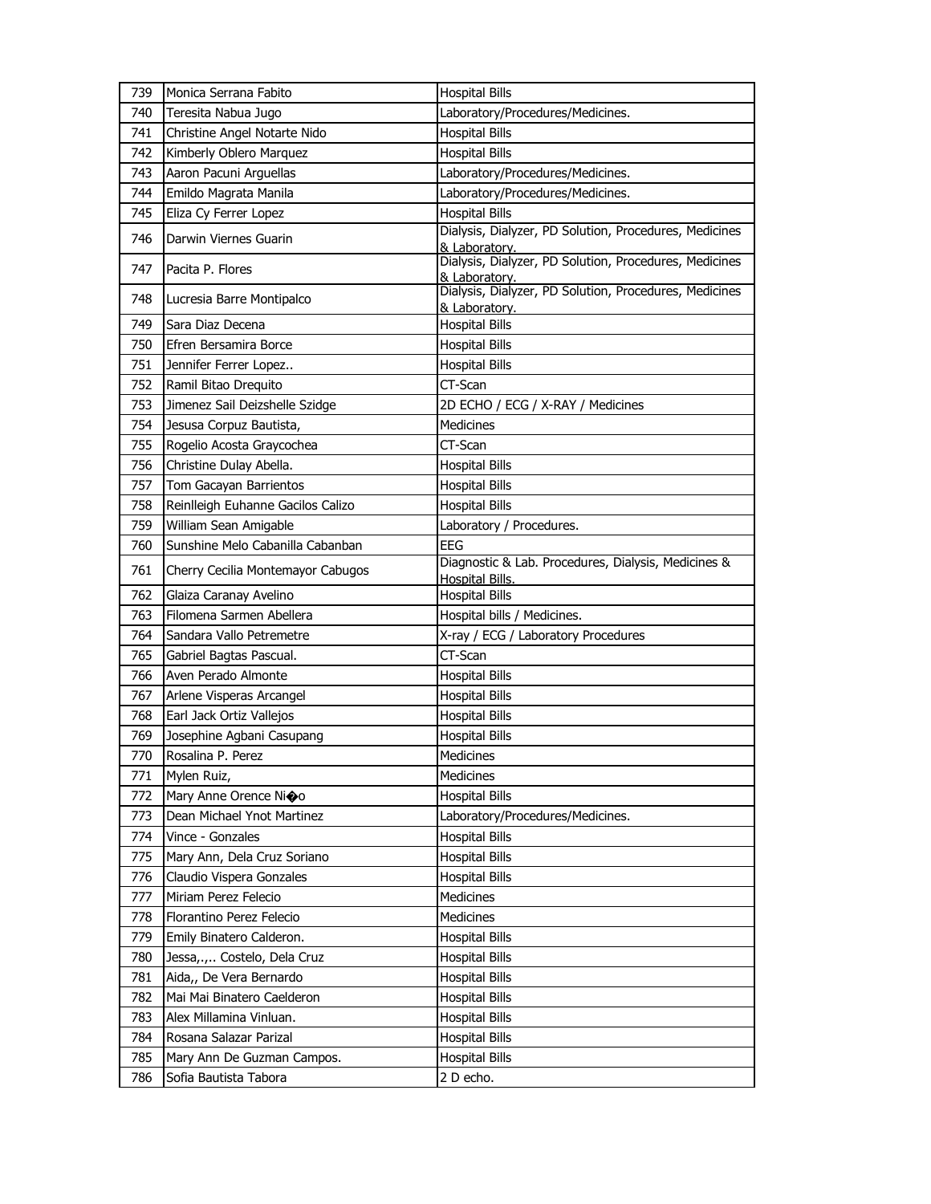| 739 | Monica Serrana Fabito | Hospital Bills |
|---|---|---|
| 740 | Teresita Nabua Jugo | Laboratory/Procedures/Medicines. |
| 741 | Christine Angel Notarte Nido | Hospital Bills |
| 742 | Kimberly Oblero Marquez | Hospital Bills |
| 743 | Aaron Pacuni Arguellas | Laboratory/Procedures/Medicines. |
| 744 | Emildo Magrata Manila | Laboratory/Procedures/Medicines. |
| 745 | Eliza Cy Ferrer Lopez | Hospital Bills |
| 746 | Darwin Viernes Guarin | Dialysis, Dialyzer, PD Solution, Procedures, Medicines & Laboratory. |
| 747 | Pacita P. Flores | Dialysis, Dialyzer, PD Solution, Procedures, Medicines & Laboratory. |
| 748 | Lucresia Barre Montipalco | Dialysis, Dialyzer, PD Solution, Procedures, Medicines & Laboratory. |
| 749 | Sara Diaz Decena | Hospital Bills |
| 750 | Efren Bersamira Borce | Hospital Bills |
| 751 | Jennifer Ferrer Lopez.. | Hospital Bills |
| 752 | Ramil Bitao Drequito | CT-Scan |
| 753 | Jimenez Sail Deizshelle Szidge | 2D ECHO / ECG / X-RAY / Medicines |
| 754 | Jesusa Corpuz Bautista, | Medicines |
| 755 | Rogelio Acosta Graycochea | CT-Scan |
| 756 | Christine Dulay Abella. | Hospital Bills |
| 757 | Tom Gacayan Barrientos | Hospital Bills |
| 758 | Reinlleigh Euhanne Gacilos Calizo | Hospital Bills |
| 759 | William Sean Amigable | Laboratory / Procedures. |
| 760 | Sunshine Melo Cabanilla Cabanban | EEG |
| 761 | Cherry Cecilia Montemayor Cabugos | Diagnostic & Lab. Procedures, Dialysis, Medicines & Hospital Bills. |
| 762 | Glaiza Caranay Avelino | Hospital Bills |
| 763 | Filomena Sarmen Abellera | Hospital bills / Medicines. |
| 764 | Sandara Vallo Petremetre | X-ray / ECG / Laboratory Procedures |
| 765 | Gabriel Bagtas Pascual. | CT-Scan |
| 766 | Aven Perado Almonte | Hospital Bills |
| 767 | Arlene Visperas Arcangel | Hospital Bills |
| 768 | Earl Jack Ortiz Vallejos | Hospital Bills |
| 769 | Josephine Agbani Casupang | Hospital Bills |
| 770 | Rosalina P. Perez | Medicines |
| 771 | Mylen Ruiz, | Medicines |
| 772 | Mary Anne Orence Ni�o | Hospital Bills |
| 773 | Dean Michael Ynot Martinez | Laboratory/Procedures/Medicines. |
| 774 | Vince - Gonzales | Hospital Bills |
| 775 | Mary Ann, Dela Cruz Soriano | Hospital Bills |
| 776 | Claudio Vispera Gonzales | Hospital Bills |
| 777 | Miriam Perez Felecio | Medicines |
| 778 | Florantino Perez Felecio | Medicines |
| 779 | Emily Binatero Calderon. | Hospital Bills |
| 780 | Jessa,.,.. Costelo, Dela Cruz | Hospital Bills |
| 781 | Aida,, De Vera Bernardo | Hospital Bills |
| 782 | Mai Mai Binatero Caelderon | Hospital Bills |
| 783 | Alex Millamina Vinluan. | Hospital Bills |
| 784 | Rosana Salazar Parizal | Hospital Bills |
| 785 | Mary Ann De Guzman Campos. | Hospital Bills |
| 786 | Sofia Bautista Tabora | 2 D echo. |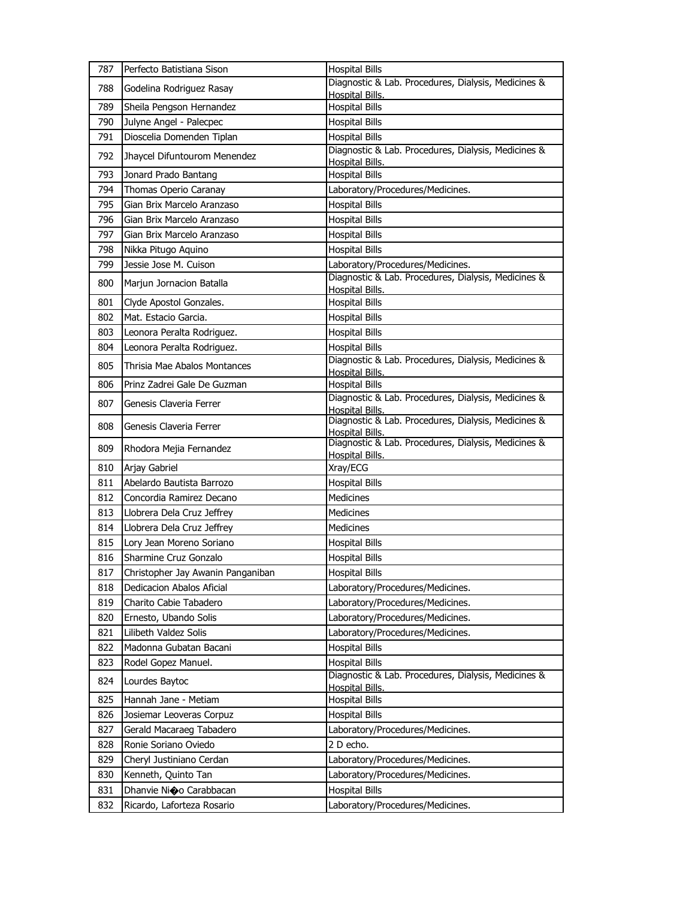| 787 | Perfecto Batistiana Sison | Hospital Bills |
|---|---|---|
| 788 | Godelina Rodriguez Rasay | Diagnostic & Lab. Procedures, Dialysis, Medicines & Hospital Bills. |
| 789 | Sheila Pengson Hernandez | Hospital Bills |
| 790 | Julyne Angel - Palecpec | Hospital Bills |
| 791 | Dioscelia Domenden Tiplan | Hospital Bills |
| 792 | Jhaycel Difuntourom Menendez | Diagnostic & Lab. Procedures, Dialysis, Medicines & Hospital Bills. |
| 793 | Jonard Prado Bantang | Hospital Bills |
| 794 | Thomas Operio Caranay | Laboratory/Procedures/Medicines. |
| 795 | Gian Brix Marcelo Aranzaso | Hospital Bills |
| 796 | Gian Brix Marcelo Aranzaso | Hospital Bills |
| 797 | Gian Brix Marcelo Aranzaso | Hospital Bills |
| 798 | Nikka Pitugo Aquino | Hospital Bills |
| 799 | Jessie Jose M. Cuison | Laboratory/Procedures/Medicines. |
| 800 | Marjun Jornacion Batalla | Diagnostic & Lab. Procedures, Dialysis, Medicines & Hospital Bills. |
| 801 | Clyde Apostol Gonzales. | Hospital Bills |
| 802 | Mat. Estacio Garcia. | Hospital Bills |
| 803 | Leonora Peralta Rodriguez. | Hospital Bills |
| 804 | Leonora Peralta Rodriguez. | Hospital Bills |
| 805 | Thrisia Mae Abalos Montances | Diagnostic & Lab. Procedures, Dialysis, Medicines & Hospital Bills. |
| 806 | Prinz Zadrei Gale De Guzman | Hospital Bills |
| 807 | Genesis Claveria Ferrer | Diagnostic & Lab. Procedures, Dialysis, Medicines & Hospital Bills. |
| 808 | Genesis Claveria Ferrer | Diagnostic & Lab. Procedures, Dialysis, Medicines & Hospital Bills. |
| 809 | Rhodora Mejia Fernandez | Diagnostic & Lab. Procedures, Dialysis, Medicines & Hospital Bills. |
| 810 | Arjay Gabriel | Xray/ECG |
| 811 | Abelardo Bautista Barrozo | Hospital Bills |
| 812 | Concordia Ramirez Decano | Medicines |
| 813 | Llobrera Dela Cruz Jeffrey | Medicines |
| 814 | Llobrera Dela Cruz Jeffrey | Medicines |
| 815 | Lory Jean Moreno Soriano | Hospital Bills |
| 816 | Sharmine Cruz Gonzalo | Hospital Bills |
| 817 | Christopher Jay Awanin Panganiban | Hospital Bills |
| 818 | Dedicacion Abalos Aficial | Laboratory/Procedures/Medicines. |
| 819 | Charito Cabie Tabadero | Laboratory/Procedures/Medicines. |
| 820 | Ernesto, Ubando Solis | Laboratory/Procedures/Medicines. |
| 821 | Lilibeth Valdez Solis | Laboratory/Procedures/Medicines. |
| 822 | Madonna Gubatan Bacani | Hospital Bills |
| 823 | Rodel Gopez Manuel. | Hospital Bills |
| 824 | Lourdes Baytoc | Diagnostic & Lab. Procedures, Dialysis, Medicines & Hospital Bills. |
| 825 | Hannah Jane - Metiam | Hospital Bills |
| 826 | Josiemar Leoveras Corpuz | Hospital Bills |
| 827 | Gerald Macaraeg Tabadero | Laboratory/Procedures/Medicines. |
| 828 | Ronie Soriano Oviedo | 2 D echo. |
| 829 | Cheryl Justiniano Cerdan | Laboratory/Procedures/Medicines. |
| 830 | Kenneth, Quinto Tan | Laboratory/Procedures/Medicines. |
| 831 | Dhanvie Ni�o Carabbacan | Hospital Bills |
| 832 | Ricardo, Laforteza Rosario | Laboratory/Procedures/Medicines. |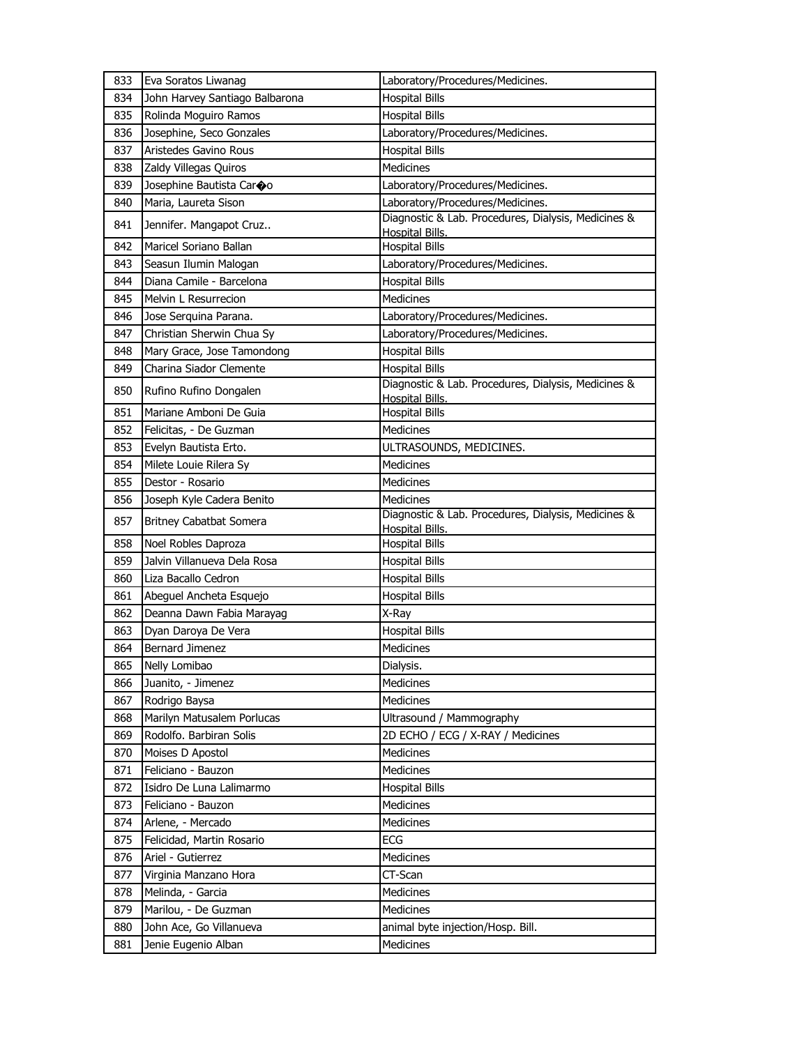| 833 | Eva Soratos Liwanag | Laboratory/Procedures/Medicines. |
|---|---|---|
| 834 | John Harvey Santiago Balbarona | Hospital Bills |
| 835 | Rolinda Moguiro Ramos | Hospital Bills |
| 836 | Josephine, Seco Gonzales | Laboratory/Procedures/Medicines. |
| 837 | Aristedes Gavino Rous | Hospital Bills |
| 838 | Zaldy Villegas Quiros | Medicines |
| 839 | Josephine Bautista Car�o | Laboratory/Procedures/Medicines. |
| 840 | Maria, Laureta Sison | Laboratory/Procedures/Medicines. |
| 841 | Jennifer. Mangapot Cruz.. | Diagnostic & Lab. Procedures, Dialysis, Medicines & Hospital Bills. |
| 842 | Maricel Soriano Ballan | Hospital Bills |
| 843 | Seasun Ilumin Malogan | Laboratory/Procedures/Medicines. |
| 844 | Diana Camile - Barcelona | Hospital Bills |
| 845 | Melvin L Resurrecion | Medicines |
| 846 | Jose Serquina Parana. | Laboratory/Procedures/Medicines. |
| 847 | Christian Sherwin Chua Sy | Laboratory/Procedures/Medicines. |
| 848 | Mary Grace, Jose Tamondong | Hospital Bills |
| 849 | Charina Siador Clemente | Hospital Bills |
| 850 | Rufino Rufino Dongalen | Diagnostic & Lab. Procedures, Dialysis, Medicines & Hospital Bills. |
| 851 | Mariane Amboni De Guia | Hospital Bills |
| 852 | Felicitas, - De Guzman | Medicines |
| 853 | Evelyn Bautista Erto. | ULTRASOUNDS, MEDICINES. |
| 854 | Milete Louie Rilera Sy | Medicines |
| 855 | Destor - Rosario | Medicines |
| 856 | Joseph Kyle Cadera Benito | Medicines |
| 857 | Britney Cabatbat Somera | Diagnostic & Lab. Procedures, Dialysis, Medicines & Hospital Bills. |
| 858 | Noel Robles Daproza | Hospital Bills |
| 859 | Jalvin Villanueva Dela Rosa | Hospital Bills |
| 860 | Liza Bacallo Cedron | Hospital Bills |
| 861 | Abeguel Ancheta Esquejo | Hospital Bills |
| 862 | Deanna Dawn Fabia Marayag | X-Ray |
| 863 | Dyan Daroya De Vera | Hospital Bills |
| 864 | Bernard Jimenez | Medicines |
| 865 | Nelly Lomibao | Dialysis. |
| 866 | Juanito, - Jimenez | Medicines |
| 867 | Rodrigo Baysa | Medicines |
| 868 | Marilyn Matusalem Porlucas | Ultrasound / Mammography |
| 869 | Rodolfo. Barbiran Solis | 2D ECHO / ECG / X-RAY / Medicines |
| 870 | Moises D Apostol | Medicines |
| 871 | Feliciano - Bauzon | Medicines |
| 872 | Isidro De Luna Lalimarmo | Hospital Bills |
| 873 | Feliciano - Bauzon | Medicines |
| 874 | Arlene, - Mercado | Medicines |
| 875 | Felicidad, Martin Rosario | ECG |
| 876 | Ariel - Gutierrez | Medicines |
| 877 | Virginia Manzano Hora | CT-Scan |
| 878 | Melinda, - Garcia | Medicines |
| 879 | Marilou, - De Guzman | Medicines |
| 880 | John Ace, Go Villanueva | animal byte injection/Hosp. Bill. |
| 881 | Jenie Eugenio Alban | Medicines |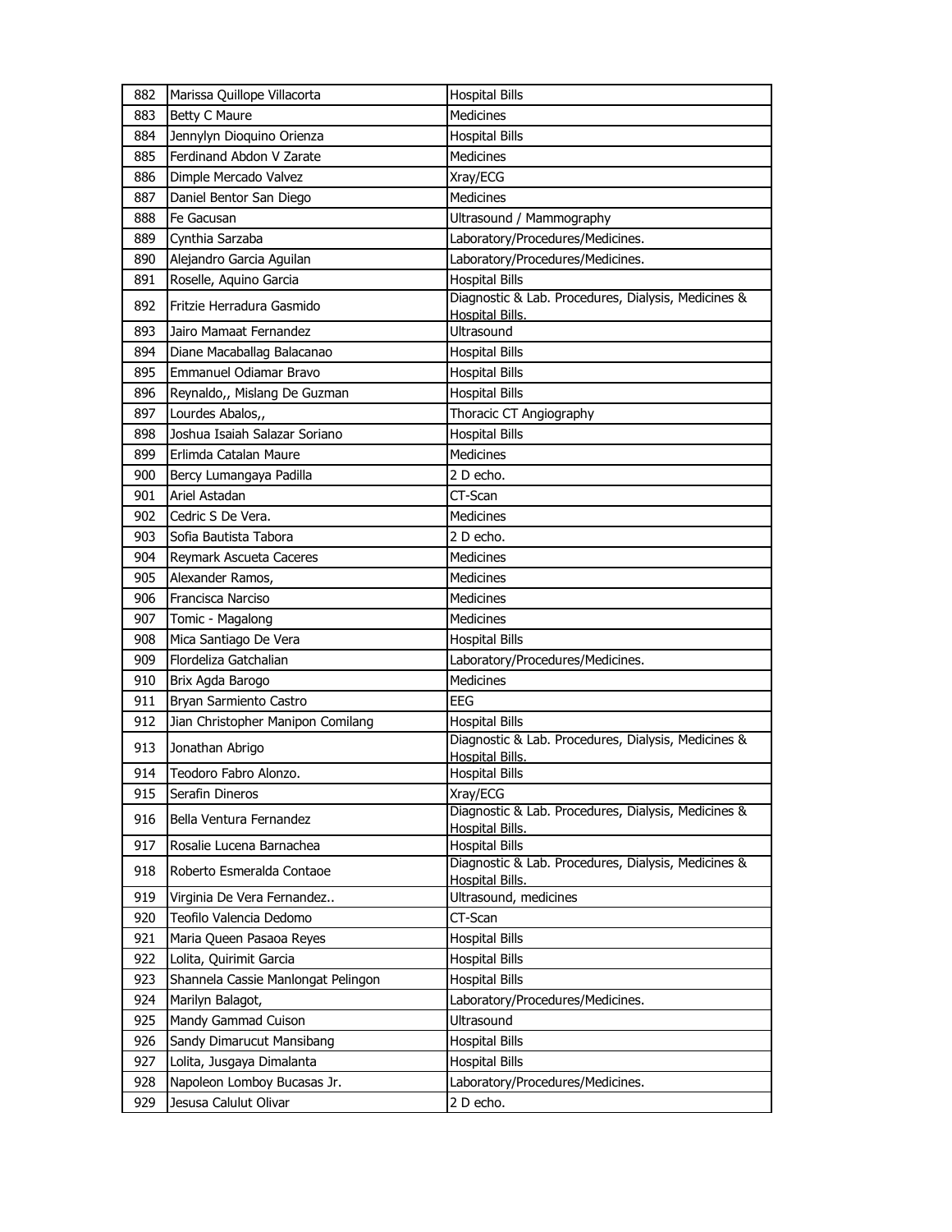| 882 | Marissa Quillope Villacorta | Hospital Bills |
|---|---|---|
| 883 | Betty C Maure | Medicines |
| 884 | Jennylyn Dioquino Orienza | Hospital Bills |
| 885 | Ferdinand Abdon V Zarate | Medicines |
| 886 | Dimple Mercado Valvez | Xray/ECG |
| 887 | Daniel Bentor San Diego | Medicines |
| 888 | Fe Gacusan | Ultrasound / Mammography |
| 889 | Cynthia Sarzaba | Laboratory/Procedures/Medicines. |
| 890 | Alejandro Garcia Aguilan | Laboratory/Procedures/Medicines. |
| 891 | Roselle, Aquino Garcia | Hospital Bills |
| 892 | Fritzie Herradura Gasmido | Diagnostic & Lab. Procedures, Dialysis, Medicines & Hospital Bills. |
| 893 | Jairo Mamaat Fernandez | Ultrasound |
| 894 | Diane Macaballag Balacanao | Hospital Bills |
| 895 | Emmanuel Odiamar Bravo | Hospital Bills |
| 896 | Reynaldo,, Mislang De Guzman | Hospital Bills |
| 897 | Lourdes Abalos,, | Thoracic CT Angiography |
| 898 | Joshua Isaiah Salazar Soriano | Hospital Bills |
| 899 | Erlimda Catalan Maure | Medicines |
| 900 | Bercy Lumangaya Padilla | 2 D echo. |
| 901 | Ariel Astadan | CT-Scan |
| 902 | Cedric S De Vera. | Medicines |
| 903 | Sofia Bautista Tabora | 2 D echo. |
| 904 | Reymark Ascueta Caceres | Medicines |
| 905 | Alexander Ramos, | Medicines |
| 906 | Francisca Narciso | Medicines |
| 907 | Tomic - Magalong | Medicines |
| 908 | Mica Santiago De Vera | Hospital Bills |
| 909 | Flordeliza Gatchalian | Laboratory/Procedures/Medicines. |
| 910 | Brix Agda Barogo | Medicines |
| 911 | Bryan Sarmiento Castro | EEG |
| 912 | Jian Christopher Manipon Comilang | Hospital Bills |
| 913 | Jonathan Abrigo | Diagnostic & Lab. Procedures, Dialysis, Medicines & Hospital Bills. |
| 914 | Teodoro Fabro Alonzo. | Hospital Bills |
| 915 | Serafin Dineros | Xray/ECG |
| 916 | Bella Ventura Fernandez | Diagnostic & Lab. Procedures, Dialysis, Medicines & Hospital Bills. |
| 917 | Rosalie Lucena Barnachea | Hospital Bills |
| 918 | Roberto Esmeralda Contaoe | Diagnostic & Lab. Procedures, Dialysis, Medicines & Hospital Bills. |
| 919 | Virginia De Vera Fernandez.. | Ultrasound, medicines |
| 920 | Teofilo Valencia Dedomo | CT-Scan |
| 921 | Maria Queen Pasaoa Reyes | Hospital Bills |
| 922 | Lolita, Quirimit Garcia | Hospital Bills |
| 923 | Shannela Cassie Manlongat Pelingon | Hospital Bills |
| 924 | Marilyn Balagot, | Laboratory/Procedures/Medicines. |
| 925 | Mandy Gammad Cuison | Ultrasound |
| 926 | Sandy Dimarucut Mansibang | Hospital Bills |
| 927 | Lolita, Jusgaya Dimalanta | Hospital Bills |
| 928 | Napoleon Lomboy Bucasas Jr. | Laboratory/Procedures/Medicines. |
| 929 | Jesusa Calulut Olivar | 2 D echo. |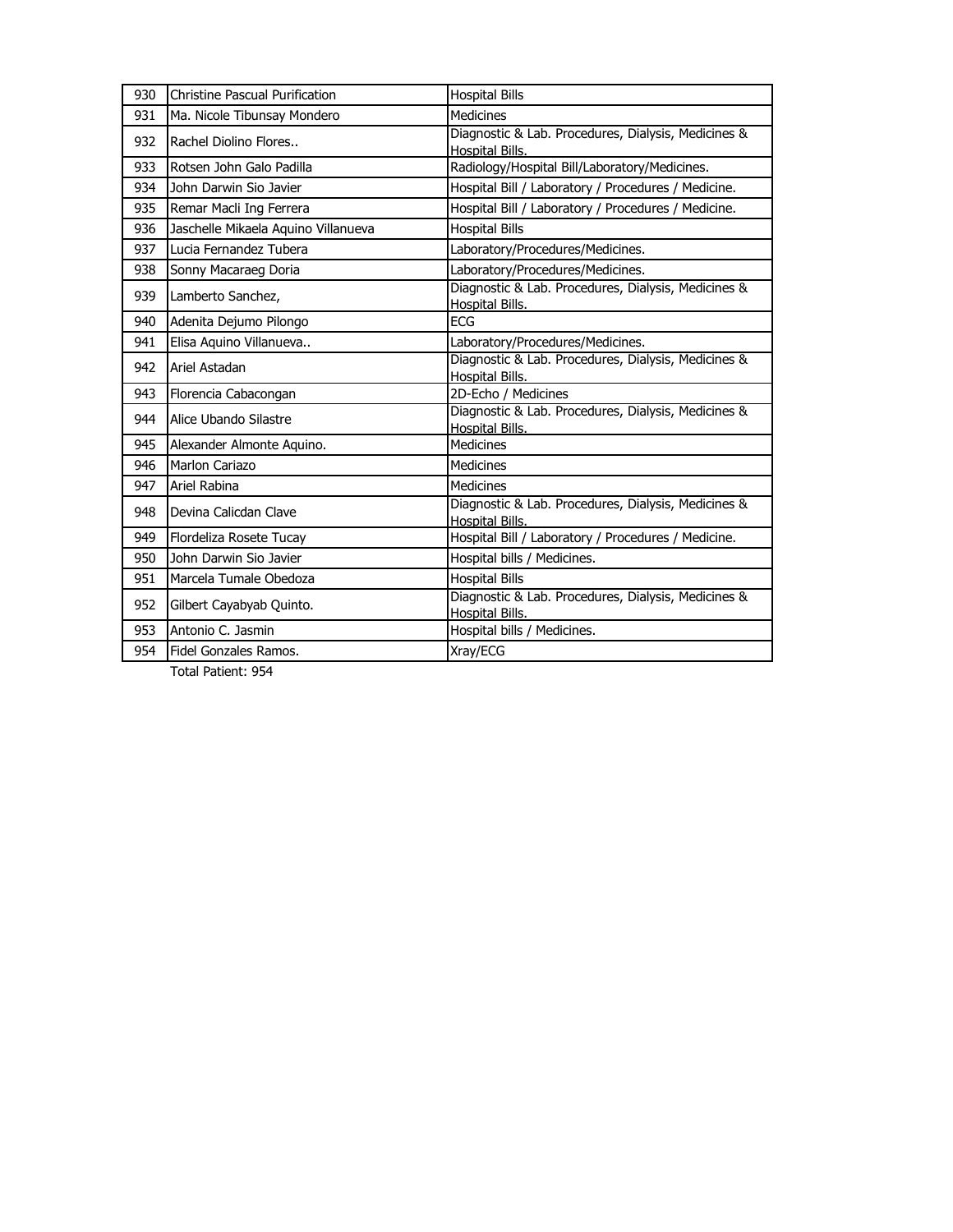| 930 | Christine Pascual Purification | Hospital Bills |
|---|---|---|
| 931 | Ma. Nicole Tibunsay Mondero | Medicines |
| 932 | Rachel Diolino Flores.. | Diagnostic & Lab. Procedures, Dialysis, Medicines & Hospital Bills. |
| 933 | Rotsen John Galo Padilla | Radiology/Hospital Bill/Laboratory/Medicines. |
| 934 | John Darwin Sio Javier | Hospital Bill / Laboratory / Procedures / Medicine. |
| 935 | Remar Macli Ing Ferrera | Hospital Bill / Laboratory / Procedures / Medicine. |
| 936 | Jaschelle Mikaela Aquino Villanueva | Hospital Bills |
| 937 | Lucia Fernandez Tubera | Laboratory/Procedures/Medicines. |
| 938 | Sonny Macaraeg Doria | Laboratory/Procedures/Medicines. |
| 939 | Lamberto Sanchez, | Diagnostic & Lab. Procedures, Dialysis, Medicines & Hospital Bills. |
| 940 | Adenita Dejumo Pilongo | ECG |
| 941 | Elisa Aquino Villanueva.. | Laboratory/Procedures/Medicines. |
| 942 | Ariel Astadan | Diagnostic & Lab. Procedures, Dialysis, Medicines & Hospital Bills. |
| 943 | Florencia Cabacongan | 2D-Echo / Medicines |
| 944 | Alice Ubando Silastre | Diagnostic & Lab. Procedures, Dialysis, Medicines & Hospital Bills. |
| 945 | Alexander Almonte Aquino. | Medicines |
| 946 | Marlon Cariazo | Medicines |
| 947 | Ariel Rabina | Medicines |
| 948 | Devina Calicdan Clave | Diagnostic & Lab. Procedures, Dialysis, Medicines & Hospital Bills. |
| 949 | Flordeliza Rosete Tucay | Hospital Bill / Laboratory / Procedures / Medicine. |
| 950 | John Darwin Sio Javier | Hospital bills / Medicines. |
| 951 | Marcela Tumale Obedoza | Hospital Bills |
| 952 | Gilbert Cayabyab Quinto. | Diagnostic & Lab. Procedures, Dialysis, Medicines & Hospital Bills. |
| 953 | Antonio C. Jasmin | Hospital bills / Medicines. |
| 954 | Fidel Gonzales Ramos. | Xray/ECG |

Total Patient: 954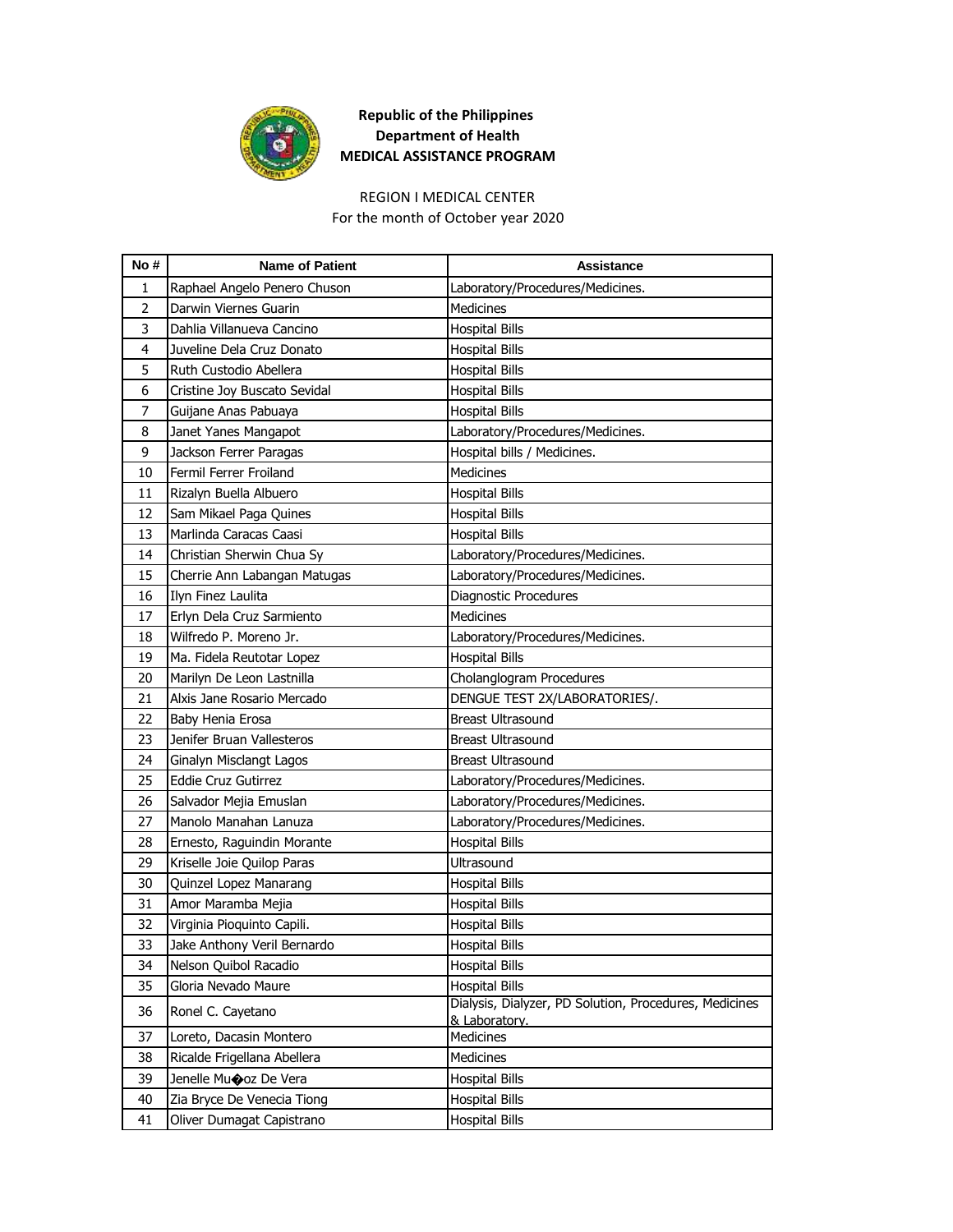**Republic of the Philippines**
**Department of Health**
**MEDICAL ASSISTANCE PROGRAM**

REGION I MEDICAL CENTER
For the month of October year 2020

| No # | Name of Patient | Assistance |
|---|---|---|
| 1 | Raphael Angelo Penero Chuson | Laboratory/Procedures/Medicines. |
| 2 | Darwin Viernes Guarin | Medicines |
| 3 | Dahlia Villanueva Cancino | Hospital Bills |
| 4 | Juveline Dela Cruz Donato | Hospital Bills |
| 5 | Ruth Custodio Abellera | Hospital Bills |
| 6 | Cristine Joy Buscato Sevidal | Hospital Bills |
| 7 | Guijane Anas Pabuaya | Hospital Bills |
| 8 | Janet Yanes Mangapot | Laboratory/Procedures/Medicines. |
| 9 | Jackson Ferrer Paragas | Hospital bills / Medicines. |
| 10 | Fermil Ferrer Froiland | Medicines |
| 11 | Rizalyn Buella Albuero | Hospital Bills |
| 12 | Sam Mikael Paga Quines | Hospital Bills |
| 13 | Marlinda Caracas Caasi | Hospital Bills |
| 14 | Christian Sherwin Chua Sy | Laboratory/Procedures/Medicines. |
| 15 | Cherrie Ann Labangan Matugas | Laboratory/Procedures/Medicines. |
| 16 | Ilyn Finez Laulita | Diagnostic Procedures |
| 17 | Erlyn Dela Cruz Sarmiento | Medicines |
| 18 | Wilfredo P. Moreno Jr. | Laboratory/Procedures/Medicines. |
| 19 | Ma. Fidela Reutotar Lopez | Hospital Bills |
| 20 | Marilyn De Leon Lastnilla | Cholanglogram Procedures |
| 21 | Alxis Jane Rosario Mercado | DENGUE TEST 2X/LABORATORIES/. |
| 22 | Baby Henia Erosa | Breast Ultrasound |
| 23 | Jenifer Bruan Vallesteros | Breast Ultrasound |
| 24 | Ginalyn Misclangt Lagos | Breast Ultrasound |
| 25 | Eddie Cruz Gutirrez | Laboratory/Procedures/Medicines. |
| 26 | Salvador Mejia Emuslan | Laboratory/Procedures/Medicines. |
| 27 | Manolo Manahan Lanuza | Laboratory/Procedures/Medicines. |
| 28 | Ernesto, Raguindin Morante | Hospital Bills |
| 29 | Kriselle Joie Quilop Paras | Ultrasound |
| 30 | Quinzel Lopez Manarang | Hospital Bills |
| 31 | Amor Maramba Mejia | Hospital Bills |
| 32 | Virginia Pioquinto Capili. | Hospital Bills |
| 33 | Jake Anthony Veril Bernardo | Hospital Bills |
| 34 | Nelson Quibol Racadio | Hospital Bills |
| 35 | Gloria Nevado Maure | Hospital Bills |
| 36 | Ronel C. Cayetano | Dialysis, Dialyzer, PD Solution, Procedures, Medicines & Laboratory. |
| 37 | Loreto, Dacasin Montero | Medicines |
| 38 | Ricalde Frigellana Abellera | Medicines |
| 39 | Jenelle Mu�oz De Vera | Hospital Bills |
| 40 | Zia Bryce De Venecia Tiong | Hospital Bills |
| 41 | Oliver Dumagat Capistrano | Hospital Bills |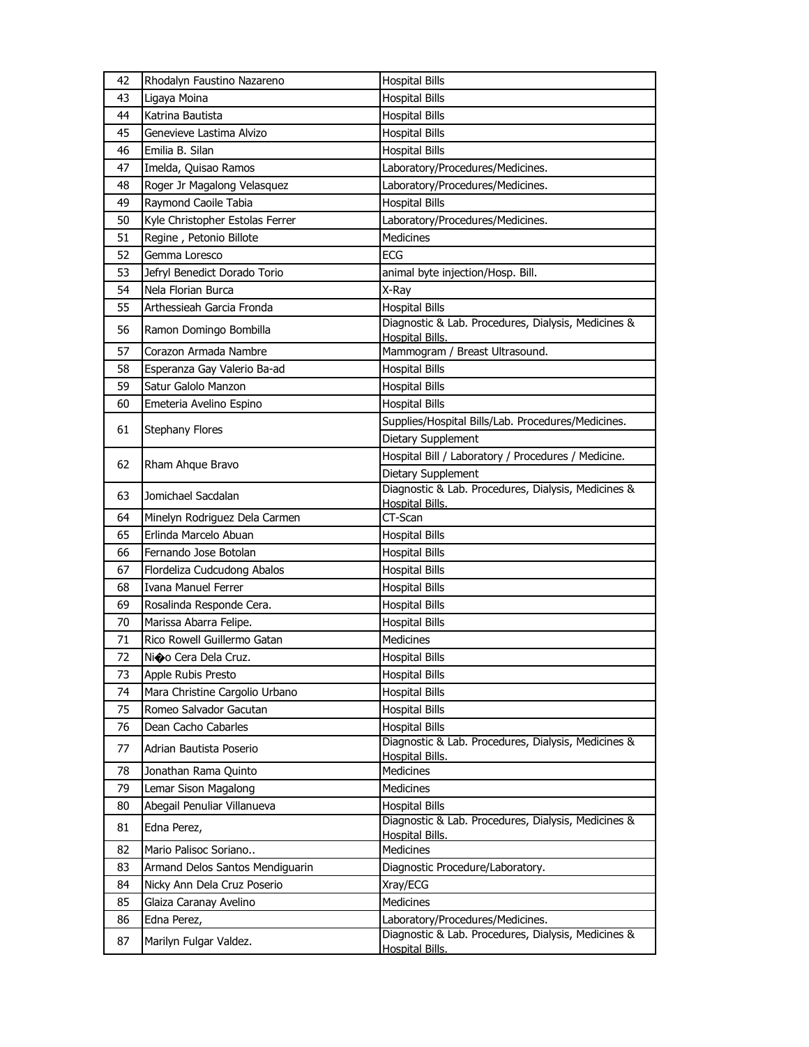| 42 | Rhodalyn Faustino Nazareno | Hospital Bills |
|---|---|---|
| 43 | Ligaya Moina | Hospital Bills |
| 44 | Katrina Bautista | Hospital Bills |
| 45 | Genevieve Lastima Alvizo | Hospital Bills |
| 46 | Emilia B. Silan | Hospital Bills |
| 47 | Imelda, Quisao Ramos | Laboratory/Procedures/Medicines. |
| 48 | Roger Jr Magalong Velasquez | Laboratory/Procedures/Medicines. |
| 49 | Raymond Caoile Tabia | Hospital Bills |
| 50 | Kyle Christopher Estolas Ferrer | Laboratory/Procedures/Medicines. |
| 51 | Regine , Petonio Billote | Medicines |
| 52 | Gemma Loresco | ECG |
| 53 | Jefryl Benedict Dorado Torio | animal byte injection/Hosp. Bill. |
| 54 | Nela Florian Burca | X-Ray |
| 55 | Arthessieah Garcia Fronda | Hospital Bills |
| 56 | Ramon Domingo Bombilla | Diagnostic & Lab. Procedures, Dialysis, Medicines & Hospital Bills. |
| 57 | Corazon Armada Nambre | Mammogram / Breast Ultrasound. |
| 58 | Esperanza Gay Valerio Ba-ad | Hospital Bills |
| 59 | Satur Galolo Manzon | Hospital Bills |
| 60 | Emeteria Avelino Espino | Hospital Bills |
| 61 | Stephany Flores | Supplies/Hospital Bills/Lab. Procedures/Medicines. |
| | | Dietary Supplement |
| 62 | Rham Ahque Bravo | Hospital Bill / Laboratory / Procedures / Medicine. |
| | | Dietary Supplement |
| 63 | Jomichael Sacdalan | Diagnostic & Lab. Procedures, Dialysis, Medicines & Hospital Bills. |
| 64 | Minelyn Rodriguez Dela Carmen | CT-Scan |
| 65 | Erlinda Marcelo Abuan | Hospital Bills |
| 66 | Fernando Jose Botolan | Hospital Bills |
| 67 | Flordeliza Cudcudong Abalos | Hospital Bills |
| 68 | Ivana Manuel Ferrer | Hospital Bills |
| 69 | Rosalinda Responde Cera. | Hospital Bills |
| 70 | Marissa Abarra Felipe. | Hospital Bills |
| 71 | Rico Rowell Guillermo Gatan | Medicines |
| 72 | Ni�o Cera Dela Cruz. | Hospital Bills |
| 73 | Apple Rubis Presto | Hospital Bills |
| 74 | Mara Christine Cargolio Urbano | Hospital Bills |
| 75 | Romeo Salvador Gacutan | Hospital Bills |
| 76 | Dean Cacho Cabarles | Hospital Bills |
| 77 | Adrian Bautista Poserio | Diagnostic & Lab. Procedures, Dialysis, Medicines & Hospital Bills. |
| 78 | Jonathan Rama Quinto | Medicines |
| 79 | Lemar Sison Magalong | Medicines |
| 80 | Abegail Penuliar Villanueva | Hospital Bills |
| 81 | Edna Perez, | Diagnostic & Lab. Procedures, Dialysis, Medicines & Hospital Bills. |
| 82 | Mario Palisoc Soriano.. | Medicines |
| 83 | Armand Delos Santos Mendiguarin | Diagnostic Procedure/Laboratory. |
| 84 | Nicky Ann Dela Cruz Poserio | Xray/ECG |
| 85 | Glaiza Caranay Avelino | Medicines |
| 86 | Edna Perez, | Laboratory/Procedures/Medicines. |
| 87 | Marilyn Fulgar Valdez. | Diagnostic & Lab. Procedures, Dialysis, Medicines & Hospital Bills. |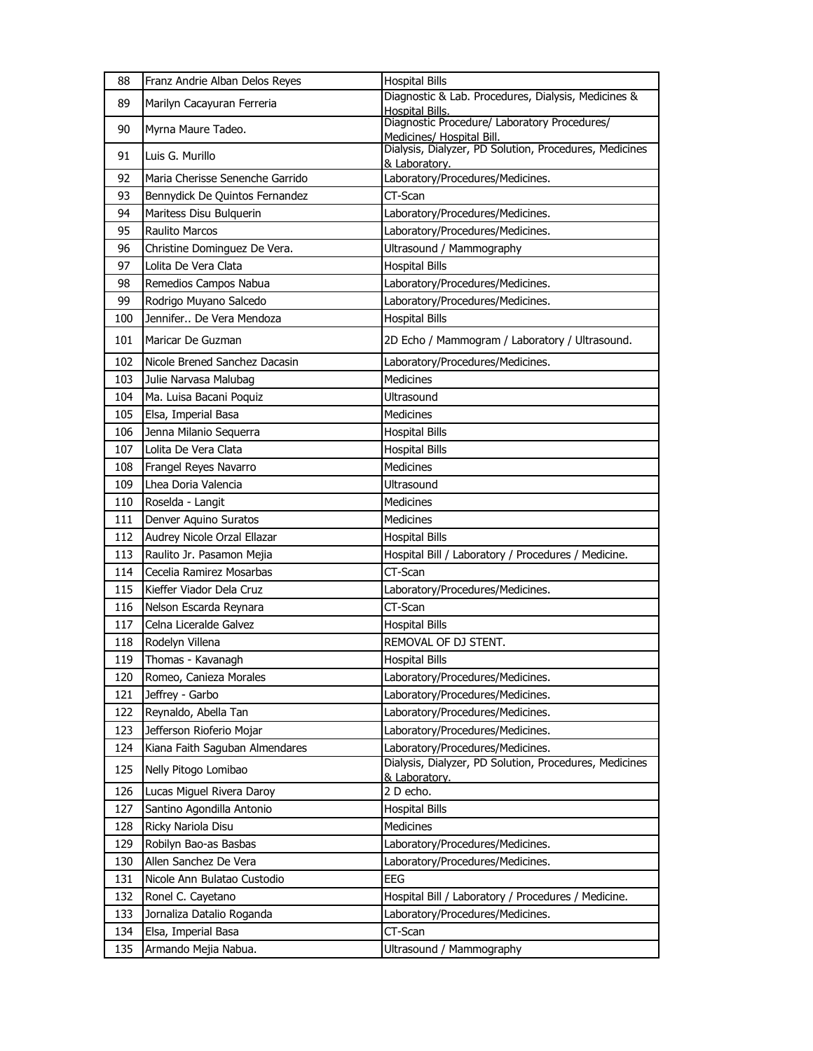| 88 | Franz Andrie Alban Delos Reyes | Hospital Bills |
|---|---|---|
| 89 | Marilyn Cacayuran Ferreria | Diagnostic & Lab. Procedures, Dialysis, Medicines & Hospital Bills. |
| 90 | Myrna Maure Tadeo. | Diagnostic Procedure/ Laboratory Procedures/ Medicines/ Hospital Bill. |
| 91 | Luis G. Murillo | Dialysis, Dialyzer, PD Solution, Procedures, Medicines & Laboratory. |
| 92 | Maria Cherisse Senenche Garrido | Laboratory/Procedures/Medicines. |
| 93 | Bennydick De Quintos Fernandez | CT-Scan |
| 94 | Maritess Disu Bulquerin | Laboratory/Procedures/Medicines. |
| 95 | Raulito Marcos | Laboratory/Procedures/Medicines. |
| 96 | Christine Dominguez De Vera. | Ultrasound / Mammography |
| 97 | Lolita De Vera Clata | Hospital Bills |
| 98 | Remedios Campos Nabua | Laboratory/Procedures/Medicines. |
| 99 | Rodrigo Muyano Salcedo | Laboratory/Procedures/Medicines. |
| 100 | Jennifer.. De Vera Mendoza | Hospital Bills |
| 101 | Maricar De Guzman | 2D Echo / Mammogram / Laboratory / Ultrasound. |
| 102 | Nicole Brened Sanchez Dacasin | Laboratory/Procedures/Medicines. |
| 103 | Julie Narvasa Malubag | Medicines |
| 104 | Ma. Luisa Bacani Poquiz | Ultrasound |
| 105 | Elsa, Imperial Basa | Medicines |
| 106 | Jenna Milanio Sequerra | Hospital Bills |
| 107 | Lolita De Vera Clata | Hospital Bills |
| 108 | Frangel Reyes Navarro | Medicines |
| 109 | Lhea Doria Valencia | Ultrasound |
| 110 | Roselda - Langit | Medicines |
| 111 | Denver Aquino Suratos | Medicines |
| 112 | Audrey Nicole Orzal Ellazar | Hospital Bills |
| 113 | Raulito Jr. Pasamon Mejia | Hospital Bill / Laboratory / Procedures / Medicine. |
| 114 | Cecelia Ramirez Mosarbas | CT-Scan |
| 115 | Kieffer Viador Dela Cruz | Laboratory/Procedures/Medicines. |
| 116 | Nelson Escarda Reynara | CT-Scan |
| 117 | Celna Liceralde Galvez | Hospital Bills |
| 118 | Rodelyn Villena | REMOVAL OF DJ STENT. |
| 119 | Thomas - Kavanagh | Hospital Bills |
| 120 | Romeo, Canieza Morales | Laboratory/Procedures/Medicines. |
| 121 | Jeffrey - Garbo | Laboratory/Procedures/Medicines. |
| 122 | Reynaldo, Abella Tan | Laboratory/Procedures/Medicines. |
| 123 | Jefferson Rioferio Mojar | Laboratory/Procedures/Medicines. |
| 124 | Kiana Faith Saguban Almendares | Laboratory/Procedures/Medicines. |
| 125 | Nelly Pitogo Lomibao | Dialysis, Dialyzer, PD Solution, Procedures, Medicines & Laboratory. |
| 126 | Lucas Miguel Rivera Daroy | 2 D echo. |
| 127 | Santino Agondilla Antonio | Hospital Bills |
| 128 | Ricky Nariola Disu | Medicines |
| 129 | Robilyn Bao-as Basbas | Laboratory/Procedures/Medicines. |
| 130 | Allen Sanchez De Vera | Laboratory/Procedures/Medicines. |
| 131 | Nicole Ann Bulatao Custodio | EEG |
| 132 | Ronel C. Cayetano | Hospital Bill / Laboratory / Procedures / Medicine. |
| 133 | Jornaliza Datalio Roganda | Laboratory/Procedures/Medicines. |
| 134 | Elsa, Imperial Basa | CT-Scan |
| 135 | Armando Mejia Nabua. | Ultrasound / Mammography |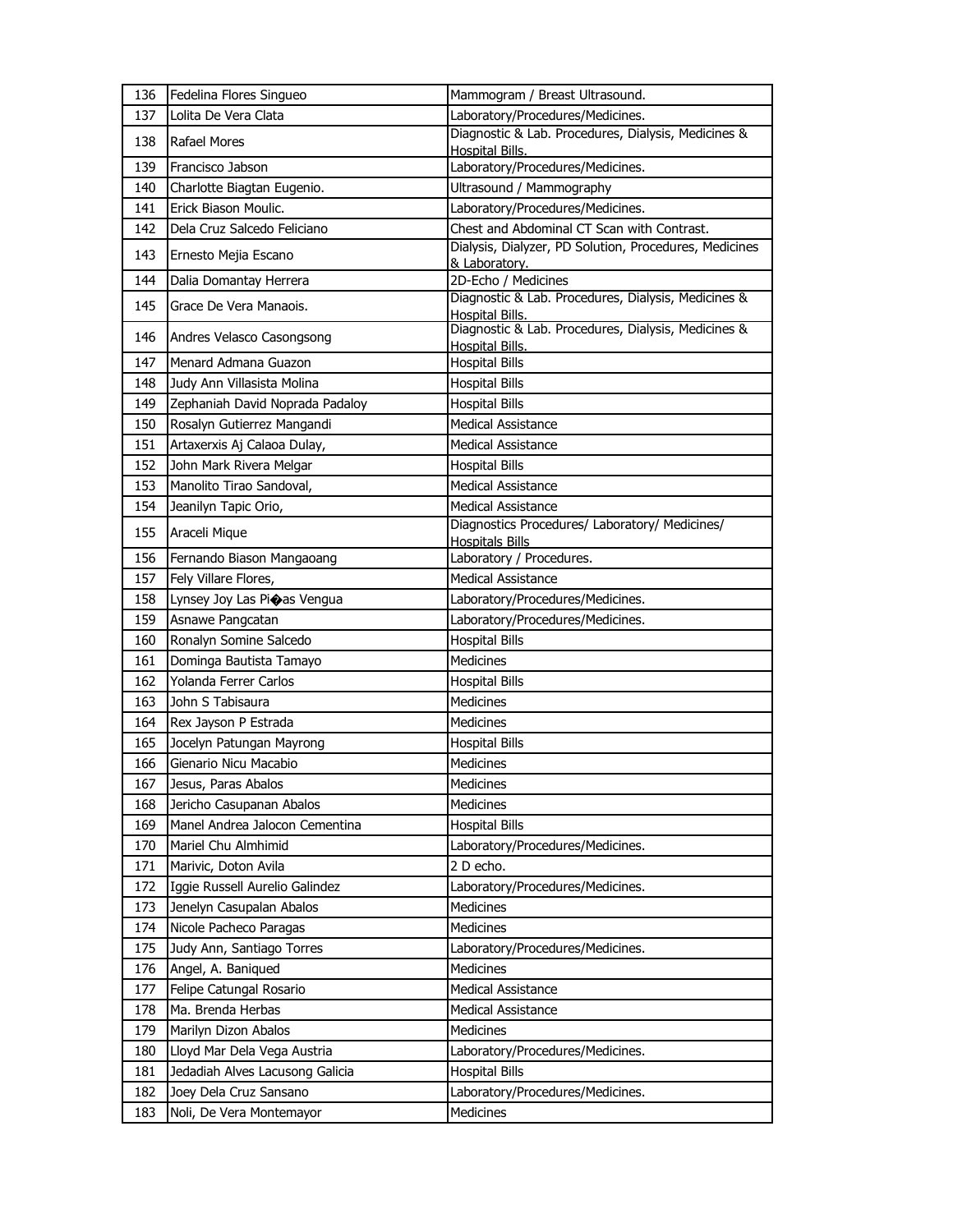| 136 | Fedelina Flores Singueo | Mammogram / Breast Ultrasound. |
|---|---|---|
| 137 | Lolita De Vera Clata | Laboratory/Procedures/Medicines. |
| 138 | Rafael Mores | Diagnostic & Lab. Procedures, Dialysis, Medicines & Hospital Bills. |
| 139 | Francisco Jabson | Laboratory/Procedures/Medicines. |
| 140 | Charlotte Biagtan Eugenio. | Ultrasound / Mammography |
| 141 | Erick Biason Moulic. | Laboratory/Procedures/Medicines. |
| 142 | Dela Cruz Salcedo Feliciano | Chest and Abdominal CT Scan with Contrast. |
| 143 | Ernesto Mejia Escano | Dialysis, Dialyzer, PD Solution, Procedures, Medicines & Laboratory. |
| 144 | Dalia Domantay Herrera | 2D-Echo / Medicines |
| 145 | Grace De Vera Manaois. | Diagnostic & Lab. Procedures, Dialysis, Medicines & Hospital Bills. |
| 146 | Andres Velasco Casongsong | Diagnostic & Lab. Procedures, Dialysis, Medicines & Hospital Bills. |
| 147 | Menard Admana Guazon | Hospital Bills |
| 148 | Judy Ann Villasista Molina | Hospital Bills |
| 149 | Zephaniah David Noprada Padaloy | Hospital Bills |
| 150 | Rosalyn Gutierrez Mangandi | Medical Assistance |
| 151 | Artaxerxis Aj Calaoa Dulay, | Medical Assistance |
| 152 | John Mark Rivera Melgar | Hospital Bills |
| 153 | Manolito Tirao Sandoval, | Medical Assistance |
| 154 | Jeanilyn Tapic Orio, | Medical Assistance |
| 155 | Araceli Mique | Diagnostics Procedures/ Laboratory/ Medicines/ Hospitals Bills |
| 156 | Fernando Biason Mangaoang | Laboratory / Procedures. |
| 157 | Fely Villare Flores, | Medical Assistance |
| 158 | Lynsey Joy Las Pi�as Vengua | Laboratory/Procedures/Medicines. |
| 159 | Asnawe Pangcatan | Laboratory/Procedures/Medicines. |
| 160 | Ronalyn Somine Salcedo | Hospital Bills |
| 161 | Dominga Bautista Tamayo | Medicines |
| 162 | Yolanda Ferrer Carlos | Hospital Bills |
| 163 | John S Tabisaura | Medicines |
| 164 | Rex Jayson P Estrada | Medicines |
| 165 | Jocelyn Patungan Mayrong | Hospital Bills |
| 166 | Gienario Nicu Macabio | Medicines |
| 167 | Jesus, Paras Abalos | Medicines |
| 168 | Jericho Casupanan Abalos | Medicines |
| 169 | Manel Andrea Jalocon Cementina | Hospital Bills |
| 170 | Mariel Chu Almhimid | Laboratory/Procedures/Medicines. |
| 171 | Marivic, Doton Avila | 2 D echo. |
| 172 | Iggie Russell Aurelio Galindez | Laboratory/Procedures/Medicines. |
| 173 | Jenelyn Casupalan Abalos | Medicines |
| 174 | Nicole Pacheco Paragas | Medicines |
| 175 | Judy Ann, Santiago Torres | Laboratory/Procedures/Medicines. |
| 176 | Angel, A. Baniqued | Medicines |
| 177 | Felipe Catungal Rosario | Medical Assistance |
| 178 | Ma. Brenda Herbas | Medical Assistance |
| 179 | Marilyn Dizon Abalos | Medicines |
| 180 | Lloyd Mar Dela Vega Austria | Laboratory/Procedures/Medicines. |
| 181 | Jedadiah Alves Lacusong Galicia | Hospital Bills |
| 182 | Joey Dela Cruz Sansano | Laboratory/Procedures/Medicines. |
| 183 | Noli, De Vera Montemayor | Medicines |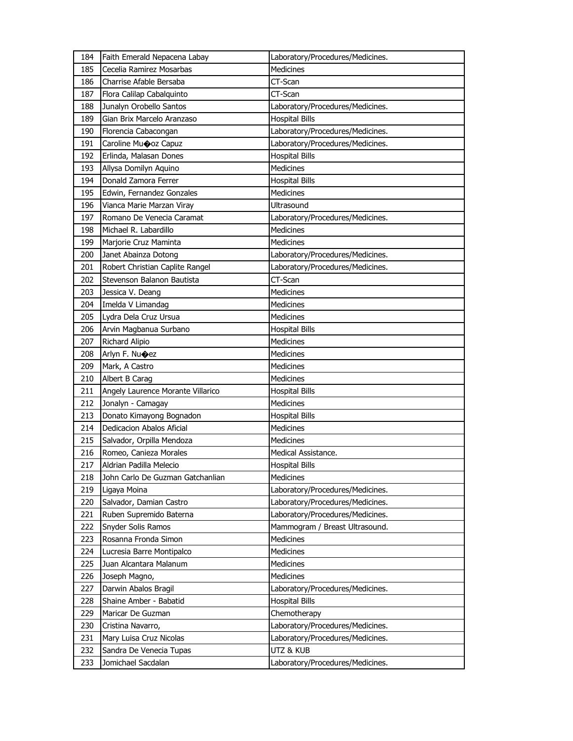| 184 | Faith Emerald Nepacena Labay | Laboratory/Procedures/Medicines. |
|---|---|---|
| 185 | Cecelia Ramirez Mosarbas | Medicines |
| 186 | Charrise Afable Bersaba | CT-Scan |
| 187 | Flora Calilap Cabalquinto | CT-Scan |
| 188 | Junalyn Orobello Santos | Laboratory/Procedures/Medicines. |
| 189 | Gian Brix Marcelo Aranzaso | Hospital Bills |
| 190 | Florencia Cabacongan | Laboratory/Procedures/Medicines. |
| 191 | Caroline Mu�oz Capuz | Laboratory/Procedures/Medicines. |
| 192 | Erlinda, Malasan Dones | Hospital Bills |
| 193 | Allysa Domilyn Aquino | Medicines |
| 194 | Donald Zamora Ferrer | Hospital Bills |
| 195 | Edwin, Fernandez Gonzales | Medicines |
| 196 | Vianca Marie Marzan Viray | Ultrasound |
| 197 | Romano De Venecia Caramat | Laboratory/Procedures/Medicines. |
| 198 | Michael R. Labardillo | Medicines |
| 199 | Marjorie Cruz Maminta | Medicines |
| 200 | Janet Abainza Dotong | Laboratory/Procedures/Medicines. |
| 201 | Robert Christian Caplite Rangel | Laboratory/Procedures/Medicines. |
| 202 | Stevenson Balanon Bautista | CT-Scan |
| 203 | Jessica V. Deang | Medicines |
| 204 | Imelda V Limandag | Medicines |
| 205 | Lydra Dela Cruz Ursua | Medicines |
| 206 | Arvin Magbanua Surbano | Hospital Bills |
| 207 | Richard Alipio | Medicines |
| 208 | Arlyn F. Nu�ez | Medicines |
| 209 | Mark, A Castro | Medicines |
| 210 | Albert B Carag | Medicines |
| 211 | Angely Laurence Morante Villarico | Hospital Bills |
| 212 | Jonalyn - Camagay | Medicines |
| 213 | Donato Kimayong Bognadon | Hospital Bills |
| 214 | Dedicacion Abalos Aficial | Medicines |
| 215 | Salvador, Orpilla Mendoza | Medicines |
| 216 | Romeo, Canieza Morales | Medical Assistance. |
| 217 | Aldrian Padilla Melecio | Hospital Bills |
| 218 | John Carlo De Guzman Gatchanlian | Medicines |
| 219 | Ligaya Moina | Laboratory/Procedures/Medicines. |
| 220 | Salvador, Damian Castro | Laboratory/Procedures/Medicines. |
| 221 | Ruben Supremido Baterna | Laboratory/Procedures/Medicines. |
| 222 | Snyder Solis Ramos | Mammogram / Breast Ultrasound. |
| 223 | Rosanna Fronda Simon | Medicines |
| 224 | Lucresia Barre Montipalco | Medicines |
| 225 | Juan Alcantara Malanum | Medicines |
| 226 | Joseph Magno, | Medicines |
| 227 | Darwin Abalos Bragil | Laboratory/Procedures/Medicines. |
| 228 | Shaine Amber - Babatid | Hospital Bills |
| 229 | Maricar De Guzman | Chemotherapy |
| 230 | Cristina Navarro, | Laboratory/Procedures/Medicines. |
| 231 | Mary Luisa Cruz Nicolas | Laboratory/Procedures/Medicines. |
| 232 | Sandra De Venecia Tupas | UTZ & KUB |
| 233 | Jomichael Sacdalan | Laboratory/Procedures/Medicines. |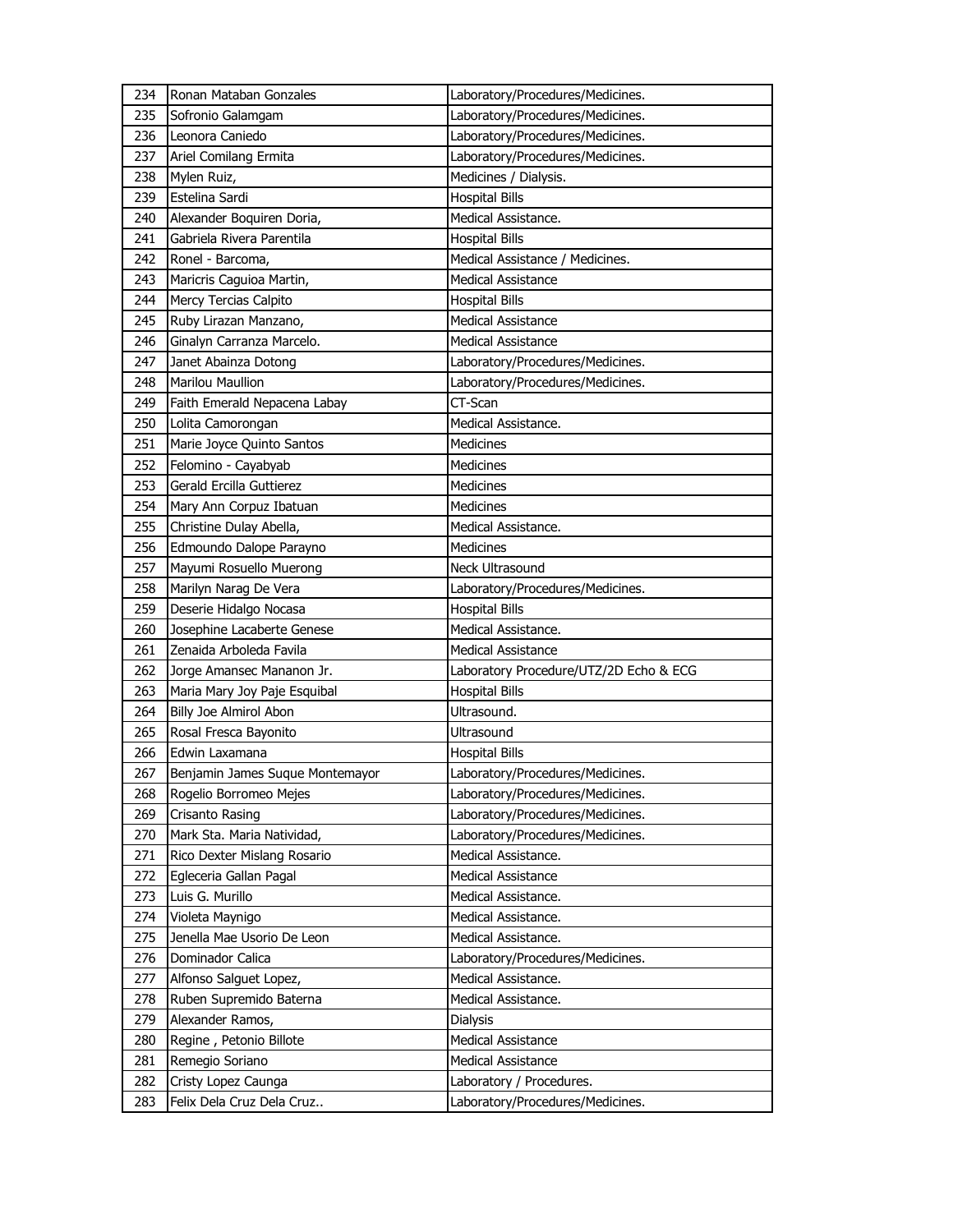| | | |
|---|---|---|
| 234 | Ronan Mataban Gonzales | Laboratory/Procedures/Medicines. |
| 235 | Sofronio Galamgam | Laboratory/Procedures/Medicines. |
| 236 | Leonora Caniedo | Laboratory/Procedures/Medicines. |
| 237 | Ariel Comilang Ermita | Laboratory/Procedures/Medicines. |
| 238 | Mylen Ruiz, | Medicines / Dialysis. |
| 239 | Estelina Sardi | Hospital Bills |
| 240 | Alexander Boquiren Doria, | Medical Assistance. |
| 241 | Gabriela Rivera Parentila | Hospital Bills |
| 242 | Ronel - Barcoma, | Medical Assistance / Medicines. |
| 243 | Maricris Caguioa Martin, | Medical Assistance |
| 244 | Mercy Tercias Calpito | Hospital Bills |
| 245 | Ruby Lirazan Manzano, | Medical Assistance |
| 246 | Ginalyn Carranza Marcelo. | Medical Assistance |
| 247 | Janet Abainza Dotong | Laboratory/Procedures/Medicines. |
| 248 | Marilou Maullion | Laboratory/Procedures/Medicines. |
| 249 | Faith Emerald Nepacena Labay | CT-Scan |
| 250 | Lolita Camorongan | Medical Assistance. |
| 251 | Marie Joyce Quinto Santos | Medicines |
| 252 | Felomino - Cayabyab | Medicines |
| 253 | Gerald Ercilla Guttierez | Medicines |
| 254 | Mary Ann Corpuz Ibatuan | Medicines |
| 255 | Christine Dulay Abella, | Medical Assistance. |
| 256 | Edmoundo Dalope Parayno | Medicines |
| 257 | Mayumi Rosuello Muerong | Neck Ultrasound |
| 258 | Marilyn Narag De Vera | Laboratory/Procedures/Medicines. |
| 259 | Deserie Hidalgo Nocasa | Hospital Bills |
| 260 | Josephine Lacaberte Genese | Medical Assistance. |
| 261 | Zenaida Arboleda Favila | Medical Assistance |
| 262 | Jorge Amansec Mananon Jr. | Laboratory Procedure/UTZ/2D Echo & ECG |
| 263 | Maria Mary Joy Paje Esquibal | Hospital Bills |
| 264 | Billy Joe Almirol Abon | Ultrasound. |
| 265 | Rosal Fresca Bayonito | Ultrasound |
| 266 | Edwin Laxamana | Hospital Bills |
| 267 | Benjamin James Suque Montemayor | Laboratory/Procedures/Medicines. |
| 268 | Rogelio Borromeo Mejes | Laboratory/Procedures/Medicines. |
| 269 | Crisanto Rasing | Laboratory/Procedures/Medicines. |
| 270 | Mark Sta. Maria Natividad, | Laboratory/Procedures/Medicines. |
| 271 | Rico Dexter Mislang Rosario | Medical Assistance. |
| 272 | Egleceria Gallan Pagal | Medical Assistance |
| 273 | Luis G. Murillo | Medical Assistance. |
| 274 | Violeta Maynigo | Medical Assistance. |
| 275 | Jenella Mae Usorio De Leon | Medical Assistance. |
| 276 | Dominador Calica | Laboratory/Procedures/Medicines. |
| 277 | Alfonso Salguet Lopez, | Medical Assistance. |
| 278 | Ruben Supremido Baterna | Medical Assistance. |
| 279 | Alexander Ramos, | Dialysis |
| 280 | Regine , Petonio Billote | Medical Assistance |
| 281 | Remegio Soriano | Medical Assistance |
| 282 | Cristy Lopez Caunga | Laboratory / Procedures. |
| 283 | Felix Dela Cruz Dela Cruz.. | Laboratory/Procedures/Medicines. |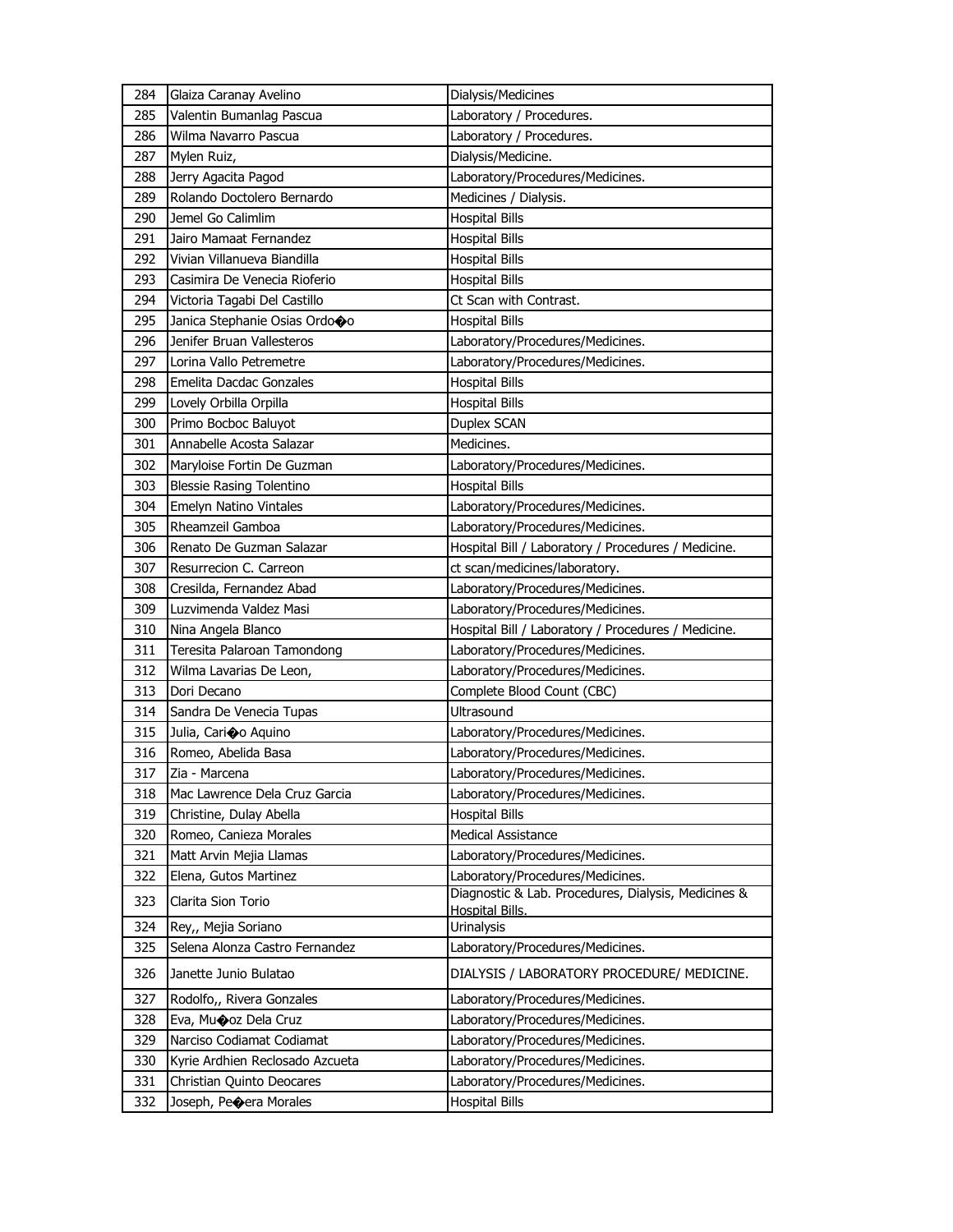| 284 | Glaiza Caranay Avelino | Dialysis/Medicines |
|---|---|---|
| 285 | Valentin Bumanlag Pascua | Laboratory / Procedures. |
| 286 | Wilma Navarro Pascua | Laboratory / Procedures. |
| 287 | Mylen Ruiz, | Dialysis/Medicine. |
| 288 | Jerry Agacita Pagod | Laboratory/Procedures/Medicines. |
| 289 | Rolando Doctolero Bernardo | Medicines / Dialysis. |
| 290 | Jemel Go Calimlim | Hospital Bills |
| 291 | Jairo Mamaat Fernandez | Hospital Bills |
| 292 | Vivian Villanueva Biandilla | Hospital Bills |
| 293 | Casimira De Venecia Rioferio | Hospital Bills |
| 294 | Victoria Tagabi Del Castillo | Ct Scan with Contrast. |
| 295 | Janica Stephanie Osias Ordo�o | Hospital Bills |
| 296 | Jenifer Bruan Vallesteros | Laboratory/Procedures/Medicines. |
| 297 | Lorina Vallo Petremetre | Laboratory/Procedures/Medicines. |
| 298 | Emelita Dacdac Gonzales | Hospital Bills |
| 299 | Lovely Orbilla Orpilla | Hospital Bills |
| 300 | Primo Bocboc Baluyot | Duplex SCAN |
| 301 | Annabelle Acosta Salazar | Medicines. |
| 302 | Maryloise Fortin De Guzman | Laboratory/Procedures/Medicines. |
| 303 | Blessie Rasing Tolentino | Hospital Bills |
| 304 | Emelyn Natino Vintales | Laboratory/Procedures/Medicines. |
| 305 | Rheamzeil Gamboa | Laboratory/Procedures/Medicines. |
| 306 | Renato De Guzman Salazar | Hospital Bill / Laboratory / Procedures / Medicine. |
| 307 | Resurrecion C. Carreon | ct scan/medicines/laboratory. |
| 308 | Cresilda, Fernandez Abad | Laboratory/Procedures/Medicines. |
| 309 | Luzvimenda Valdez Masi | Laboratory/Procedures/Medicines. |
| 310 | Nina Angela Blanco | Hospital Bill / Laboratory / Procedures / Medicine. |
| 311 | Teresita Palaroan Tamondong | Laboratory/Procedures/Medicines. |
| 312 | Wilma Lavarias De Leon, | Laboratory/Procedures/Medicines. |
| 313 | Dori Decano | Complete Blood Count (CBC) |
| 314 | Sandra De Venecia Tupas | Ultrasound |
| 315 | Julia, Cari�o Aquino | Laboratory/Procedures/Medicines. |
| 316 | Romeo, Abelida Basa | Laboratory/Procedures/Medicines. |
| 317 | Zia - Marcena | Laboratory/Procedures/Medicines. |
| 318 | Mac Lawrence Dela Cruz Garcia | Laboratory/Procedures/Medicines. |
| 319 | Christine, Dulay Abella | Hospital Bills |
| 320 | Romeo, Canieza Morales | Medical Assistance |
| 321 | Matt Arvin Mejia Llamas | Laboratory/Procedures/Medicines. |
| 322 | Elena, Gutos Martinez | Laboratory/Procedures/Medicines. |
| 323 | Clarita Sion Torio | Diagnostic & Lab. Procedures, Dialysis, Medicines & Hospital Bills. |
| 324 | Rey,, Mejia Soriano | Urinalysis |
| 325 | Selena Alonza Castro Fernandez | Laboratory/Procedures/Medicines. |
| 326 | Janette Junio Bulatao | DIALYSIS / LABORATORY PROCEDURE/ MEDICINE. |
| 327 | Rodolfo,, Rivera Gonzales | Laboratory/Procedures/Medicines. |
| 328 | Eva, Mu�oz Dela Cruz | Laboratory/Procedures/Medicines. |
| 329 | Narciso Codiamat Codiamat | Laboratory/Procedures/Medicines. |
| 330 | Kyrie Ardhien Reclosado Azcueta | Laboratory/Procedures/Medicines. |
| 331 | Christian Quinto Deocares | Laboratory/Procedures/Medicines. |
| 332 | Joseph, Pe�era Morales | Hospital Bills |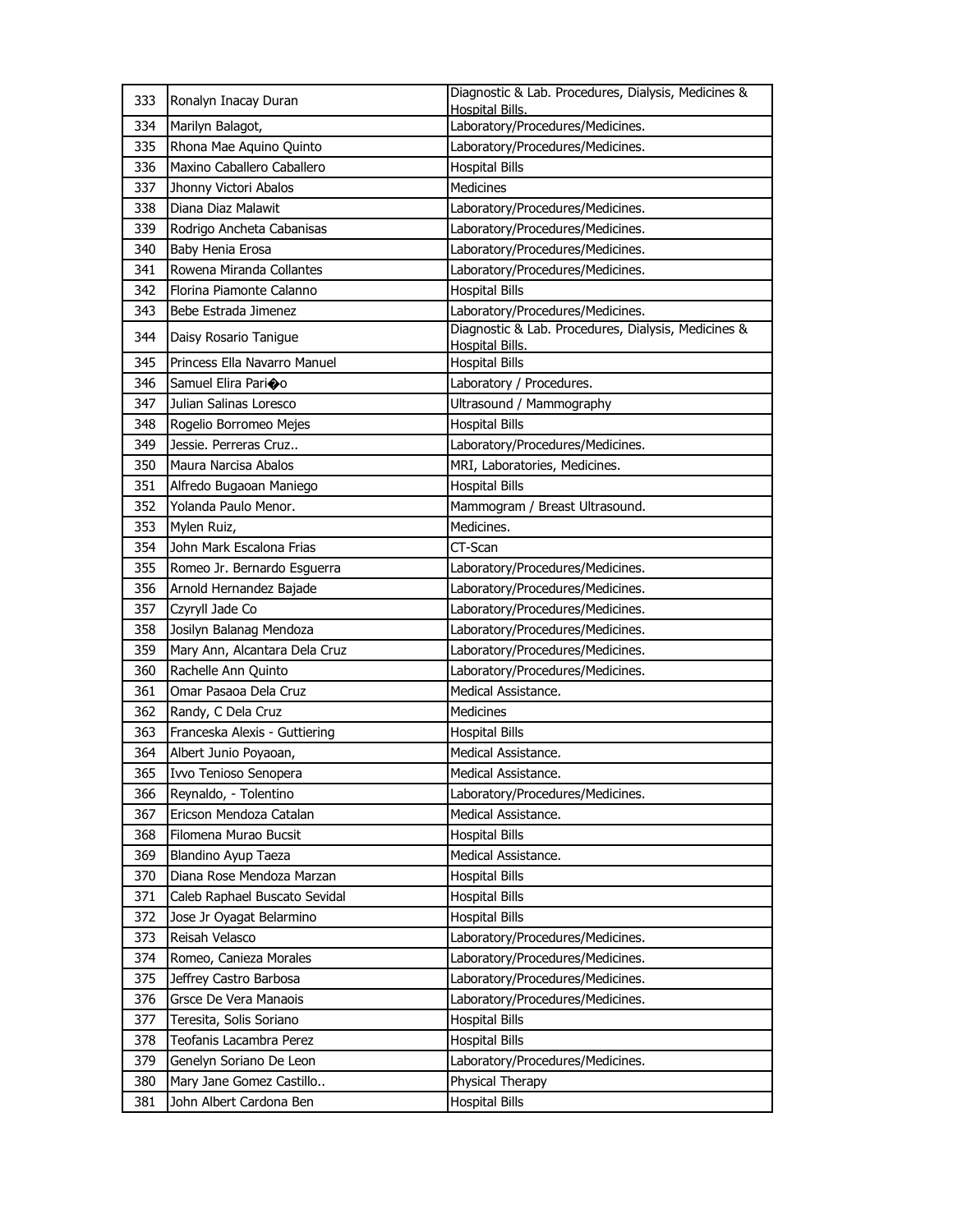| 333 | Ronalyn Inacay Duran | Diagnostic & Lab. Procedures, Dialysis, Medicines & Hospital Bills. |
|---|---|---|
| 334 | Marilyn Balagot, | Laboratory/Procedures/Medicines. |
| 335 | Rhona Mae Aquino Quinto | Laboratory/Procedures/Medicines. |
| 336 | Maxino Caballero Caballero | Hospital Bills |
| 337 | Jhonny Victori Abalos | Medicines |
| 338 | Diana Diaz Malawit | Laboratory/Procedures/Medicines. |
| 339 | Rodrigo Ancheta Cabanisas | Laboratory/Procedures/Medicines. |
| 340 | Baby Henia Erosa | Laboratory/Procedures/Medicines. |
| 341 | Rowena Miranda Collantes | Laboratory/Procedures/Medicines. |
| 342 | Florina Piamonte Calanno | Hospital Bills |
| 343 | Bebe Estrada Jimenez | Laboratory/Procedures/Medicines. |
| 344 | Daisy Rosario Tanigue | Diagnostic & Lab. Procedures, Dialysis, Medicines & Hospital Bills. |
| 345 | Princess Ella Navarro Manuel | Hospital Bills |
| 346 | Samuel Elira Pari�o | Laboratory / Procedures. |
| 347 | Julian Salinas Loresco | Ultrasound / Mammography |
| 348 | Rogelio Borromeo Mejes | Hospital Bills |
| 349 | Jessie. Perreras Cruz.. | Laboratory/Procedures/Medicines. |
| 350 | Maura Narcisa Abalos | MRI, Laboratories, Medicines. |
| 351 | Alfredo Bugaoan Maniego | Hospital Bills |
| 352 | Yolanda Paulo Menor. | Mammogram / Breast Ultrasound. |
| 353 | Mylen Ruiz, | Medicines. |
| 354 | John Mark Escalona Frias | CT-Scan |
| 355 | Romeo Jr. Bernardo Esguerra | Laboratory/Procedures/Medicines. |
| 356 | Arnold Hernandez Bajade | Laboratory/Procedures/Medicines. |
| 357 | Czyryll Jade Co | Laboratory/Procedures/Medicines. |
| 358 | Josilyn Balanag Mendoza | Laboratory/Procedures/Medicines. |
| 359 | Mary Ann, Alcantara Dela Cruz | Laboratory/Procedures/Medicines. |
| 360 | Rachelle Ann Quinto | Laboratory/Procedures/Medicines. |
| 361 | Omar Pasaoa Dela Cruz | Medical Assistance. |
| 362 | Randy, C Dela Cruz | Medicines |
| 363 | Franceska Alexis - Guttiering | Hospital Bills |
| 364 | Albert Junio Poyaoan, | Medical Assistance. |
| 365 | Ivvo Tenioso Senopera | Medical Assistance. |
| 366 | Reynaldo, - Tolentino | Laboratory/Procedures/Medicines. |
| 367 | Ericson Mendoza Catalan | Medical Assistance. |
| 368 | Filomena Murao Bucsit | Hospital Bills |
| 369 | Blandino Ayup Taeza | Medical Assistance. |
| 370 | Diana Rose Mendoza Marzan | Hospital Bills |
| 371 | Caleb Raphael Buscato Sevidal | Hospital Bills |
| 372 | Jose Jr Oyagat Belarmino | Hospital Bills |
| 373 | Reisah Velasco | Laboratory/Procedures/Medicines. |
| 374 | Romeo, Canieza Morales | Laboratory/Procedures/Medicines. |
| 375 | Jeffrey Castro Barbosa | Laboratory/Procedures/Medicines. |
| 376 | Grsce De Vera Manaois | Laboratory/Procedures/Medicines. |
| 377 | Teresita, Solis Soriano | Hospital Bills |
| 378 | Teofanis Lacambra Perez | Hospital Bills |
| 379 | Genelyn Soriano De Leon | Laboratory/Procedures/Medicines. |
| 380 | Mary Jane Gomez Castillo.. | Physical Therapy |
| 381 | John Albert Cardona Ben | Hospital Bills |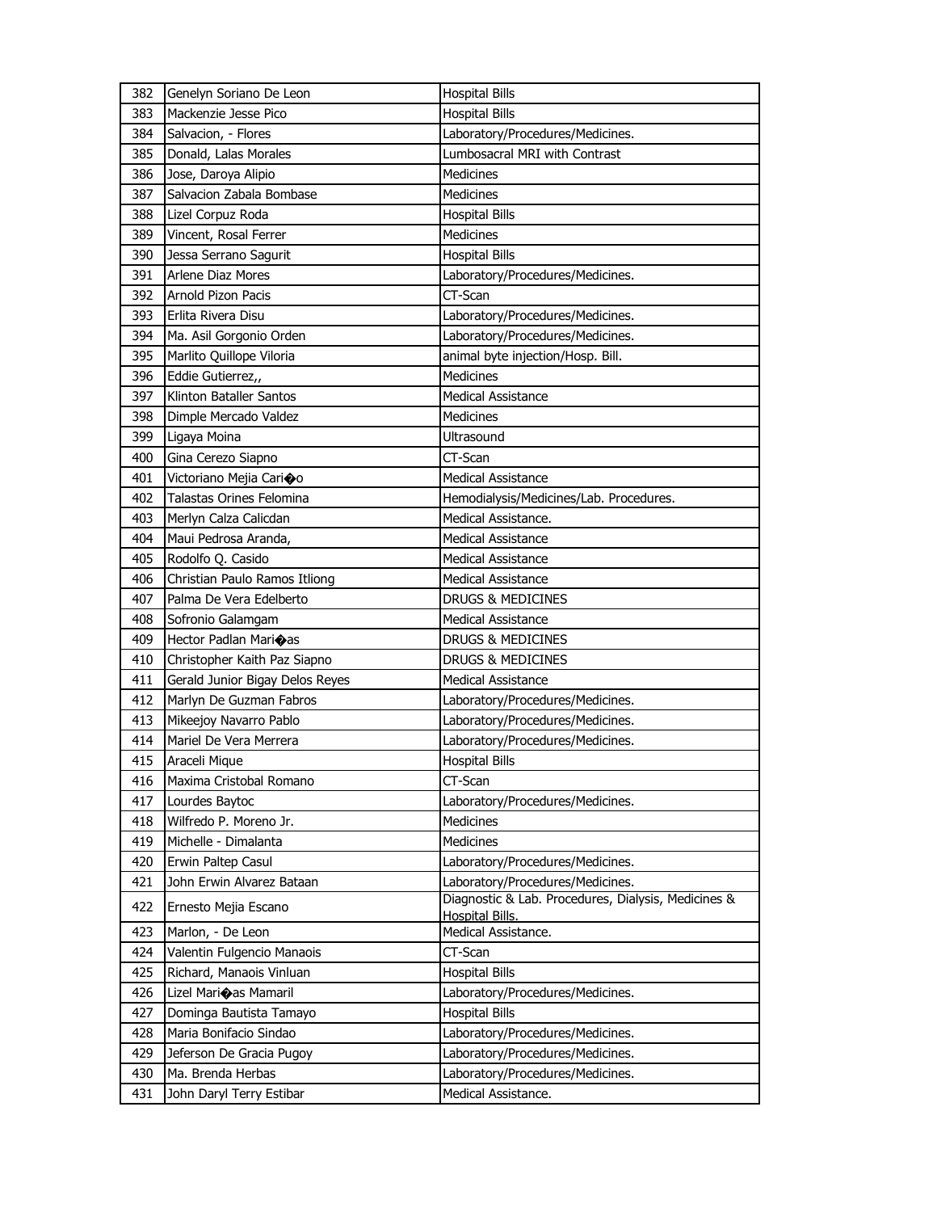| 382 | Genelyn Soriano De Leon | Hospital Bills |
|---|---|---|
| 383 | Mackenzie Jesse Pico | Hospital Bills |
| 384 | Salvacion, - Flores | Laboratory/Procedures/Medicines. |
| 385 | Donald, Lalas Morales | Lumbosacral MRI with Contrast |
| 386 | Jose, Daroya Alipio | Medicines |
| 387 | Salvacion Zabala Bombase | Medicines |
| 388 | Lizel Corpuz Roda | Hospital Bills |
| 389 | Vincent, Rosal Ferrer | Medicines |
| 390 | Jessa Serrano Sagurit | Hospital Bills |
| 391 | Arlene Diaz Mores | Laboratory/Procedures/Medicines. |
| 392 | Arnold Pizon Pacis | CT-Scan |
| 393 | Erlita Rivera Disu | Laboratory/Procedures/Medicines. |
| 394 | Ma. Asil Gorgonio Orden | Laboratory/Procedures/Medicines. |
| 395 | Marlito Quillope Viloria | animal byte injection/Hosp. Bill. |
| 396 | Eddie Gutierrez,, | Medicines |
| 397 | Klinton Bataller Santos | Medical Assistance |
| 398 | Dimple Mercado Valdez | Medicines |
| 399 | Ligaya Moina | Ultrasound |
| 400 | Gina Cerezo Siapno | CT-Scan |
| 401 | Victoriano Mejia Cari�o | Medical Assistance |
| 402 | Talastas Orines Felomina | Hemodialysis/Medicines/Lab. Procedures. |
| 403 | Merlyn Calza Calicdan | Medical Assistance. |
| 404 | Maui Pedrosa Aranda, | Medical Assistance |
| 405 | Rodolfo Q. Casido | Medical Assistance |
| 406 | Christian Paulo Ramos Itliong | Medical Assistance |
| 407 | Palma De Vera Edelberto | DRUGS & MEDICINES |
| 408 | Sofronio Galamgam | Medical Assistance |
| 409 | Hector Padlan Mari�as | DRUGS & MEDICINES |
| 410 | Christopher Kaith Paz Siapno | DRUGS & MEDICINES |
| 411 | Gerald Junior Bigay Delos Reyes | Medical Assistance |
| 412 | Marlyn De Guzman Fabros | Laboratory/Procedures/Medicines. |
| 413 | Mikeejoy Navarro Pablo | Laboratory/Procedures/Medicines. |
| 414 | Mariel De Vera Merrera | Laboratory/Procedures/Medicines. |
| 415 | Araceli Mique | Hospital Bills |
| 416 | Maxima Cristobal Romano | CT-Scan |
| 417 | Lourdes Baytoc | Laboratory/Procedures/Medicines. |
| 418 | Wilfredo P. Moreno Jr. | Medicines |
| 419 | Michelle - Dimalanta | Medicines |
| 420 | Erwin Paltep Casul | Laboratory/Procedures/Medicines. |
| 421 | John Erwin Alvarez Bataan | Laboratory/Procedures/Medicines. |
| 422 | Ernesto Mejia Escano | Diagnostic & Lab. Procedures, Dialysis, Medicines & Hospital Bills. |
| 423 | Marlon, - De Leon | Medical Assistance. |
| 424 | Valentin Fulgencio Manaois | CT-Scan |
| 425 | Richard, Manaois Vinluan | Hospital Bills |
| 426 | Lizel Mari�as Mamaril | Laboratory/Procedures/Medicines. |
| 427 | Dominga Bautista Tamayo | Hospital Bills |
| 428 | Maria Bonifacio Sindao | Laboratory/Procedures/Medicines. |
| 429 | Jeferson De Gracia Pugoy | Laboratory/Procedures/Medicines. |
| 430 | Ma. Brenda Herbas | Laboratory/Procedures/Medicines. |
| 431 | John Daryl Terry Estibar | Medical Assistance. |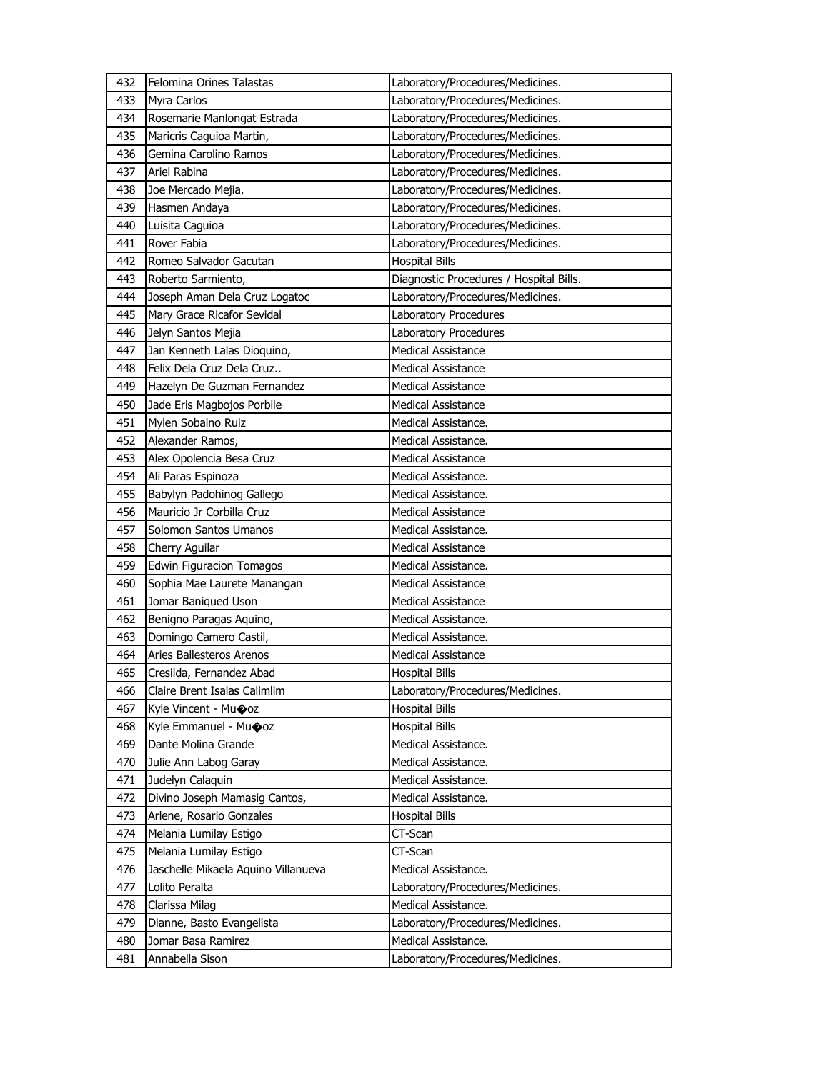| 432 | Felomina Orines Talastas | Laboratory/Procedures/Medicines. |
|---|---|---|
| 433 | Myra Carlos | Laboratory/Procedures/Medicines. |
| 434 | Rosemarie Manlongat Estrada | Laboratory/Procedures/Medicines. |
| 435 | Maricris Caguioa Martin, | Laboratory/Procedures/Medicines. |
| 436 | Gemina Carolino Ramos | Laboratory/Procedures/Medicines. |
| 437 | Ariel Rabina | Laboratory/Procedures/Medicines. |
| 438 | Joe Mercado Mejia. | Laboratory/Procedures/Medicines. |
| 439 | Hasmen Andaya | Laboratory/Procedures/Medicines. |
| 440 | Luisita Caguioa | Laboratory/Procedures/Medicines. |
| 441 | Rover Fabia | Laboratory/Procedures/Medicines. |
| 442 | Romeo Salvador Gacutan | Hospital Bills |
| 443 | Roberto Sarmiento, | Diagnostic Procedures / Hospital Bills. |
| 444 | Joseph Aman Dela Cruz Logatoc | Laboratory/Procedures/Medicines. |
| 445 | Mary Grace Ricafor Sevidal | Laboratory Procedures |
| 446 | Jelyn Santos Mejia | Laboratory Procedures |
| 447 | Jan Kenneth Lalas Dioquino, | Medical Assistance |
| 448 | Felix Dela Cruz Dela Cruz.. | Medical Assistance |
| 449 | Hazelyn De Guzman Fernandez | Medical Assistance |
| 450 | Jade Eris Magbojos Porbile | Medical Assistance |
| 451 | Mylen Sobaino Ruiz | Medical Assistance. |
| 452 | Alexander Ramos, | Medical Assistance. |
| 453 | Alex Opolencia Besa Cruz | Medical Assistance |
| 454 | Ali Paras Espinoza | Medical Assistance. |
| 455 | Babylyn Padohinog Gallego | Medical Assistance. |
| 456 | Mauricio Jr Corbilla Cruz | Medical Assistance |
| 457 | Solomon Santos Umanos | Medical Assistance. |
| 458 | Cherry Aguilar | Medical Assistance |
| 459 | Edwin Figuracion Tomagos | Medical Assistance. |
| 460 | Sophia Mae Laurete Manangan | Medical Assistance |
| 461 | Jomar Baniqued Uson | Medical Assistance |
| 462 | Benigno Paragas Aquino, | Medical Assistance. |
| 463 | Domingo Camero Castil, | Medical Assistance. |
| 464 | Aries Ballesteros Arenos | Medical Assistance |
| 465 | Cresilda, Fernandez Abad | Hospital Bills |
| 466 | Claire Brent Isaias Calimlim | Laboratory/Procedures/Medicines. |
| 467 | Kyle Vincent - Mu�oz | Hospital Bills |
| 468 | Kyle Emmanuel - Mu�oz | Hospital Bills |
| 469 | Dante Molina Grande | Medical Assistance. |
| 470 | Julie Ann Labog Garay | Medical Assistance. |
| 471 | Judelyn Calaquin | Medical Assistance. |
| 472 | Divino Joseph Mamasig Cantos, | Medical Assistance. |
| 473 | Arlene, Rosario Gonzales | Hospital Bills |
| 474 | Melania Lumilay Estigo | CT-Scan |
| 475 | Melania Lumilay Estigo | CT-Scan |
| 476 | Jaschelle Mikaela Aquino Villanueva | Medical Assistance. |
| 477 | Lolito Peralta | Laboratory/Procedures/Medicines. |
| 478 | Clarissa Milag | Medical Assistance. |
| 479 | Dianne, Basto Evangelista | Laboratory/Procedures/Medicines. |
| 480 | Jomar Basa Ramirez | Medical Assistance. |
| 481 | Annabella Sison | Laboratory/Procedures/Medicines. |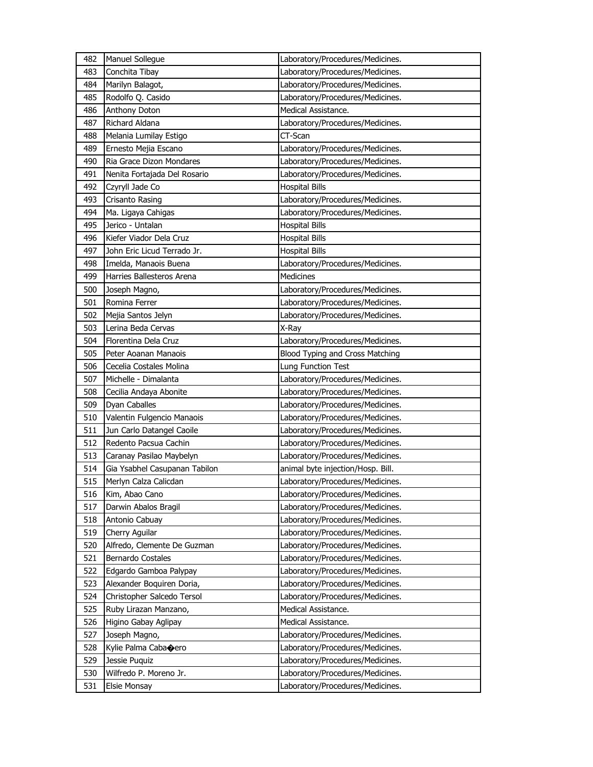| 482 | Manuel Sollegue | Laboratory/Procedures/Medicines. |
|---|---|---|
| 483 | Conchita Tibay | Laboratory/Procedures/Medicines. |
| 484 | Marilyn Balagot, | Laboratory/Procedures/Medicines. |
| 485 | Rodolfo Q. Casido | Laboratory/Procedures/Medicines. |
| 486 | Anthony Doton | Medical Assistance. |
| 487 | Richard Aldana | Laboratory/Procedures/Medicines. |
| 488 | Melania Lumilay Estigo | CT-Scan |
| 489 | Ernesto Mejia Escano | Laboratory/Procedures/Medicines. |
| 490 | Ria Grace Dizon Mondares | Laboratory/Procedures/Medicines. |
| 491 | Nenita Fortajada Del Rosario | Laboratory/Procedures/Medicines. |
| 492 | Czyryll Jade Co | Hospital Bills |
| 493 | Crisanto Rasing | Laboratory/Procedures/Medicines. |
| 494 | Ma. Ligaya Cahigas | Laboratory/Procedures/Medicines. |
| 495 | Jerico - Untalan | Hospital Bills |
| 496 | Kiefer Viador Dela Cruz | Hospital Bills |
| 497 | John Eric Licud Terrado Jr. | Hospital Bills |
| 498 | Imelda, Manaois Buena | Laboratory/Procedures/Medicines. |
| 499 | Harries Ballesteros Arena | Medicines |
| 500 | Joseph Magno, | Laboratory/Procedures/Medicines. |
| 501 | Romina Ferrer | Laboratory/Procedures/Medicines. |
| 502 | Mejia Santos Jelyn | Laboratory/Procedures/Medicines. |
| 503 | Lerina Beda Cervas | X-Ray |
| 504 | Florentina Dela Cruz | Laboratory/Procedures/Medicines. |
| 505 | Peter Aoanan Manaois | Blood Typing and Cross Matching |
| 506 | Cecelia Costales Molina | Lung Function Test |
| 507 | Michelle - Dimalanta | Laboratory/Procedures/Medicines. |
| 508 | Cecilia Andaya Abonite | Laboratory/Procedures/Medicines. |
| 509 | Dyan Caballes | Laboratory/Procedures/Medicines. |
| 510 | Valentin Fulgencio Manaois | Laboratory/Procedures/Medicines. |
| 511 | Jun Carlo Datangel Caoile | Laboratory/Procedures/Medicines. |
| 512 | Redento Pacsua Cachin | Laboratory/Procedures/Medicines. |
| 513 | Caranay Pasilao Maybelyn | Laboratory/Procedures/Medicines. |
| 514 | Gia Ysabhel Casupanan Tabilon | animal byte injection/Hosp. Bill. |
| 515 | Merlyn Calza Calicdan | Laboratory/Procedures/Medicines. |
| 516 | Kim, Abao Cano | Laboratory/Procedures/Medicines. |
| 517 | Darwin Abalos Bragil | Laboratory/Procedures/Medicines. |
| 518 | Antonio Cabuay | Laboratory/Procedures/Medicines. |
| 519 | Cherry Aguilar | Laboratory/Procedures/Medicines. |
| 520 | Alfredo, Clemente De Guzman | Laboratory/Procedures/Medicines. |
| 521 | Bernardo Costales | Laboratory/Procedures/Medicines. |
| 522 | Edgardo Gamboa Palypay | Laboratory/Procedures/Medicines. |
| 523 | Alexander Boquiren Doria, | Laboratory/Procedures/Medicines. |
| 524 | Christopher Salcedo Tersol | Laboratory/Procedures/Medicines. |
| 525 | Ruby Lirazan Manzano, | Medical Assistance. |
| 526 | Higino Gabay Aglipay | Medical Assistance. |
| 527 | Joseph Magno, | Laboratory/Procedures/Medicines. |
| 528 | Kylie Palma Caba�ero | Laboratory/Procedures/Medicines. |
| 529 | Jessie Puquiz | Laboratory/Procedures/Medicines. |
| 530 | Wilfredo P. Moreno Jr. | Laboratory/Procedures/Medicines. |
| 531 | Elsie Monsay | Laboratory/Procedures/Medicines. |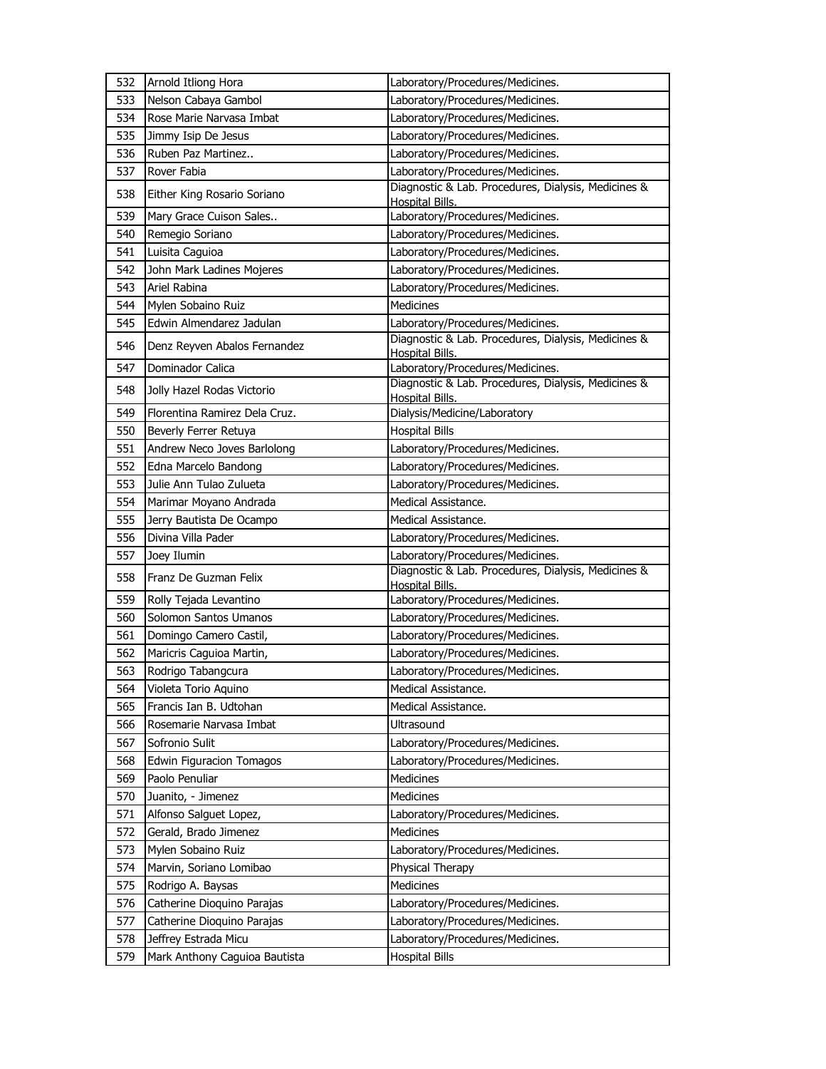| 532 | Arnold Itliong Hora | Laboratory/Procedures/Medicines. |
|---|---|---|
| 533 | Nelson Cabaya Gambol | Laboratory/Procedures/Medicines. |
| 534 | Rose Marie Narvasa Imbat | Laboratory/Procedures/Medicines. |
| 535 | Jimmy Isip De Jesus | Laboratory/Procedures/Medicines. |
| 536 | Ruben Paz Martinez.. | Laboratory/Procedures/Medicines. |
| 537 | Rover Fabia | Laboratory/Procedures/Medicines. |
| 538 | Either King Rosario Soriano | Diagnostic & Lab. Procedures, Dialysis, Medicines & Hospital Bills. |
| 539 | Mary Grace Cuison Sales.. | Laboratory/Procedures/Medicines. |
| 540 | Remegio Soriano | Laboratory/Procedures/Medicines. |
| 541 | Luisita Caguioa | Laboratory/Procedures/Medicines. |
| 542 | John Mark Ladines Mojeres | Laboratory/Procedures/Medicines. |
| 543 | Ariel Rabina | Laboratory/Procedures/Medicines. |
| 544 | Mylen Sobaino Ruiz | Medicines |
| 545 | Edwin Almendarez Jadulan | Laboratory/Procedures/Medicines. |
| 546 | Denz Reyven Abalos Fernandez | Diagnostic & Lab. Procedures, Dialysis, Medicines & Hospital Bills. |
| 547 | Dominador Calica | Laboratory/Procedures/Medicines. |
| 548 | Jolly Hazel Rodas Victorio | Diagnostic & Lab. Procedures, Dialysis, Medicines & Hospital Bills. |
| 549 | Florentina Ramirez Dela Cruz. | Dialysis/Medicine/Laboratory |
| 550 | Beverly Ferrer Retuya | Hospital Bills |
| 551 | Andrew Neco Joves Barlolong | Laboratory/Procedures/Medicines. |
| 552 | Edna Marcelo Bandong | Laboratory/Procedures/Medicines. |
| 553 | Julie Ann Tulao Zulueta | Laboratory/Procedures/Medicines. |
| 554 | Marimar Moyano Andrada | Medical Assistance. |
| 555 | Jerry Bautista De Ocampo | Medical Assistance. |
| 556 | Divina Villa Pader | Laboratory/Procedures/Medicines. |
| 557 | Joey Ilumin | Laboratory/Procedures/Medicines. |
| 558 | Franz De Guzman Felix | Diagnostic & Lab. Procedures, Dialysis, Medicines & Hospital Bills. |
| 559 | Rolly Tejada Levantino | Laboratory/Procedures/Medicines. |
| 560 | Solomon Santos Umanos | Laboratory/Procedures/Medicines. |
| 561 | Domingo Camero Castil, | Laboratory/Procedures/Medicines. |
| 562 | Maricris Caguioa Martin, | Laboratory/Procedures/Medicines. |
| 563 | Rodrigo Tabangcura | Laboratory/Procedures/Medicines. |
| 564 | Violeta Torio Aquino | Medical Assistance. |
| 565 | Francis Ian B. Udtohan | Medical Assistance. |
| 566 | Rosemarie Narvasa Imbat | Ultrasound |
| 567 | Sofronio Sulit | Laboratory/Procedures/Medicines. |
| 568 | Edwin Figuracion Tomagos | Laboratory/Procedures/Medicines. |
| 569 | Paolo Penuliar | Medicines |
| 570 | Juanito, - Jimenez | Medicines |
| 571 | Alfonso Salguet Lopez, | Laboratory/Procedures/Medicines. |
| 572 | Gerald, Brado Jimenez | Medicines |
| 573 | Mylen Sobaino Ruiz | Laboratory/Procedures/Medicines. |
| 574 | Marvin, Soriano Lomibao | Physical Therapy |
| 575 | Rodrigo A. Baysas | Medicines |
| 576 | Catherine Dioquino Parajas | Laboratory/Procedures/Medicines. |
| 577 | Catherine Dioquino Parajas | Laboratory/Procedures/Medicines. |
| 578 | Jeffrey Estrada Micu | Laboratory/Procedures/Medicines. |
| 579 | Mark Anthony Caguioa Bautista | Hospital Bills |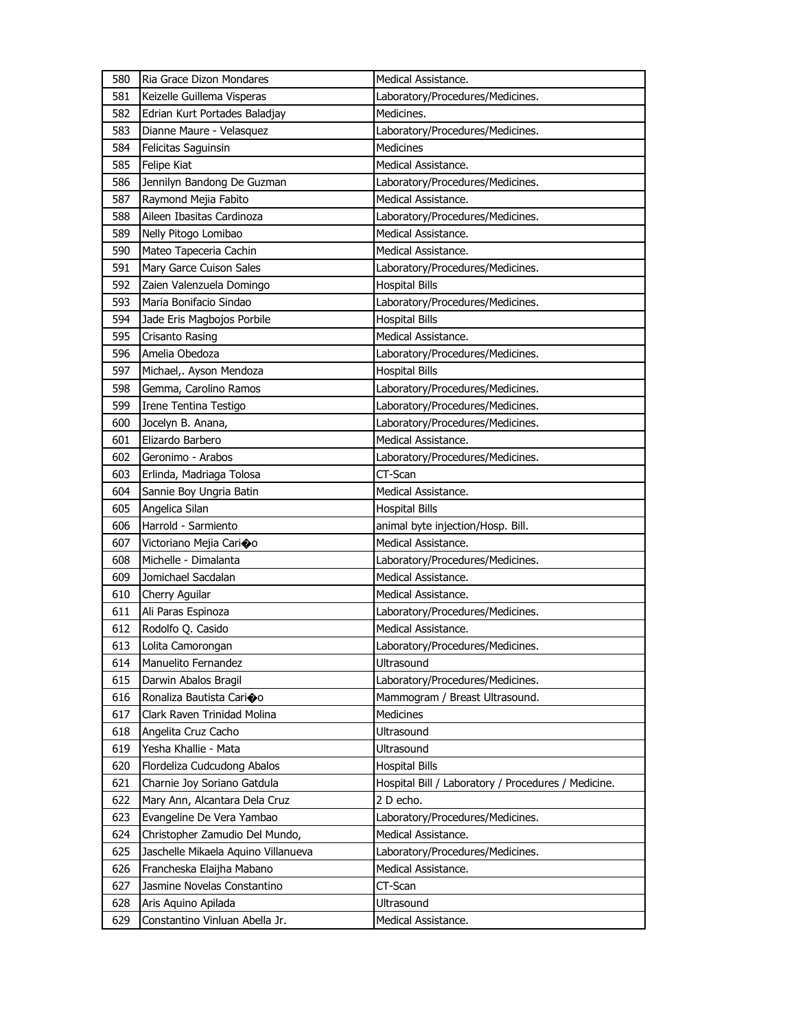| | | |
|---|---|---|
| 580 | Ria Grace Dizon Mondares | Medical Assistance. |
| 581 | Keizelle Guillema Visperas | Laboratory/Procedures/Medicines. |
| 582 | Edrian Kurt Portades Baladjay | Medicines. |
| 583 | Dianne Maure - Velasquez | Laboratory/Procedures/Medicines. |
| 584 | Felicitas Saguinsin | Medicines |
| 585 | Felipe Kiat | Medical Assistance. |
| 586 | Jennilyn Bandong De Guzman | Laboratory/Procedures/Medicines. |
| 587 | Raymond Mejia Fabito | Medical Assistance. |
| 588 | Aileen Ibasitas Cardinoza | Laboratory/Procedures/Medicines. |
| 589 | Nelly Pitogo Lomibao | Medical Assistance. |
| 590 | Mateo Tapeceria Cachin | Medical Assistance. |
| 591 | Mary Garce Cuison Sales | Laboratory/Procedures/Medicines. |
| 592 | Zaien Valenzuela Domingo | Hospital Bills |
| 593 | Maria Bonifacio Sindao | Laboratory/Procedures/Medicines. |
| 594 | Jade Eris Magbojos Porbile | Hospital Bills |
| 595 | Crisanto Rasing | Medical Assistance. |
| 596 | Amelia Obedoza | Laboratory/Procedures/Medicines. |
| 597 | Michael,. Ayson Mendoza | Hospital Bills |
| 598 | Gemma, Carolino Ramos | Laboratory/Procedures/Medicines. |
| 599 | Irene Tentina Testigo | Laboratory/Procedures/Medicines. |
| 600 | Jocelyn B. Anana, | Laboratory/Procedures/Medicines. |
| 601 | Elizardo Barbero | Medical Assistance. |
| 602 | Geronimo - Arabos | Laboratory/Procedures/Medicines. |
| 603 | Erlinda, Madriaga Tolosa | CT-Scan |
| 604 | Sannie Boy Ungria Batin | Medical Assistance. |
| 605 | Angelica Silan | Hospital Bills |
| 606 | Harrold - Sarmiento | animal byte injection/Hosp. Bill. |
| 607 | Victoriano Mejia Cari�o | Medical Assistance. |
| 608 | Michelle - Dimalanta | Laboratory/Procedures/Medicines. |
| 609 | Jomichael Sacdalan | Medical Assistance. |
| 610 | Cherry Aguilar | Medical Assistance. |
| 611 | Ali Paras Espinoza | Laboratory/Procedures/Medicines. |
| 612 | Rodolfo Q. Casido | Medical Assistance. |
| 613 | Lolita Camorongan | Laboratory/Procedures/Medicines. |
| 614 | Manuelito Fernandez | Ultrasound |
| 615 | Darwin Abalos Bragil | Laboratory/Procedures/Medicines. |
| 616 | Ronaliza Bautista Cari�o | Mammogram / Breast Ultrasound. |
| 617 | Clark Raven Trinidad Molina | Medicines |
| 618 | Angelita Cruz Cacho | Ultrasound |
| 619 | Yesha Khallie - Mata | Ultrasound |
| 620 | Flordeliza Cudcudong Abalos | Hospital Bills |
| 621 | Charnie Joy Soriano Gatdula | Hospital Bill / Laboratory / Procedures / Medicine. |
| 622 | Mary Ann, Alcantara Dela Cruz | 2 D echo. |
| 623 | Evangeline De Vera Yambao | Laboratory/Procedures/Medicines. |
| 624 | Christopher Zamudio Del Mundo, | Medical Assistance. |
| 625 | Jaschelle Mikaela Aquino Villanueva | Laboratory/Procedures/Medicines. |
| 626 | Francheska Elaijha Mabano | Medical Assistance. |
| 627 | Jasmine Novelas Constantino | CT-Scan |
| 628 | Aris Aquino Apilada | Ultrasound |
| 629 | Constantino Vinluan Abella Jr. | Medical Assistance. |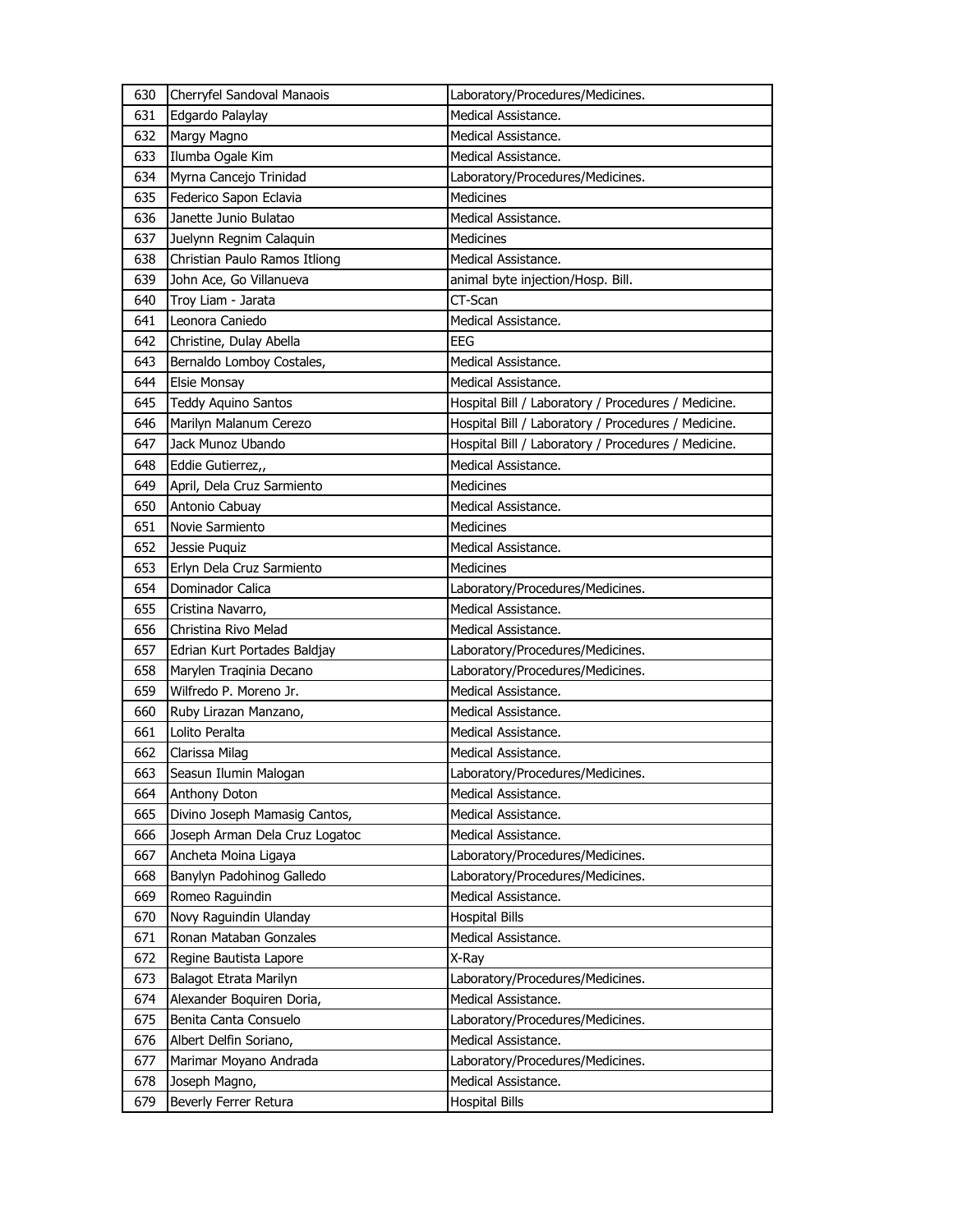| 630 | Cherryfel Sandoval Manaois | Laboratory/Procedures/Medicines. |
|---|---|---|
| 631 | Edgardo Palaylay | Medical Assistance. |
| 632 | Margy Magno | Medical Assistance. |
| 633 | Ilumba Ogale Kim | Medical Assistance. |
| 634 | Myrna Cancejo Trinidad | Laboratory/Procedures/Medicines. |
| 635 | Federico Sapon Eclavia | Medicines |
| 636 | Janette Junio Bulatao | Medical Assistance. |
| 637 | Juelynn Regnim Calaquin | Medicines |
| 638 | Christian Paulo Ramos Itliong | Medical Assistance. |
| 639 | John Ace, Go Villanueva | animal byte injection/Hosp. Bill. |
| 640 | Troy Liam - Jarata | CT-Scan |
| 641 | Leonora Caniedo | Medical Assistance. |
| 642 | Christine, Dulay Abella | EEG |
| 643 | Bernaldo Lomboy Costales, | Medical Assistance. |
| 644 | Elsie Monsay | Medical Assistance. |
| 645 | Teddy Aquino Santos | Hospital Bill / Laboratory / Procedures / Medicine. |
| 646 | Marilyn Malanum Cerezo | Hospital Bill / Laboratory / Procedures / Medicine. |
| 647 | Jack Munoz Ubando | Hospital Bill / Laboratory / Procedures / Medicine. |
| 648 | Eddie Gutierrez,, | Medical Assistance. |
| 649 | April, Dela Cruz Sarmiento | Medicines |
| 650 | Antonio Cabuay | Medical Assistance. |
| 651 | Novie Sarmiento | Medicines |
| 652 | Jessie Puquiz | Medical Assistance. |
| 653 | Erlyn Dela Cruz Sarmiento | Medicines |
| 654 | Dominador Calica | Laboratory/Procedures/Medicines. |
| 655 | Cristina Navarro, | Medical Assistance. |
| 656 | Christina Rivo Melad | Medical Assistance. |
| 657 | Edrian Kurt Portades Baldjay | Laboratory/Procedures/Medicines. |
| 658 | Marylen Traqinia Decano | Laboratory/Procedures/Medicines. |
| 659 | Wilfredo P. Moreno Jr. | Medical Assistance. |
| 660 | Ruby Lirazan Manzano, | Medical Assistance. |
| 661 | Lolito Peralta | Medical Assistance. |
| 662 | Clarissa Milag | Medical Assistance. |
| 663 | Seasun Ilumin Malogan | Laboratory/Procedures/Medicines. |
| 664 | Anthony Doton | Medical Assistance. |
| 665 | Divino Joseph Mamasig Cantos, | Medical Assistance. |
| 666 | Joseph Arman Dela Cruz Logatoc | Medical Assistance. |
| 667 | Ancheta Moina Ligaya | Laboratory/Procedures/Medicines. |
| 668 | Banylyn Padohinog Galledo | Laboratory/Procedures/Medicines. |
| 669 | Romeo Raguindin | Medical Assistance. |
| 670 | Novy Raguindin Ulanday | Hospital Bills |
| 671 | Ronan Mataban Gonzales | Medical Assistance. |
| 672 | Regine Bautista Lapore | X-Ray |
| 673 | Balagot Etrata Marilyn | Laboratory/Procedures/Medicines. |
| 674 | Alexander Boquiren Doria, | Medical Assistance. |
| 675 | Benita Canta Consuelo | Laboratory/Procedures/Medicines. |
| 676 | Albert Delfin Soriano, | Medical Assistance. |
| 677 | Marimar Moyano Andrada | Laboratory/Procedures/Medicines. |
| 678 | Joseph Magno, | Medical Assistance. |
| 679 | Beverly Ferrer Retura | Hospital Bills |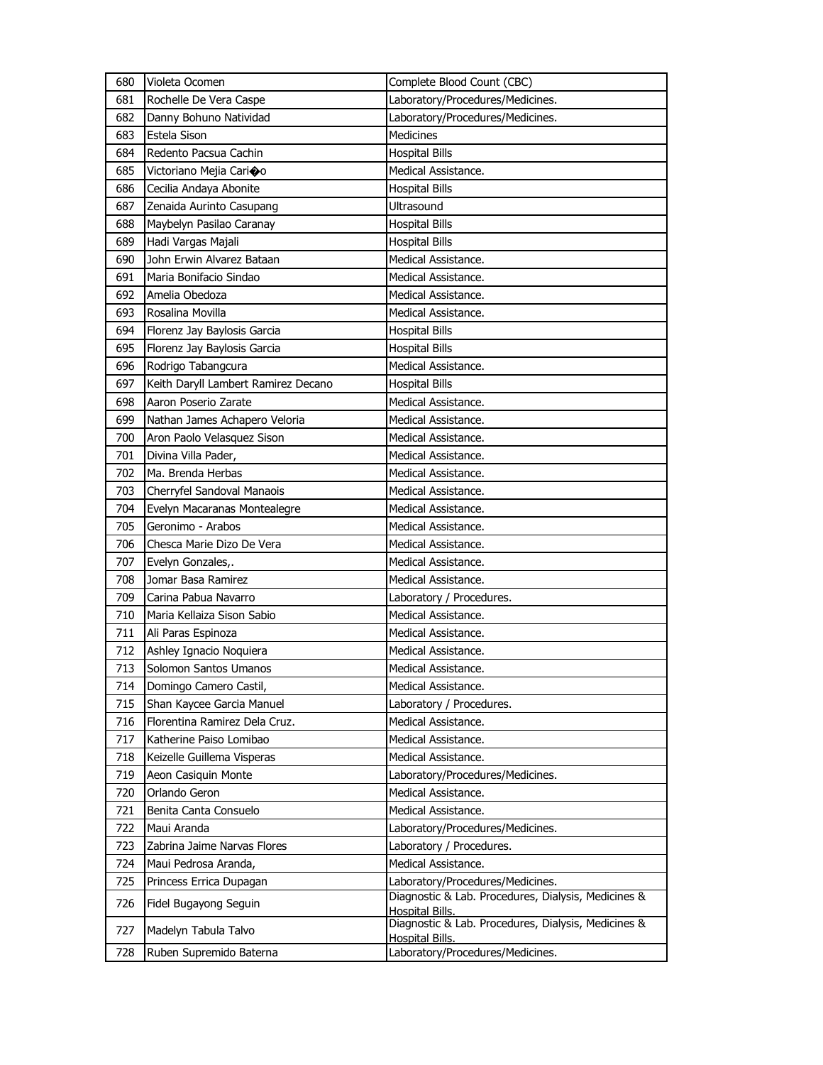| 680 | Violeta Ocomen | Complete Blood Count (CBC) |
|---|---|---|
| 681 | Rochelle De Vera Caspe | Laboratory/Procedures/Medicines. |
| 682 | Danny Bohuno Natividad | Laboratory/Procedures/Medicines. |
| 683 | Estela Sison | Medicines |
| 684 | Redento Pacsua Cachin | Hospital Bills |
| 685 | Victoriano Mejia Cari�o | Medical Assistance. |
| 686 | Cecilia Andaya Abonite | Hospital Bills |
| 687 | Zenaida Aurinto Casupang | Ultrasound |
| 688 | Maybelyn Pasilao Caranay | Hospital Bills |
| 689 | Hadi Vargas Majali | Hospital Bills |
| 690 | John Erwin Alvarez Bataan | Medical Assistance. |
| 691 | Maria Bonifacio Sindao | Medical Assistance. |
| 692 | Amelia Obedoza | Medical Assistance. |
| 693 | Rosalina Movilla | Medical Assistance. |
| 694 | Florenz Jay Baylosis Garcia | Hospital Bills |
| 695 | Florenz Jay Baylosis Garcia | Hospital Bills |
| 696 | Rodrigo Tabangcura | Medical Assistance. |
| 697 | Keith Daryll Lambert Ramirez Decano | Hospital Bills |
| 698 | Aaron Poserio Zarate | Medical Assistance. |
| 699 | Nathan James Achapero Veloria | Medical Assistance. |
| 700 | Aron Paolo Velasquez Sison | Medical Assistance. |
| 701 | Divina Villa Pader, | Medical Assistance. |
| 702 | Ma. Brenda Herbas | Medical Assistance. |
| 703 | Cherryfel Sandoval Manaois | Medical Assistance. |
| 704 | Evelyn Macaranas Montealegre | Medical Assistance. |
| 705 | Geronimo - Arabos | Medical Assistance. |
| 706 | Chesca Marie Dizo De Vera | Medical Assistance. |
| 707 | Evelyn Gonzales,. | Medical Assistance. |
| 708 | Jomar Basa Ramirez | Medical Assistance. |
| 709 | Carina Pabua Navarro | Laboratory / Procedures. |
| 710 | Maria Kellaiza Sison Sabio | Medical Assistance. |
| 711 | Ali Paras Espinoza | Medical Assistance. |
| 712 | Ashley Ignacio Noquiera | Medical Assistance. |
| 713 | Solomon Santos Umanos | Medical Assistance. |
| 714 | Domingo Camero Castil, | Medical Assistance. |
| 715 | Shan Kaycee Garcia Manuel | Laboratory / Procedures. |
| 716 | Florentina Ramirez Dela Cruz. | Medical Assistance. |
| 717 | Katherine Paiso Lomibao | Medical Assistance. |
| 718 | Keizelle Guillema Visperas | Medical Assistance. |
| 719 | Aeon Casiquin Monte | Laboratory/Procedures/Medicines. |
| 720 | Orlando Geron | Medical Assistance. |
| 721 | Benita Canta Consuelo | Medical Assistance. |
| 722 | Maui Aranda | Laboratory/Procedures/Medicines. |
| 723 | Zabrina Jaime Narvas Flores | Laboratory / Procedures. |
| 724 | Maui Pedrosa Aranda, | Medical Assistance. |
| 725 | Princess Errica Dupagan | Laboratory/Procedures/Medicines. |
| 726 | Fidel Bugayong Seguin | Diagnostic & Lab. Procedures, Dialysis, Medicines & Hospital Bills. |
| 727 | Madelyn Tabula Talvo | Diagnostic & Lab. Procedures, Dialysis, Medicines & Hospital Bills. |
| 728 | Ruben Supremido Baterna | Laboratory/Procedures/Medicines. |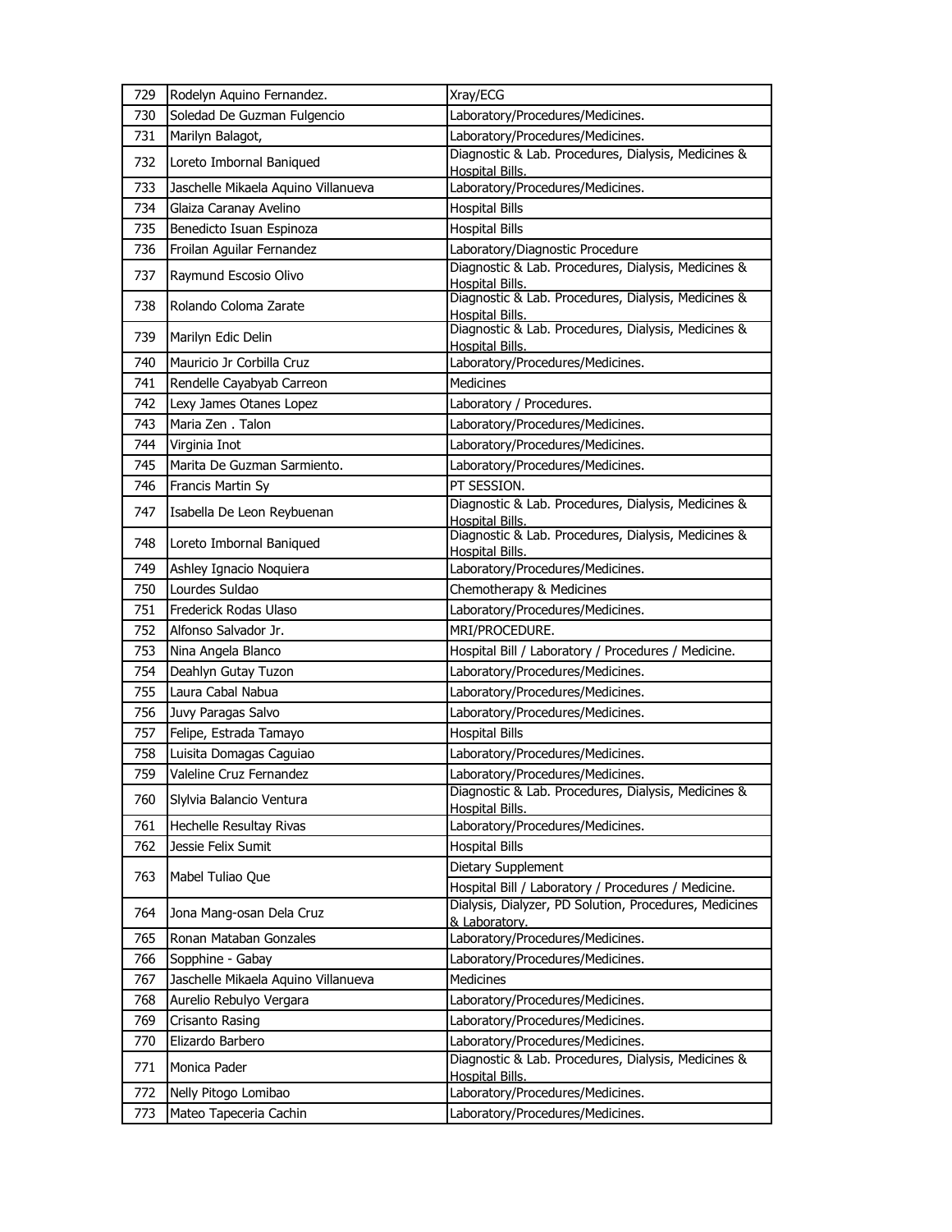| 729 | Rodelyn Aquino Fernandez. | Xray/ECG |
|---|---|---|
| 730 | Soledad De Guzman Fulgencio | Laboratory/Procedures/Medicines. |
| 731 | Marilyn Balagot, | Laboratory/Procedures/Medicines. |
| 732 | Loreto Imbornal Baniqued | Diagnostic & Lab. Procedures, Dialysis, Medicines & Hospital Bills. |
| 733 | Jaschelle Mikaela Aquino Villanueva | Laboratory/Procedures/Medicines. |
| 734 | Glaiza Caranay Avelino | Hospital Bills |
| 735 | Benedicto Isuan Espinoza | Hospital Bills |
| 736 | Froilan Aguilar Fernandez | Laboratory/Diagnostic Procedure |
| 737 | Raymund Escosio Olivo | Diagnostic & Lab. Procedures, Dialysis, Medicines & Hospital Bills. |
| 738 | Rolando Coloma Zarate | Diagnostic & Lab. Procedures, Dialysis, Medicines & Hospital Bills. |
| 739 | Marilyn Edic Delin | Diagnostic & Lab. Procedures, Dialysis, Medicines & Hospital Bills. |
| 740 | Mauricio Jr Corbilla Cruz | Laboratory/Procedures/Medicines. |
| 741 | Rendelle Cayabyab Carreon | Medicines |
| 742 | Lexy James Otanes Lopez | Laboratory / Procedures. |
| 743 | Maria Zen . Talon | Laboratory/Procedures/Medicines. |
| 744 | Virginia Inot | Laboratory/Procedures/Medicines. |
| 745 | Marita De Guzman Sarmiento. | Laboratory/Procedures/Medicines. |
| 746 | Francis Martin Sy | PT SESSION. |
| 747 | Isabella De Leon Reybuenan | Diagnostic & Lab. Procedures, Dialysis, Medicines & Hospital Bills. |
| 748 | Loreto Imbornal Baniqued | Diagnostic & Lab. Procedures, Dialysis, Medicines & Hospital Bills. |
| 749 | Ashley Ignacio Noquiera | Laboratory/Procedures/Medicines. |
| 750 | Lourdes Suldao | Chemotherapy & Medicines |
| 751 | Frederick Rodas Ulaso | Laboratory/Procedures/Medicines. |
| 752 | Alfonso Salvador Jr. | MRI/PROCEDURE. |
| 753 | Nina Angela Blanco | Hospital Bill / Laboratory / Procedures / Medicine. |
| 754 | Deahlyn Gutay Tuzon | Laboratory/Procedures/Medicines. |
| 755 | Laura Cabal Nabua | Laboratory/Procedures/Medicines. |
| 756 | Juvy Paragas Salvo | Laboratory/Procedures/Medicines. |
| 757 | Felipe, Estrada Tamayo | Hospital Bills |
| 758 | Luisita Domagas Caguiao | Laboratory/Procedures/Medicines. |
| 759 | Valeline Cruz Fernandez | Laboratory/Procedures/Medicines. |
| 760 | Slylvia Balancio Ventura | Diagnostic & Lab. Procedures, Dialysis, Medicines & Hospital Bills. |
| 761 | Hechelle Resultay Rivas | Laboratory/Procedures/Medicines. |
| 762 | Jessie Felix Sumit | Hospital Bills |
| 763 | Mabel Tuliao Que | Dietary Supplement |
| | | Hospital Bill / Laboratory / Procedures / Medicine. |
| 764 | Jona Mang-osan Dela Cruz | Dialysis, Dialyzer, PD Solution, Procedures, Medicines & Laboratory. |
| 765 | Ronan Mataban Gonzales | Laboratory/Procedures/Medicines. |
| 766 | Sopphine - Gabay | Laboratory/Procedures/Medicines. |
| 767 | Jaschelle Mikaela Aquino Villanueva | Medicines |
| 768 | Aurelio Rebulyo Vergara | Laboratory/Procedures/Medicines. |
| 769 | Crisanto Rasing | Laboratory/Procedures/Medicines. |
| 770 | Elizardo Barbero | Laboratory/Procedures/Medicines. |
| 771 | Monica Pader | Diagnostic & Lab. Procedures, Dialysis, Medicines & Hospital Bills. |
| 772 | Nelly Pitogo Lomibao | Laboratory/Procedures/Medicines. |
| 773 | Mateo Tapeceria Cachin | Laboratory/Procedures/Medicines. |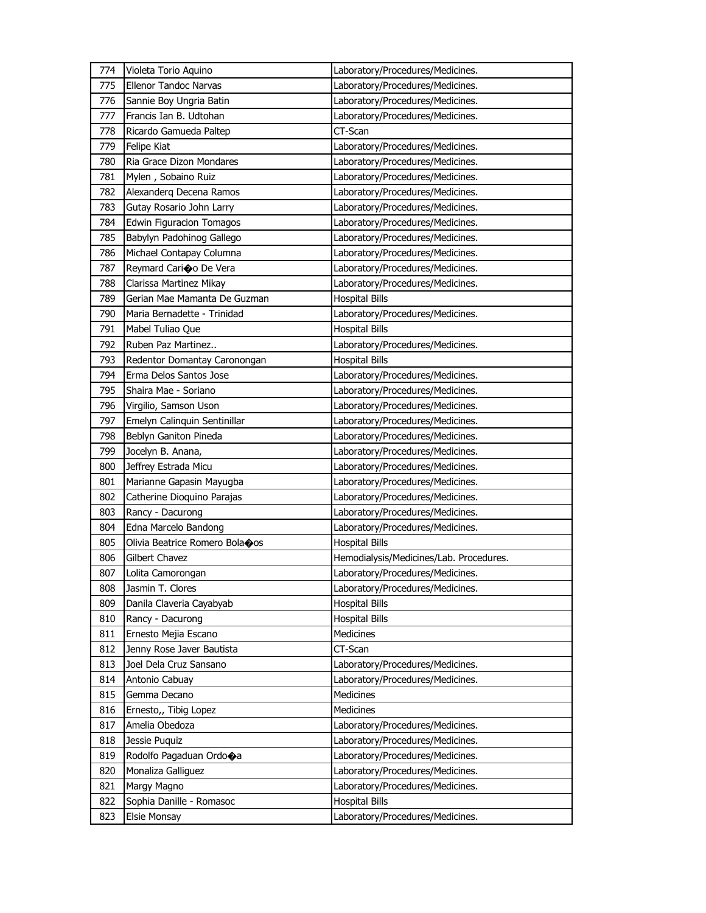| 774 | Violeta Torio Aquino | Laboratory/Procedures/Medicines. |
|---|---|---|
| 775 | Ellenor Tandoc Narvas | Laboratory/Procedures/Medicines. |
| 776 | Sannie Boy Ungria Batin | Laboratory/Procedures/Medicines. |
| 777 | Francis Ian B. Udtohan | Laboratory/Procedures/Medicines. |
| 778 | Ricardo Gamueda Paltep | CT-Scan |
| 779 | Felipe Kiat | Laboratory/Procedures/Medicines. |
| 780 | Ria Grace Dizon Mondares | Laboratory/Procedures/Medicines. |
| 781 | Mylen , Sobaino Ruiz | Laboratory/Procedures/Medicines. |
| 782 | Alexanderq Decena Ramos | Laboratory/Procedures/Medicines. |
| 783 | Gutay Rosario John Larry | Laboratory/Procedures/Medicines. |
| 784 | Edwin Figuracion Tomagos | Laboratory/Procedures/Medicines. |
| 785 | Babylyn Padohinog Gallego | Laboratory/Procedures/Medicines. |
| 786 | Michael Contapay Columna | Laboratory/Procedures/Medicines. |
| 787 | Reymard Cari�o De Vera | Laboratory/Procedures/Medicines. |
| 788 | Clarissa Martinez Mikay | Laboratory/Procedures/Medicines. |
| 789 | Gerian Mae Mamanta De Guzman | Hospital Bills |
| 790 | Maria Bernadette - Trinidad | Laboratory/Procedures/Medicines. |
| 791 | Mabel Tuliao Que | Hospital Bills |
| 792 | Ruben Paz Martinez.. | Laboratory/Procedures/Medicines. |
| 793 | Redentor Domantay Caronongan | Hospital Bills |
| 794 | Erma Delos Santos Jose | Laboratory/Procedures/Medicines. |
| 795 | Shaira Mae - Soriano | Laboratory/Procedures/Medicines. |
| 796 | Virgilio, Samson Uson | Laboratory/Procedures/Medicines. |
| 797 | Emelyn Calinquin Sentinillar | Laboratory/Procedures/Medicines. |
| 798 | Beblyn Ganiton Pineda | Laboratory/Procedures/Medicines. |
| 799 | Jocelyn B. Anana, | Laboratory/Procedures/Medicines. |
| 800 | Jeffrey Estrada Micu | Laboratory/Procedures/Medicines. |
| 801 | Marianne Gapasin Mayugba | Laboratory/Procedures/Medicines. |
| 802 | Catherine Dioquino Parajas | Laboratory/Procedures/Medicines. |
| 803 | Rancy - Dacurong | Laboratory/Procedures/Medicines. |
| 804 | Edna Marcelo Bandong | Laboratory/Procedures/Medicines. |
| 805 | Olivia Beatrice Romero Bola�os | Hospital Bills |
| 806 | Gilbert Chavez | Hemodialysis/Medicines/Lab. Procedures. |
| 807 | Lolita Camorongan | Laboratory/Procedures/Medicines. |
| 808 | Jasmin T. Clores | Laboratory/Procedures/Medicines. |
| 809 | Danila Claveria Cayabyab | Hospital Bills |
| 810 | Rancy - Dacurong | Hospital Bills |
| 811 | Ernesto Mejia Escano | Medicines |
| 812 | Jenny Rose Javer Bautista | CT-Scan |
| 813 | Joel Dela Cruz Sansano | Laboratory/Procedures/Medicines. |
| 814 | Antonio Cabuay | Laboratory/Procedures/Medicines. |
| 815 | Gemma Decano | Medicines |
| 816 | Ernesto,, Tibig Lopez | Medicines |
| 817 | Amelia Obedoza | Laboratory/Procedures/Medicines. |
| 818 | Jessie Puquiz | Laboratory/Procedures/Medicines. |
| 819 | Rodolfo Pagaduan Ordo�a | Laboratory/Procedures/Medicines. |
| 820 | Monaliza Galliguez | Laboratory/Procedures/Medicines. |
| 821 | Margy Magno | Laboratory/Procedures/Medicines. |
| 822 | Sophia Danille - Romasoc | Hospital Bills |
| 823 | Elsie Monsay | Laboratory/Procedures/Medicines. |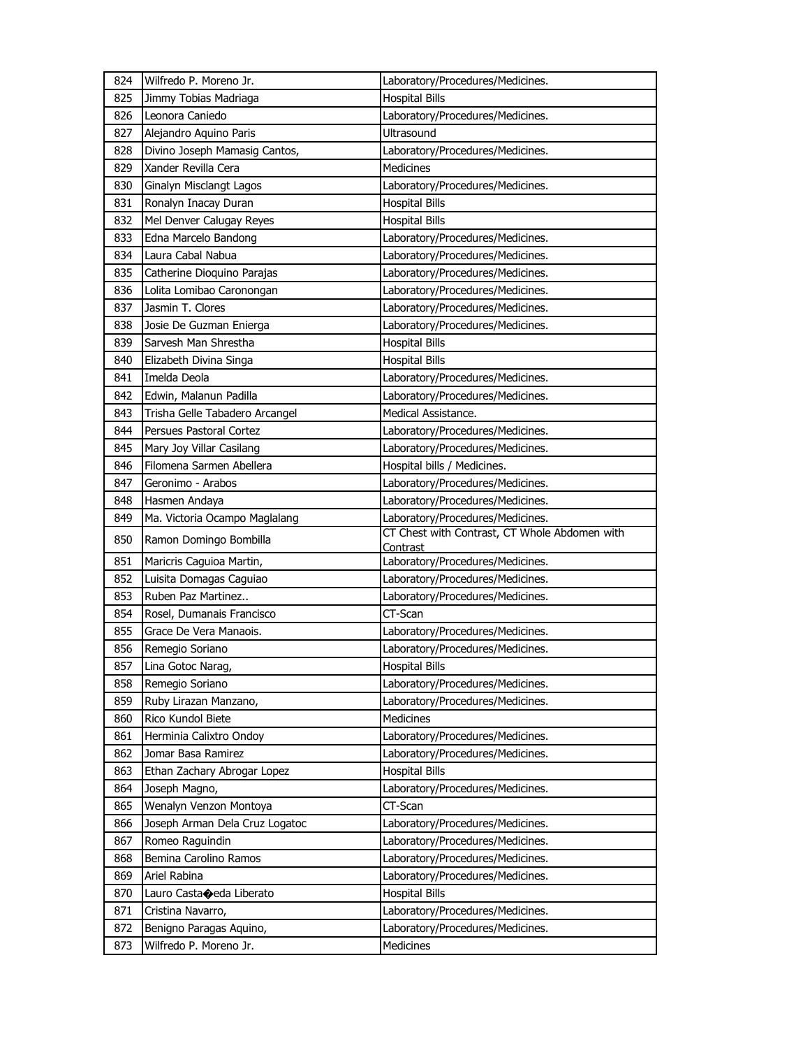| 824 | Wilfredo P. Moreno Jr. | Laboratory/Procedures/Medicines. |
|---|---|---|
| 825 | Jimmy Tobias Madriaga | Hospital Bills |
| 826 | Leonora Caniedo | Laboratory/Procedures/Medicines. |
| 827 | Alejandro Aquino Paris | Ultrasound |
| 828 | Divino Joseph Mamasig Cantos, | Laboratory/Procedures/Medicines. |
| 829 | Xander Revilla Cera | Medicines |
| 830 | Ginalyn Misclangt Lagos | Laboratory/Procedures/Medicines. |
| 831 | Ronalyn Inacay Duran | Hospital Bills |
| 832 | Mel Denver Calugay Reyes | Hospital Bills |
| 833 | Edna Marcelo Bandong | Laboratory/Procedures/Medicines. |
| 834 | Laura Cabal Nabua | Laboratory/Procedures/Medicines. |
| 835 | Catherine Dioquino Parajas | Laboratory/Procedures/Medicines. |
| 836 | Lolita Lomibao Caronongan | Laboratory/Procedures/Medicines. |
| 837 | Jasmin T. Clores | Laboratory/Procedures/Medicines. |
| 838 | Josie De Guzman Enierga | Laboratory/Procedures/Medicines. |
| 839 | Sarvesh Man Shrestha | Hospital Bills |
| 840 | Elizabeth Divina Singa | Hospital Bills |
| 841 | Imelda Deola | Laboratory/Procedures/Medicines. |
| 842 | Edwin, Malanun Padilla | Laboratory/Procedures/Medicines. |
| 843 | Trisha Gelle Tabadero Arcangel | Medical Assistance. |
| 844 | Persues Pastoral Cortez | Laboratory/Procedures/Medicines. |
| 845 | Mary Joy Villar Casilang | Laboratory/Procedures/Medicines. |
| 846 | Filomena Sarmen Abellera | Hospital bills / Medicines. |
| 847 | Geronimo - Arabos | Laboratory/Procedures/Medicines. |
| 848 | Hasmen Andaya | Laboratory/Procedures/Medicines. |
| 849 | Ma. Victoria Ocampo Maglalang | Laboratory/Procedures/Medicines. |
| 850 | Ramon Domingo Bombilla | CT Chest with Contrast, CT Whole Abdomen with Contrast |
| 851 | Maricris Caguioa Martin, | Laboratory/Procedures/Medicines. |
| 852 | Luisita Domagas Caguiao | Laboratory/Procedures/Medicines. |
| 853 | Ruben Paz Martinez.. | Laboratory/Procedures/Medicines. |
| 854 | Rosel, Dumanais Francisco | CT-Scan |
| 855 | Grace De Vera Manaois. | Laboratory/Procedures/Medicines. |
| 856 | Remegio Soriano | Laboratory/Procedures/Medicines. |
| 857 | Lina Gotoc Narag, | Hospital Bills |
| 858 | Remegio Soriano | Laboratory/Procedures/Medicines. |
| 859 | Ruby Lirazan Manzano, | Laboratory/Procedures/Medicines. |
| 860 | Rico Kundol Biete | Medicines |
| 861 | Herminia Calixtro Ondoy | Laboratory/Procedures/Medicines. |
| 862 | Jomar Basa Ramirez | Laboratory/Procedures/Medicines. |
| 863 | Ethan Zachary Abrogar Lopez | Hospital Bills |
| 864 | Joseph Magno, | Laboratory/Procedures/Medicines. |
| 865 | Wenalyn Venzon Montoya | CT-Scan |
| 866 | Joseph Arman Dela Cruz Logatoc | Laboratory/Procedures/Medicines. |
| 867 | Romeo Raguindin | Laboratory/Procedures/Medicines. |
| 868 | Bemina Carolino Ramos | Laboratory/Procedures/Medicines. |
| 869 | Ariel Rabina | Laboratory/Procedures/Medicines. |
| 870 | Lauro Casta�eda Liberato | Hospital Bills |
| 871 | Cristina Navarro, | Laboratory/Procedures/Medicines. |
| 872 | Benigno Paragas Aquino, | Laboratory/Procedures/Medicines. |
| 873 | Wilfredo P. Moreno Jr. | Medicines |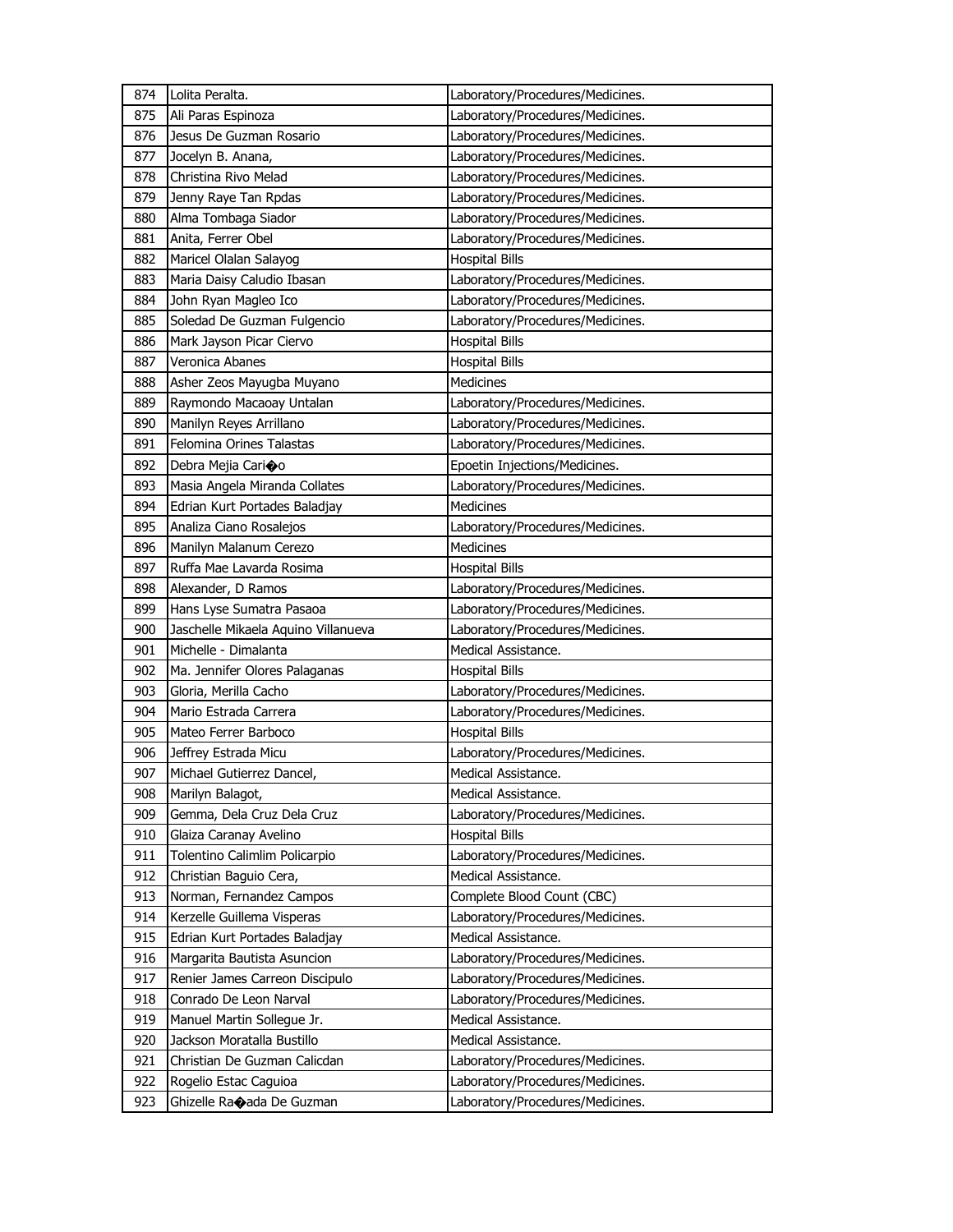| 874 | Lolita Peralta. | Laboratory/Procedures/Medicines. |
|---|---|---|
| 875 | Ali Paras Espinoza | Laboratory/Procedures/Medicines. |
| 876 | Jesus De Guzman Rosario | Laboratory/Procedures/Medicines. |
| 877 | Jocelyn B. Anana, | Laboratory/Procedures/Medicines. |
| 878 | Christina Rivo Melad | Laboratory/Procedures/Medicines. |
| 879 | Jenny Raye Tan Rpdas | Laboratory/Procedures/Medicines. |
| 880 | Alma Tombaga Siador | Laboratory/Procedures/Medicines. |
| 881 | Anita, Ferrer Obel | Laboratory/Procedures/Medicines. |
| 882 | Maricel Olalan Salayog | Hospital Bills |
| 883 | Maria Daisy Caludio Ibasan | Laboratory/Procedures/Medicines. |
| 884 | John Ryan Magleo Ico | Laboratory/Procedures/Medicines. |
| 885 | Soledad De Guzman Fulgencio | Laboratory/Procedures/Medicines. |
| 886 | Mark Jayson Picar Ciervo | Hospital Bills |
| 887 | Veronica Abanes | Hospital Bills |
| 888 | Asher Zeos Mayugba Muyano | Medicines |
| 889 | Raymondo Macaoay Untalan | Laboratory/Procedures/Medicines. |
| 890 | Manilyn Reyes Arrillano | Laboratory/Procedures/Medicines. |
| 891 | Felomina Orines Talastas | Laboratory/Procedures/Medicines. |
| 892 | Debra Mejia Cari�o | Epoetin Injections/Medicines. |
| 893 | Masia Angela Miranda Collates | Laboratory/Procedures/Medicines. |
| 894 | Edrian Kurt Portades Baladjay | Medicines |
| 895 | Analiza Ciano Rosalejos | Laboratory/Procedures/Medicines. |
| 896 | Manilyn Malanum Cerezo | Medicines |
| 897 | Ruffa Mae Lavarda Rosima | Hospital Bills |
| 898 | Alexander, D Ramos | Laboratory/Procedures/Medicines. |
| 899 | Hans Lyse Sumatra Pasaoa | Laboratory/Procedures/Medicines. |
| 900 | Jaschelle Mikaela Aquino Villanueva | Laboratory/Procedures/Medicines. |
| 901 | Michelle - Dimalanta | Medical Assistance. |
| 902 | Ma. Jennifer Olores Palaganas | Hospital Bills |
| 903 | Gloria, Merilla Cacho | Laboratory/Procedures/Medicines. |
| 904 | Mario Estrada Carrera | Laboratory/Procedures/Medicines. |
| 905 | Mateo Ferrer Barboco | Hospital Bills |
| 906 | Jeffrey Estrada Micu | Laboratory/Procedures/Medicines. |
| 907 | Michael Gutierrez Dancel, | Medical Assistance. |
| 908 | Marilyn Balagot, | Medical Assistance. |
| 909 | Gemma, Dela Cruz Dela Cruz | Laboratory/Procedures/Medicines. |
| 910 | Glaiza Caranay Avelino | Hospital Bills |
| 911 | Tolentino Calimlim Policarpio | Laboratory/Procedures/Medicines. |
| 912 | Christian Baguio Cera, | Medical Assistance. |
| 913 | Norman, Fernandez Campos | Complete Blood Count (CBC) |
| 914 | Kerzelle Guillema Visperas | Laboratory/Procedures/Medicines. |
| 915 | Edrian Kurt Portades Baladjay | Medical Assistance. |
| 916 | Margarita Bautista Asuncion | Laboratory/Procedures/Medicines. |
| 917 | Renier James Carreon Discipulo | Laboratory/Procedures/Medicines. |
| 918 | Conrado De Leon Narval | Laboratory/Procedures/Medicines. |
| 919 | Manuel Martin Sollegue Jr. | Medical Assistance. |
| 920 | Jackson Moratalla Bustillo | Medical Assistance. |
| 921 | Christian De Guzman Calicdan | Laboratory/Procedures/Medicines. |
| 922 | Rogelio Estac Caguioa | Laboratory/Procedures/Medicines. |
| 923 | Ghizelle Ra�ada De Guzman | Laboratory/Procedures/Medicines. |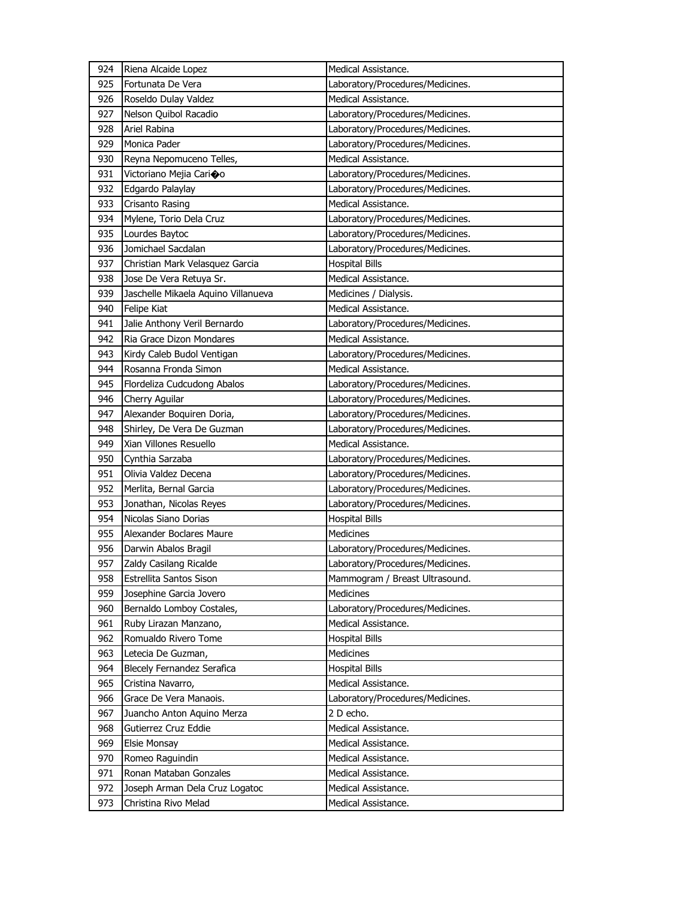| 924 | Riena Alcaide Lopez | Medical Assistance. |
|---|---|---|
| 925 | Fortunata De Vera | Laboratory/Procedures/Medicines. |
| 926 | Roseldo Dulay Valdez | Medical Assistance. |
| 927 | Nelson Quibol Racadio | Laboratory/Procedures/Medicines. |
| 928 | Ariel Rabina | Laboratory/Procedures/Medicines. |
| 929 | Monica Pader | Laboratory/Procedures/Medicines. |
| 930 | Reyna Nepomuceno Telles, | Medical Assistance. |
| 931 | Victoriano Mejia Cari�o | Laboratory/Procedures/Medicines. |
| 932 | Edgardo Palaylay | Laboratory/Procedures/Medicines. |
| 933 | Crisanto Rasing | Medical Assistance. |
| 934 | Mylene, Torio Dela Cruz | Laboratory/Procedures/Medicines. |
| 935 | Lourdes Baytoc | Laboratory/Procedures/Medicines. |
| 936 | Jomichael Sacdalan | Laboratory/Procedures/Medicines. |
| 937 | Christian Mark Velasquez Garcia | Hospital Bills |
| 938 | Jose De Vera Retuya Sr. | Medical Assistance. |
| 939 | Jaschelle Mikaela Aquino Villanueva | Medicines / Dialysis. |
| 940 | Felipe Kiat | Medical Assistance. |
| 941 | Jalie Anthony Veril Bernardo | Laboratory/Procedures/Medicines. |
| 942 | Ria Grace Dizon Mondares | Medical Assistance. |
| 943 | Kirdy Caleb Budol Ventigan | Laboratory/Procedures/Medicines. |
| 944 | Rosanna Fronda Simon | Medical Assistance. |
| 945 | Flordeliza Cudcudong Abalos | Laboratory/Procedures/Medicines. |
| 946 | Cherry Aguilar | Laboratory/Procedures/Medicines. |
| 947 | Alexander Boquiren Doria, | Laboratory/Procedures/Medicines. |
| 948 | Shirley, De Vera De Guzman | Laboratory/Procedures/Medicines. |
| 949 | Xian Villones Resuello | Medical Assistance. |
| 950 | Cynthia Sarzaba | Laboratory/Procedures/Medicines. |
| 951 | Olivia Valdez Decena | Laboratory/Procedures/Medicines. |
| 952 | Merlita, Bernal Garcia | Laboratory/Procedures/Medicines. |
| 953 | Jonathan, Nicolas Reyes | Laboratory/Procedures/Medicines. |
| 954 | Nicolas Siano Dorias | Hospital Bills |
| 955 | Alexander Boclares Maure | Medicines |
| 956 | Darwin Abalos Bragil | Laboratory/Procedures/Medicines. |
| 957 | Zaldy Casilang Ricalde | Laboratory/Procedures/Medicines. |
| 958 | Estrellita Santos Sison | Mammogram / Breast Ultrasound. |
| 959 | Josephine Garcia Jovero | Medicines |
| 960 | Bernaldo Lomboy Costales, | Laboratory/Procedures/Medicines. |
| 961 | Ruby Lirazan Manzano, | Medical Assistance. |
| 962 | Romualdo Rivero Tome | Hospital Bills |
| 963 | Letecia De Guzman, | Medicines |
| 964 | Blecely Fernandez Serafica | Hospital Bills |
| 965 | Cristina Navarro, | Medical Assistance. |
| 966 | Grace De Vera Manaois. | Laboratory/Procedures/Medicines. |
| 967 | Juancho Anton Aquino Merza | 2 D echo. |
| 968 | Gutierrez Cruz Eddie | Medical Assistance. |
| 969 | Elsie Monsay | Medical Assistance. |
| 970 | Romeo Raguindin | Medical Assistance. |
| 971 | Ronan Mataban Gonzales | Medical Assistance. |
| 972 | Joseph Arman Dela Cruz Logatoc | Medical Assistance. |
| 973 | Christina Rivo Melad | Medical Assistance. |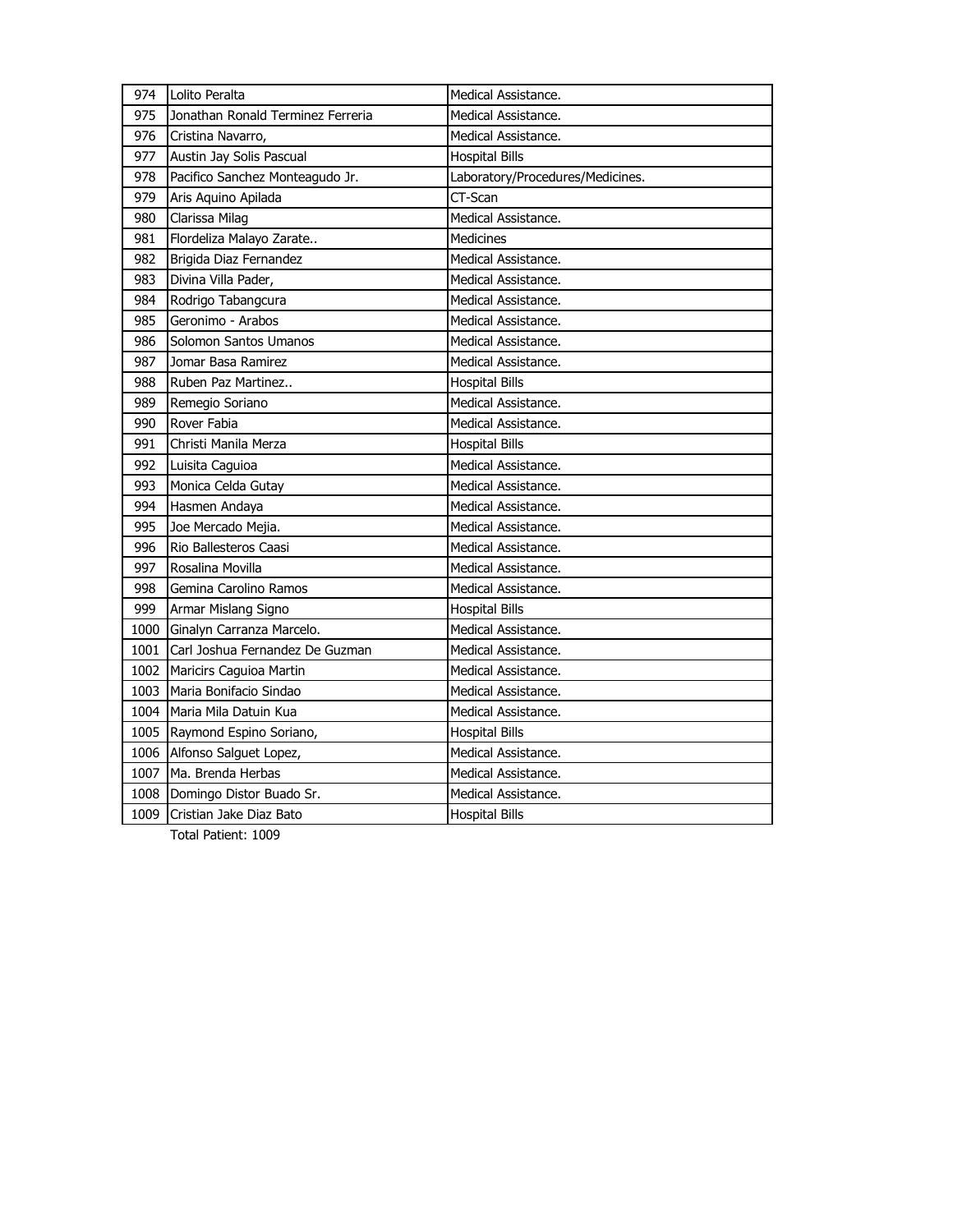| | | |
|---|---|---|
| 974 | Lolito Peralta | Medical Assistance. |
| 975 | Jonathan Ronald Terminez Ferreria | Medical Assistance. |
| 976 | Cristina Navarro, | Medical Assistance. |
| 977 | Austin Jay Solis Pascual | Hospital Bills |
| 978 | Pacifico Sanchez Monteagudo Jr. | Laboratory/Procedures/Medicines. |
| 979 | Aris Aquino Apilada | CT-Scan |
| 980 | Clarissa Milag | Medical Assistance. |
| 981 | Flordeliza Malayo Zarate.. | Medicines |
| 982 | Brigida Diaz Fernandez | Medical Assistance. |
| 983 | Divina Villa Pader, | Medical Assistance. |
| 984 | Rodrigo Tabangcura | Medical Assistance. |
| 985 | Geronimo - Arabos | Medical Assistance. |
| 986 | Solomon Santos Umanos | Medical Assistance. |
| 987 | Jomar Basa Ramirez | Medical Assistance. |
| 988 | Ruben Paz Martinez.. | Hospital Bills |
| 989 | Remegio Soriano | Medical Assistance. |
| 990 | Rover Fabia | Medical Assistance. |
| 991 | Christi Manila Merza | Hospital Bills |
| 992 | Luisita Caguioa | Medical Assistance. |
| 993 | Monica Celda Gutay | Medical Assistance. |
| 994 | Hasmen Andaya | Medical Assistance. |
| 995 | Joe Mercado Mejia. | Medical Assistance. |
| 996 | Rio Ballesteros Caasi | Medical Assistance. |
| 997 | Rosalina Movilla | Medical Assistance. |
| 998 | Gemina Carolino Ramos | Medical Assistance. |
| 999 | Armar Mislang Signo | Hospital Bills |
| 1000 | Ginalyn Carranza Marcelo. | Medical Assistance. |
| 1001 | Carl Joshua Fernandez De Guzman | Medical Assistance. |
| 1002 | Maricirs Caguioa Martin | Medical Assistance. |
| 1003 | Maria Bonifacio Sindao | Medical Assistance. |
| 1004 | Maria Mila Datuin Kua | Medical Assistance. |
| 1005 | Raymond Espino Soriano, | Hospital Bills |
| 1006 | Alfonso Salguet Lopez, | Medical Assistance. |
| 1007 | Ma. Brenda Herbas | Medical Assistance. |
| 1008 | Domingo Distor Buado Sr. | Medical Assistance. |
| 1009 | Cristian Jake Diaz Bato | Hospital Bills |

Total Patient: 1009